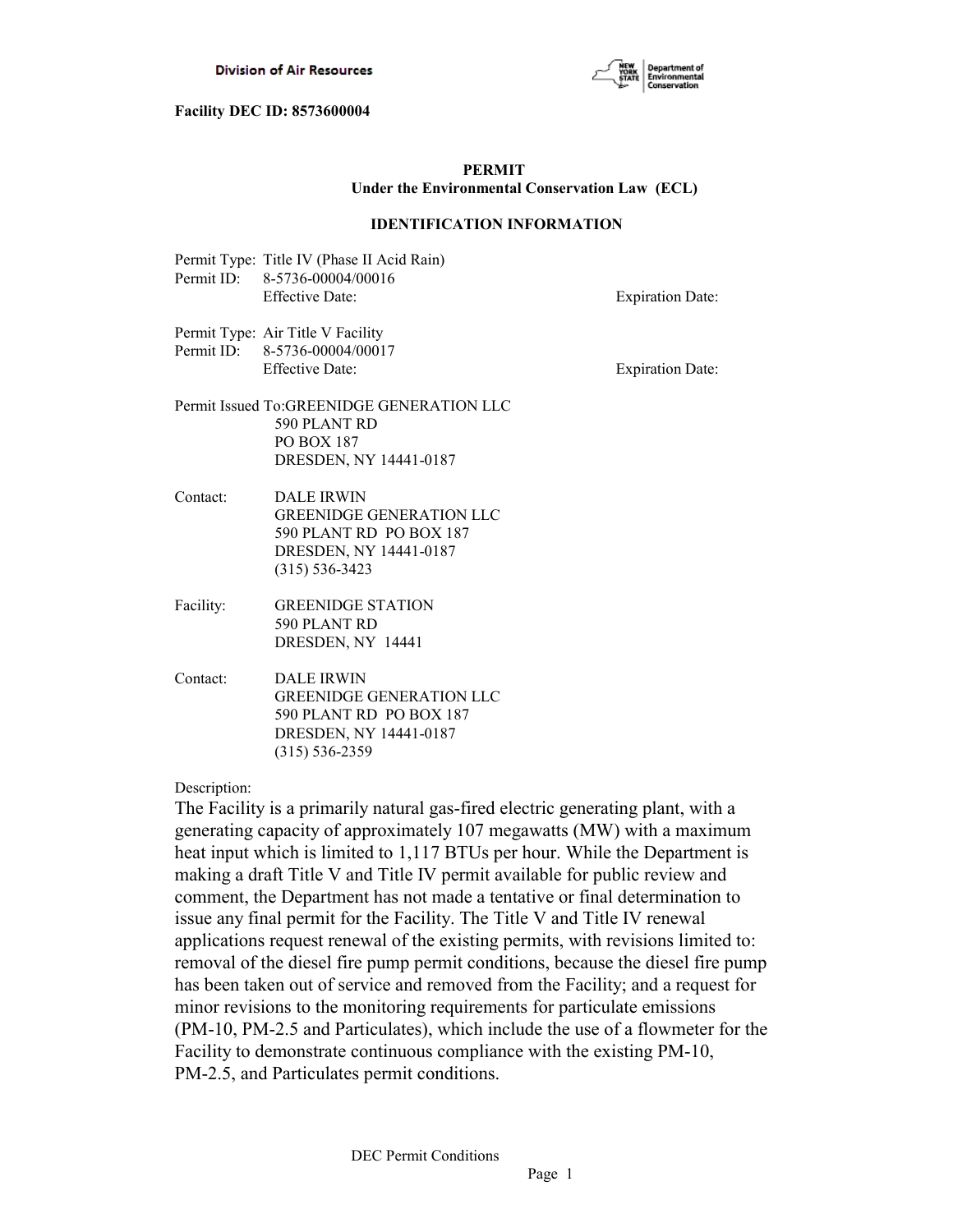Division of Air Resources

New York State Department of Environmental Conservation

**Facility DEC ID: 8573600004**

**PERMIT**
**Under the Environmental Conservation Law (ECL)**

**IDENTIFICATION INFORMATION**

Permit Type: Title IV (Phase II Acid Rain)
Permit ID: 8-5736-00004/00016
Effective Date: Expiration Date:

Permit Type: Air Title V Facility
Permit ID: 8-5736-00004/00017
Effective Date: Expiration Date:

Permit Issued To: GREENIDGE GENERATION LLC
590 PLANT RD
PO BOX 187
DRESDEN, NY 14441-0187

Contact: DALE IRWIN
GREENIDGE GENERATION LLC
590 PLANT RD PO BOX 187
DRESDEN, NY 14441-0187
(315) 536-3423

Facility: GREENIDGE STATION
590 PLANT RD
DRESDEN, NY 14441

Contact: DALE IRWIN
GREENIDGE GENERATION LLC
590 PLANT RD PO BOX 187
DRESDEN, NY 14441-0187
(315) 536-2359

Description:

The Facility is a primarily natural gas-fired electric generating plant, with a generating capacity of approximately 107 megawatts (MW) with a maximum heat input which is limited to 1,117 BTUs per hour. While the Department is making a draft Title V and Title IV permit available for public review and comment, the Department has not made a tentative or final determination to issue any final permit for the Facility. The Title V and Title IV renewal applications request renewal of the existing permits, with revisions limited to: removal of the diesel fire pump permit conditions, because the diesel fire pump has been taken out of service and removed from the Facility; and a request for minor revisions to the monitoring requirements for particulate emissions (PM-10, PM-2.5 and Particulates), which include the use of a flowmeter for the Facility to demonstrate continuous compliance with the existing PM-10, PM-2.5, and Particulates permit conditions.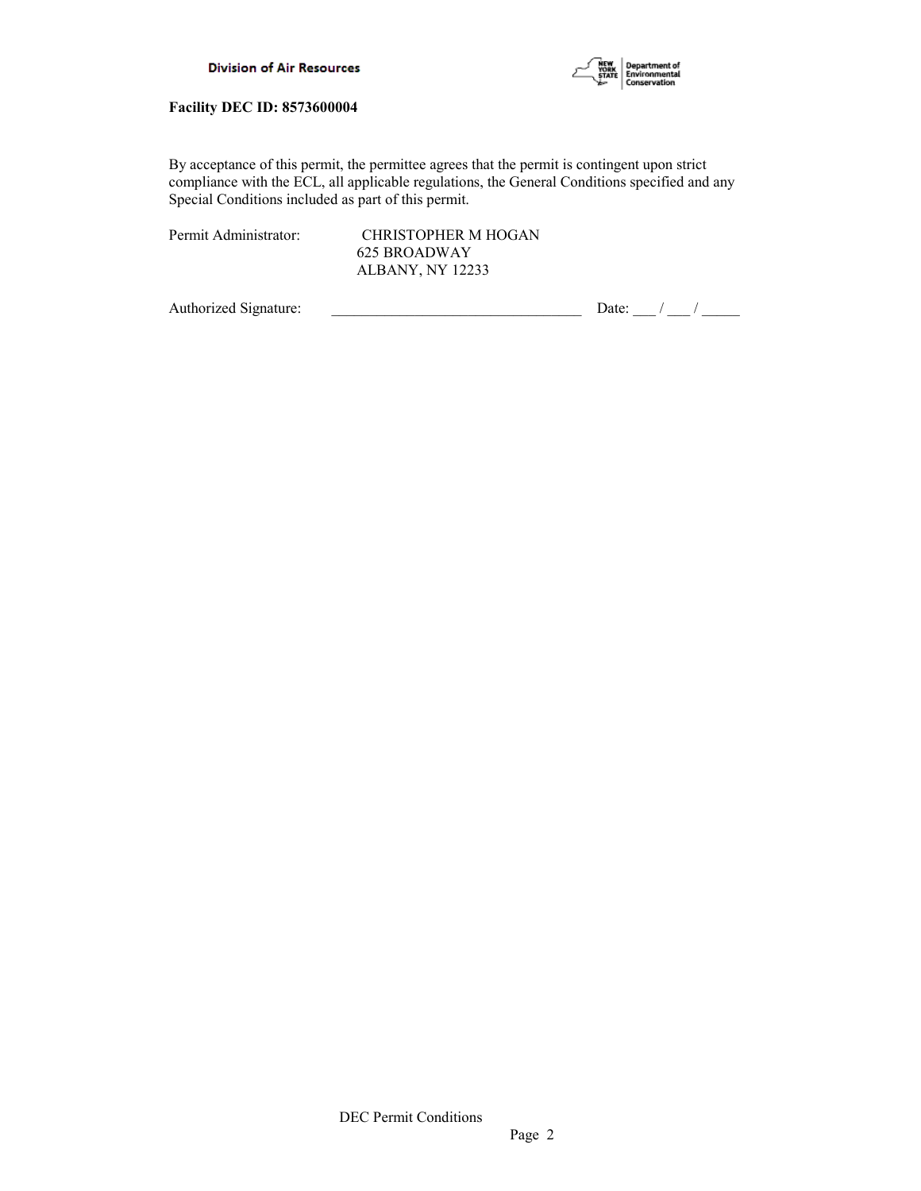**Facility DEC ID: 8573600004**

By acceptance of this permit, the permittee agrees that the permit is contingent upon strict compliance with the ECL, all applicable regulations, the General Conditions specified and any Special Conditions included as part of this permit.

Permit Administrator: CHRISTOPHER M HOGAN
625 BROADWAY
ALBANY, NY 12233

Authorized Signature: _________________________________ Date: ___ / ___ / _____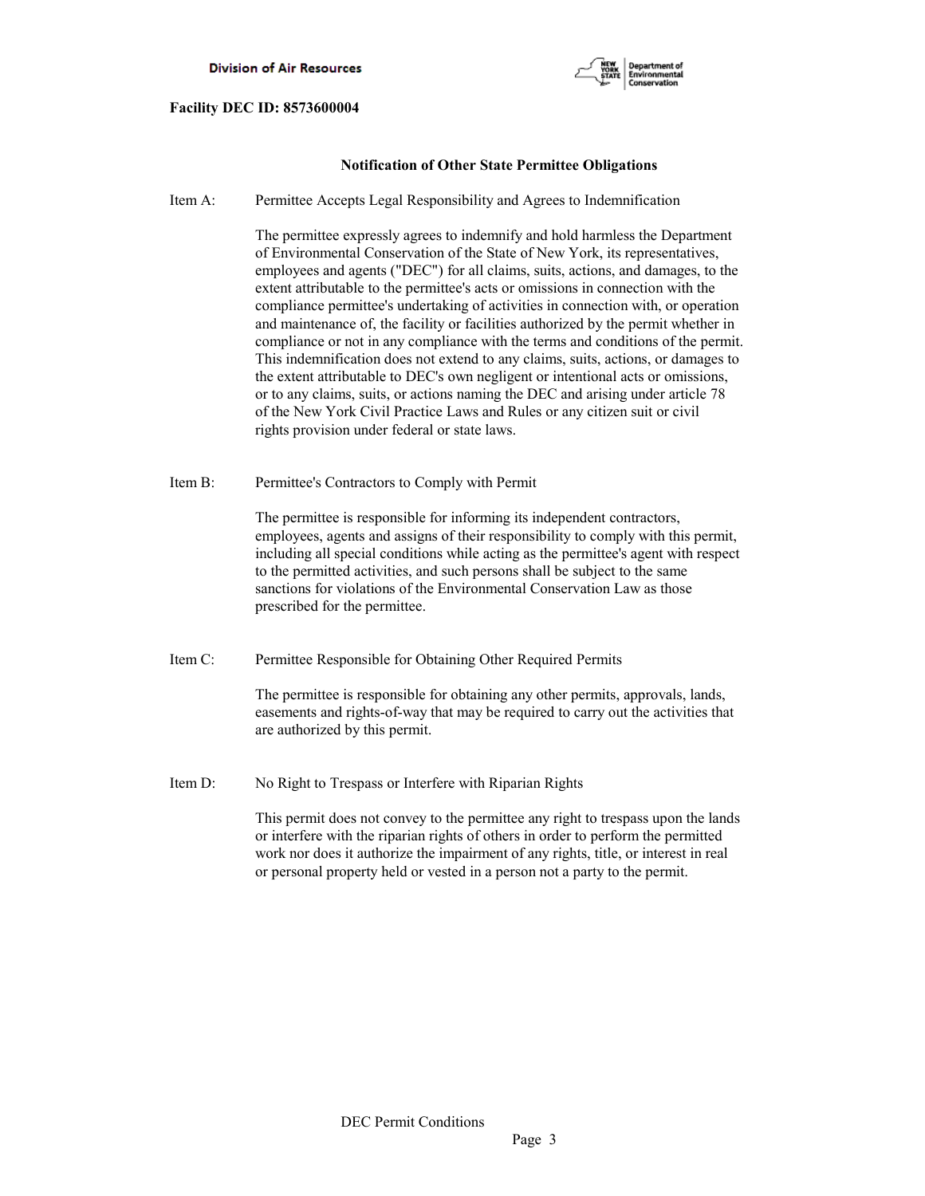**Facility DEC ID: 8573600004**

**Notification of Other State Permittee Obligations**

Item A: Permittee Accepts Legal Responsibility and Agrees to Indemnification

The permittee expressly agrees to indemnify and hold harmless the Department of Environmental Conservation of the State of New York, its representatives, employees and agents ("DEC") for all claims, suits, actions, and damages, to the extent attributable to the permittee's acts or omissions in connection with the compliance permittee's undertaking of activities in connection with, or operation and maintenance of, the facility or facilities authorized by the permit whether in compliance or not in any compliance with the terms and conditions of the permit. This indemnification does not extend to any claims, suits, actions, or damages to the extent attributable to DEC's own negligent or intentional acts or omissions, or to any claims, suits, or actions naming the DEC and arising under article 78 of the New York Civil Practice Laws and Rules or any citizen suit or civil rights provision under federal or state laws.

Item B: Permittee's Contractors to Comply with Permit

The permittee is responsible for informing its independent contractors, employees, agents and assigns of their responsibility to comply with this permit, including all special conditions while acting as the permittee's agent with respect to the permitted activities, and such persons shall be subject to the same sanctions for violations of the Environmental Conservation Law as those prescribed for the permittee.

Item C: Permittee Responsible for Obtaining Other Required Permits

The permittee is responsible for obtaining any other permits, approvals, lands, easements and rights-of-way that may be required to carry out the activities that are authorized by this permit.

Item D: No Right to Trespass or Interfere with Riparian Rights

This permit does not convey to the permittee any right to trespass upon the lands or interfere with the riparian rights of others in order to perform the permitted work nor does it authorize the impairment of any rights, title, or interest in real or personal property held or vested in a person not a party to the permit.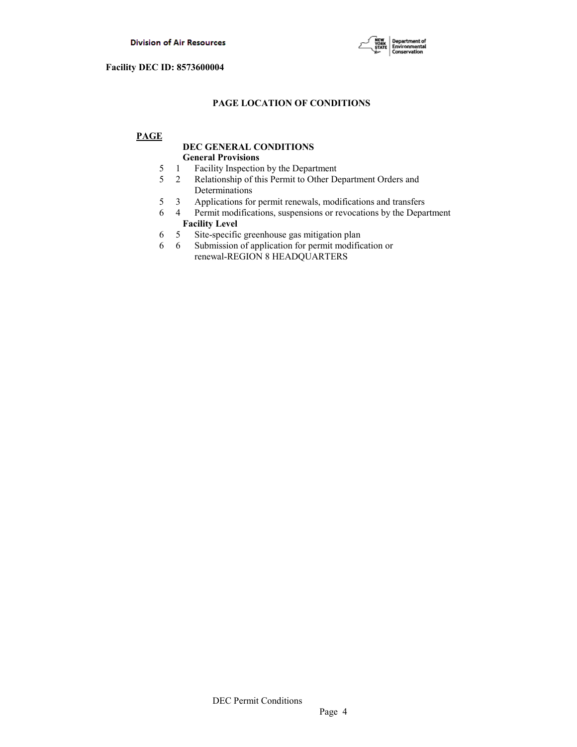**PAGE LOCATION OF CONDITIONS**

| PAGE | | |
|---|---|---|
| | | **DEC GENERAL CONDITIONS** |
| | | **General Provisions** |
| 5 | 1 | Facility Inspection by the Department |
| 5 | 2 | Relationship of this Permit to Other Department Orders and Determinations |
| 5 | 3 | Applications for permit renewals, modifications and transfers |
| 6 | 4 | Permit modifications, suspensions or revocations by the Department |
| | | **Facility Level** |
| 6 | 5 | Site-specific greenhouse gas mitigation plan |
| 6 | 6 | Submission of application for permit modification or renewal-REGION 8 HEADQUARTERS |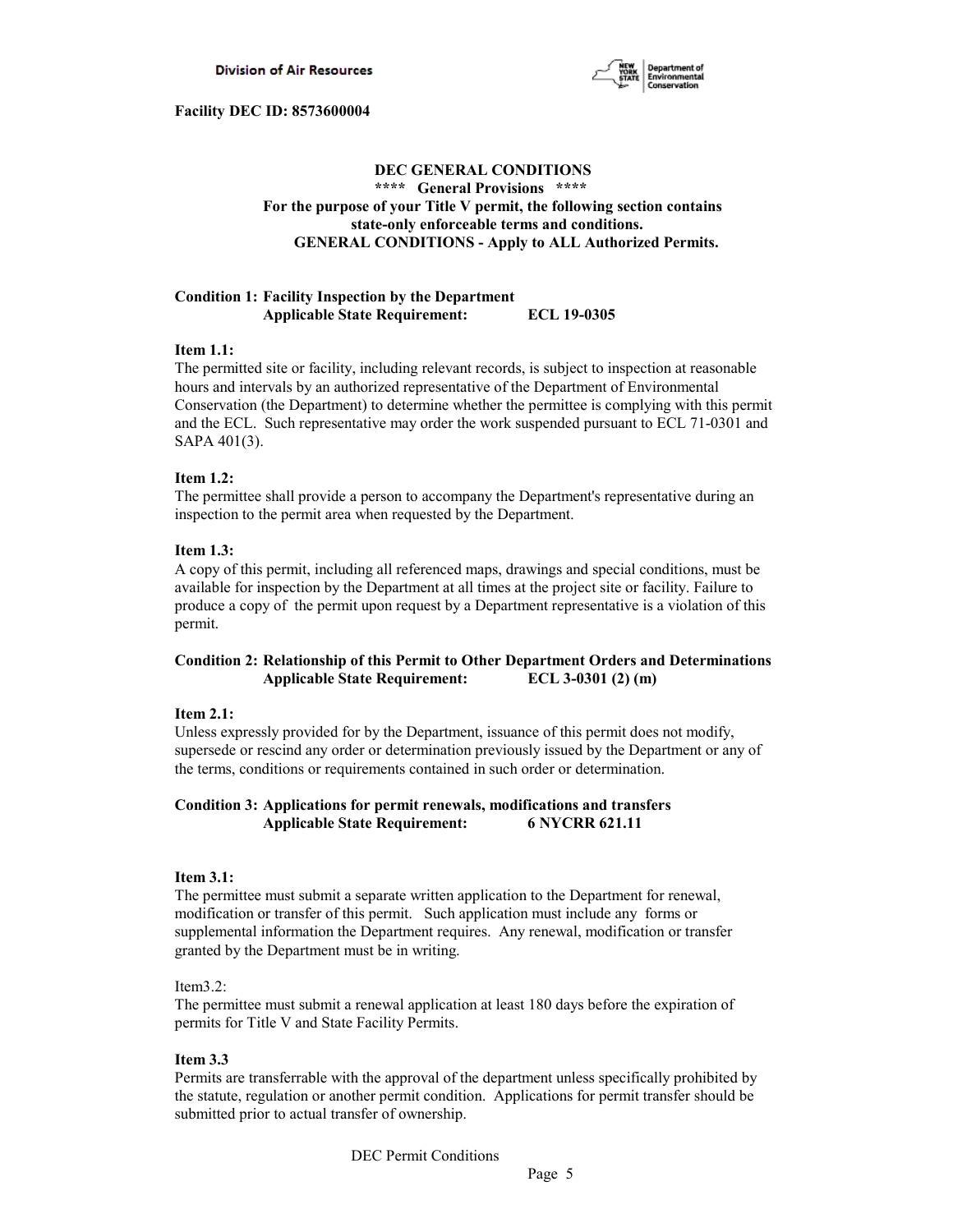**Facility DEC ID: 8573600004**

**DEC GENERAL CONDITIONS**

**\*\*\*\* General Provisions \*\*\*\***

**For the purpose of your Title V permit, the following section contains state-only enforceable terms and conditions.**

**GENERAL CONDITIONS - Apply to ALL Authorized Permits.**

**Condition 1: Facility Inspection by the Department**
**Applicable State Requirement: ECL 19-0305**

**Item 1.1:**
The permitted site or facility, including relevant records, is subject to inspection at reasonable hours and intervals by an authorized representative of the Department of Environmental Conservation (the Department) to determine whether the permittee is complying with this permit and the ECL. Such representative may order the work suspended pursuant to ECL 71-0301 and SAPA 401(3).

**Item 1.2:**
The permittee shall provide a person to accompany the Department's representative during an inspection to the permit area when requested by the Department.

**Item 1.3:**
A copy of this permit, including all referenced maps, drawings and special conditions, must be available for inspection by the Department at all times at the project site or facility. Failure to produce a copy of the permit upon request by a Department representative is a violation of this permit.

**Condition 2: Relationship of this Permit to Other Department Orders and Determinations**
**Applicable State Requirement: ECL 3-0301 (2) (m)**

**Item 2.1:**
Unless expressly provided for by the Department, issuance of this permit does not modify, supersede or rescind any order or determination previously issued by the Department or any of the terms, conditions or requirements contained in such order or determination.

**Condition 3: Applications for permit renewals, modifications and transfers**
**Applicable State Requirement: 6 NYCRR 621.11**

**Item 3.1:**
The permittee must submit a separate written application to the Department for renewal, modification or transfer of this permit. Such application must include any forms or supplemental information the Department requires. Any renewal, modification or transfer granted by the Department must be in writing.

Item3.2:
The permittee must submit a renewal application at least 180 days before the expiration of permits for Title V and State Facility Permits.

**Item 3.3**
Permits are transferrable with the approval of the department unless specifically prohibited by the statute, regulation or another permit condition. Applications for permit transfer should be submitted prior to actual transfer of ownership.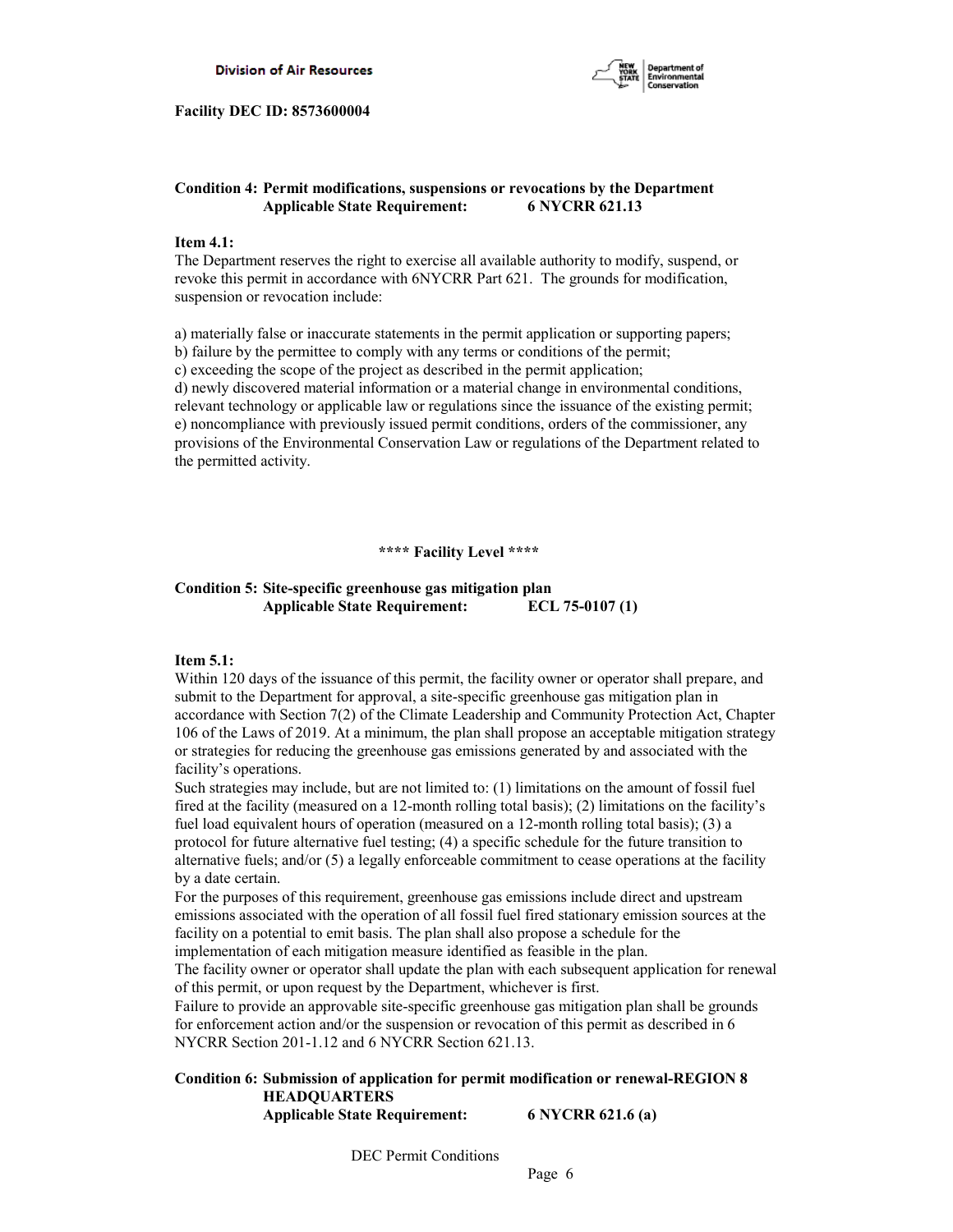**Facility DEC ID: 8573600004**

**Condition 4: Permit modifications, suspensions or revocations by the Department**
**Applicable State Requirement: 6 NYCRR 621.13**

**Item 4.1:**
The Department reserves the right to exercise all available authority to modify, suspend, or revoke this permit in accordance with 6NYCRR Part 621. The grounds for modification, suspension or revocation include:

a) materially false or inaccurate statements in the permit application or supporting papers;
b) failure by the permittee to comply with any terms or conditions of the permit;
c) exceeding the scope of the project as described in the permit application;
d) newly discovered material information or a material change in environmental conditions, relevant technology or applicable law or regulations since the issuance of the existing permit;
e) noncompliance with previously issued permit conditions, orders of the commissioner, any provisions of the Environmental Conservation Law or regulations of the Department related to the permitted activity.

**\*\*\*\* Facility Level \*\*\*\***

**Condition 5: Site-specific greenhouse gas mitigation plan**
**Applicable State Requirement: ECL 75-0107 (1)**

**Item 5.1:**
Within 120 days of the issuance of this permit, the facility owner or operator shall prepare, and submit to the Department for approval, a site-specific greenhouse gas mitigation plan in accordance with Section 7(2) of the Climate Leadership and Community Protection Act, Chapter 106 of the Laws of 2019. At a minimum, the plan shall propose an acceptable mitigation strategy or strategies for reducing the greenhouse gas emissions generated by and associated with the facility's operations.
Such strategies may include, but are not limited to: (1) limitations on the amount of fossil fuel fired at the facility (measured on a 12-month rolling total basis); (2) limitations on the facility's fuel load equivalent hours of operation (measured on a 12-month rolling total basis); (3) a protocol for future alternative fuel testing; (4) a specific schedule for the future transition to alternative fuels; and/or (5) a legally enforceable commitment to cease operations at the facility by a date certain.
For the purposes of this requirement, greenhouse gas emissions include direct and upstream emissions associated with the operation of all fossil fuel fired stationary emission sources at the facility on a potential to emit basis. The plan shall also propose a schedule for the implementation of each mitigation measure identified as feasible in the plan.
The facility owner or operator shall update the plan with each subsequent application for renewal of this permit, or upon request by the Department, whichever is first.
Failure to provide an approvable site-specific greenhouse gas mitigation plan shall be grounds for enforcement action and/or the suspension or revocation of this permit as described in 6 NYCRR Section 201-1.12 and 6 NYCRR Section 621.13.

**Condition 6: Submission of application for permit modification or renewal-REGION 8 HEADQUARTERS**
**Applicable State Requirement: 6 NYCRR 621.6 (a)**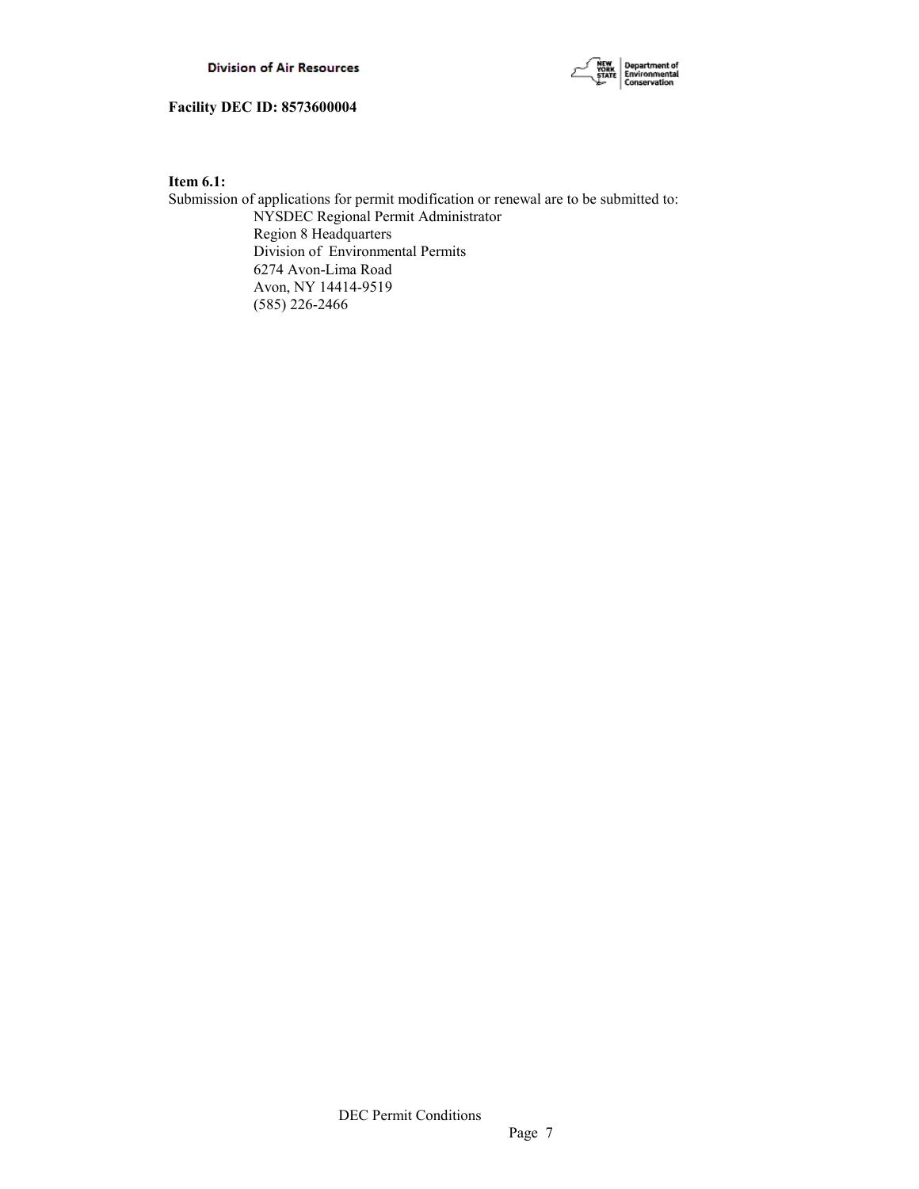**Item 6.1:**

Submission of applications for permit modification or renewal are to be submitted to:

NYSDEC Regional Permit Administrator
Region 8 Headquarters
Division of Environmental Permits
6274 Avon-Lima Road
Avon, NY 14414-9519
(585) 226-2466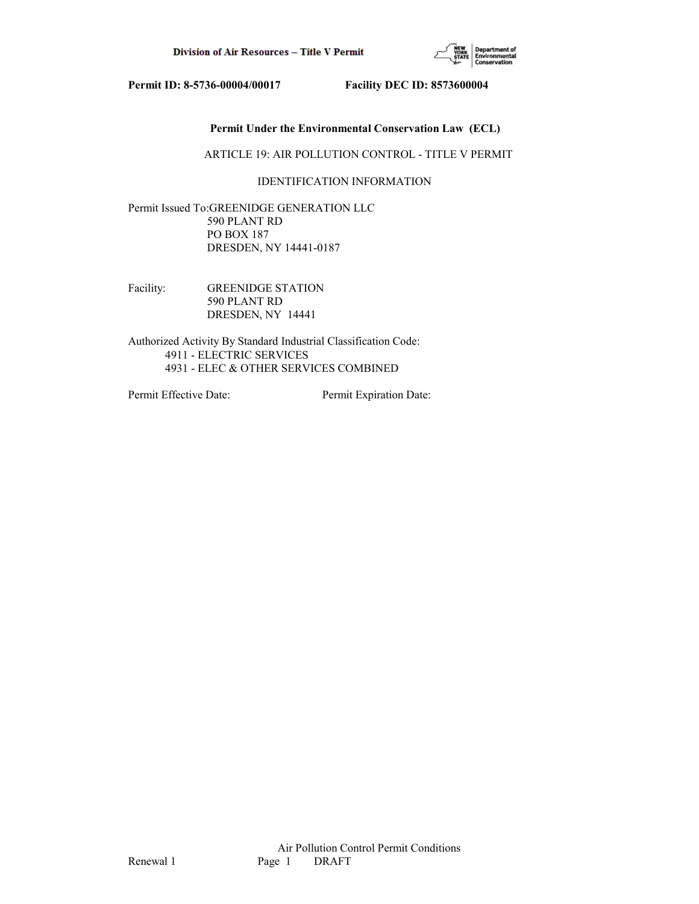**Permit ID: 8-5736-00004/00017 Facility DEC ID: 8573600004**

**Permit Under the Environmental Conservation Law (ECL)**

ARTICLE 19: AIR POLLUTION CONTROL - TITLE V PERMIT

IDENTIFICATION INFORMATION

Permit Issued To: GREENIDGE GENERATION LLC
590 PLANT RD
PO BOX 187
DRESDEN, NY 14441-0187

Facility: GREENIDGE STATION
590 PLANT RD
DRESDEN, NY 14441

Authorized Activity By Standard Industrial Classification Code:
4911 - ELECTRIC SERVICES
4931 - ELEC & OTHER SERVICES COMBINED

Permit Effective Date: Permit Expiration Date:

Air Pollution Control Permit Conditions

Renewal 1 DRAFT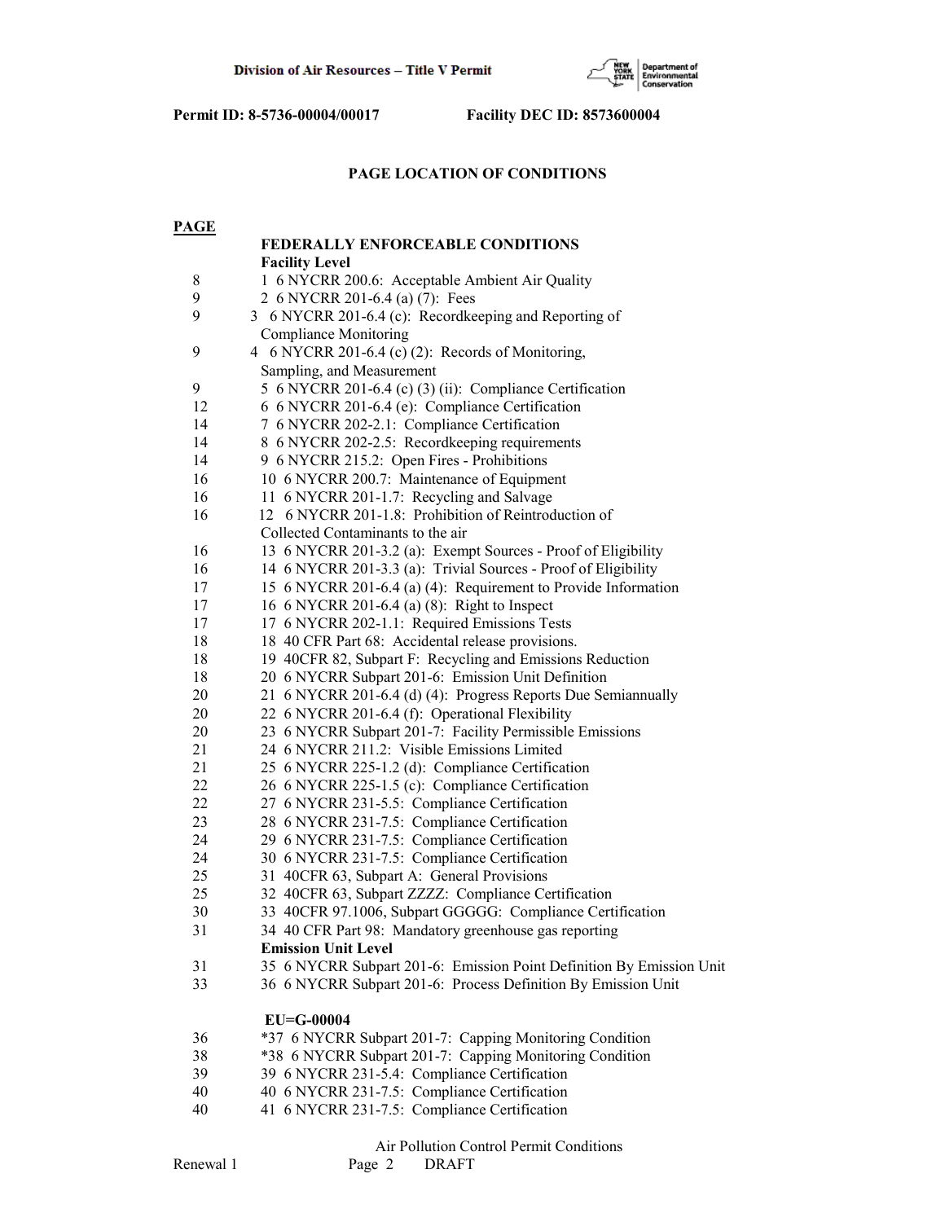**Permit ID: 8-5736-00004/00017 Facility DEC ID: 8573600004**

## PAGE LOCATION OF CONDITIONS

| PAGE | |
|---|---|
| | **FEDERALLY ENFORCEABLE CONDITIONS** |
| | **Facility Level** |
| 8 | 1 6 NYCRR 200.6: Acceptable Ambient Air Quality |
| 9 | 2 6 NYCRR 201-6.4 (a) (7): Fees |
| 9 | 3 6 NYCRR 201-6.4 (c): Recordkeeping and Reporting of Compliance Monitoring |
| 9 | 4 6 NYCRR 201-6.4 (c) (2): Records of Monitoring, Sampling, and Measurement |
| 9 | 5 6 NYCRR 201-6.4 (c) (3) (ii): Compliance Certification |
| 12 | 6 6 NYCRR 201-6.4 (e): Compliance Certification |
| 14 | 7 6 NYCRR 202-2.1: Compliance Certification |
| 14 | 8 6 NYCRR 202-2.5: Recordkeeping requirements |
| 14 | 9 6 NYCRR 215.2: Open Fires - Prohibitions |
| 16 | 10 6 NYCRR 200.7: Maintenance of Equipment |
| 16 | 11 6 NYCRR 201-1.7: Recycling and Salvage |
| 16 | 12 6 NYCRR 201-1.8: Prohibition of Reintroduction of Collected Contaminants to the air |
| 16 | 13 6 NYCRR 201-3.2 (a): Exempt Sources - Proof of Eligibility |
| 16 | 14 6 NYCRR 201-3.3 (a): Trivial Sources - Proof of Eligibility |
| 17 | 15 6 NYCRR 201-6.4 (a) (4): Requirement to Provide Information |
| 17 | 16 6 NYCRR 201-6.4 (a) (8): Right to Inspect |
| 17 | 17 6 NYCRR 202-1.1: Required Emissions Tests |
| 18 | 18 40 CFR Part 68: Accidental release provisions. |
| 18 | 19 40CFR 82, Subpart F: Recycling and Emissions Reduction |
| 18 | 20 6 NYCRR Subpart 201-6: Emission Unit Definition |
| 20 | 21 6 NYCRR 201-6.4 (d) (4): Progress Reports Due Semiannually |
| 20 | 22 6 NYCRR 201-6.4 (f): Operational Flexibility |
| 20 | 23 6 NYCRR Subpart 201-7: Facility Permissible Emissions |
| 21 | 24 6 NYCRR 211.2: Visible Emissions Limited |
| 21 | 25 6 NYCRR 225-1.2 (d): Compliance Certification |
| 22 | 26 6 NYCRR 225-1.5 (c): Compliance Certification |
| 22 | 27 6 NYCRR 231-5.5: Compliance Certification |
| 23 | 28 6 NYCRR 231-7.5: Compliance Certification |
| 24 | 29 6 NYCRR 231-7.5: Compliance Certification |
| 24 | 30 6 NYCRR 231-7.5: Compliance Certification |
| 25 | 31 40CFR 63, Subpart A: General Provisions |
| 25 | 32 40CFR 63, Subpart ZZZZ: Compliance Certification |
| 30 | 33 40CFR 97.1006, Subpart GGGGG: Compliance Certification |
| 31 | 34 40 CFR Part 98: Mandatory greenhouse gas reporting |
| | **Emission Unit Level** |
| 31 | 35 6 NYCRR Subpart 201-6: Emission Point Definition By Emission Unit |
| 33 | 36 6 NYCRR Subpart 201-6: Process Definition By Emission Unit |
| | |
| | **EU=G-00004** |
| 36 | *37 6 NYCRR Subpart 201-7: Capping Monitoring Condition |
| 38 | *38 6 NYCRR Subpart 201-7: Capping Monitoring Condition |
| 39 | 39 6 NYCRR 231-5.4: Compliance Certification |
| 40 | 40 6 NYCRR 231-7.5: Compliance Certification |
| 40 | 41 6 NYCRR 231-7.5: Compliance Certification |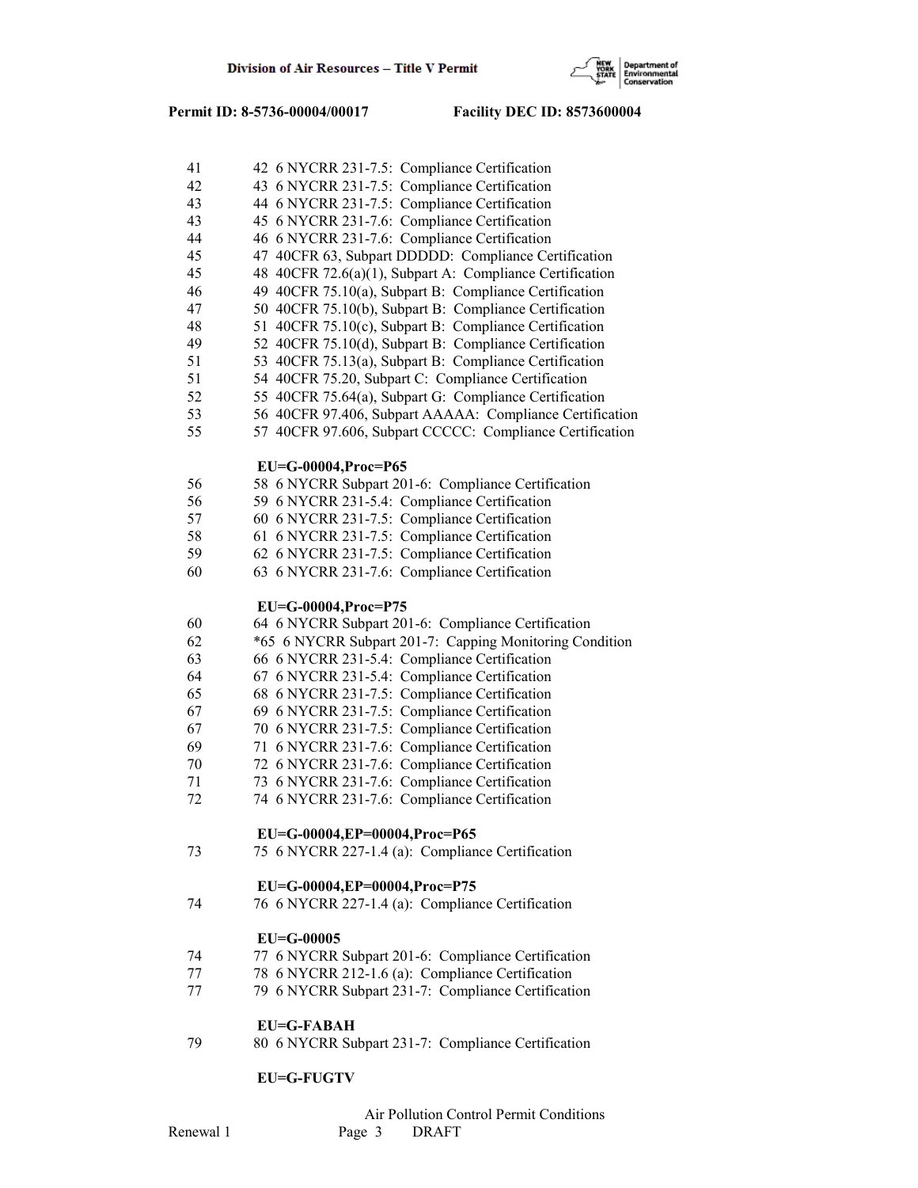| Page | Condition |
|---|---|
| 41 | 42 6 NYCRR 231-7.5: Compliance Certification |
| 42 | 43 6 NYCRR 231-7.5: Compliance Certification |
| 43 | 44 6 NYCRR 231-7.5: Compliance Certification |
| 43 | 45 6 NYCRR 231-7.6: Compliance Certification |
| 44 | 46 6 NYCRR 231-7.6: Compliance Certification |
| 45 | 47 40CFR 63, Subpart DDDDD: Compliance Certification |
| 45 | 48 40CFR 72.6(a)(1), Subpart A: Compliance Certification |
| 46 | 49 40CFR 75.10(a), Subpart B: Compliance Certification |
| 47 | 50 40CFR 75.10(b), Subpart B: Compliance Certification |
| 48 | 51 40CFR 75.10(c), Subpart B: Compliance Certification |
| 49 | 52 40CFR 75.10(d), Subpart B: Compliance Certification |
| 51 | 53 40CFR 75.13(a), Subpart B: Compliance Certification |
| 51 | 54 40CFR 75.20, Subpart C: Compliance Certification |
| 52 | 55 40CFR 75.64(a), Subpart G: Compliance Certification |
| 53 | 56 40CFR 97.406, Subpart AAAAA: Compliance Certification |
| 55 | 57 40CFR 97.606, Subpart CCCCC: Compliance Certification |
| | **EU=G-00004,Proc=P65** |
| 56 | 58 6 NYCRR Subpart 201-6: Compliance Certification |
| 56 | 59 6 NYCRR 231-5.4: Compliance Certification |
| 57 | 60 6 NYCRR 231-7.5: Compliance Certification |
| 58 | 61 6 NYCRR 231-7.5: Compliance Certification |
| 59 | 62 6 NYCRR 231-7.5: Compliance Certification |
| 60 | 63 6 NYCRR 231-7.6: Compliance Certification |
| | **EU=G-00004,Proc=P75** |
| 60 | 64 6 NYCRR Subpart 201-6: Compliance Certification |
| 62 | *65 6 NYCRR Subpart 201-7: Capping Monitoring Condition |
| 63 | 66 6 NYCRR 231-5.4: Compliance Certification |
| 64 | 67 6 NYCRR 231-5.4: Compliance Certification |
| 65 | 68 6 NYCRR 231-7.5: Compliance Certification |
| 67 | 69 6 NYCRR 231-7.5: Compliance Certification |
| 67 | 70 6 NYCRR 231-7.5: Compliance Certification |
| 69 | 71 6 NYCRR 231-7.6: Compliance Certification |
| 70 | 72 6 NYCRR 231-7.6: Compliance Certification |
| 71 | 73 6 NYCRR 231-7.6: Compliance Certification |
| 72 | 74 6 NYCRR 231-7.6: Compliance Certification |
| | **EU=G-00004,EP=00004,Proc=P65** |
| 73 | 75 6 NYCRR 227-1.4 (a): Compliance Certification |
| | **EU=G-00004,EP=00004,Proc=P75** |
| 74 | 76 6 NYCRR 227-1.4 (a): Compliance Certification |
| | **EU=G-00005** |
| 74 | 77 6 NYCRR Subpart 201-6: Compliance Certification |
| 77 | 78 6 NYCRR 212-1.6 (a): Compliance Certification |
| 77 | 79 6 NYCRR Subpart 231-7: Compliance Certification |
| | **EU=G-FABAH** |
| 79 | 80 6 NYCRR Subpart 231-7: Compliance Certification |
| | **EU=G-FUGTV** |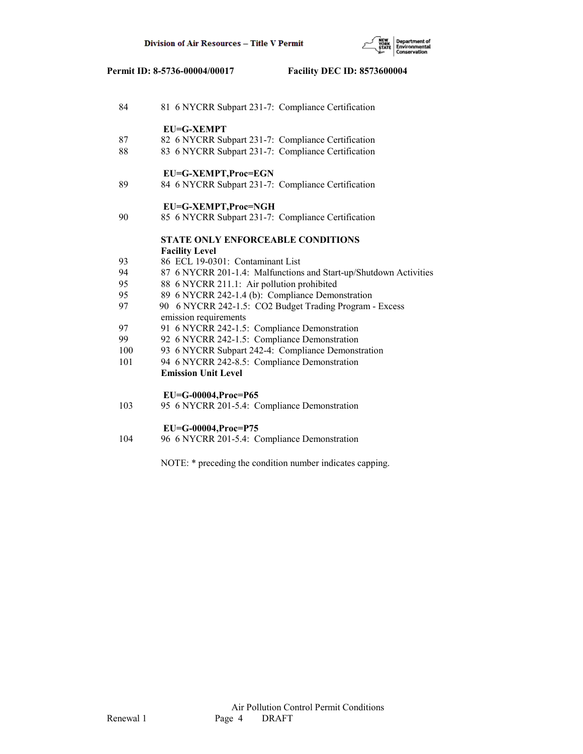| Page | Condition |
|---|---|
| 84 | 81 6 NYCRR Subpart 231-7: Compliance Certification |
| | **EU=G-XEMPT** |
| 87 | 82 6 NYCRR Subpart 231-7: Compliance Certification |
| 88 | 83 6 NYCRR Subpart 231-7: Compliance Certification |
| | **EU=G-XEMPT,Proc=EGN** |
| 89 | 84 6 NYCRR Subpart 231-7: Compliance Certification |
| | **EU=G-XEMPT,Proc=NGH** |
| 90 | 85 6 NYCRR Subpart 231-7: Compliance Certification |
| | **STATE ONLY ENFORCEABLE CONDITIONS** |
| | **Facility Level** |
| 93 | 86 ECL 19-0301: Contaminant List |
| 94 | 87 6 NYCRR 201-1.4: Malfunctions and Start-up/Shutdown Activities |
| 95 | 88 6 NYCRR 211.1: Air pollution prohibited |
| 95 | 89 6 NYCRR 242-1.4 (b): Compliance Demonstration |
| 97 | 90 6 NYCRR 242-1.5: CO2 Budget Trading Program - Excess emission requirements |
| 97 | 91 6 NYCRR 242-1.5: Compliance Demonstration |
| 99 | 92 6 NYCRR 242-1.5: Compliance Demonstration |
| 100 | 93 6 NYCRR Subpart 242-4: Compliance Demonstration |
| 101 | 94 6 NYCRR 242-8.5: Compliance Demonstration |
| | **Emission Unit Level** |
| | **EU=G-00004,Proc=P65** |
| 103 | 95 6 NYCRR 201-5.4: Compliance Demonstration |
| | **EU=G-00004,Proc=P75** |
| 104 | 96 6 NYCRR 201-5.4: Compliance Demonstration |

NOTE: * preceding the condition number indicates capping.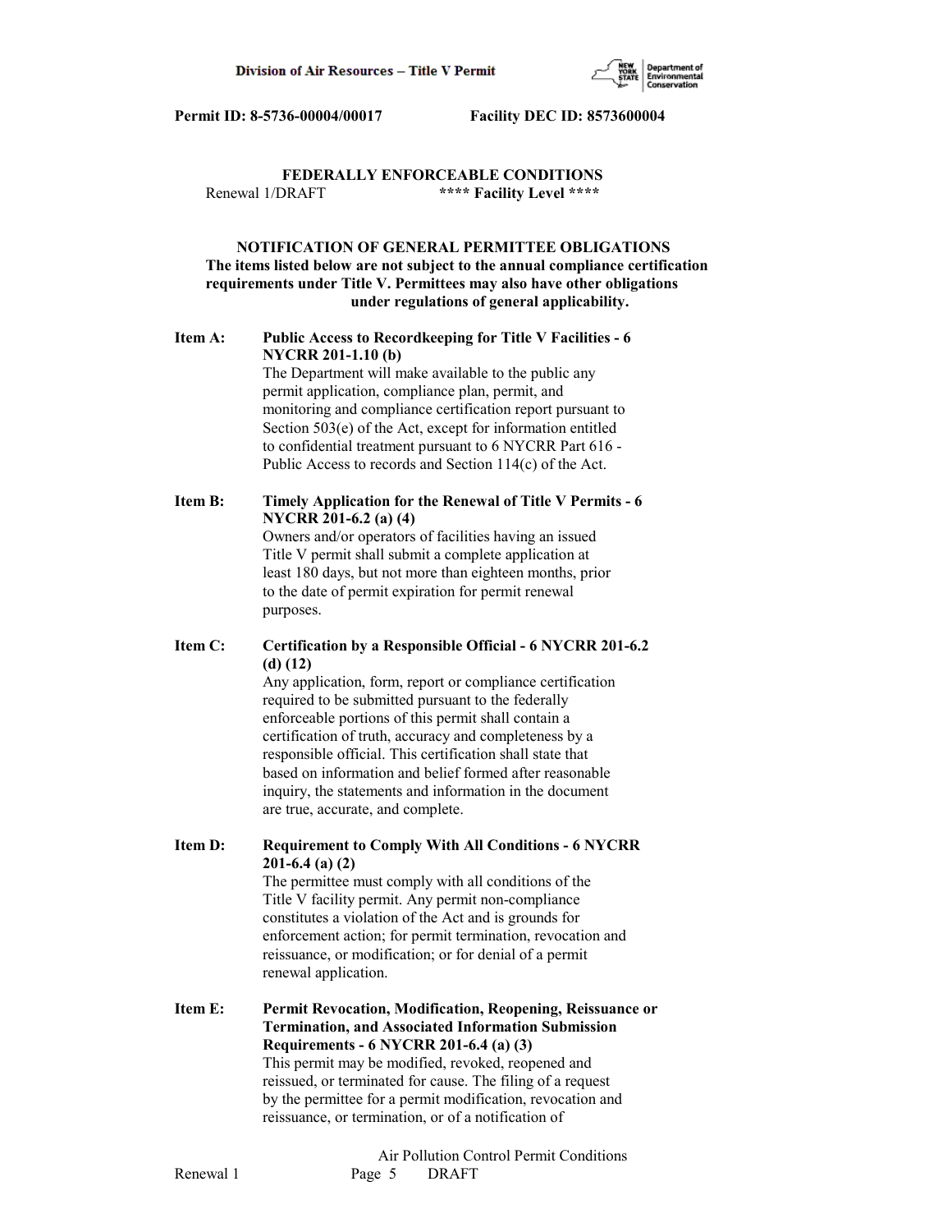**Permit ID: 8-5736-00004/00017 Facility DEC ID: 8573600004**

## FEDERALLY ENFORCEABLE CONDITIONS

Renewal 1/DRAFT **** Facility Level ****

### NOTIFICATION OF GENERAL PERMITTEE OBLIGATIONS

**The items listed below are not subject to the annual compliance certification requirements under Title V. Permittees may also have other obligations under regulations of general applicability.**

**Item A: Public Access to Recordkeeping for Title V Facilities - 6 NYCRR 201-1.10 (b)**

The Department will make available to the public any permit application, compliance plan, permit, and monitoring and compliance certification report pursuant to Section 503(e) of the Act, except for information entitled to confidential treatment pursuant to 6 NYCRR Part 616 - Public Access to records and Section 114(c) of the Act.

**Item B: Timely Application for the Renewal of Title V Permits - 6 NYCRR 201-6.2 (a) (4)**

Owners and/or operators of facilities having an issued Title V permit shall submit a complete application at least 180 days, but not more than eighteen months, prior to the date of permit expiration for permit renewal purposes.

**Item C: Certification by a Responsible Official - 6 NYCRR 201-6.2 (d) (12)**

Any application, form, report or compliance certification required to be submitted pursuant to the federally enforceable portions of this permit shall contain a certification of truth, accuracy and completeness by a responsible official. This certification shall state that based on information and belief formed after reasonable inquiry, the statements and information in the document are true, accurate, and complete.

**Item D: Requirement to Comply With All Conditions - 6 NYCRR 201-6.4 (a) (2)**

The permittee must comply with all conditions of the Title V facility permit. Any permit non-compliance constitutes a violation of the Act and is grounds for enforcement action; for permit termination, revocation and reissuance, or modification; or for denial of a permit renewal application.

**Item E: Permit Revocation, Modification, Reopening, Reissuance or Termination, and Associated Information Submission Requirements - 6 NYCRR 201-6.4 (a) (3)**

This permit may be modified, revoked, reopened and reissued, or terminated for cause. The filing of a request by the permittee for a permit modification, revocation and reissuance, or termination, or of a notification of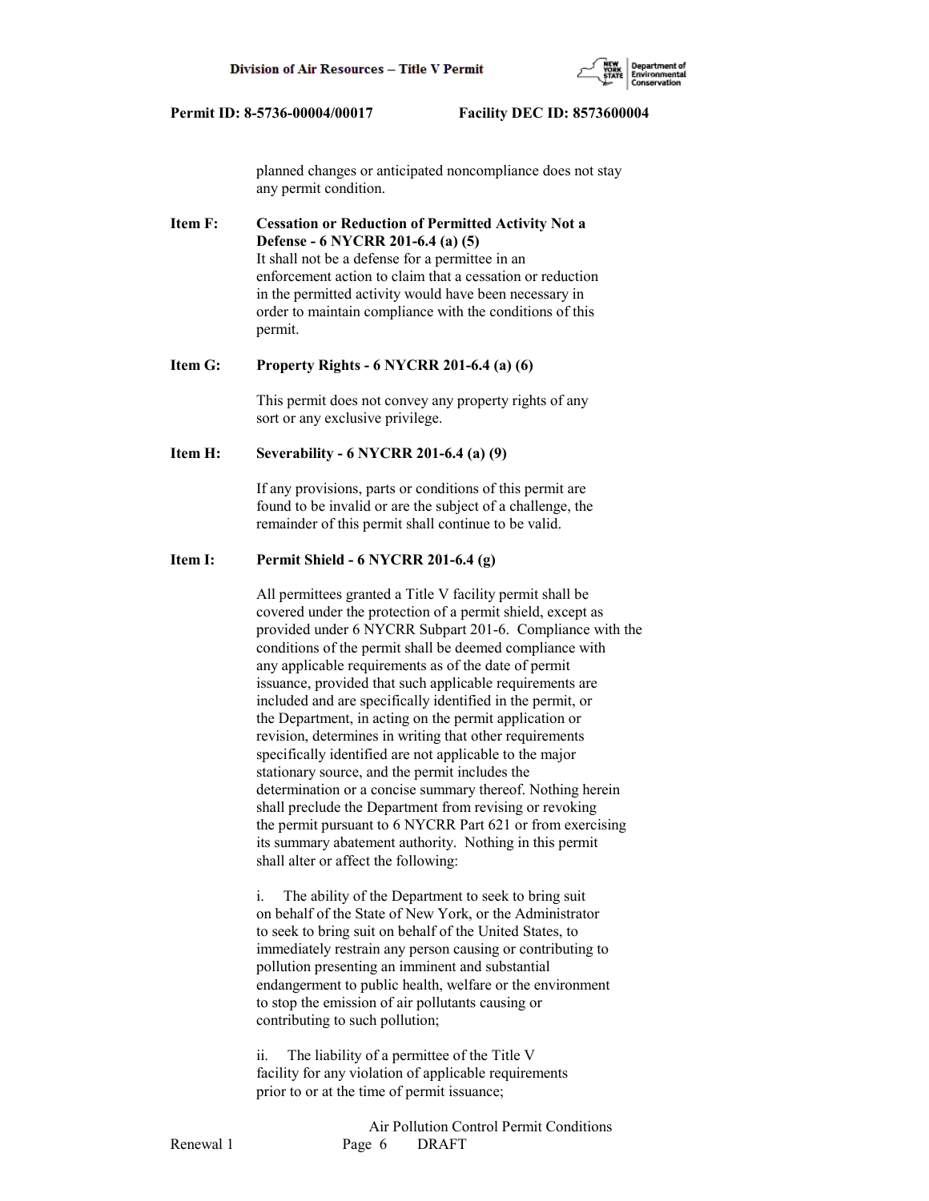planned changes or anticipated noncompliance does not stay any permit condition.

**Item F: Cessation or Reduction of Permitted Activity Not a Defense - 6 NYCRR 201-6.4 (a) (5)**

It shall not be a defense for a permittee in an enforcement action to claim that a cessation or reduction in the permitted activity would have been necessary in order to maintain compliance with the conditions of this permit.

**Item G: Property Rights - 6 NYCRR 201-6.4 (a) (6)**

This permit does not convey any property rights of any sort or any exclusive privilege.

**Item H: Severability - 6 NYCRR 201-6.4 (a) (9)**

If any provisions, parts or conditions of this permit are found to be invalid or are the subject of a challenge, the remainder of this permit shall continue to be valid.

**Item I: Permit Shield - 6 NYCRR 201-6.4 (g)**

All permittees granted a Title V facility permit shall be covered under the protection of a permit shield, except as provided under 6 NYCRR Subpart 201-6. Compliance with the conditions of the permit shall be deemed compliance with any applicable requirements as of the date of permit issuance, provided that such applicable requirements are included and are specifically identified in the permit, or the Department, in acting on the permit application or revision, determines in writing that other requirements specifically identified are not applicable to the major stationary source, and the permit includes the determination or a concise summary thereof. Nothing herein shall preclude the Department from revising or revoking the permit pursuant to 6 NYCRR Part 621 or from exercising its summary abatement authority. Nothing in this permit shall alter or affect the following:

i. The ability of the Department to seek to bring suit on behalf of the State of New York, or the Administrator to seek to bring suit on behalf of the United States, to immediately restrain any person causing or contributing to pollution presenting an imminent and substantial endangerment to public health, welfare or the environment to stop the emission of air pollutants causing or contributing to such pollution;

ii. The liability of a permittee of the Title V facility for any violation of applicable requirements prior to or at the time of permit issuance;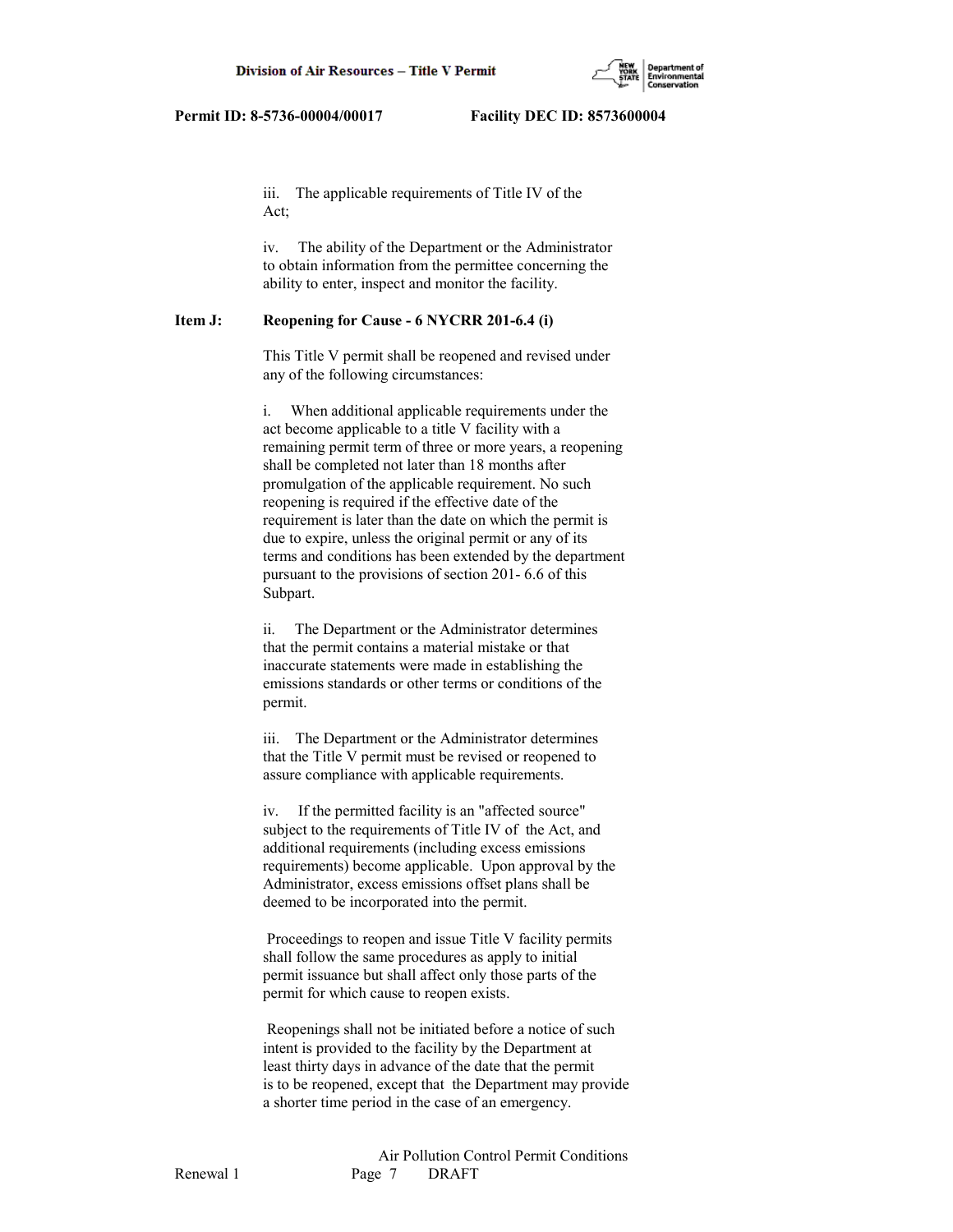iii. The applicable requirements of Title IV of the Act;

iv. The ability of the Department or the Administrator to obtain information from the permittee concerning the ability to enter, inspect and monitor the facility.

**Item J: Reopening for Cause - 6 NYCRR 201-6.4 (i)**

This Title V permit shall be reopened and revised under any of the following circumstances:

i. When additional applicable requirements under the act become applicable to a title V facility with a remaining permit term of three or more years, a reopening shall be completed not later than 18 months after promulgation of the applicable requirement. No such reopening is required if the effective date of the requirement is later than the date on which the permit is due to expire, unless the original permit or any of its terms and conditions has been extended by the department pursuant to the provisions of section 201- 6.6 of this Subpart.

ii. The Department or the Administrator determines that the permit contains a material mistake or that inaccurate statements were made in establishing the emissions standards or other terms or conditions of the permit.

iii. The Department or the Administrator determines that the Title V permit must be revised or reopened to assure compliance with applicable requirements.

iv. If the permitted facility is an "affected source" subject to the requirements of Title IV of the Act, and additional requirements (including excess emissions requirements) become applicable. Upon approval by the Administrator, excess emissions offset plans shall be deemed to be incorporated into the permit.

Proceedings to reopen and issue Title V facility permits shall follow the same procedures as apply to initial permit issuance but shall affect only those parts of the permit for which cause to reopen exists.

Reopenings shall not be initiated before a notice of such intent is provided to the facility by the Department at least thirty days in advance of the date that the permit is to be reopened, except that the Department may provide a shorter time period in the case of an emergency.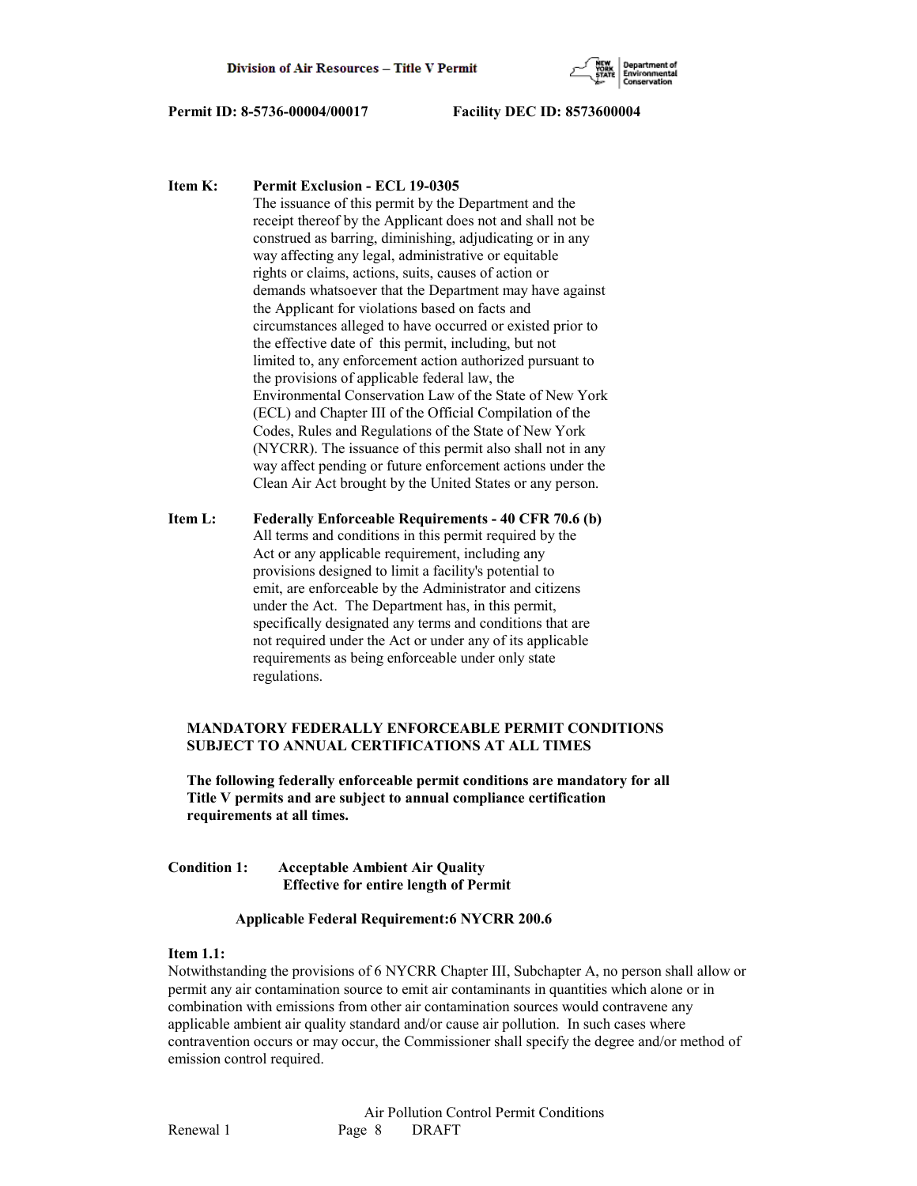**Item K: Permit Exclusion - ECL 19-0305**

The issuance of this permit by the Department and the receipt thereof by the Applicant does not and shall not be construed as barring, diminishing, adjudicating or in any way affecting any legal, administrative or equitable rights or claims, actions, suits, causes of action or demands whatsoever that the Department may have against the Applicant for violations based on facts and circumstances alleged to have occurred or existed prior to the effective date of this permit, including, but not limited to, any enforcement action authorized pursuant to the provisions of applicable federal law, the Environmental Conservation Law of the State of New York (ECL) and Chapter III of the Official Compilation of the Codes, Rules and Regulations of the State of New York (NYCRR). The issuance of this permit also shall not in any way affect pending or future enforcement actions under the Clean Air Act brought by the United States or any person.

**Item L: Federally Enforceable Requirements - 40 CFR 70.6 (b)**

All terms and conditions in this permit required by the Act or any applicable requirement, including any provisions designed to limit a facility's potential to emit, are enforceable by the Administrator and citizens under the Act. The Department has, in this permit, specifically designated any terms and conditions that are not required under the Act or under any of its applicable requirements as being enforceable under only state regulations.

**MANDATORY FEDERALLY ENFORCEABLE PERMIT CONDITIONS SUBJECT TO ANNUAL CERTIFICATIONS AT ALL TIMES**

**The following federally enforceable permit conditions are mandatory for all Title V permits and are subject to annual compliance certification requirements at all times.**

**Condition 1: Acceptable Ambient Air Quality**
**Effective for entire length of Permit**

**Applicable Federal Requirement:6 NYCRR 200.6**

**Item 1.1:**

Notwithstanding the provisions of 6 NYCRR Chapter III, Subchapter A, no person shall allow or permit any air contamination source to emit air contaminants in quantities which alone or in combination with emissions from other air contamination sources would contravene any applicable ambient air quality standard and/or cause air pollution. In such cases where contravention occurs or may occur, the Commissioner shall specify the degree and/or method of emission control required.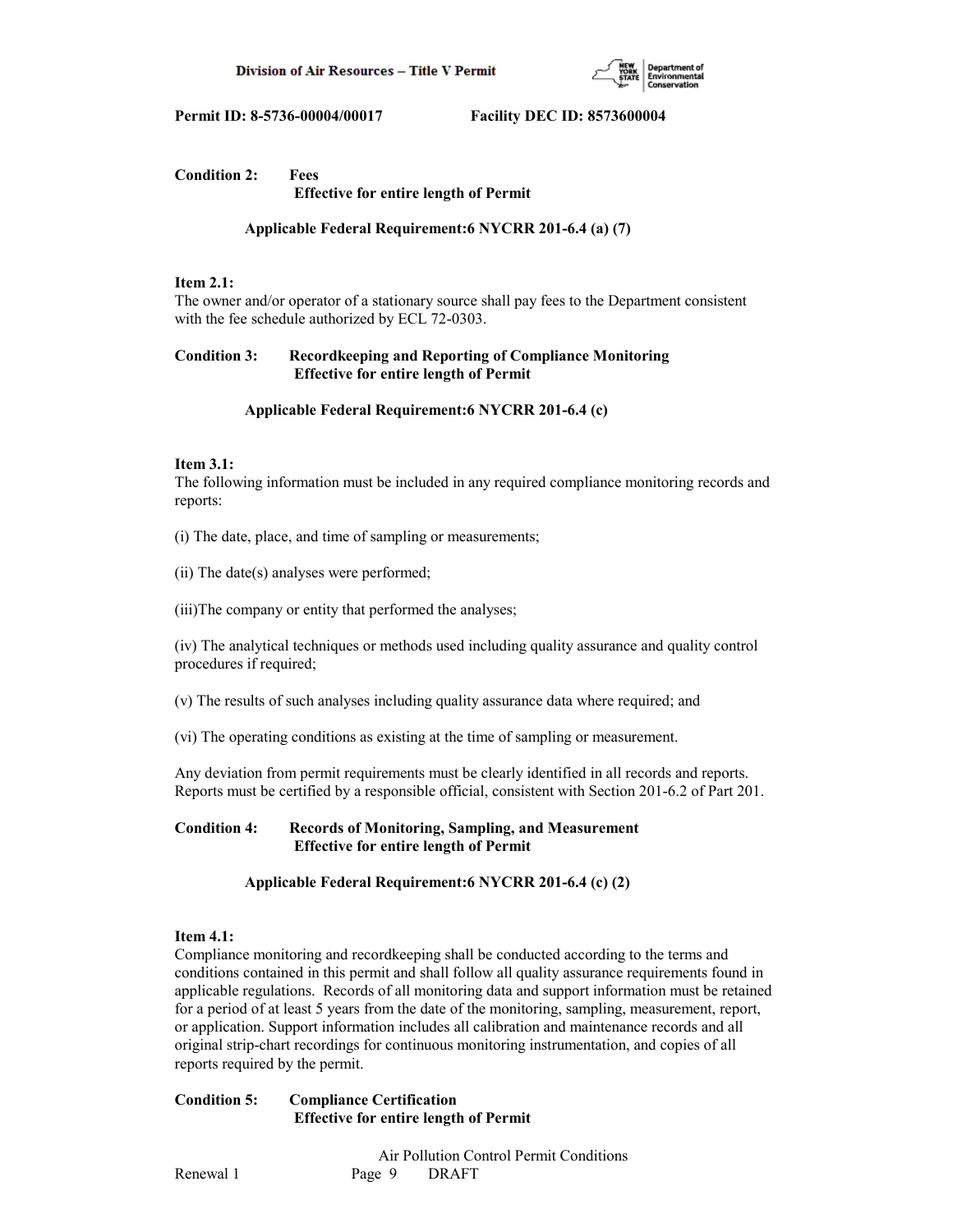**Condition 2: Fees**
**Effective for entire length of Permit**

**Applicable Federal Requirement:6 NYCRR 201-6.4 (a) (7)**

**Item 2.1:**
The owner and/or operator of a stationary source shall pay fees to the Department consistent with the fee schedule authorized by ECL 72-0303.

**Condition 3: Recordkeeping and Reporting of Compliance Monitoring**
**Effective for entire length of Permit**

**Applicable Federal Requirement:6 NYCRR 201-6.4 (c)**

**Item 3.1:**
The following information must be included in any required compliance monitoring records and reports:

(i) The date, place, and time of sampling or measurements;

(ii) The date(s) analyses were performed;

(iii)The company or entity that performed the analyses;

(iv) The analytical techniques or methods used including quality assurance and quality control procedures if required;

(v) The results of such analyses including quality assurance data where required; and

(vi) The operating conditions as existing at the time of sampling or measurement.

Any deviation from permit requirements must be clearly identified in all records and reports. Reports must be certified by a responsible official, consistent with Section 201-6.2 of Part 201.

**Condition 4: Records of Monitoring, Sampling, and Measurement**
**Effective for entire length of Permit**

**Applicable Federal Requirement:6 NYCRR 201-6.4 (c) (2)**

**Item 4.1:**
Compliance monitoring and recordkeeping shall be conducted according to the terms and conditions contained in this permit and shall follow all quality assurance requirements found in applicable regulations. Records of all monitoring data and support information must be retained for a period of at least 5 years from the date of the monitoring, sampling, measurement, report, or application. Support information includes all calibration and maintenance records and all original strip-chart recordings for continuous monitoring instrumentation, and copies of all reports required by the permit.

**Condition 5: Compliance Certification**
**Effective for entire length of Permit**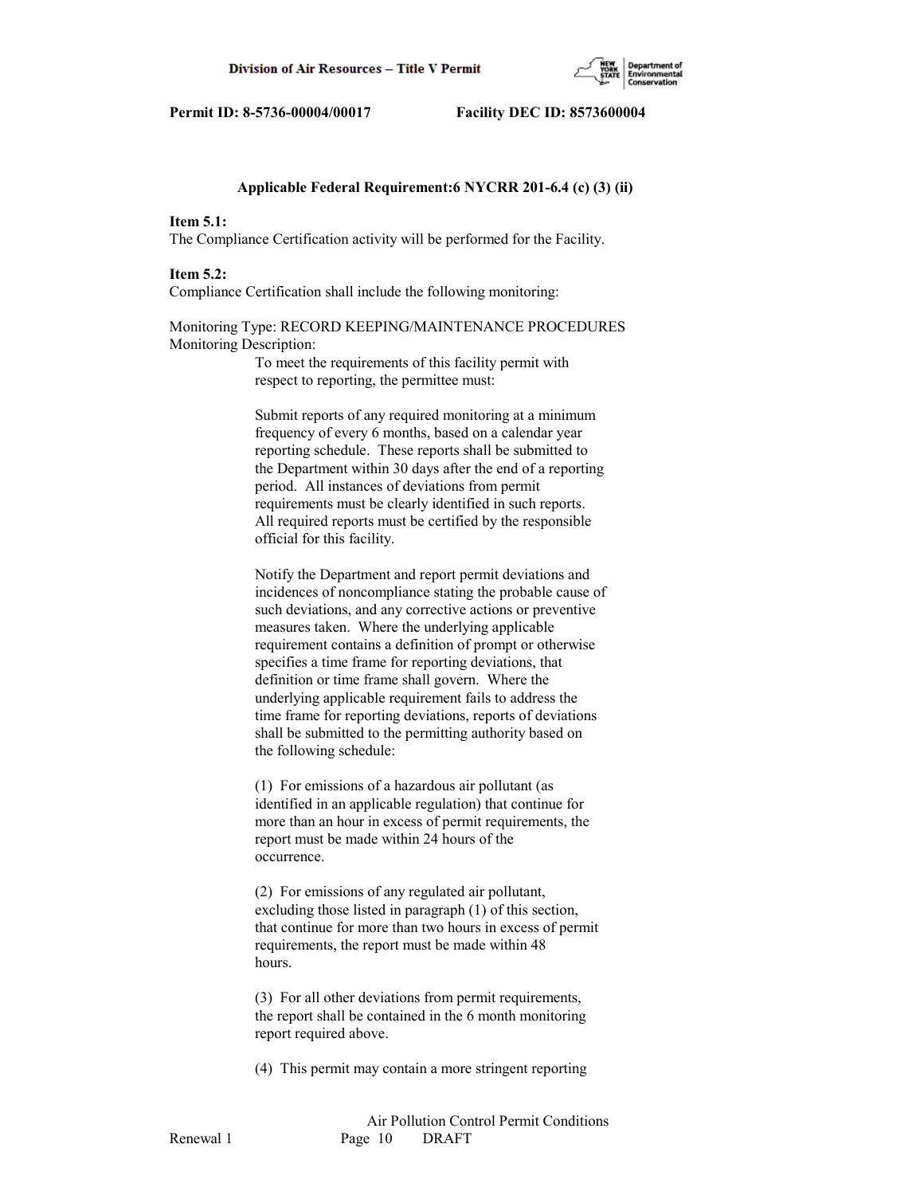**Applicable Federal Requirement:6 NYCRR 201-6.4 (c) (3) (ii)**

**Item 5.1:**
The Compliance Certification activity will be performed for the Facility.

**Item 5.2:**
Compliance Certification shall include the following monitoring:

Monitoring Type: RECORD KEEPING/MAINTENANCE PROCEDURES
Monitoring Description:

To meet the requirements of this facility permit with respect to reporting, the permittee must:

Submit reports of any required monitoring at a minimum frequency of every 6 months, based on a calendar year reporting schedule. These reports shall be submitted to the Department within 30 days after the end of a reporting period. All instances of deviations from permit requirements must be clearly identified in such reports. All required reports must be certified by the responsible official for this facility.

Notify the Department and report permit deviations and incidences of noncompliance stating the probable cause of such deviations, and any corrective actions or preventive measures taken. Where the underlying applicable requirement contains a definition of prompt or otherwise specifies a time frame for reporting deviations, that definition or time frame shall govern. Where the underlying applicable requirement fails to address the time frame for reporting deviations, reports of deviations shall be submitted to the permitting authority based on the following schedule:

(1) For emissions of a hazardous air pollutant (as identified in an applicable regulation) that continue for more than an hour in excess of permit requirements, the report must be made within 24 hours of the occurrence.

(2) For emissions of any regulated air pollutant, excluding those listed in paragraph (1) of this section, that continue for more than two hours in excess of permit requirements, the report must be made within 48 hours.

(3) For all other deviations from permit requirements, the report shall be contained in the 6 month monitoring report required above.

(4) This permit may contain a more stringent reporting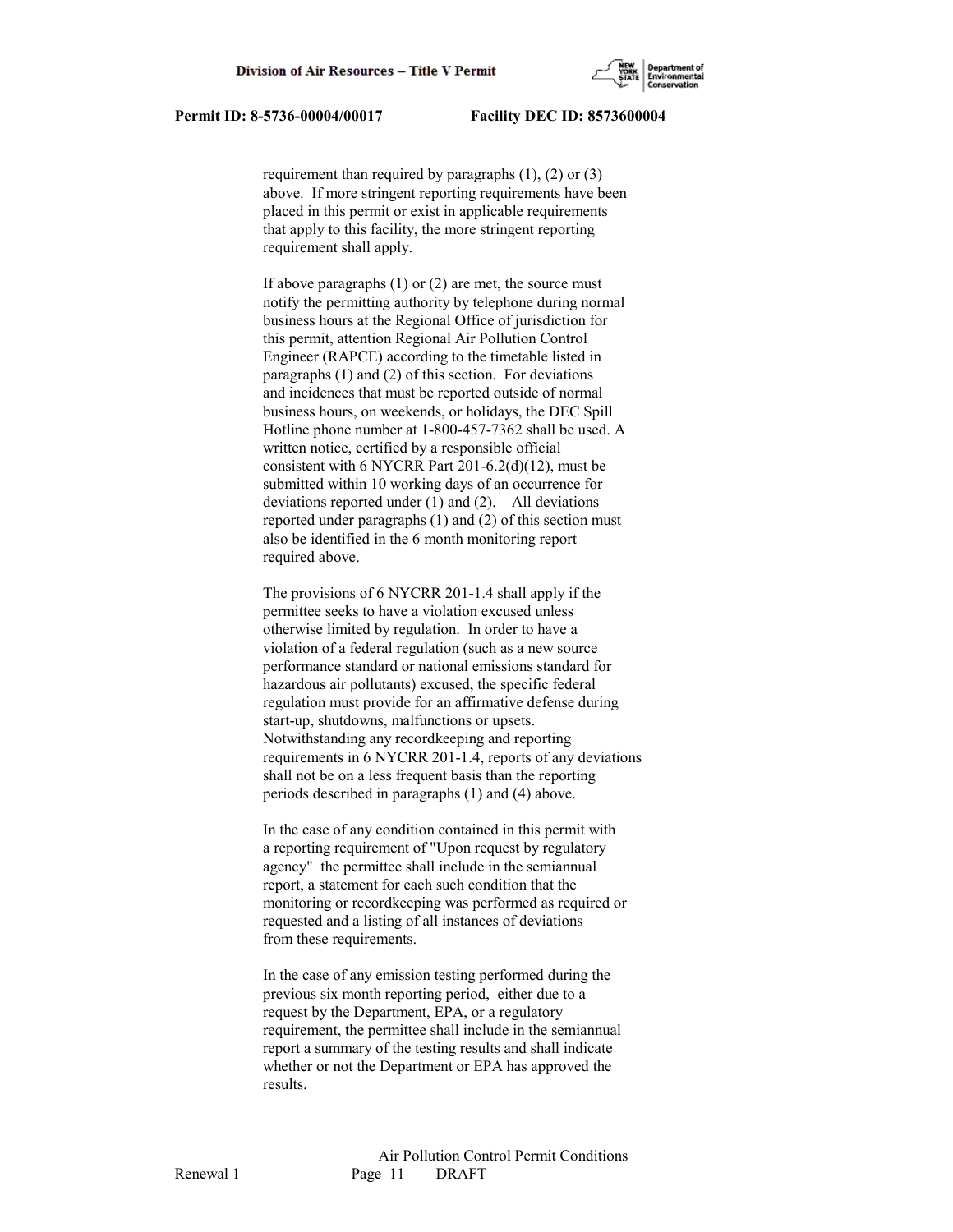requirement than required by paragraphs (1), (2) or (3) above. If more stringent reporting requirements have been placed in this permit or exist in applicable requirements that apply to this facility, the more stringent reporting requirement shall apply.

If above paragraphs (1) or (2) are met, the source must notify the permitting authority by telephone during normal business hours at the Regional Office of jurisdiction for this permit, attention Regional Air Pollution Control Engineer (RAPCE) according to the timetable listed in paragraphs (1) and (2) of this section. For deviations and incidences that must be reported outside of normal business hours, on weekends, or holidays, the DEC Spill Hotline phone number at 1-800-457-7362 shall be used. A written notice, certified by a responsible official consistent with 6 NYCRR Part 201-6.2(d)(12), must be submitted within 10 working days of an occurrence for deviations reported under (1) and (2). All deviations reported under paragraphs (1) and (2) of this section must also be identified in the 6 month monitoring report required above.

The provisions of 6 NYCRR 201-1.4 shall apply if the permittee seeks to have a violation excused unless otherwise limited by regulation. In order to have a violation of a federal regulation (such as a new source performance standard or national emissions standard for hazardous air pollutants) excused, the specific federal regulation must provide for an affirmative defense during start-up, shutdowns, malfunctions or upsets. Notwithstanding any recordkeeping and reporting requirements in 6 NYCRR 201-1.4, reports of any deviations shall not be on a less frequent basis than the reporting periods described in paragraphs (1) and (4) above.

In the case of any condition contained in this permit with a reporting requirement of "Upon request by regulatory agency" the permittee shall include in the semiannual report, a statement for each such condition that the monitoring or recordkeeping was performed as required or requested and a listing of all instances of deviations from these requirements.

In the case of any emission testing performed during the previous six month reporting period, either due to a request by the Department, EPA, or a regulatory requirement, the permittee shall include in the semiannual report a summary of the testing results and shall indicate whether or not the Department or EPA has approved the results.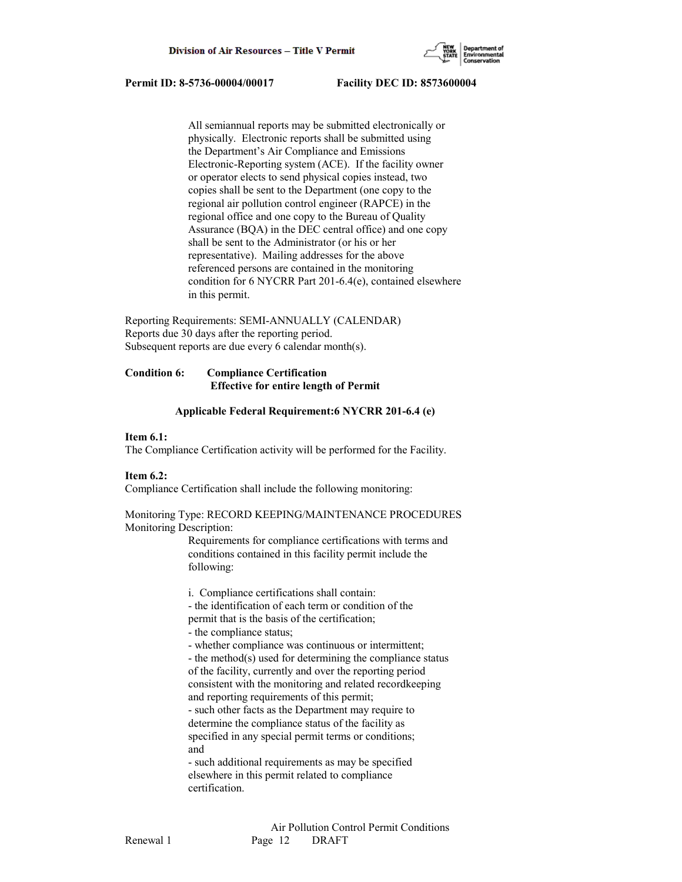All semiannual reports may be submitted electronically or physically. Electronic reports shall be submitted using the Department's Air Compliance and Emissions Electronic-Reporting system (ACE). If the facility owner or operator elects to send physical copies instead, two copies shall be sent to the Department (one copy to the regional air pollution control engineer (RAPCE) in the regional office and one copy to the Bureau of Quality Assurance (BQA) in the DEC central office) and one copy shall be sent to the Administrator (or his or her representative). Mailing addresses for the above referenced persons are contained in the monitoring condition for 6 NYCRR Part 201-6.4(e), contained elsewhere in this permit.

Reporting Requirements: SEMI-ANNUALLY (CALENDAR)
Reports due 30 days after the reporting period.
Subsequent reports are due every 6 calendar month(s).

**Condition 6: Compliance Certification**
**Effective for entire length of Permit**

**Applicable Federal Requirement:6 NYCRR 201-6.4 (e)**

**Item 6.1:**
The Compliance Certification activity will be performed for the Facility.

**Item 6.2:**
Compliance Certification shall include the following monitoring:

Monitoring Type: RECORD KEEPING/MAINTENANCE PROCEDURES
Monitoring Description:

Requirements for compliance certifications with terms and conditions contained in this facility permit include the following:

i. Compliance certifications shall contain:
- the identification of each term or condition of the permit that is the basis of the certification;
- the compliance status;
- whether compliance was continuous or intermittent;
- the method(s) used for determining the compliance status of the facility, currently and over the reporting period consistent with the monitoring and related recordkeeping and reporting requirements of this permit;
- such other facts as the Department may require to determine the compliance status of the facility as specified in any special permit terms or conditions; and
- such additional requirements as may be specified elsewhere in this permit related to compliance certification.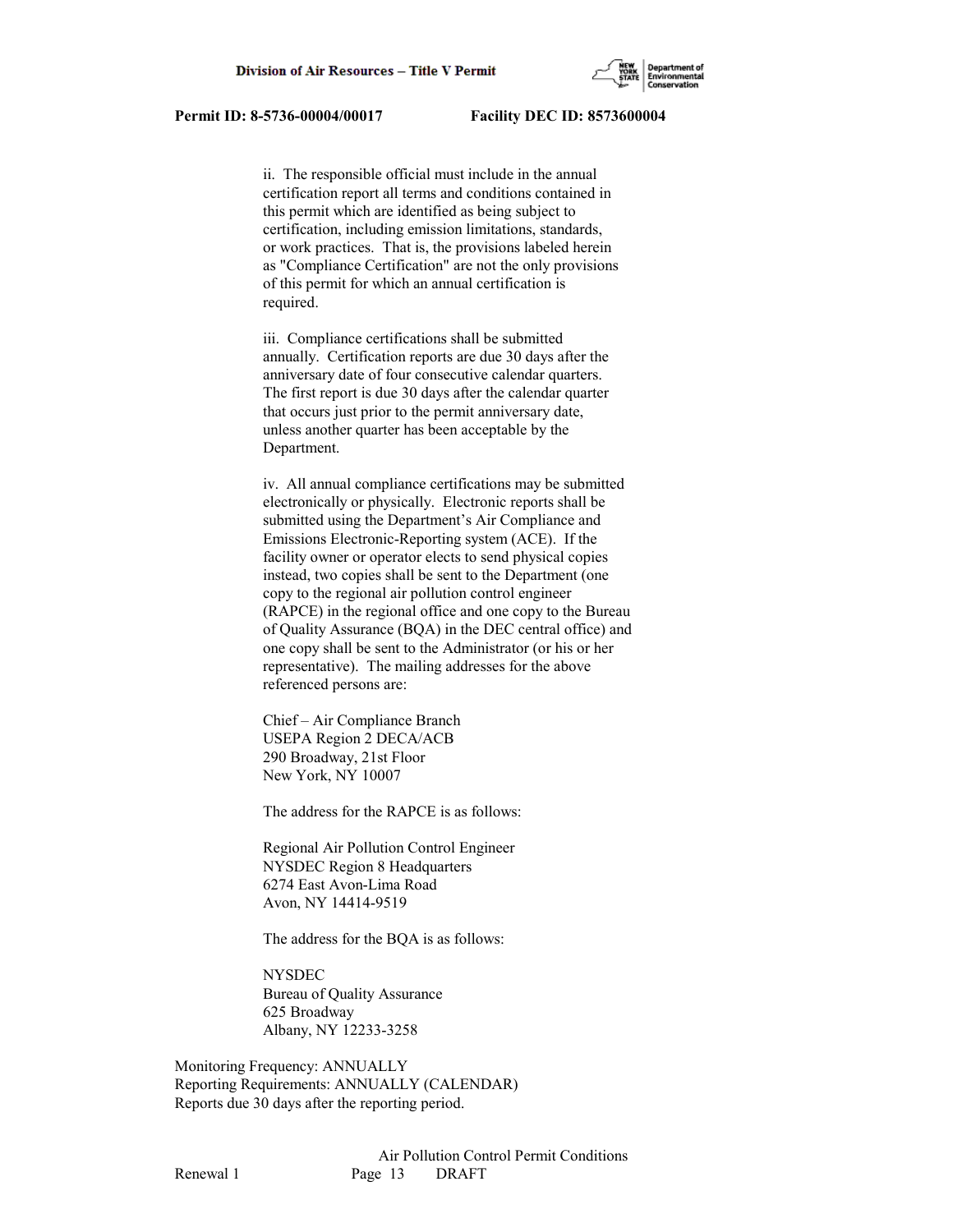ii. The responsible official must include in the annual certification report all terms and conditions contained in this permit which are identified as being subject to certification, including emission limitations, standards, or work practices. That is, the provisions labeled herein as "Compliance Certification" are not the only provisions of this permit for which an annual certification is required.

iii. Compliance certifications shall be submitted annually. Certification reports are due 30 days after the anniversary date of four consecutive calendar quarters. The first report is due 30 days after the calendar quarter that occurs just prior to the permit anniversary date, unless another quarter has been acceptable by the Department.

iv. All annual compliance certifications may be submitted electronically or physically. Electronic reports shall be submitted using the Department's Air Compliance and Emissions Electronic-Reporting system (ACE). If the facility owner or operator elects to send physical copies instead, two copies shall be sent to the Department (one copy to the regional air pollution control engineer (RAPCE) in the regional office and one copy to the Bureau of Quality Assurance (BQA) in the DEC central office) and one copy shall be sent to the Administrator (or his or her representative). The mailing addresses for the above referenced persons are:

Chief – Air Compliance Branch
USEPA Region 2 DECA/ACB
290 Broadway, 21st Floor
New York, NY 10007

The address for the RAPCE is as follows:

Regional Air Pollution Control Engineer
NYSDEC Region 8 Headquarters
6274 East Avon-Lima Road
Avon, NY 14414-9519

The address for the BQA is as follows:

NYSDEC
Bureau of Quality Assurance
625 Broadway
Albany, NY 12233-3258

Monitoring Frequency: ANNUALLY
Reporting Requirements: ANNUALLY (CALENDAR)
Reports due 30 days after the reporting period.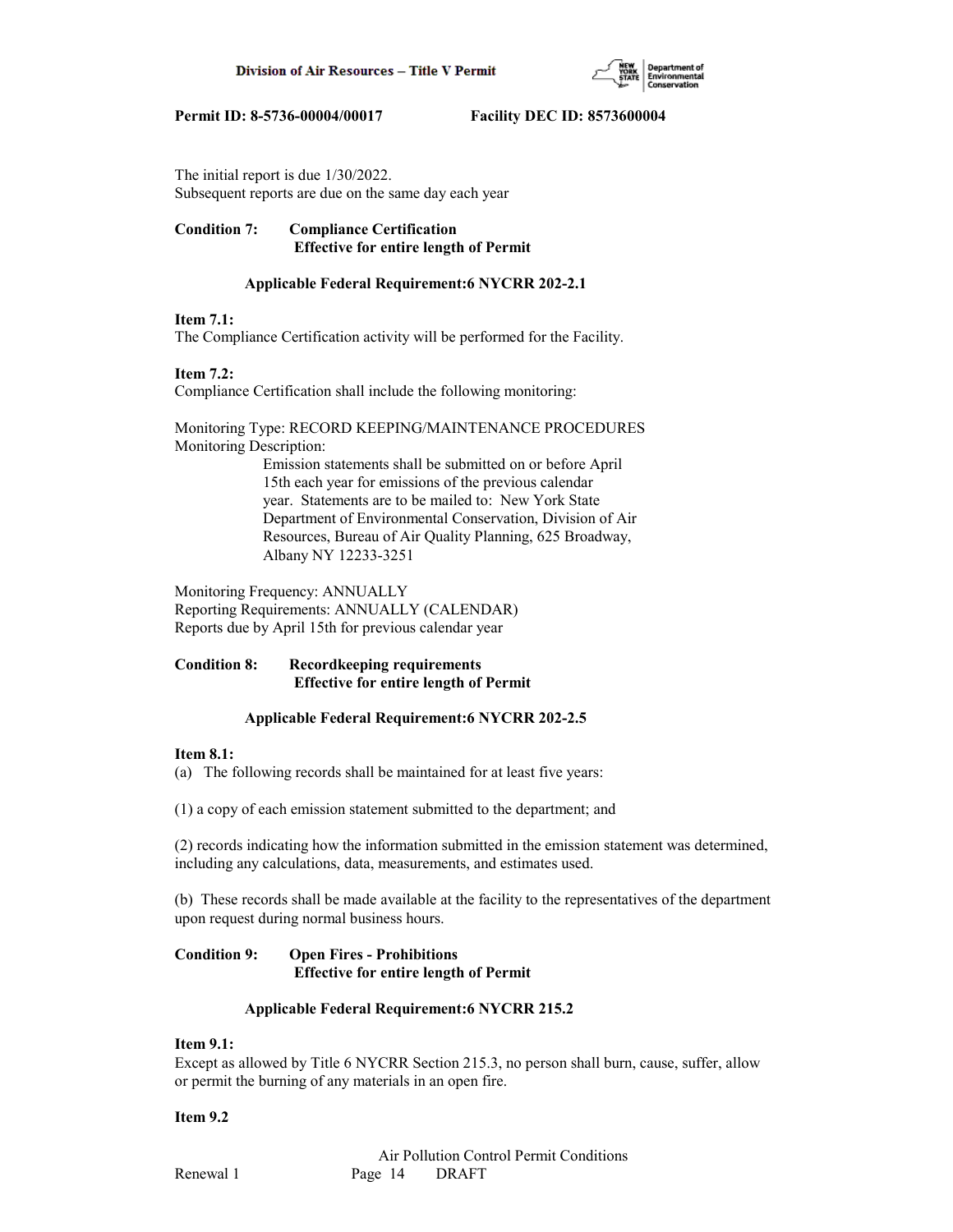The initial report is due 1/30/2022.
Subsequent reports are due on the same day each year

**Condition 7: Compliance Certification**
**Effective for entire length of Permit**

**Applicable Federal Requirement:6 NYCRR 202-2.1**

**Item 7.1:**
The Compliance Certification activity will be performed for the Facility.

**Item 7.2:**
Compliance Certification shall include the following monitoring:

Monitoring Type: RECORD KEEPING/MAINTENANCE PROCEDURES
Monitoring Description:

Emission statements shall be submitted on or before April 15th each year for emissions of the previous calendar year. Statements are to be mailed to: New York State Department of Environmental Conservation, Division of Air Resources, Bureau of Air Quality Planning, 625 Broadway, Albany NY 12233-3251

Monitoring Frequency: ANNUALLY
Reporting Requirements: ANNUALLY (CALENDAR)
Reports due by April 15th for previous calendar year

**Condition 8: Recordkeeping requirements**
**Effective for entire length of Permit**

**Applicable Federal Requirement:6 NYCRR 202-2.5**

**Item 8.1:**
(a) The following records shall be maintained for at least five years:

(1) a copy of each emission statement submitted to the department; and

(2) records indicating how the information submitted in the emission statement was determined, including any calculations, data, measurements, and estimates used.

(b) These records shall be made available at the facility to the representatives of the department upon request during normal business hours.

**Condition 9: Open Fires - Prohibitions**
**Effective for entire length of Permit**

**Applicable Federal Requirement:6 NYCRR 215.2**

**Item 9.1:**
Except as allowed by Title 6 NYCRR Section 215.3, no person shall burn, cause, suffer, allow or permit the burning of any materials in an open fire.

**Item 9.2**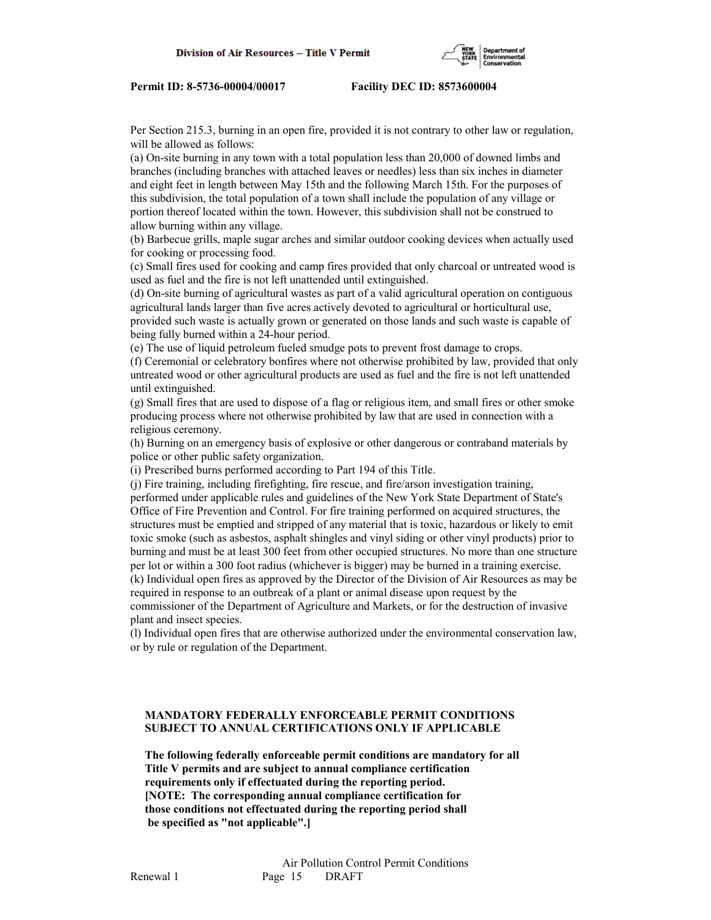Per Section 215.3, burning in an open fire, provided it is not contrary to other law or regulation, will be allowed as follows:

(a) On-site burning in any town with a total population less than 20,000 of downed limbs and branches (including branches with attached leaves or needles) less than six inches in diameter and eight feet in length between May 15th and the following March 15th. For the purposes of this subdivision, the total population of a town shall include the population of any village or portion thereof located within the town. However, this subdivision shall not be construed to allow burning within any village.

(b) Barbecue grills, maple sugar arches and similar outdoor cooking devices when actually used for cooking or processing food.

(c) Small fires used for cooking and camp fires provided that only charcoal or untreated wood is used as fuel and the fire is not left unattended until extinguished.

(d) On-site burning of agricultural wastes as part of a valid agricultural operation on contiguous agricultural lands larger than five acres actively devoted to agricultural or horticultural use, provided such waste is actually grown or generated on those lands and such waste is capable of being fully burned within a 24-hour period.

(e) The use of liquid petroleum fueled smudge pots to prevent frost damage to crops.

(f) Ceremonial or celebratory bonfires where not otherwise prohibited by law, provided that only untreated wood or other agricultural products are used as fuel and the fire is not left unattended until extinguished.

(g) Small fires that are used to dispose of a flag or religious item, and small fires or other smoke producing process where not otherwise prohibited by law that are used in connection with a religious ceremony.

(h) Burning on an emergency basis of explosive or other dangerous or contraband materials by police or other public safety organization.

(i) Prescribed burns performed according to Part 194 of this Title.

(j) Fire training, including firefighting, fire rescue, and fire/arson investigation training, performed under applicable rules and guidelines of the New York State Department of State's Office of Fire Prevention and Control. For fire training performed on acquired structures, the structures must be emptied and stripped of any material that is toxic, hazardous or likely to emit toxic smoke (such as asbestos, asphalt shingles and vinyl siding or other vinyl products) prior to burning and must be at least 300 feet from other occupied structures. No more than one structure per lot or within a 300 foot radius (whichever is bigger) may be burned in a training exercise.

(k) Individual open fires as approved by the Director of the Division of Air Resources as may be required in response to an outbreak of a plant or animal disease upon request by the commissioner of the Department of Agriculture and Markets, or for the destruction of invasive plant and insect species.

(l) Individual open fires that are otherwise authorized under the environmental conservation law, or by rule or regulation of the Department.

**MANDATORY FEDERALLY ENFORCEABLE PERMIT CONDITIONS SUBJECT TO ANNUAL CERTIFICATIONS ONLY IF APPLICABLE**

**The following federally enforceable permit conditions are mandatory for all Title V permits and are subject to annual compliance certification requirements only if effectuated during the reporting period. [NOTE: The corresponding annual compliance certification for those conditions not effectuated during the reporting period shall be specified as "not applicable".]**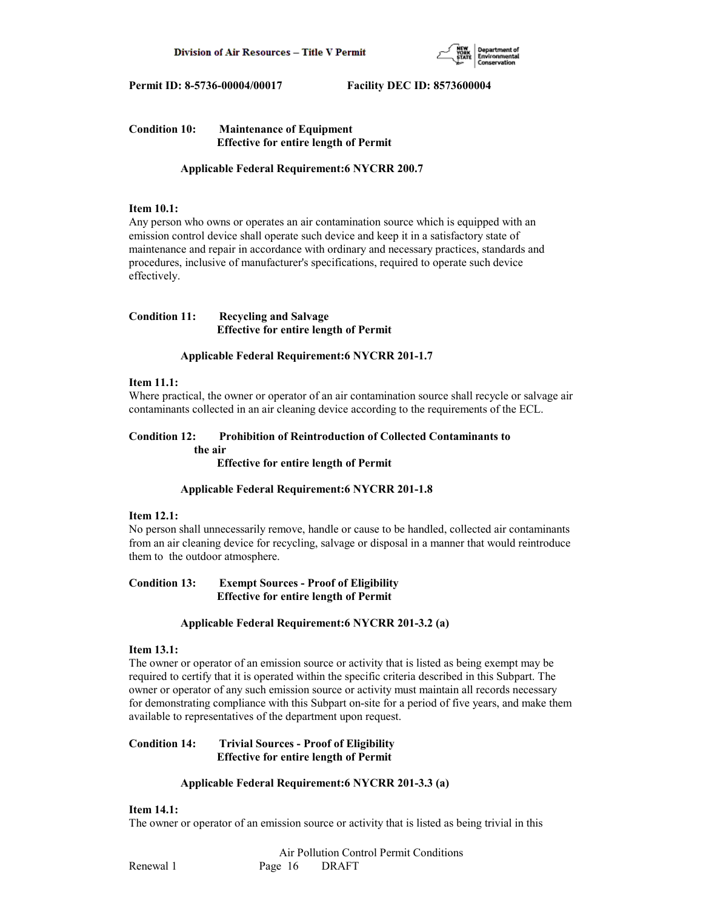**Condition 10: Maintenance of Equipment**
**Effective for entire length of Permit**

**Applicable Federal Requirement:6 NYCRR 200.7**

**Item 10.1:**
Any person who owns or operates an air contamination source which is equipped with an emission control device shall operate such device and keep it in a satisfactory state of maintenance and repair in accordance with ordinary and necessary practices, standards and procedures, inclusive of manufacturer's specifications, required to operate such device effectively.

**Condition 11: Recycling and Salvage**
**Effective for entire length of Permit**

**Applicable Federal Requirement:6 NYCRR 201-1.7**

**Item 11.1:**
Where practical, the owner or operator of an air contamination source shall recycle or salvage air contaminants collected in an air cleaning device according to the requirements of the ECL.

**Condition 12: Prohibition of Reintroduction of Collected Contaminants to the air**
**Effective for entire length of Permit**

**Applicable Federal Requirement:6 NYCRR 201-1.8**

**Item 12.1:**
No person shall unnecessarily remove, handle or cause to be handled, collected air contaminants from an air cleaning device for recycling, salvage or disposal in a manner that would reintroduce them to the outdoor atmosphere.

**Condition 13: Exempt Sources - Proof of Eligibility**
**Effective for entire length of Permit**

**Applicable Federal Requirement:6 NYCRR 201-3.2 (a)**

**Item 13.1:**
The owner or operator of an emission source or activity that is listed as being exempt may be required to certify that it is operated within the specific criteria described in this Subpart. The owner or operator of any such emission source or activity must maintain all records necessary for demonstrating compliance with this Subpart on-site for a period of five years, and make them available to representatives of the department upon request.

**Condition 14: Trivial Sources - Proof of Eligibility**
**Effective for entire length of Permit**

**Applicable Federal Requirement:6 NYCRR 201-3.3 (a)**

**Item 14.1:**
The owner or operator of an emission source or activity that is listed as being trivial in this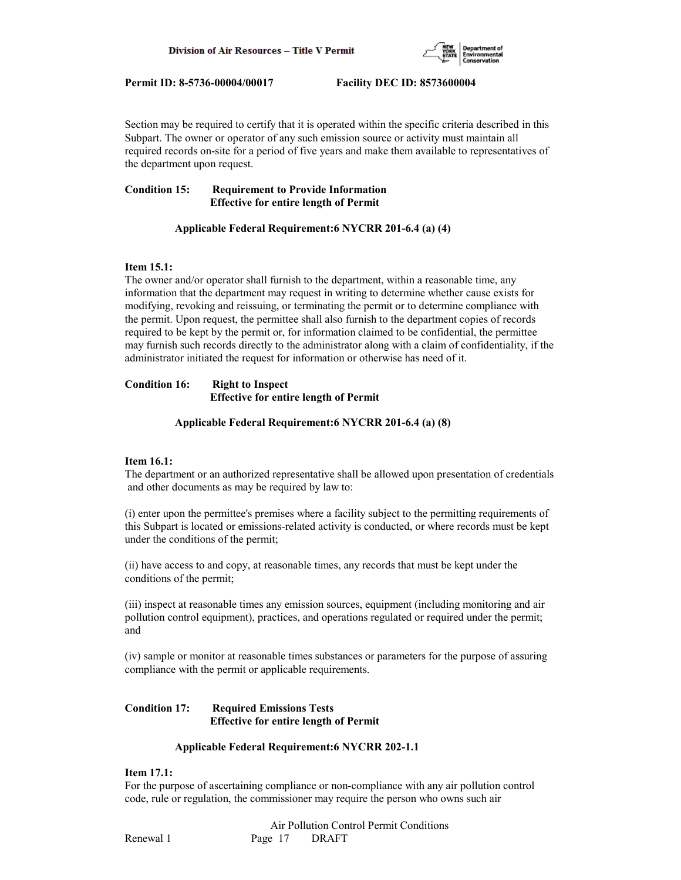Section may be required to certify that it is operated within the specific criteria described in this Subpart. The owner or operator of any such emission source or activity must maintain all required records on-site for a period of five years and make them available to representatives of the department upon request.

**Condition 15: Requirement to Provide Information**
**Effective for entire length of Permit**

**Applicable Federal Requirement:6 NYCRR 201-6.4 (a) (4)**

**Item 15.1:**
The owner and/or operator shall furnish to the department, within a reasonable time, any information that the department may request in writing to determine whether cause exists for modifying, revoking and reissuing, or terminating the permit or to determine compliance with the permit. Upon request, the permittee shall also furnish to the department copies of records required to be kept by the permit or, for information claimed to be confidential, the permittee may furnish such records directly to the administrator along with a claim of confidentiality, if the administrator initiated the request for information or otherwise has need of it.

**Condition 16: Right to Inspect**
**Effective for entire length of Permit**

**Applicable Federal Requirement:6 NYCRR 201-6.4 (a) (8)**

**Item 16.1:**
The department or an authorized representative shall be allowed upon presentation of credentials and other documents as may be required by law to:

(i) enter upon the permittee's premises where a facility subject to the permitting requirements of this Subpart is located or emissions-related activity is conducted, or where records must be kept under the conditions of the permit;

(ii) have access to and copy, at reasonable times, any records that must be kept under the conditions of the permit;

(iii) inspect at reasonable times any emission sources, equipment (including monitoring and air pollution control equipment), practices, and operations regulated or required under the permit; and

(iv) sample or monitor at reasonable times substances or parameters for the purpose of assuring compliance with the permit or applicable requirements.

**Condition 17: Required Emissions Tests**
**Effective for entire length of Permit**

**Applicable Federal Requirement:6 NYCRR 202-1.1**

**Item 17.1:**
For the purpose of ascertaining compliance or non-compliance with any air pollution control code, rule or regulation, the commissioner may require the person who owns such air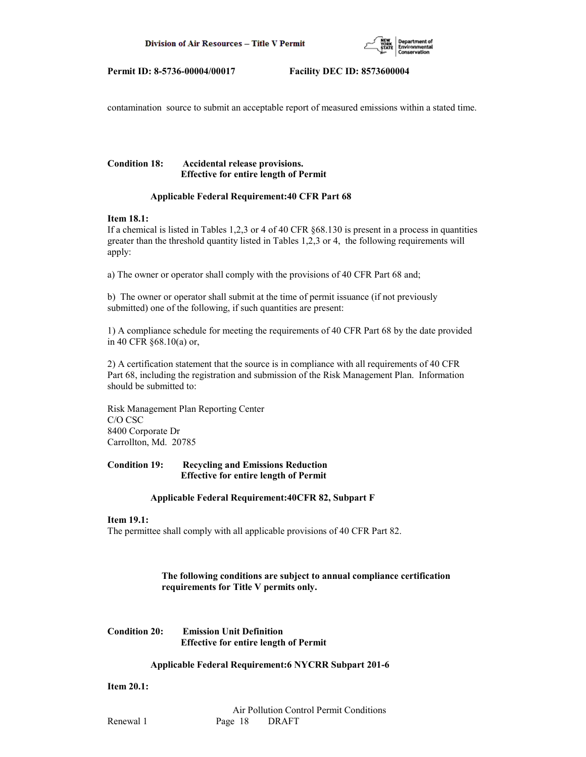contamination source to submit an acceptable report of measured emissions within a stated time.

**Condition 18: Accidental release provisions.**
**Effective for entire length of Permit**

**Applicable Federal Requirement:40 CFR Part 68**

**Item 18.1:**
If a chemical is listed in Tables 1,2,3 or 4 of 40 CFR §68.130 is present in a process in quantities greater than the threshold quantity listed in Tables 1,2,3 or 4, the following requirements will apply:

a) The owner or operator shall comply with the provisions of 40 CFR Part 68 and;

b) The owner or operator shall submit at the time of permit issuance (if not previously submitted) one of the following, if such quantities are present:

1) A compliance schedule for meeting the requirements of 40 CFR Part 68 by the date provided in 40 CFR §68.10(a) or,

2) A certification statement that the source is in compliance with all requirements of 40 CFR Part 68, including the registration and submission of the Risk Management Plan. Information should be submitted to:

Risk Management Plan Reporting Center
C/O CSC
8400 Corporate Dr
Carrollton, Md. 20785

**Condition 19: Recycling and Emissions Reduction**
**Effective for entire length of Permit**

**Applicable Federal Requirement:40CFR 82, Subpart F**

**Item 19.1:**
The permittee shall comply with all applicable provisions of 40 CFR Part 82.

**The following conditions are subject to annual compliance certification requirements for Title V permits only.**

**Condition 20: Emission Unit Definition**
**Effective for entire length of Permit**

**Applicable Federal Requirement:6 NYCRR Subpart 201-6**

**Item 20.1:**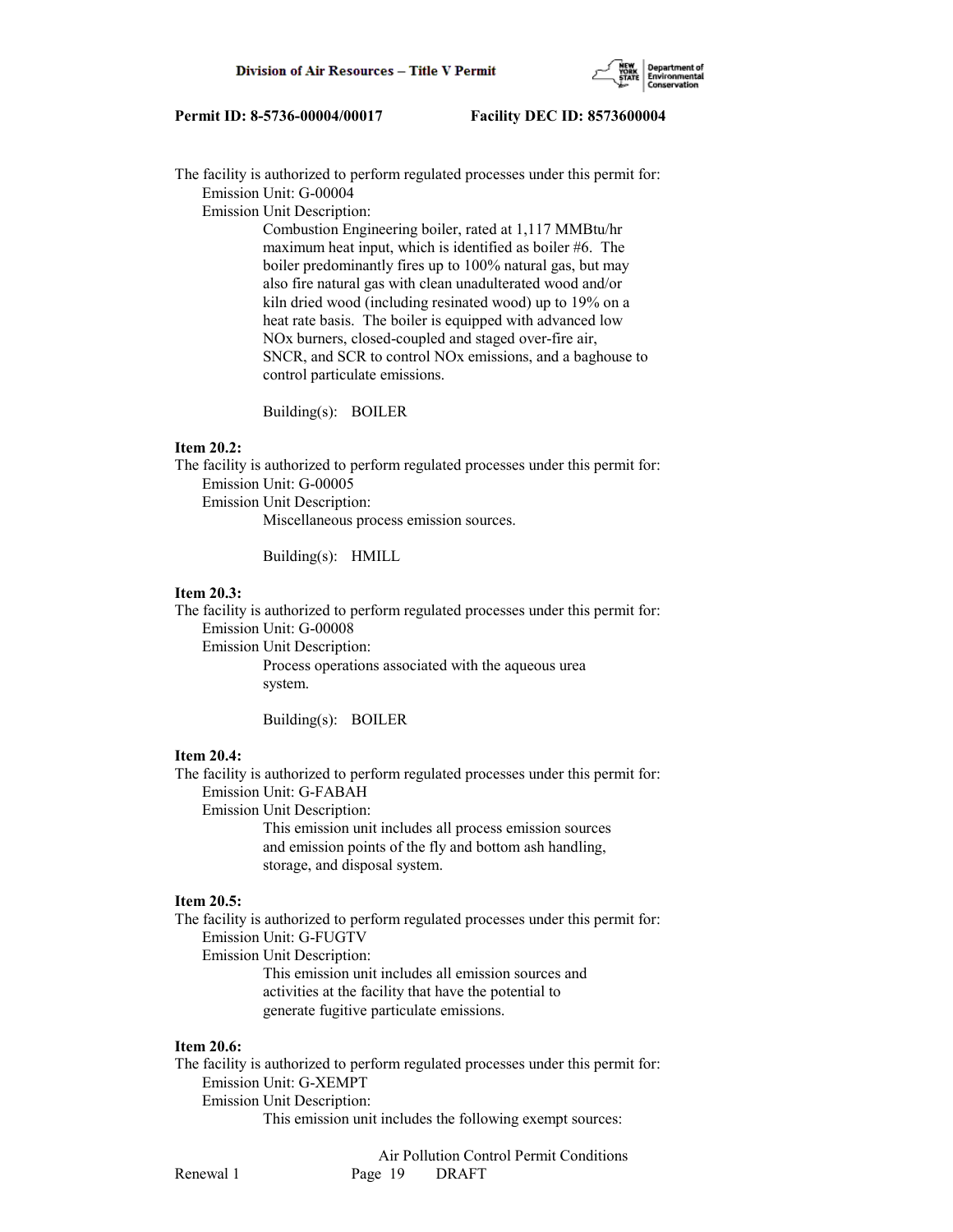The facility is authorized to perform regulated processes under this permit for:
Emission Unit: G-00004
Emission Unit Description:
Combustion Engineering boiler, rated at 1,117 MMBtu/hr maximum heat input, which is identified as boiler #6. The boiler predominantly fires up to 100% natural gas, but may also fire natural gas with clean unadulterated wood and/or kiln dried wood (including resinated wood) up to 19% on a heat rate basis. The boiler is equipped with advanced low NOx burners, closed-coupled and staged over-fire air, SNCR, and SCR to control NOx emissions, and a baghouse to control particulate emissions.

Building(s): BOILER

**Item 20.2:**
The facility is authorized to perform regulated processes under this permit for:
Emission Unit: G-00005
Emission Unit Description:
Miscellaneous process emission sources.

Building(s): HMILL

**Item 20.3:**
The facility is authorized to perform regulated processes under this permit for:
Emission Unit: G-00008
Emission Unit Description:
Process operations associated with the aqueous urea system.

Building(s): BOILER

**Item 20.4:**
The facility is authorized to perform regulated processes under this permit for:
Emission Unit: G-FABAH
Emission Unit Description:
This emission unit includes all process emission sources and emission points of the fly and bottom ash handling, storage, and disposal system.

**Item 20.5:**
The facility is authorized to perform regulated processes under this permit for:
Emission Unit: G-FUGTV
Emission Unit Description:
This emission unit includes all emission sources and activities at the facility that have the potential to generate fugitive particulate emissions.

**Item 20.6:**
The facility is authorized to perform regulated processes under this permit for:
Emission Unit: G-XEMPT
Emission Unit Description:
This emission unit includes the following exempt sources: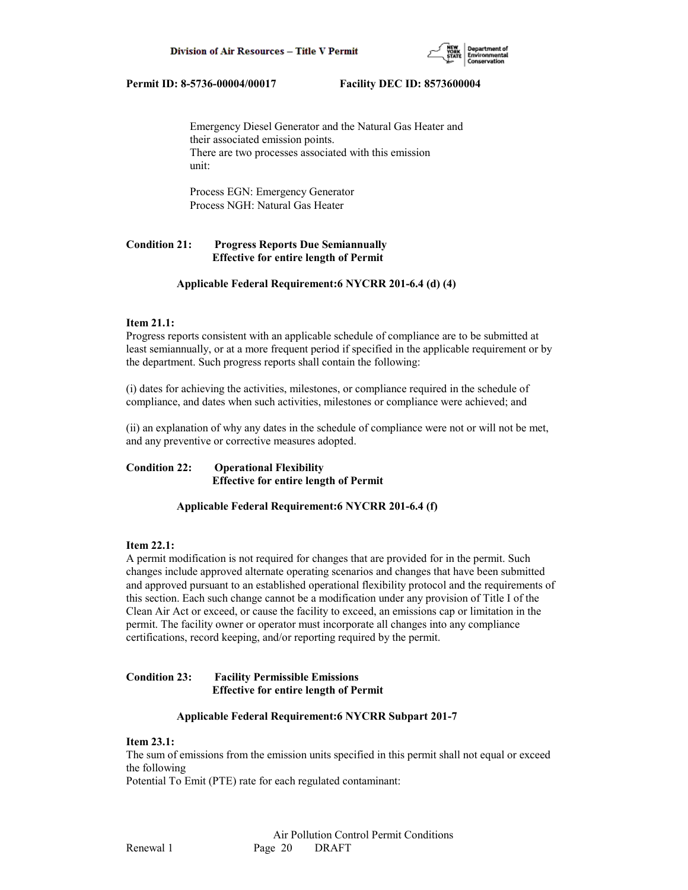Emergency Diesel Generator and the Natural Gas Heater and their associated emission points.
There are two processes associated with this emission unit:

Process EGN: Emergency Generator
Process NGH: Natural Gas Heater

**Condition 21: Progress Reports Due Semiannually**
**Effective for entire length of Permit**

**Applicable Federal Requirement:6 NYCRR 201-6.4 (d) (4)**

**Item 21.1:**
Progress reports consistent with an applicable schedule of compliance are to be submitted at least semiannually, or at a more frequent period if specified in the applicable requirement or by the department. Such progress reports shall contain the following:

(i) dates for achieving the activities, milestones, or compliance required in the schedule of compliance, and dates when such activities, milestones or compliance were achieved; and

(ii) an explanation of why any dates in the schedule of compliance were not or will not be met, and any preventive or corrective measures adopted.

**Condition 22: Operational Flexibility**
**Effective for entire length of Permit**

**Applicable Federal Requirement:6 NYCRR 201-6.4 (f)**

**Item 22.1:**
A permit modification is not required for changes that are provided for in the permit. Such changes include approved alternate operating scenarios and changes that have been submitted and approved pursuant to an established operational flexibility protocol and the requirements of this section. Each such change cannot be a modification under any provision of Title I of the Clean Air Act or exceed, or cause the facility to exceed, an emissions cap or limitation in the permit. The facility owner or operator must incorporate all changes into any compliance certifications, record keeping, and/or reporting required by the permit.

**Condition 23: Facility Permissible Emissions**
**Effective for entire length of Permit**

**Applicable Federal Requirement:6 NYCRR Subpart 201-7**

**Item 23.1:**
The sum of emissions from the emission units specified in this permit shall not equal or exceed the following
Potential To Emit (PTE) rate for each regulated contaminant: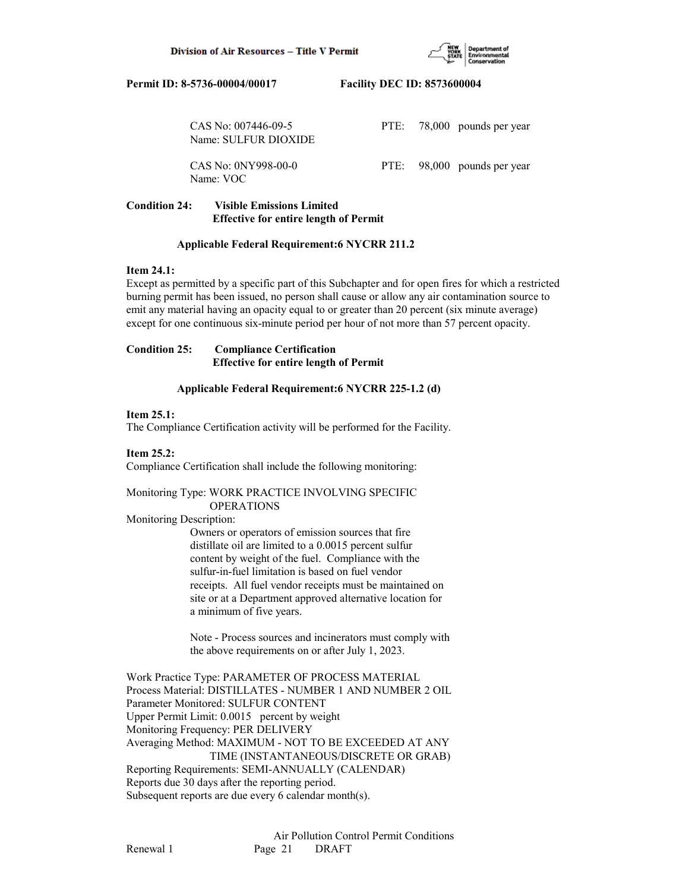CAS No: 007446-09-5　　PTE: 78,000 pounds per year
Name: SULFUR DIOXIDE

CAS No: 0NY998-00-0　　PTE: 98,000 pounds per year
Name: VOC

**Condition 24: Visible Emissions Limited**
**Effective for entire length of Permit**

**Applicable Federal Requirement:6 NYCRR 211.2**

**Item 24.1:**
Except as permitted by a specific part of this Subchapter and for open fires for which a restricted burning permit has been issued, no person shall cause or allow any air contamination source to emit any material having an opacity equal to or greater than 20 percent (six minute average) except for one continuous six-minute period per hour of not more than 57 percent opacity.

**Condition 25: Compliance Certification**
**Effective for entire length of Permit**

**Applicable Federal Requirement:6 NYCRR 225-1.2 (d)**

**Item 25.1:**
The Compliance Certification activity will be performed for the Facility.

**Item 25.2:**
Compliance Certification shall include the following monitoring:

Monitoring Type: WORK PRACTICE INVOLVING SPECIFIC OPERATIONS
Monitoring Description:

Owners or operators of emission sources that fire distillate oil are limited to a 0.0015 percent sulfur content by weight of the fuel. Compliance with the sulfur-in-fuel limitation is based on fuel vendor receipts. All fuel vendor receipts must be maintained on site or at a Department approved alternative location for a minimum of five years.

Note - Process sources and incinerators must comply with the above requirements on or after July 1, 2023.

Work Practice Type: PARAMETER OF PROCESS MATERIAL
Process Material: DISTILLATES - NUMBER 1 AND NUMBER 2 OIL
Parameter Monitored: SULFUR CONTENT
Upper Permit Limit: 0.0015 percent by weight
Monitoring Frequency: PER DELIVERY
Averaging Method: MAXIMUM - NOT TO BE EXCEEDED AT ANY TIME (INSTANTANEOUS/DISCRETE OR GRAB)
Reporting Requirements: SEMI-ANNUALLY (CALENDAR)
Reports due 30 days after the reporting period.
Subsequent reports are due every 6 calendar month(s).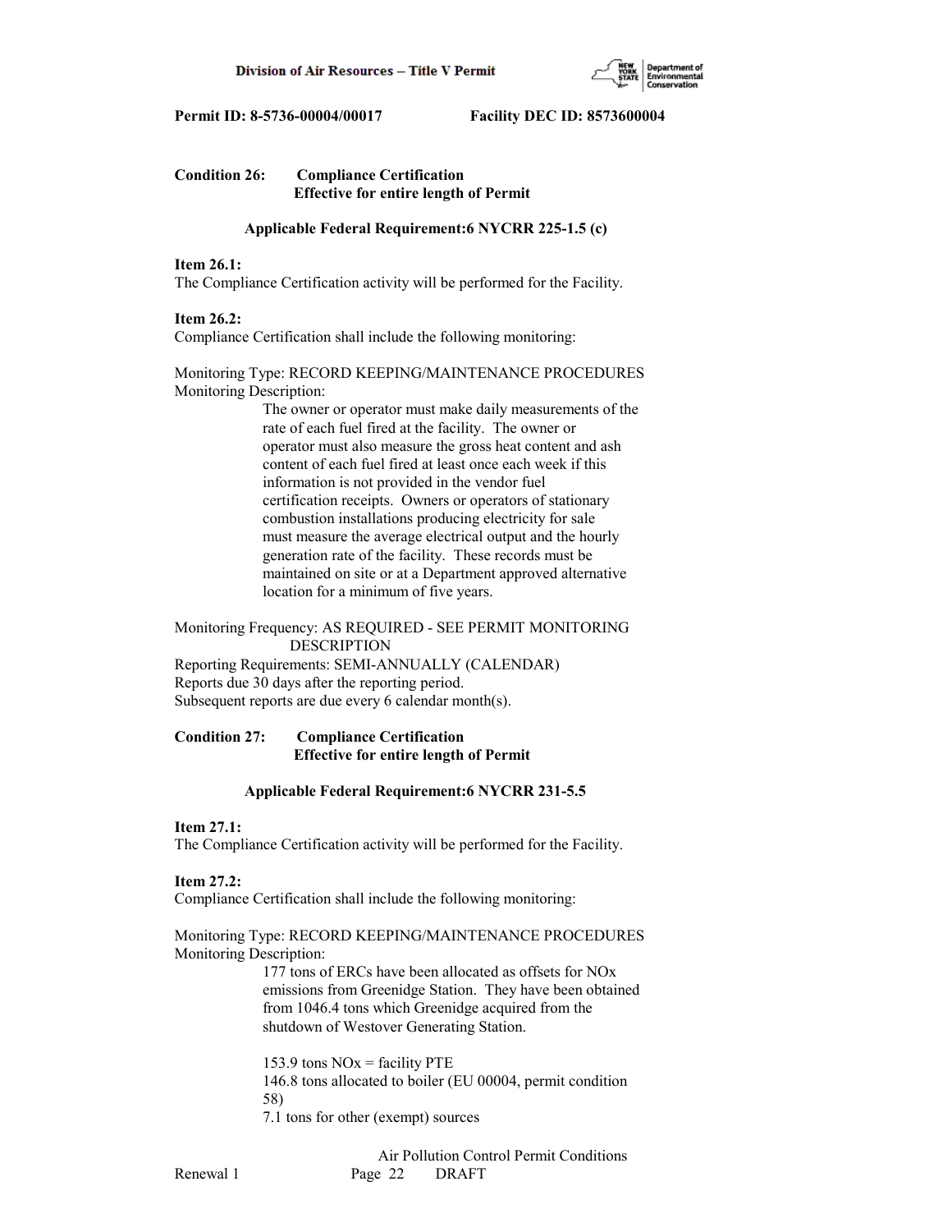**Condition 26: Compliance Certification**
**Effective for entire length of Permit**

**Applicable Federal Requirement:6 NYCRR 225-1.5 (c)**

**Item 26.1:**
The Compliance Certification activity will be performed for the Facility.

**Item 26.2:**
Compliance Certification shall include the following monitoring:

Monitoring Type: RECORD KEEPING/MAINTENANCE PROCEDURES
Monitoring Description:

The owner or operator must make daily measurements of the rate of each fuel fired at the facility. The owner or operator must also measure the gross heat content and ash content of each fuel fired at least once each week if this information is not provided in the vendor fuel certification receipts. Owners or operators of stationary combustion installations producing electricity for sale must measure the average electrical output and the hourly generation rate of the facility. These records must be maintained on site or at a Department approved alternative location for a minimum of five years.

Monitoring Frequency: AS REQUIRED - SEE PERMIT MONITORING DESCRIPTION
Reporting Requirements: SEMI-ANNUALLY (CALENDAR)
Reports due 30 days after the reporting period.
Subsequent reports are due every 6 calendar month(s).

**Condition 27: Compliance Certification**
**Effective for entire length of Permit**

**Applicable Federal Requirement:6 NYCRR 231-5.5**

**Item 27.1:**
The Compliance Certification activity will be performed for the Facility.

**Item 27.2:**
Compliance Certification shall include the following monitoring:

Monitoring Type: RECORD KEEPING/MAINTENANCE PROCEDURES
Monitoring Description:

177 tons of ERCs have been allocated as offsets for NOx emissions from Greenidge Station. They have been obtained from 1046.4 tons which Greenidge acquired from the shutdown of Westover Generating Station.

153.9 tons NOx = facility PTE
146.8 tons allocated to boiler (EU 00004, permit condition 58)
7.1 tons for other (exempt) sources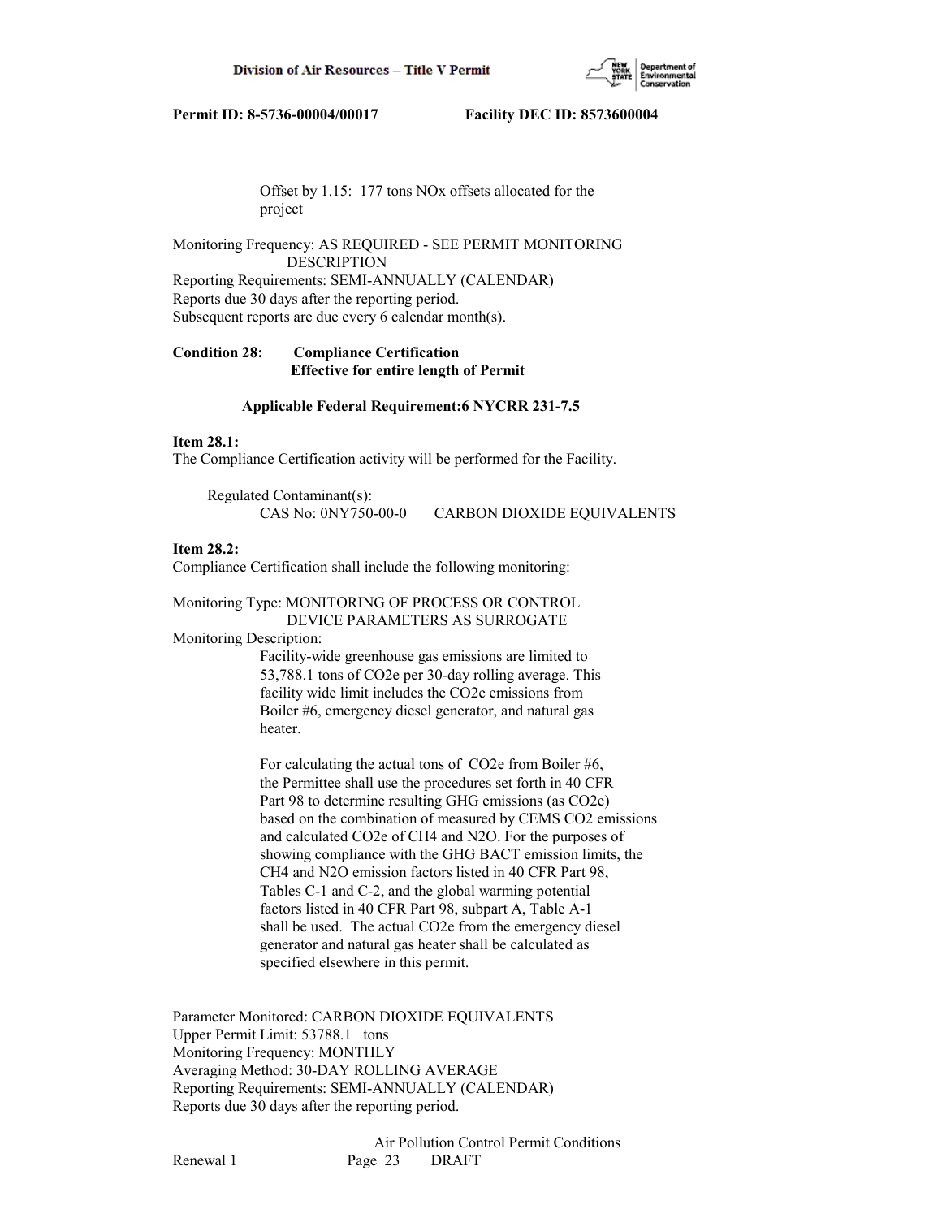Offset by 1.15: 177 tons NOx offsets allocated for the project

Monitoring Frequency: AS REQUIRED - SEE PERMIT MONITORING DESCRIPTION
Reporting Requirements: SEMI-ANNUALLY (CALENDAR)
Reports due 30 days after the reporting period.
Subsequent reports are due every 6 calendar month(s).

**Condition 28: Compliance Certification**
**Effective for entire length of Permit**

**Applicable Federal Requirement:6 NYCRR 231-7.5**

**Item 28.1:**
The Compliance Certification activity will be performed for the Facility.

Regulated Contaminant(s):
CAS No: 0NY750-00-0 CARBON DIOXIDE EQUIVALENTS

**Item 28.2:**
Compliance Certification shall include the following monitoring:

Monitoring Type: MONITORING OF PROCESS OR CONTROL DEVICE PARAMETERS AS SURROGATE
Monitoring Description:

Facility-wide greenhouse gas emissions are limited to 53,788.1 tons of CO2e per 30-day rolling average. This facility wide limit includes the CO2e emissions from Boiler #6, emergency diesel generator, and natural gas heater.

For calculating the actual tons of CO2e from Boiler #6, the Permittee shall use the procedures set forth in 40 CFR Part 98 to determine resulting GHG emissions (as CO2e) based on the combination of measured by CEMS CO2 emissions and calculated CO2e of CH4 and N2O. For the purposes of showing compliance with the GHG BACT emission limits, the CH4 and N2O emission factors listed in 40 CFR Part 98, Tables C-1 and C-2, and the global warming potential factors listed in 40 CFR Part 98, subpart A, Table A-1 shall be used. The actual CO2e from the emergency diesel generator and natural gas heater shall be calculated as specified elsewhere in this permit.

Parameter Monitored: CARBON DIOXIDE EQUIVALENTS
Upper Permit Limit: 53788.1 tons
Monitoring Frequency: MONTHLY
Averaging Method: 30-DAY ROLLING AVERAGE
Reporting Requirements: SEMI-ANNUALLY (CALENDAR)
Reports due 30 days after the reporting period.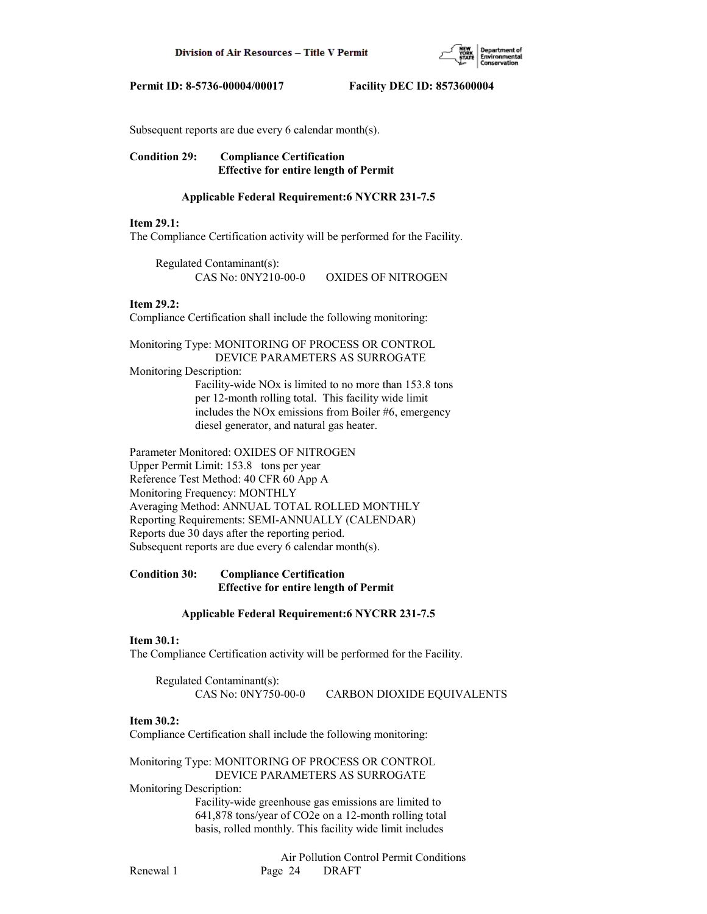Subsequent reports are due every 6 calendar month(s).

**Condition 29: Compliance Certification**
**Effective for entire length of Permit**

**Applicable Federal Requirement:6 NYCRR 231-7.5**

**Item 29.1:**
The Compliance Certification activity will be performed for the Facility.

Regulated Contaminant(s):
CAS No: 0NY210-00-0 OXIDES OF NITROGEN

**Item 29.2:**
Compliance Certification shall include the following monitoring:

Monitoring Type: MONITORING OF PROCESS OR CONTROL DEVICE PARAMETERS AS SURROGATE
Monitoring Description:
Facility-wide NOx is limited to no more than 153.8 tons per 12-month rolling total. This facility wide limit includes the NOx emissions from Boiler #6, emergency diesel generator, and natural gas heater.

Parameter Monitored: OXIDES OF NITROGEN
Upper Permit Limit: 153.8 tons per year
Reference Test Method: 40 CFR 60 App A
Monitoring Frequency: MONTHLY
Averaging Method: ANNUAL TOTAL ROLLED MONTHLY
Reporting Requirements: SEMI-ANNUALLY (CALENDAR)
Reports due 30 days after the reporting period.
Subsequent reports are due every 6 calendar month(s).

**Condition 30: Compliance Certification**
**Effective for entire length of Permit**

**Applicable Federal Requirement:6 NYCRR 231-7.5**

**Item 30.1:**
The Compliance Certification activity will be performed for the Facility.

Regulated Contaminant(s):
CAS No: 0NY750-00-0 CARBON DIOXIDE EQUIVALENTS

**Item 30.2:**
Compliance Certification shall include the following monitoring:

Monitoring Type: MONITORING OF PROCESS OR CONTROL DEVICE PARAMETERS AS SURROGATE
Monitoring Description:
Facility-wide greenhouse gas emissions are limited to 641,878 tons/year of CO2e on a 12-month rolling total basis, rolled monthly. This facility wide limit includes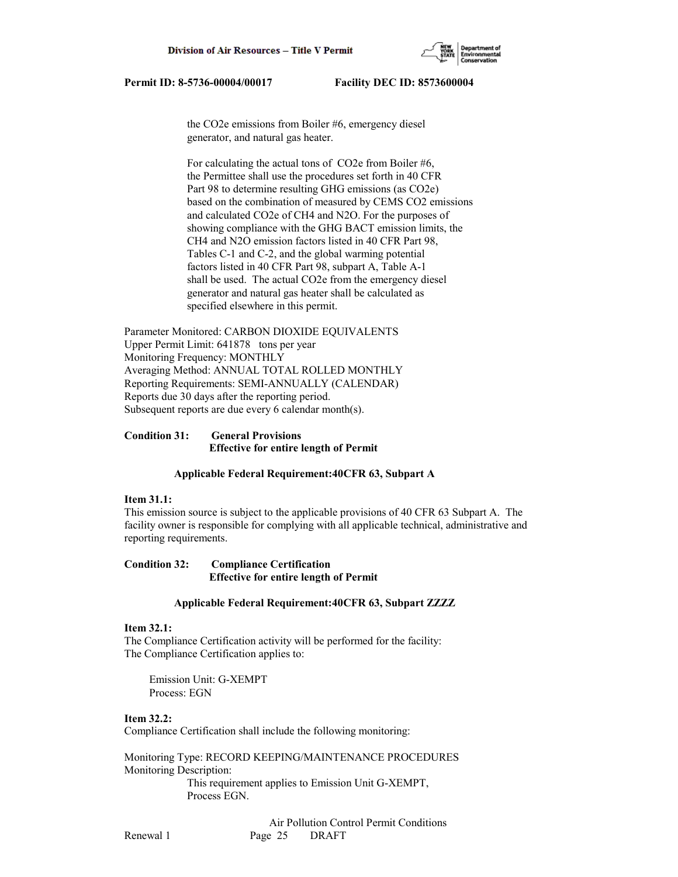the $CO_2e$ emissions from Boiler #6, emergency diesel generator, and natural gas heater.

For calculating the actual tons of $CO_2e$ from Boiler #6, the Permittee shall use the procedures set forth in 40 CFR Part 98 to determine resulting GHG emissions (as $CO_2e$) based on the combination of measured by CEMS $CO_2$ emissions and calculated $CO_2e$ of $CH_4$ and $N_2O$. For the purposes of showing compliance with the GHG BACT emission limits, the $CH_4$ and $N_2O$ emission factors listed in 40 CFR Part 98, Tables C-1 and C-2, and the global warming potential factors listed in 40 CFR Part 98, subpart A, Table A-1 shall be used. The actual $CO_2e$ from the emergency diesel generator and natural gas heater shall be calculated as specified elsewhere in this permit.

Parameter Monitored: CARBON DIOXIDE EQUIVALENTS
Upper Permit Limit: 641878 tons per year
Monitoring Frequency: MONTHLY
Averaging Method: ANNUAL TOTAL ROLLED MONTHLY
Reporting Requirements: SEMI-ANNUALLY (CALENDAR)
Reports due 30 days after the reporting period.
Subsequent reports are due every 6 calendar month(s).

**Condition 31: General Provisions**
**Effective for entire length of Permit**

**Applicable Federal Requirement:40CFR 63, Subpart A**

**Item 31.1:**
This emission source is subject to the applicable provisions of 40 CFR 63 Subpart A. The facility owner is responsible for complying with all applicable technical, administrative and reporting requirements.

**Condition 32: Compliance Certification**
**Effective for entire length of Permit**

**Applicable Federal Requirement:40CFR 63, Subpart ZZZZ**

**Item 32.1:**
The Compliance Certification activity will be performed for the facility:
The Compliance Certification applies to:

Emission Unit: G-XEMPT
Process: EGN

**Item 32.2:**
Compliance Certification shall include the following monitoring:

Monitoring Type: RECORD KEEPING/MAINTENANCE PROCEDURES
Monitoring Description:
This requirement applies to Emission Unit G-XEMPT, Process EGN.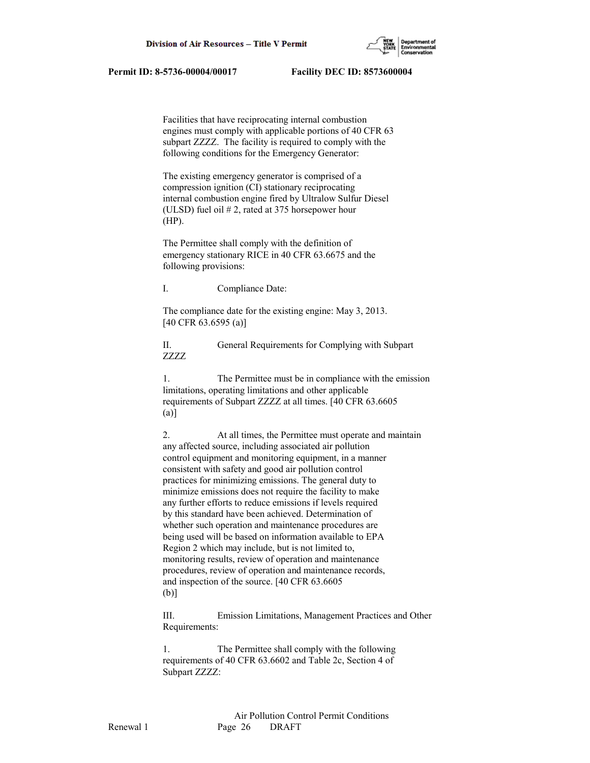Facilities that have reciprocating internal combustion engines must comply with applicable portions of 40 CFR 63 subpart ZZZZ. The facility is required to comply with the following conditions for the Emergency Generator:

The existing emergency generator is comprised of a compression ignition (CI) stationary reciprocating internal combustion engine fired by Ultralow Sulfur Diesel (ULSD) fuel oil # 2, rated at 375 horsepower hour (HP).

The Permittee shall comply with the definition of emergency stationary RICE in 40 CFR 63.6675 and the following provisions:

I. Compliance Date:

The compliance date for the existing engine: May 3, 2013. [40 CFR 63.6595 (a)]

II. General Requirements for Complying with Subpart ZZZZ

1. The Permittee must be in compliance with the emission limitations, operating limitations and other applicable requirements of Subpart ZZZZ at all times. [40 CFR 63.6605 (a)]

2. At all times, the Permittee must operate and maintain any affected source, including associated air pollution control equipment and monitoring equipment, in a manner consistent with safety and good air pollution control practices for minimizing emissions. The general duty to minimize emissions does not require the facility to make any further efforts to reduce emissions if levels required by this standard have been achieved. Determination of whether such operation and maintenance procedures are being used will be based on information available to EPA Region 2 which may include, but is not limited to, monitoring results, review of operation and maintenance procedures, review of operation and maintenance records, and inspection of the source. [40 CFR 63.6605 (b)]

III. Emission Limitations, Management Practices and Other Requirements:

1. The Permittee shall comply with the following requirements of 40 CFR 63.6602 and Table 2c, Section 4 of Subpart ZZZZ: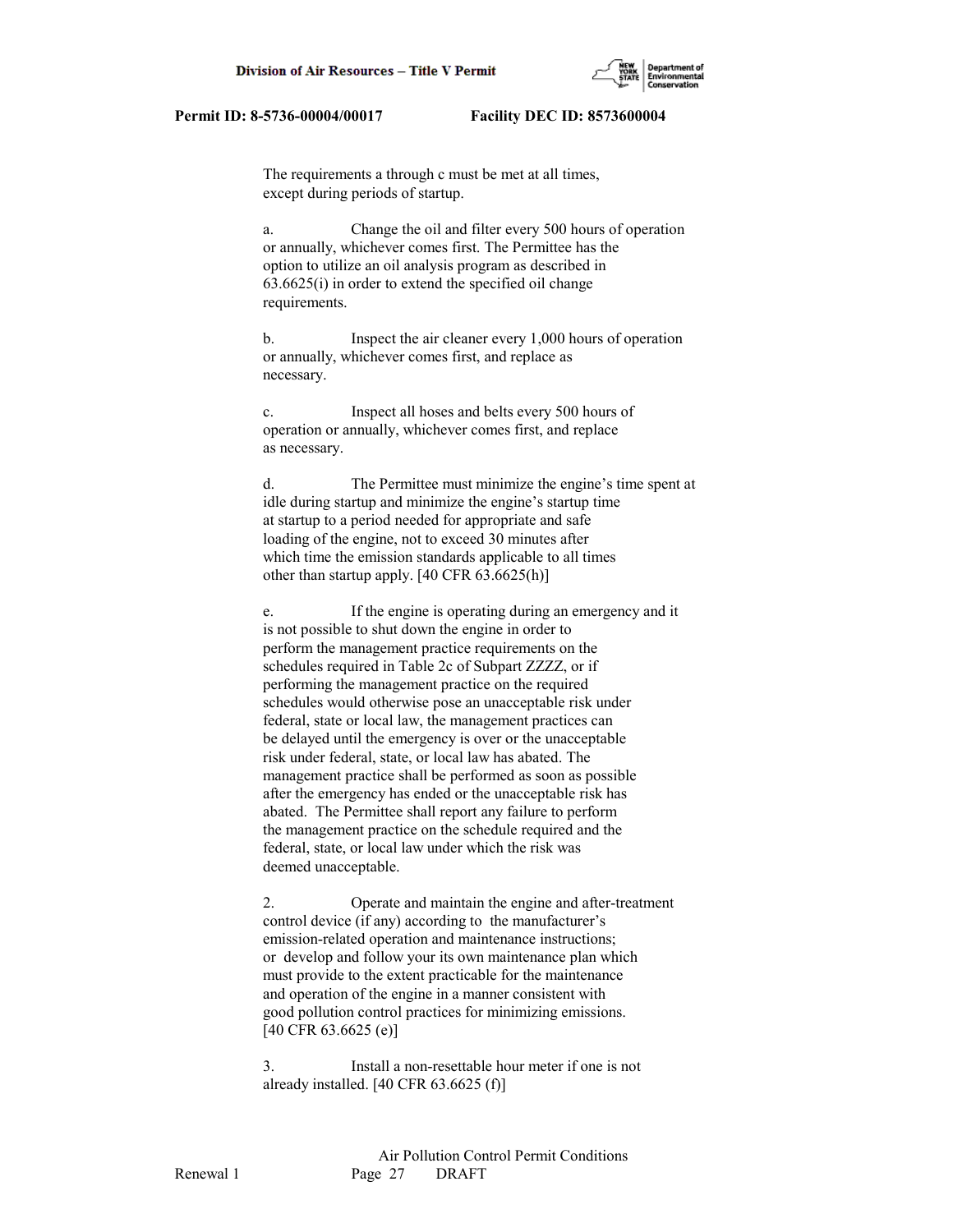The requirements a through c must be met at all times, except during periods of startup.

a. Change the oil and filter every 500 hours of operation or annually, whichever comes first. The Permittee has the option to utilize an oil analysis program as described in 63.6625(i) in order to extend the specified oil change requirements.

b. Inspect the air cleaner every 1,000 hours of operation or annually, whichever comes first, and replace as necessary.

c. Inspect all hoses and belts every 500 hours of operation or annually, whichever comes first, and replace as necessary.

d. The Permittee must minimize the engine's time spent at idle during startup and minimize the engine's startup time at startup to a period needed for appropriate and safe loading of the engine, not to exceed 30 minutes after which time the emission standards applicable to all times other than startup apply. [40 CFR 63.6625(h)]

e. If the engine is operating during an emergency and it is not possible to shut down the engine in order to perform the management practice requirements on the schedules required in Table 2c of Subpart ZZZZ, or if performing the management practice on the required schedules would otherwise pose an unacceptable risk under federal, state or local law, the management practices can be delayed until the emergency is over or the unacceptable risk under federal, state, or local law has abated. The management practice shall be performed as soon as possible after the emergency has ended or the unacceptable risk has abated. The Permittee shall report any failure to perform the management practice on the schedule required and the federal, state, or local law under which the risk was deemed unacceptable.

2. Operate and maintain the engine and after-treatment control device (if any) according to the manufacturer's emission-related operation and maintenance instructions; or develop and follow your its own maintenance plan which must provide to the extent practicable for the maintenance and operation of the engine in a manner consistent with good pollution control practices for minimizing emissions. [40 CFR 63.6625 (e)]

3. Install a non-resettable hour meter if one is not already installed. [40 CFR 63.6625 (f)]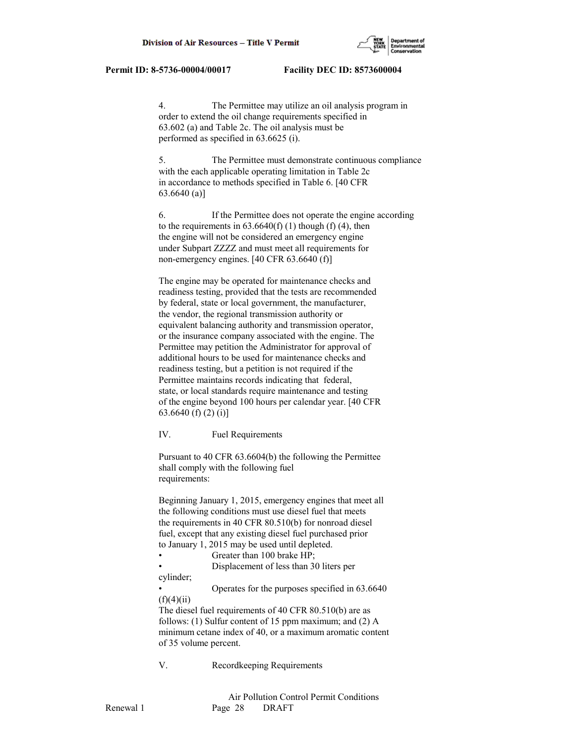4. The Permittee may utilize an oil analysis program in order to extend the oil change requirements specified in 63.602 (a) and Table 2c. The oil analysis must be performed as specified in 63.6625 (i).

5. The Permittee must demonstrate continuous compliance with the each applicable operating limitation in Table 2c in accordance to methods specified in Table 6. [40 CFR 63.6640 (a)]

6. If the Permittee does not operate the engine according to the requirements in 63.6640(f) (1) though (f) (4), then the engine will not be considered an emergency engine under Subpart ZZZZ and must meet all requirements for non-emergency engines. [40 CFR 63.6640 (f)]

The engine may be operated for maintenance checks and readiness testing, provided that the tests are recommended by federal, state or local government, the manufacturer, the vendor, the regional transmission authority or equivalent balancing authority and transmission operator, or the insurance company associated with the engine. The Permittee may petition the Administrator for approval of additional hours to be used for maintenance checks and readiness testing, but a petition is not required if the Permittee maintains records indicating that federal, state, or local standards require maintenance and testing of the engine beyond 100 hours per calendar year. [40 CFR 63.6640 (f) (2) (i)]

IV. Fuel Requirements

Pursuant to 40 CFR 63.6604(b) the following the Permittee shall comply with the following fuel requirements:

Beginning January 1, 2015, emergency engines that meet all the following conditions must use diesel fuel that meets the requirements in 40 CFR 80.510(b) for nonroad diesel fuel, except that any existing diesel fuel purchased prior to January 1, 2015 may be used until depleted.

- Greater than 100 brake HP;
- Displacement of less than 30 liters per cylinder;
- Operates for the purposes specified in 63.6640 (f)(4)(ii)

The diesel fuel requirements of 40 CFR 80.510(b) are as follows: (1) Sulfur content of 15 ppm maximum; and (2) A minimum cetane index of 40, or a maximum aromatic content of 35 volume percent.

V. Recordkeeping Requirements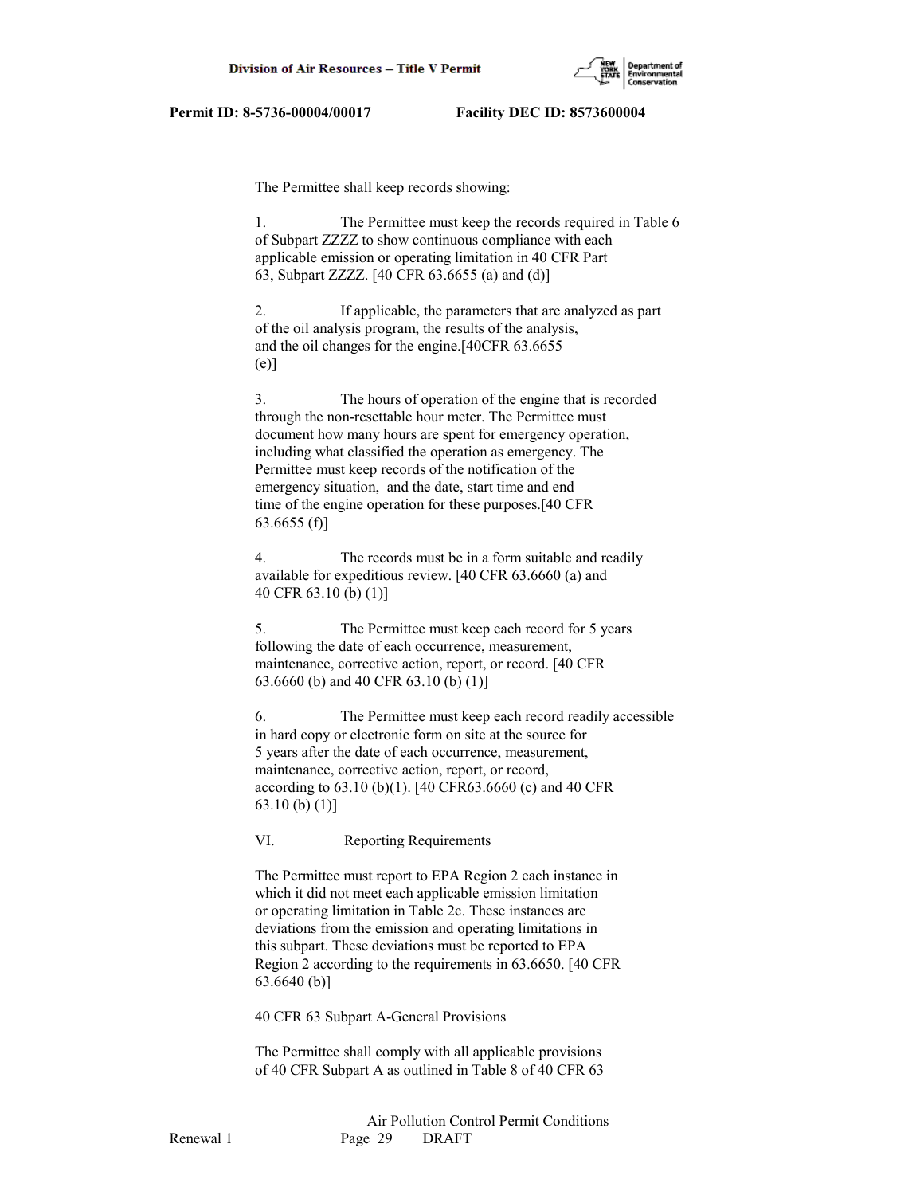The Permittee shall keep records showing:

1. The Permittee must keep the records required in Table 6 of Subpart ZZZZ to show continuous compliance with each applicable emission or operating limitation in 40 CFR Part 63, Subpart ZZZZ. [40 CFR 63.6655 (a) and (d)]

2. If applicable, the parameters that are analyzed as part of the oil analysis program, the results of the analysis, and the oil changes for the engine.[40CFR 63.6655 (e)]

3. The hours of operation of the engine that is recorded through the non-resettable hour meter. The Permittee must document how many hours are spent for emergency operation, including what classified the operation as emergency. The Permittee must keep records of the notification of the emergency situation, and the date, start time and end time of the engine operation for these purposes.[40 CFR 63.6655 (f)]

4. The records must be in a form suitable and readily available for expeditious review. [40 CFR 63.6660 (a) and 40 CFR 63.10 (b) (1)]

5. The Permittee must keep each record for 5 years following the date of each occurrence, measurement, maintenance, corrective action, report, or record. [40 CFR 63.6660 (b) and 40 CFR 63.10 (b) (1)]

6. The Permittee must keep each record readily accessible in hard copy or electronic form on site at the source for 5 years after the date of each occurrence, measurement, maintenance, corrective action, report, or record, according to 63.10 (b)(1). [40 CFR63.6660 (c) and 40 CFR 63.10 (b) (1)]

VI. Reporting Requirements

The Permittee must report to EPA Region 2 each instance in which it did not meet each applicable emission limitation or operating limitation in Table 2c. These instances are deviations from the emission and operating limitations in this subpart. These deviations must be reported to EPA Region 2 according to the requirements in 63.6650. [40 CFR 63.6640 (b)]

40 CFR 63 Subpart A-General Provisions

The Permittee shall comply with all applicable provisions of 40 CFR Subpart A as outlined in Table 8 of 40 CFR 63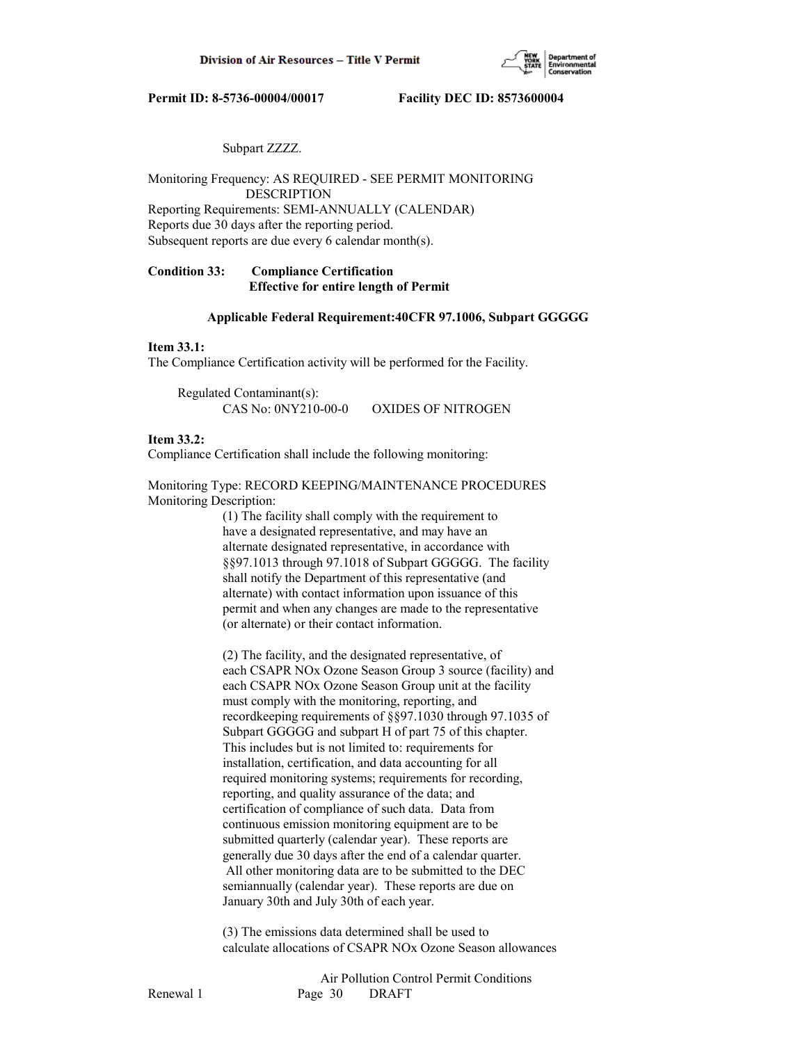Subpart ZZZZ.

Monitoring Frequency: AS REQUIRED - SEE PERMIT MONITORING DESCRIPTION
Reporting Requirements: SEMI-ANNUALLY (CALENDAR)
Reports due 30 days after the reporting period.
Subsequent reports are due every 6 calendar month(s).

**Condition 33: Compliance Certification**
**Effective for entire length of Permit**

**Applicable Federal Requirement:40CFR 97.1006, Subpart GGGGG**

**Item 33.1:**
The Compliance Certification activity will be performed for the Facility.

Regulated Contaminant(s):
CAS No: 0NY210-00-0 OXIDES OF NITROGEN

**Item 33.2:**
Compliance Certification shall include the following monitoring:

Monitoring Type: RECORD KEEPING/MAINTENANCE PROCEDURES
Monitoring Description:

(1) The facility shall comply with the requirement to have a designated representative, and may have an alternate designated representative, in accordance with §§97.1013 through 97.1018 of Subpart GGGGG. The facility shall notify the Department of this representative (and alternate) with contact information upon issuance of this permit and when any changes are made to the representative (or alternate) or their contact information.

(2) The facility, and the designated representative, of each CSAPR NOx Ozone Season Group 3 source (facility) and each CSAPR NOx Ozone Season Group unit at the facility must comply with the monitoring, reporting, and recordkeeping requirements of §§97.1030 through 97.1035 of Subpart GGGGG and subpart H of part 75 of this chapter. This includes but is not limited to: requirements for installation, certification, and data accounting for all required monitoring systems; requirements for recording, reporting, and quality assurance of the data; and certification of compliance of such data. Data from continuous emission monitoring equipment are to be submitted quarterly (calendar year). These reports are generally due 30 days after the end of a calendar quarter. All other monitoring data are to be submitted to the DEC semiannually (calendar year). These reports are due on January 30th and July 30th of each year.

(3) The emissions data determined shall be used to calculate allocations of CSAPR NOx Ozone Season allowances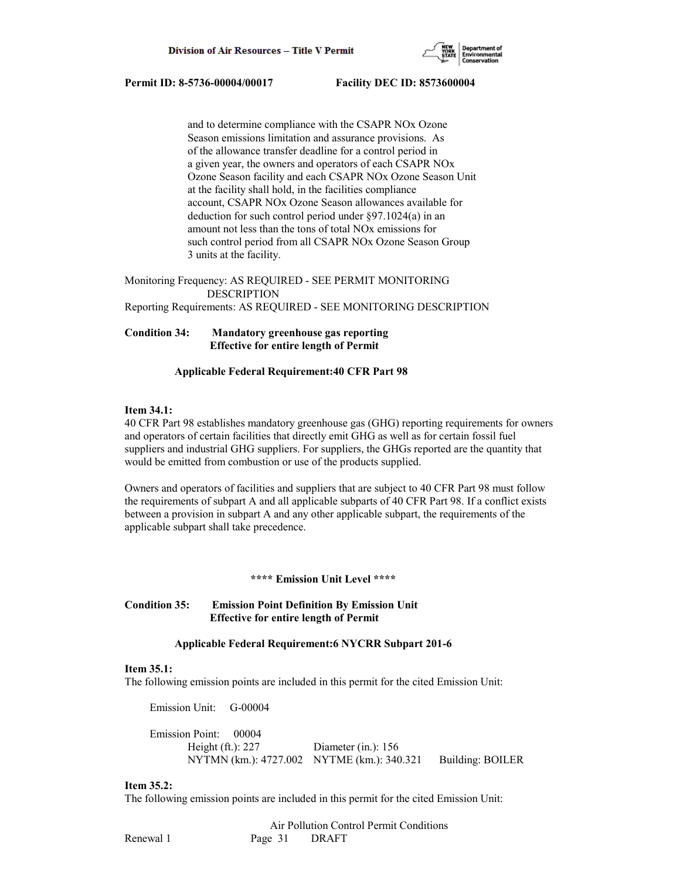and to determine compliance with the CSAPR NOx Ozone Season emissions limitation and assurance provisions. As of the allowance transfer deadline for a control period in a given year, the owners and operators of each CSAPR NOx Ozone Season facility and each CSAPR NOx Ozone Season Unit at the facility shall hold, in the facilities compliance account, CSAPR NOx Ozone Season allowances available for deduction for such control period under §97.1024(a) in an amount not less than the tons of total NOx emissions for such control period from all CSAPR NOx Ozone Season Group 3 units at the facility.

Monitoring Frequency: AS REQUIRED - SEE PERMIT MONITORING DESCRIPTION
Reporting Requirements: AS REQUIRED - SEE MONITORING DESCRIPTION

**Condition 34: Mandatory greenhouse gas reporting**
**Effective for entire length of Permit**

**Applicable Federal Requirement:40 CFR Part 98**

**Item 34.1:**
40 CFR Part 98 establishes mandatory greenhouse gas (GHG) reporting requirements for owners and operators of certain facilities that directly emit GHG as well as for certain fossil fuel suppliers and industrial GHG suppliers. For suppliers, the GHGs reported are the quantity that would be emitted from combustion or use of the products supplied.

Owners and operators of facilities and suppliers that are subject to 40 CFR Part 98 must follow the requirements of subpart A and all applicable subparts of 40 CFR Part 98. If a conflict exists between a provision in subpart A and any other applicable subpart, the requirements of the applicable subpart shall take precedence.

**\*\*\*\* Emission Unit Level \*\*\*\***

**Condition 35: Emission Point Definition By Emission Unit**
**Effective for entire length of Permit**

**Applicable Federal Requirement:6 NYCRR Subpart 201-6**

**Item 35.1:**
The following emission points are included in this permit for the cited Emission Unit:

Emission Unit: G-00004

Emission Point: 00004
Height (ft.): 227 Diameter (in.): 156
NYTMN (km.): 4727.002 NYTME (km.): 340.321 Building: BOILER

**Item 35.2:**
The following emission points are included in this permit for the cited Emission Unit: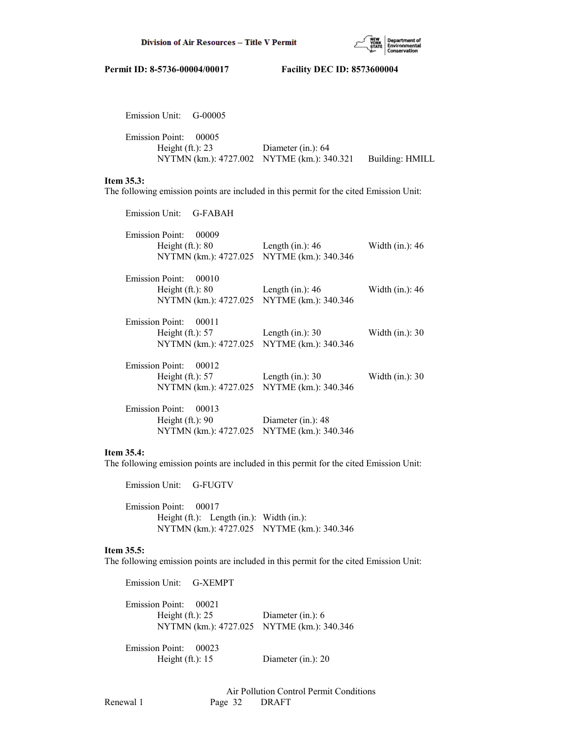Emission Unit: G-00005

Emission Point: 00005
Height (ft.): 23 Diameter (in.): 64
NYTMN (km.): 4727.002 NYTME (km.): 340.321 Building: HMILL

**Item 35.3:**
The following emission points are included in this permit for the cited Emission Unit:

Emission Unit: G-FABAH

Emission Point: 00009
Height (ft.): 80 Length (in.): 46 Width (in.): 46
NYTMN (km.): 4727.025 NYTME (km.): 340.346

Emission Point: 00010
Height (ft.): 80 Length (in.): 46 Width (in.): 46
NYTMN (km.): 4727.025 NYTME (km.): 340.346

Emission Point: 00011
Height (ft.): 57 Length (in.): 30 Width (in.): 30
NYTMN (km.): 4727.025 NYTME (km.): 340.346

Emission Point: 00012
Height (ft.): 57 Length (in.): 30 Width (in.): 30
NYTMN (km.): 4727.025 NYTME (km.): 340.346

Emission Point: 00013
Height (ft.): 90 Diameter (in.): 48
NYTMN (km.): 4727.025 NYTME (km.): 340.346

**Item 35.4:**
The following emission points are included in this permit for the cited Emission Unit:

Emission Unit: G-FUGTV

Emission Point: 00017
Height (ft.): Length (in.): Width (in.):
NYTMN (km.): 4727.025 NYTME (km.): 340.346

**Item 35.5:**
The following emission points are included in this permit for the cited Emission Unit:

Emission Unit: G-XEMPT

Emission Point: 00021
Height (ft.): 25 Diameter (in.): 6
NYTMN (km.): 4727.025 NYTME (km.): 340.346

Emission Point: 00023
Height (ft.): 15 Diameter (in.): 20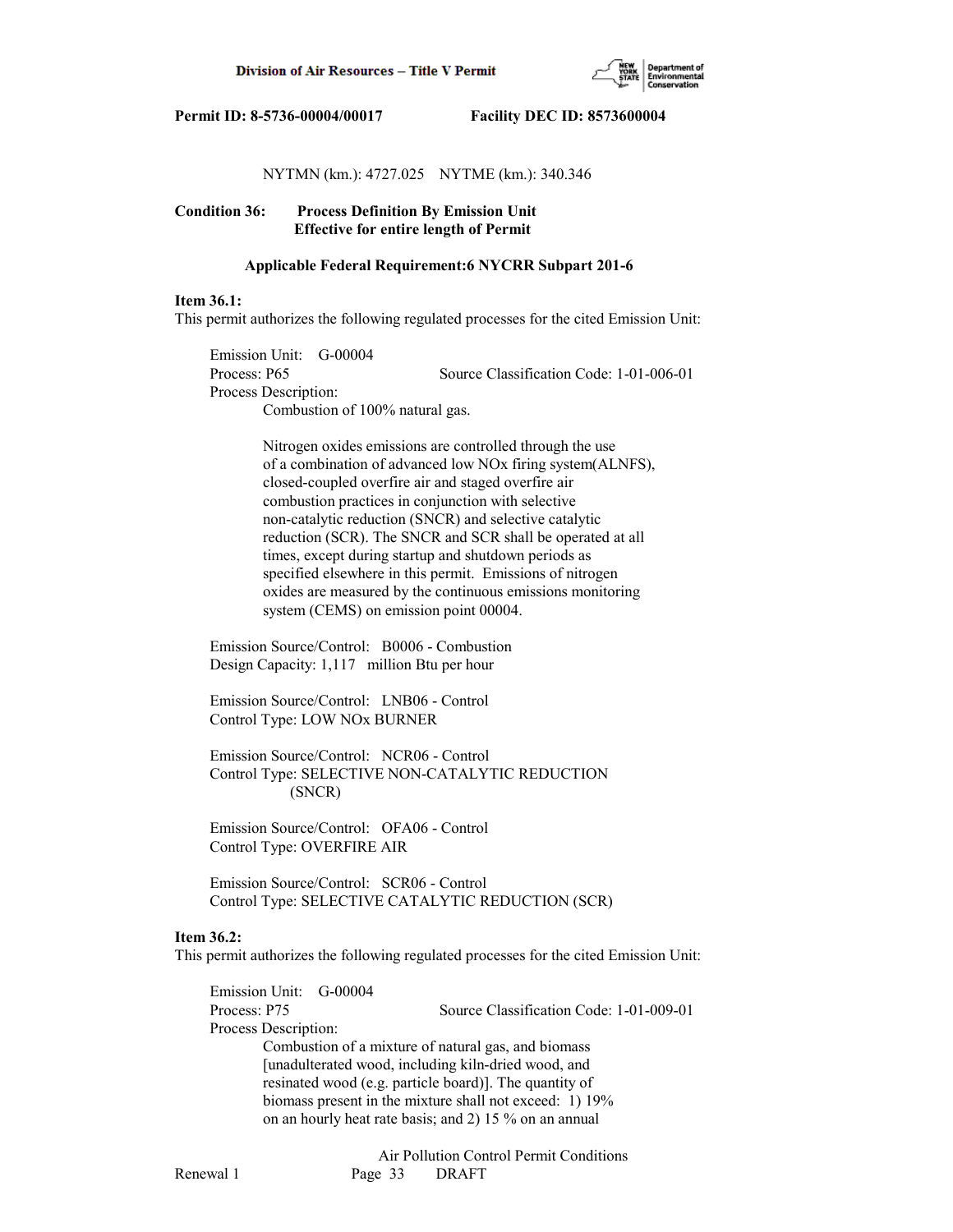NYTMN (km.): 4727.025 NYTME (km.): 340.346

**Condition 36: Process Definition By Emission Unit**
**Effective for entire length of Permit**

**Applicable Federal Requirement:6 NYCRR Subpart 201-6**

**Item 36.1:**
This permit authorizes the following regulated processes for the cited Emission Unit:

Emission Unit: G-00004
Process: P65 Source Classification Code: 1-01-006-01
Process Description:
Combustion of 100% natural gas.

Nitrogen oxides emissions are controlled through the use of a combination of advanced low NOx firing system(ALNFS), closed-coupled overfire air and staged overfire air combustion practices in conjunction with selective non-catalytic reduction (SNCR) and selective catalytic reduction (SCR). The SNCR and SCR shall be operated at all times, except during startup and shutdown periods as specified elsewhere in this permit. Emissions of nitrogen oxides are measured by the continuous emissions monitoring system (CEMS) on emission point 00004.

Emission Source/Control: B0006 - Combustion
Design Capacity: 1,117 million Btu per hour

Emission Source/Control: LNB06 - Control
Control Type: LOW NOx BURNER

Emission Source/Control: NCR06 - Control
Control Type: SELECTIVE NON-CATALYTIC REDUCTION (SNCR)

Emission Source/Control: OFA06 - Control
Control Type: OVERFIRE AIR

Emission Source/Control: SCR06 - Control
Control Type: SELECTIVE CATALYTIC REDUCTION (SCR)

**Item 36.2:**
This permit authorizes the following regulated processes for the cited Emission Unit:

Emission Unit: G-00004
Process: P75 Source Classification Code: 1-01-009-01
Process Description:
Combustion of a mixture of natural gas, and biomass [unadulterated wood, including kiln-dried wood, and resinated wood (e.g. particle board)]. The quantity of biomass present in the mixture shall not exceed: 1) 19% on an hourly heat rate basis; and 2) 15 % on an annual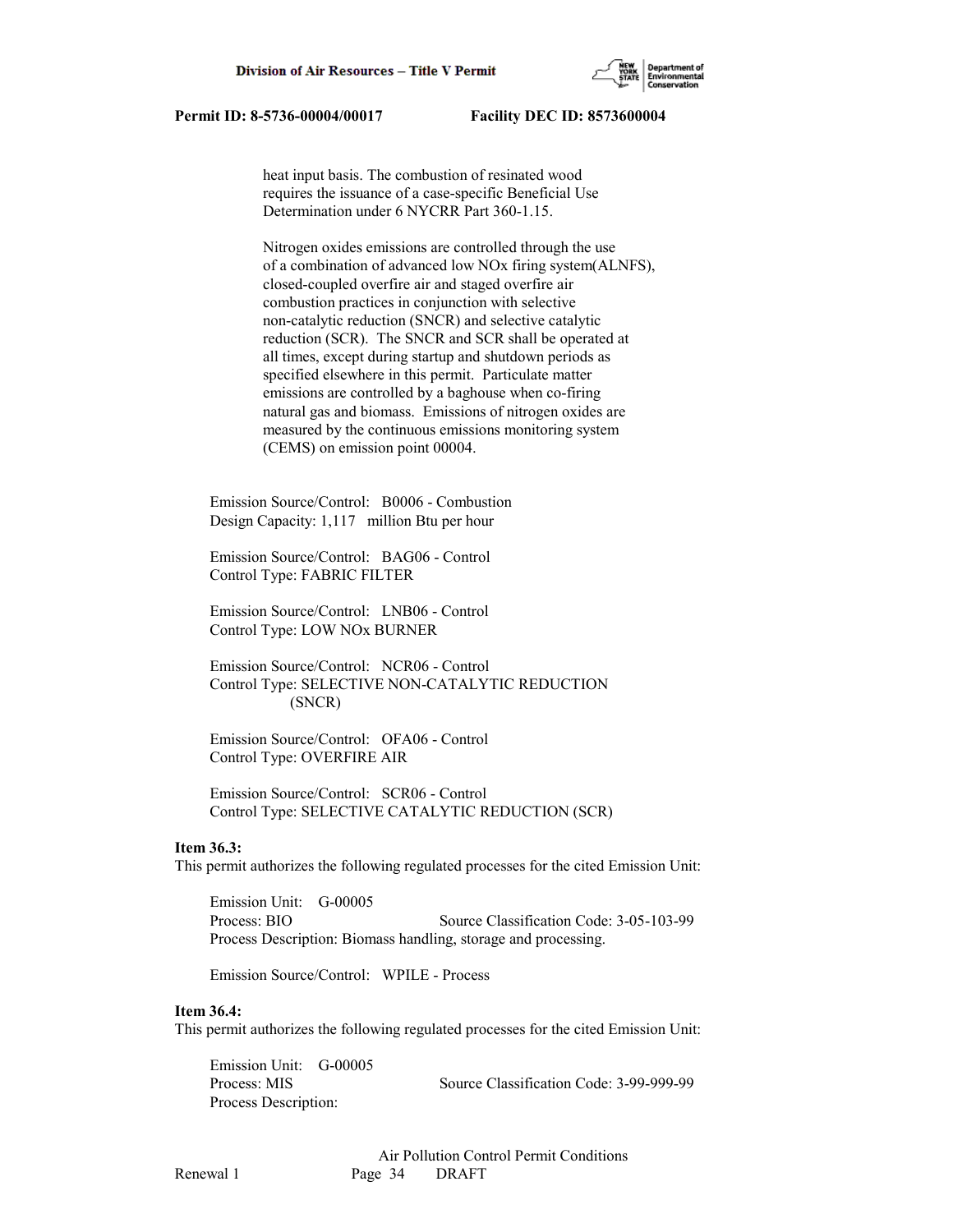heat input basis. The combustion of resinated wood requires the issuance of a case-specific Beneficial Use Determination under 6 NYCRR Part 360-1.15.

Nitrogen oxides emissions are controlled through the use of a combination of advanced low NOx firing system(ALNFS), closed-coupled overfire air and staged overfire air combustion practices in conjunction with selective non-catalytic reduction (SNCR) and selective catalytic reduction (SCR). The SNCR and SCR shall be operated at all times, except during startup and shutdown periods as specified elsewhere in this permit. Particulate matter emissions are controlled by a baghouse when co-firing natural gas and biomass. Emissions of nitrogen oxides are measured by the continuous emissions monitoring system (CEMS) on emission point 00004.

Emission Source/Control: B0006 - Combustion
Design Capacity: 1,117 million Btu per hour

Emission Source/Control: BAG06 - Control
Control Type: FABRIC FILTER

Emission Source/Control: LNB06 - Control
Control Type: LOW NOx BURNER

Emission Source/Control: NCR06 - Control
Control Type: SELECTIVE NON-CATALYTIC REDUCTION (SNCR)

Emission Source/Control: OFA06 - Control
Control Type: OVERFIRE AIR

Emission Source/Control: SCR06 - Control
Control Type: SELECTIVE CATALYTIC REDUCTION (SCR)

**Item 36.3:**
This permit authorizes the following regulated processes for the cited Emission Unit:

Emission Unit: G-00005
Process: BIO Source Classification Code: 3-05-103-99
Process Description: Biomass handling, storage and processing.

Emission Source/Control: WPILE - Process

**Item 36.4:**
This permit authorizes the following regulated processes for the cited Emission Unit:

Emission Unit: G-00005
Process: MIS Source Classification Code: 3-99-999-99
Process Description: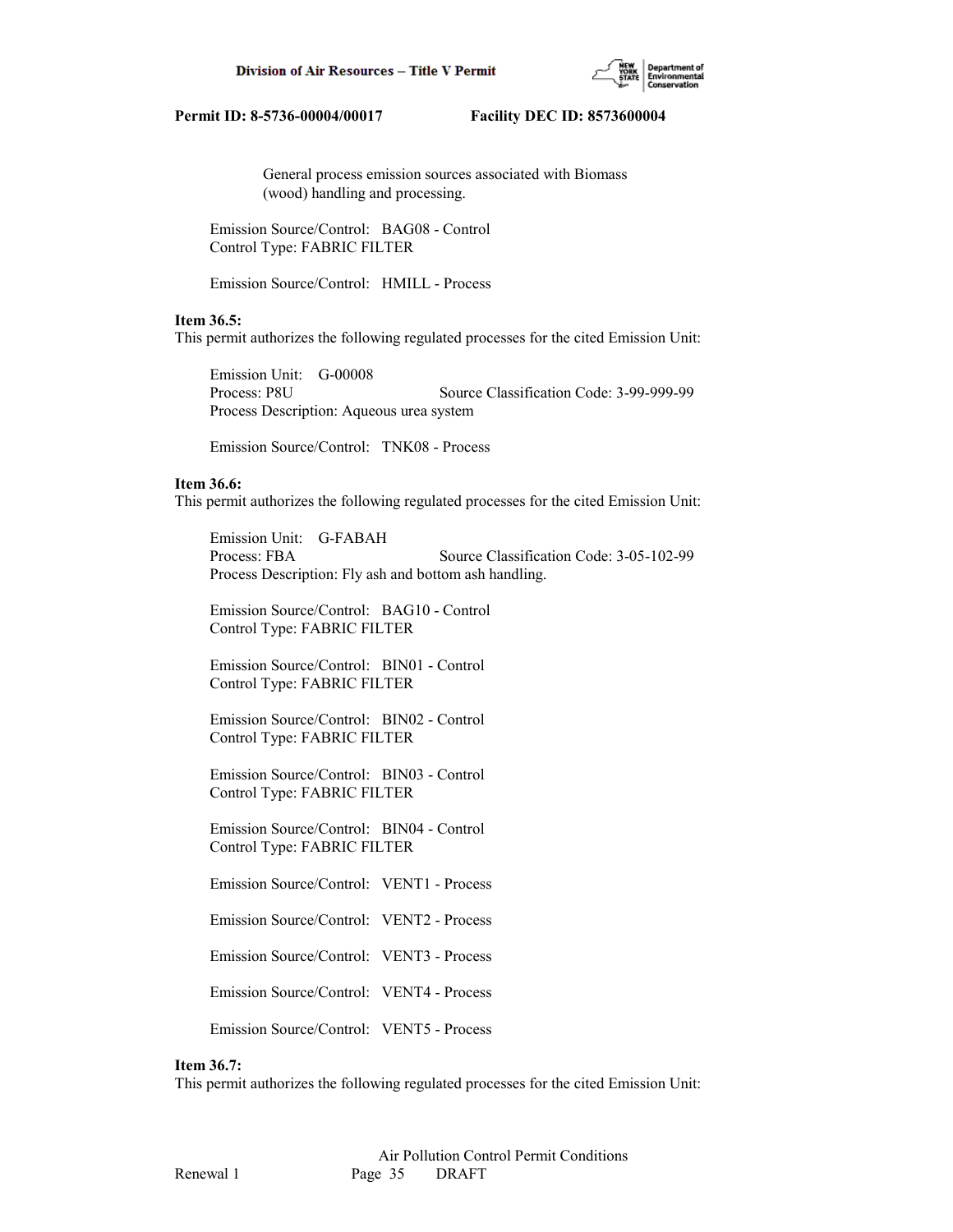General process emission sources associated with Biomass (wood) handling and processing.

Emission Source/Control: BAG08 - Control
Control Type: FABRIC FILTER

Emission Source/Control: HMILL - Process

**Item 36.5:**
This permit authorizes the following regulated processes for the cited Emission Unit:

Emission Unit: G-00008
Process: P8U Source Classification Code: 3-99-999-99
Process Description: Aqueous urea system

Emission Source/Control: TNK08 - Process

**Item 36.6:**
This permit authorizes the following regulated processes for the cited Emission Unit:

Emission Unit: G-FABAH
Process: FBA Source Classification Code: 3-05-102-99
Process Description: Fly ash and bottom ash handling.

Emission Source/Control: BAG10 - Control
Control Type: FABRIC FILTER

Emission Source/Control: BIN01 - Control
Control Type: FABRIC FILTER

Emission Source/Control: BIN02 - Control
Control Type: FABRIC FILTER

Emission Source/Control: BIN03 - Control
Control Type: FABRIC FILTER

Emission Source/Control: BIN04 - Control
Control Type: FABRIC FILTER

Emission Source/Control: VENT1 - Process

Emission Source/Control: VENT2 - Process

Emission Source/Control: VENT3 - Process

Emission Source/Control: VENT4 - Process

Emission Source/Control: VENT5 - Process

**Item 36.7:**
This permit authorizes the following regulated processes for the cited Emission Unit: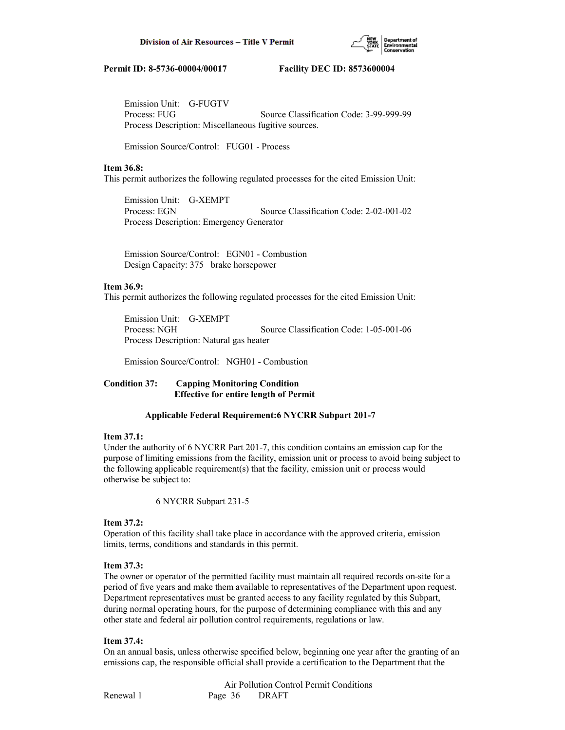Emission Unit: G-FUGTV
Process: FUG Source Classification Code: 3-99-999-99
Process Description: Miscellaneous fugitive sources.

Emission Source/Control: FUG01 - Process

**Item 36.8:**
This permit authorizes the following regulated processes for the cited Emission Unit:

Emission Unit: G-XEMPT
Process: EGN Source Classification Code: 2-02-001-02
Process Description: Emergency Generator

Emission Source/Control: EGN01 - Combustion
Design Capacity: 375 brake horsepower

**Item 36.9:**
This permit authorizes the following regulated processes for the cited Emission Unit:

Emission Unit: G-XEMPT
Process: NGH Source Classification Code: 1-05-001-06
Process Description: Natural gas heater

Emission Source/Control: NGH01 - Combustion

**Condition 37: Capping Monitoring Condition**
**Effective for entire length of Permit**

**Applicable Federal Requirement:6 NYCRR Subpart 201-7**

**Item 37.1:**
Under the authority of 6 NYCRR Part 201-7, this condition contains an emission cap for the purpose of limiting emissions from the facility, emission unit or process to avoid being subject to the following applicable requirement(s) that the facility, emission unit or process would otherwise be subject to:

6 NYCRR Subpart 231-5

**Item 37.2:**
Operation of this facility shall take place in accordance with the approved criteria, emission limits, terms, conditions and standards in this permit.

**Item 37.3:**
The owner or operator of the permitted facility must maintain all required records on-site for a period of five years and make them available to representatives of the Department upon request. Department representatives must be granted access to any facility regulated by this Subpart, during normal operating hours, for the purpose of determining compliance with this and any other state and federal air pollution control requirements, regulations or law.

**Item 37.4:**
On an annual basis, unless otherwise specified below, beginning one year after the granting of an emissions cap, the responsible official shall provide a certification to the Department that the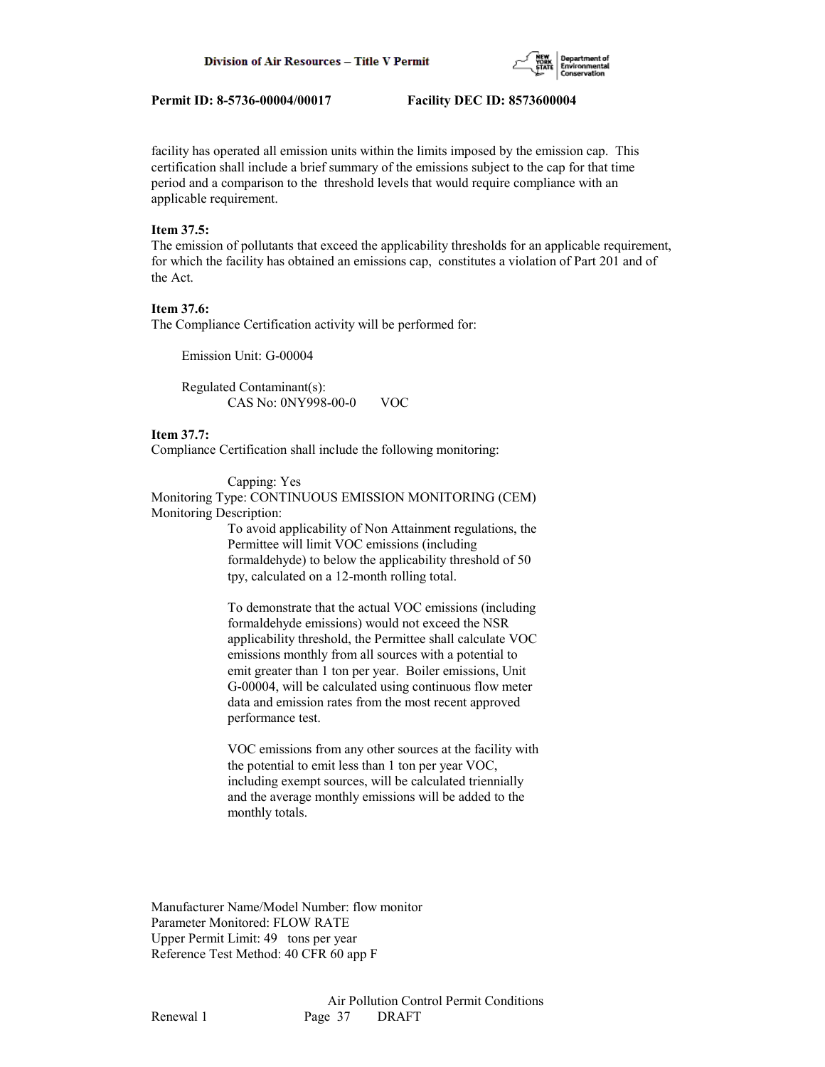facility has operated all emission units within the limits imposed by the emission cap. This certification shall include a brief summary of the emissions subject to the cap for that time period and a comparison to the threshold levels that would require compliance with an applicable requirement.

**Item 37.5:**
The emission of pollutants that exceed the applicability thresholds for an applicable requirement, for which the facility has obtained an emissions cap, constitutes a violation of Part 201 and of the Act.

**Item 37.6:**
The Compliance Certification activity will be performed for:

Emission Unit: G-00004

Regulated Contaminant(s):
CAS No: 0NY998-00-0 VOC

**Item 37.7:**
Compliance Certification shall include the following monitoring:

Capping: Yes
Monitoring Type: CONTINUOUS EMISSION MONITORING (CEM)
Monitoring Description:

To avoid applicability of Non Attainment regulations, the Permittee will limit VOC emissions (including formaldehyde) to below the applicability threshold of 50 tpy, calculated on a 12-month rolling total.

To demonstrate that the actual VOC emissions (including formaldehyde emissions) would not exceed the NSR applicability threshold, the Permittee shall calculate VOC emissions monthly from all sources with a potential to emit greater than 1 ton per year. Boiler emissions, Unit G-00004, will be calculated using continuous flow meter data and emission rates from the most recent approved performance test.

VOC emissions from any other sources at the facility with the potential to emit less than 1 ton per year VOC, including exempt sources, will be calculated triennially and the average monthly emissions will be added to the monthly totals.

Manufacturer Name/Model Number: flow monitor
Parameter Monitored: FLOW RATE
Upper Permit Limit: 49 tons per year
Reference Test Method: 40 CFR 60 app F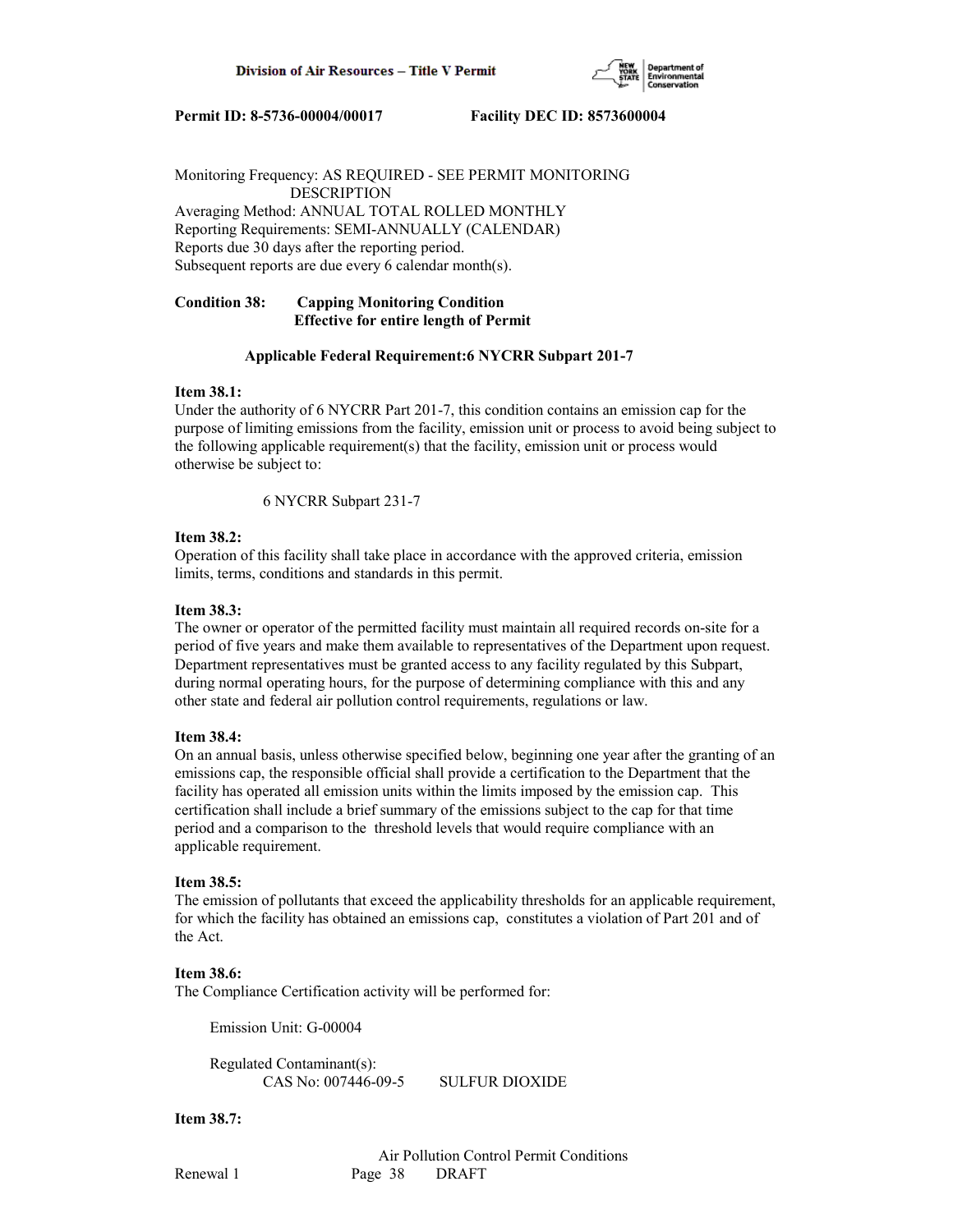Monitoring Frequency: AS REQUIRED - SEE PERMIT MONITORING
DESCRIPTION
Averaging Method: ANNUAL TOTAL ROLLED MONTHLY
Reporting Requirements: SEMI-ANNUALLY (CALENDAR)
Reports due 30 days after the reporting period.
Subsequent reports are due every 6 calendar month(s).

**Condition 38: Capping Monitoring Condition**
**Effective for entire length of Permit**

**Applicable Federal Requirement:6 NYCRR Subpart 201-7**

**Item 38.1:**
Under the authority of 6 NYCRR Part 201-7, this condition contains an emission cap for the purpose of limiting emissions from the facility, emission unit or process to avoid being subject to the following applicable requirement(s) that the facility, emission unit or process would otherwise be subject to:

6 NYCRR Subpart 231-7

**Item 38.2:**
Operation of this facility shall take place in accordance with the approved criteria, emission limits, terms, conditions and standards in this permit.

**Item 38.3:**
The owner or operator of the permitted facility must maintain all required records on-site for a period of five years and make them available to representatives of the Department upon request. Department representatives must be granted access to any facility regulated by this Subpart, during normal operating hours, for the purpose of determining compliance with this and any other state and federal air pollution control requirements, regulations or law.

**Item 38.4:**
On an annual basis, unless otherwise specified below, beginning one year after the granting of an emissions cap, the responsible official shall provide a certification to the Department that the facility has operated all emission units within the limits imposed by the emission cap. This certification shall include a brief summary of the emissions subject to the cap for that time period and a comparison to the threshold levels that would require compliance with an applicable requirement.

**Item 38.5:**
The emission of pollutants that exceed the applicability thresholds for an applicable requirement, for which the facility has obtained an emissions cap, constitutes a violation of Part 201 and of the Act.

**Item 38.6:**
The Compliance Certification activity will be performed for:

Emission Unit: G-00004

Regulated Contaminant(s):
CAS No: 007446-09-5 SULFUR DIOXIDE

**Item 38.7:**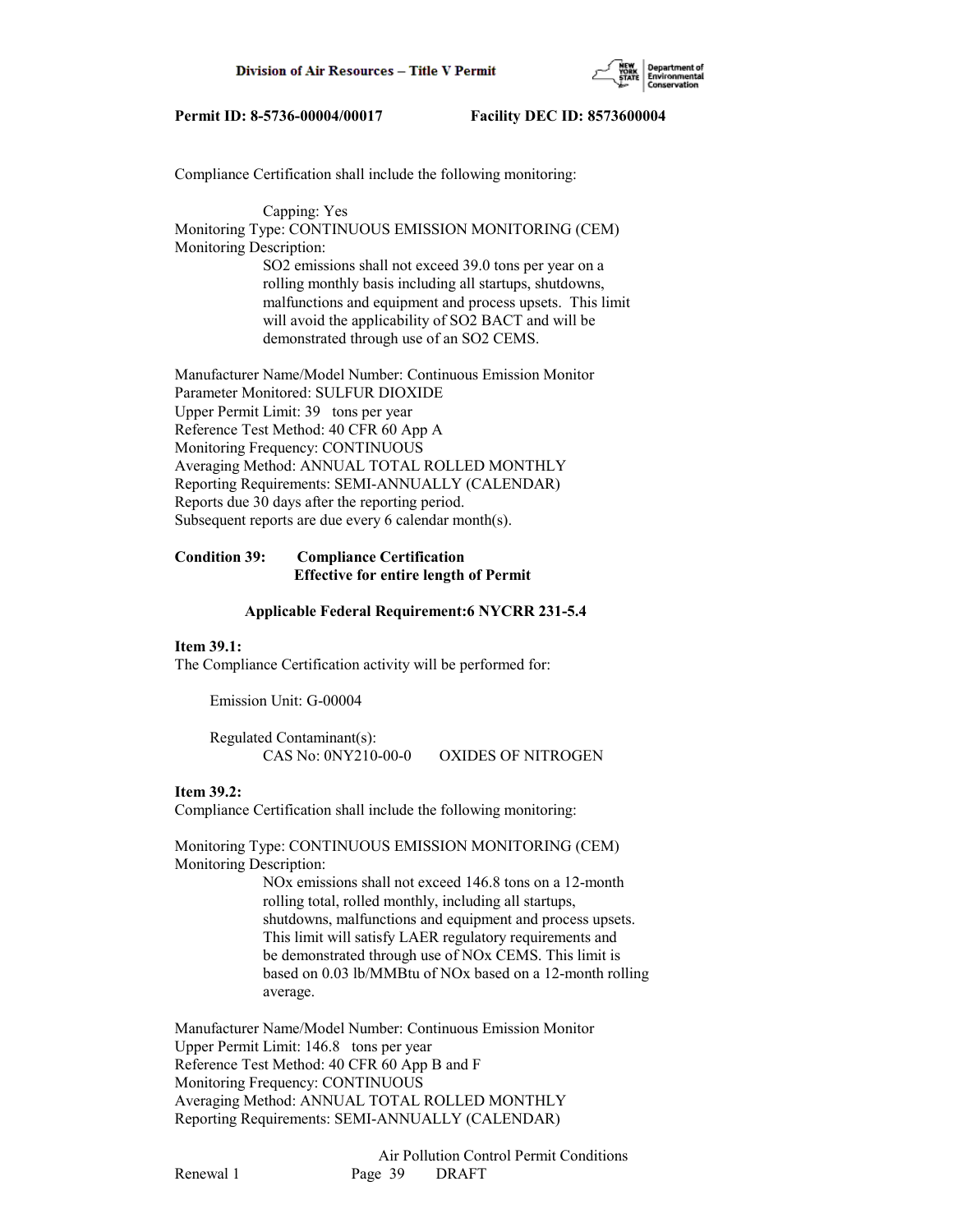Compliance Certification shall include the following monitoring:

Capping: Yes
Monitoring Type: CONTINUOUS EMISSION MONITORING (CEM)
Monitoring Description:

SO2 emissions shall not exceed 39.0 tons per year on a rolling monthly basis including all startups, shutdowns, malfunctions and equipment and process upsets. This limit will avoid the applicability of SO2 BACT and will be demonstrated through use of an SO2 CEMS.

Manufacturer Name/Model Number: Continuous Emission Monitor
Parameter Monitored: SULFUR DIOXIDE
Upper Permit Limit: 39 tons per year
Reference Test Method: 40 CFR 60 App A
Monitoring Frequency: CONTINUOUS
Averaging Method: ANNUAL TOTAL ROLLED MONTHLY
Reporting Requirements: SEMI-ANNUALLY (CALENDAR)
Reports due 30 days after the reporting period.
Subsequent reports are due every 6 calendar month(s).

**Condition 39: Compliance Certification**
**Effective for entire length of Permit**

**Applicable Federal Requirement:6 NYCRR 231-5.4**

**Item 39.1:**
The Compliance Certification activity will be performed for:

Emission Unit: G-00004

Regulated Contaminant(s):
CAS No: 0NY210-00-0 OXIDES OF NITROGEN

**Item 39.2:**
Compliance Certification shall include the following monitoring:

Monitoring Type: CONTINUOUS EMISSION MONITORING (CEM)
Monitoring Description:

NOx emissions shall not exceed 146.8 tons on a 12-month rolling total, rolled monthly, including all startups, shutdowns, malfunctions and equipment and process upsets. This limit will satisfy LAER regulatory requirements and be demonstrated through use of NOx CEMS. This limit is based on 0.03 lb/MMBtu of NOx based on a 12-month rolling average.

Manufacturer Name/Model Number: Continuous Emission Monitor
Upper Permit Limit: 146.8 tons per year
Reference Test Method: 40 CFR 60 App B and F
Monitoring Frequency: CONTINUOUS
Averaging Method: ANNUAL TOTAL ROLLED MONTHLY
Reporting Requirements: SEMI-ANNUALLY (CALENDAR)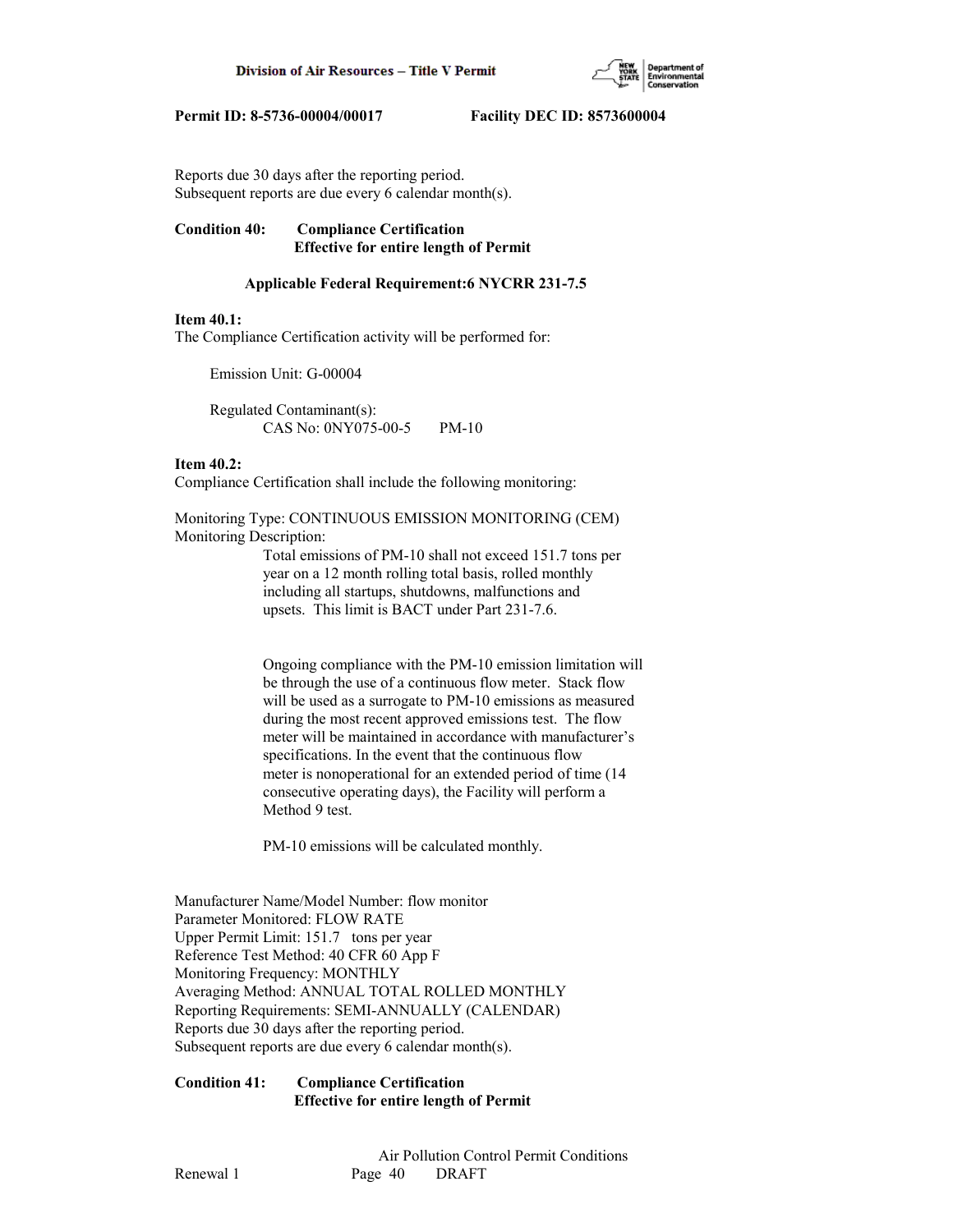Reports due 30 days after the reporting period.
Subsequent reports are due every 6 calendar month(s).

**Condition 40: Compliance Certification**
**Effective for entire length of Permit**

**Applicable Federal Requirement:6 NYCRR 231-7.5**

**Item 40.1:**
The Compliance Certification activity will be performed for:

Emission Unit: G-00004

Regulated Contaminant(s):
CAS No: 0NY075-00-5 PM-10

**Item 40.2:**
Compliance Certification shall include the following monitoring:

Monitoring Type: CONTINUOUS EMISSION MONITORING (CEM)
Monitoring Description:

Total emissions of PM-10 shall not exceed 151.7 tons per year on a 12 month rolling total basis, rolled monthly including all startups, shutdowns, malfunctions and upsets. This limit is BACT under Part 231-7.6.

Ongoing compliance with the PM-10 emission limitation will be through the use of a continuous flow meter. Stack flow will be used as a surrogate to PM-10 emissions as measured during the most recent approved emissions test. The flow meter will be maintained in accordance with manufacturer's specifications. In the event that the continuous flow meter is nonoperational for an extended period of time (14 consecutive operating days), the Facility will perform a Method 9 test.

PM-10 emissions will be calculated monthly.

Manufacturer Name/Model Number: flow monitor
Parameter Monitored: FLOW RATE
Upper Permit Limit: 151.7 tons per year
Reference Test Method: 40 CFR 60 App F
Monitoring Frequency: MONTHLY
Averaging Method: ANNUAL TOTAL ROLLED MONTHLY
Reporting Requirements: SEMI-ANNUALLY (CALENDAR)
Reports due 30 days after the reporting period.
Subsequent reports are due every 6 calendar month(s).

**Condition 41: Compliance Certification**
**Effective for entire length of Permit**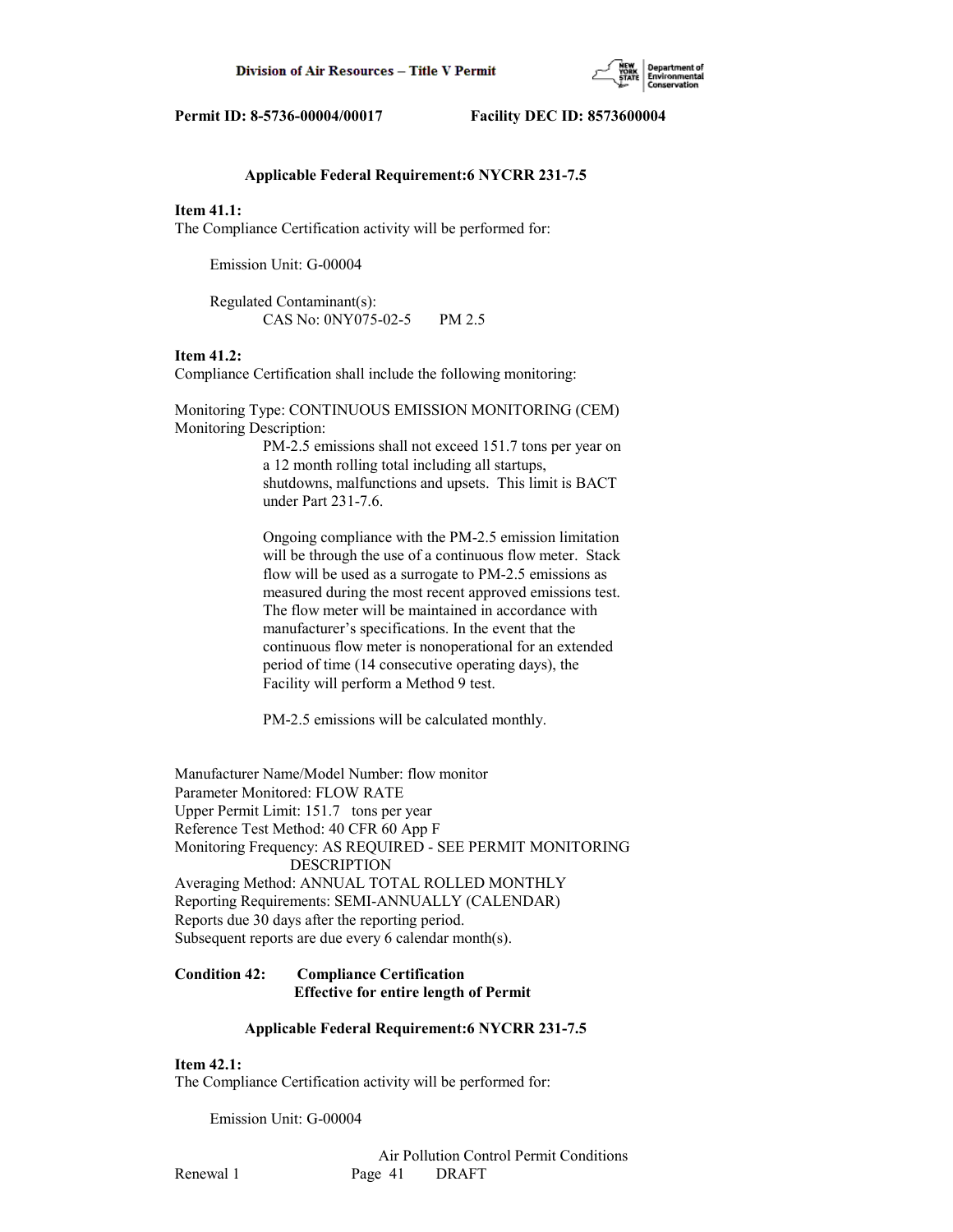**Applicable Federal Requirement:6 NYCRR 231-7.5**

**Item 41.1:**
The Compliance Certification activity will be performed for:

Emission Unit: G-00004

Regulated Contaminant(s):
CAS No: 0NY075-02-5 PM 2.5

**Item 41.2:**
Compliance Certification shall include the following monitoring:

Monitoring Type: CONTINUOUS EMISSION MONITORING (CEM)
Monitoring Description:

PM-2.5 emissions shall not exceed 151.7 tons per year on a 12 month rolling total including all startups, shutdowns, malfunctions and upsets. This limit is BACT under Part 231-7.6.

Ongoing compliance with the PM-2.5 emission limitation will be through the use of a continuous flow meter. Stack flow will be used as a surrogate to PM-2.5 emissions as measured during the most recent approved emissions test. The flow meter will be maintained in accordance with manufacturer's specifications. In the event that the continuous flow meter is nonoperational for an extended period of time (14 consecutive operating days), the Facility will perform a Method 9 test.

PM-2.5 emissions will be calculated monthly.

Manufacturer Name/Model Number: flow monitor
Parameter Monitored: FLOW RATE
Upper Permit Limit: 151.7 tons per year
Reference Test Method: 40 CFR 60 App F
Monitoring Frequency: AS REQUIRED - SEE PERMIT MONITORING DESCRIPTION
Averaging Method: ANNUAL TOTAL ROLLED MONTHLY
Reporting Requirements: SEMI-ANNUALLY (CALENDAR)
Reports due 30 days after the reporting period.
Subsequent reports are due every 6 calendar month(s).

**Condition 42: Compliance Certification**
**Effective for entire length of Permit**

**Applicable Federal Requirement:6 NYCRR 231-7.5**

**Item 42.1:**
The Compliance Certification activity will be performed for:

Emission Unit: G-00004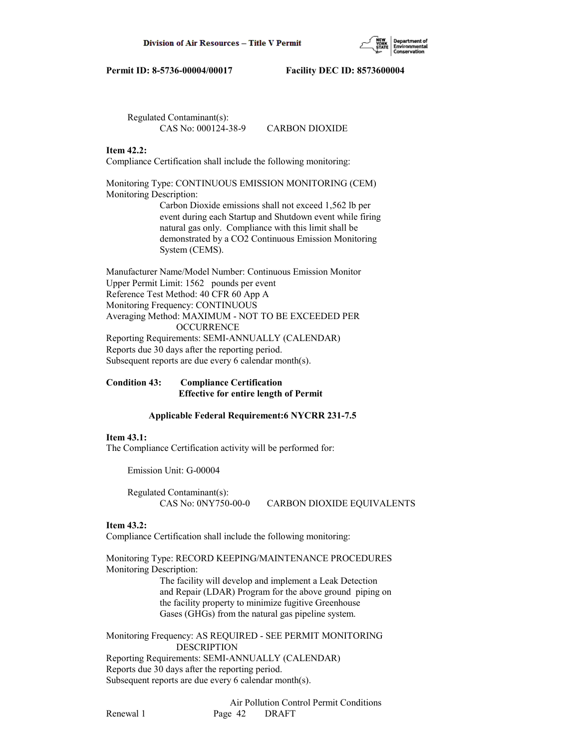Regulated Contaminant(s):
CAS No: 000124-38-9 CARBON DIOXIDE

**Item 42.2:**
Compliance Certification shall include the following monitoring:

Monitoring Type: CONTINUOUS EMISSION MONITORING (CEM)
Monitoring Description:
Carbon Dioxide emissions shall not exceed 1,562 lb per event during each Startup and Shutdown event while firing natural gas only. Compliance with this limit shall be demonstrated by a CO2 Continuous Emission Monitoring System (CEMS).

Manufacturer Name/Model Number: Continuous Emission Monitor
Upper Permit Limit: 1562 pounds per event
Reference Test Method: 40 CFR 60 App A
Monitoring Frequency: CONTINUOUS
Averaging Method: MAXIMUM - NOT TO BE EXCEEDED PER OCCURRENCE
Reporting Requirements: SEMI-ANNUALLY (CALENDAR)
Reports due 30 days after the reporting period.
Subsequent reports are due every 6 calendar month(s).

**Condition 43: Compliance Certification**
**Effective for entire length of Permit**

**Applicable Federal Requirement:6 NYCRR 231-7.5**

**Item 43.1:**
The Compliance Certification activity will be performed for:

Emission Unit: G-00004

Regulated Contaminant(s):
CAS No: 0NY750-00-0 CARBON DIOXIDE EQUIVALENTS

**Item 43.2:**
Compliance Certification shall include the following monitoring:

Monitoring Type: RECORD KEEPING/MAINTENANCE PROCEDURES
Monitoring Description:
The facility will develop and implement a Leak Detection and Repair (LDAR) Program for the above ground piping on the facility property to minimize fugitive Greenhouse Gases (GHGs) from the natural gas pipeline system.

Monitoring Frequency: AS REQUIRED - SEE PERMIT MONITORING DESCRIPTION
Reporting Requirements: SEMI-ANNUALLY (CALENDAR)
Reports due 30 days after the reporting period.
Subsequent reports are due every 6 calendar month(s).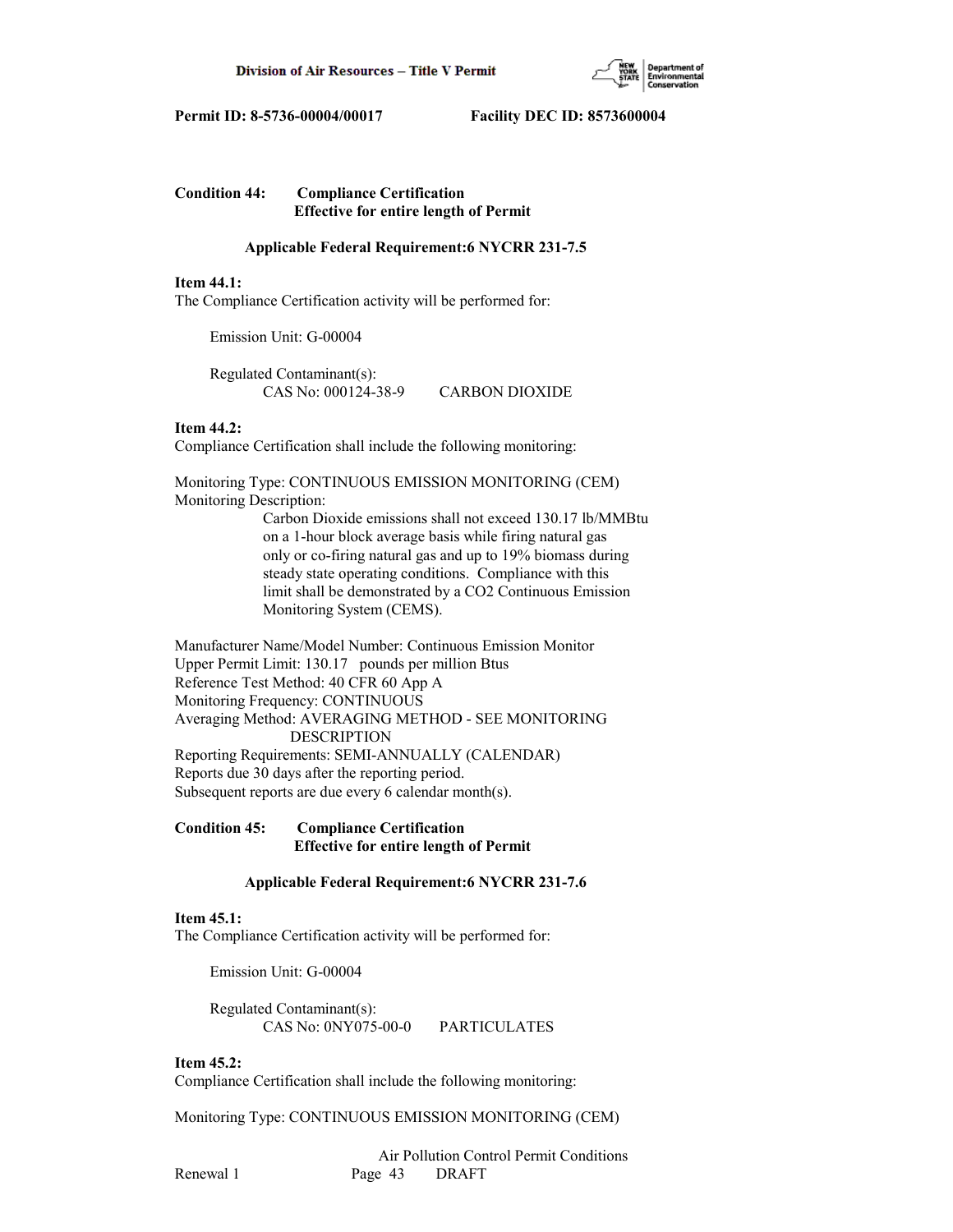**Condition 44: Compliance Certification**
**Effective for entire length of Permit**

**Applicable Federal Requirement:6 NYCRR 231-7.5**

**Item 44.1:**
The Compliance Certification activity will be performed for:

Emission Unit: G-00004

Regulated Contaminant(s):
CAS No: 000124-38-9 CARBON DIOXIDE

**Item 44.2:**
Compliance Certification shall include the following monitoring:

Monitoring Type: CONTINUOUS EMISSION MONITORING (CEM)
Monitoring Description:
Carbon Dioxide emissions shall not exceed 130.17 lb/MMBtu on a 1-hour block average basis while firing natural gas only or co-firing natural gas and up to 19% biomass during steady state operating conditions. Compliance with this limit shall be demonstrated by a CO2 Continuous Emission Monitoring System (CEMS).

Manufacturer Name/Model Number: Continuous Emission Monitor
Upper Permit Limit: 130.17 pounds per million Btus
Reference Test Method: 40 CFR 60 App A
Monitoring Frequency: CONTINUOUS
Averaging Method: AVERAGING METHOD - SEE MONITORING DESCRIPTION
Reporting Requirements: SEMI-ANNUALLY (CALENDAR)
Reports due 30 days after the reporting period.
Subsequent reports are due every 6 calendar month(s).

**Condition 45: Compliance Certification**
**Effective for entire length of Permit**

**Applicable Federal Requirement:6 NYCRR 231-7.6**

**Item 45.1:**
The Compliance Certification activity will be performed for:

Emission Unit: G-00004

Regulated Contaminant(s):
CAS No: 0NY075-00-0 PARTICULATES

**Item 45.2:**
Compliance Certification shall include the following monitoring:

Monitoring Type: CONTINUOUS EMISSION MONITORING (CEM)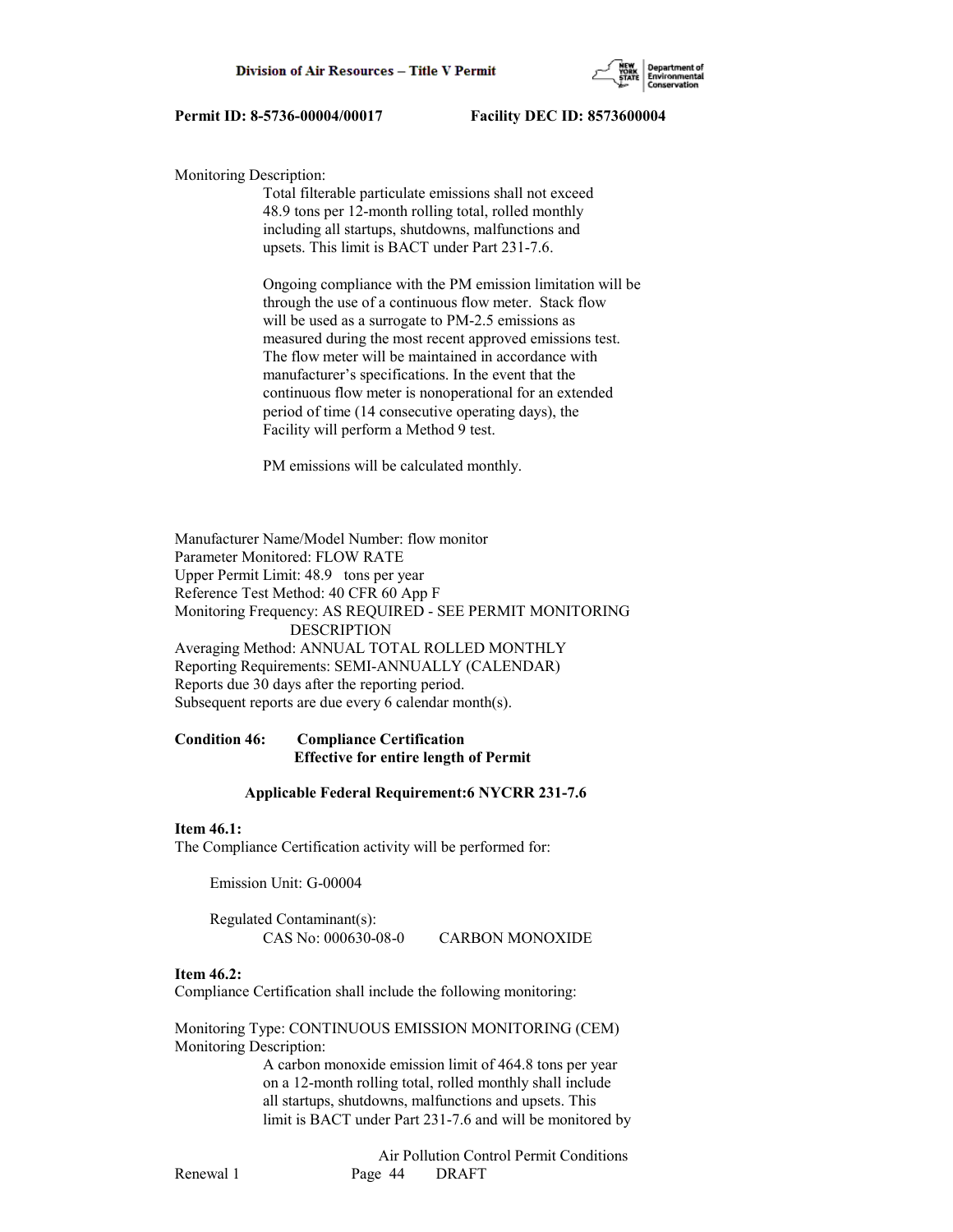Monitoring Description:

Total filterable particulate emissions shall not exceed 48.9 tons per 12-month rolling total, rolled monthly including all startups, shutdowns, malfunctions and upsets. This limit is BACT under Part 231-7.6.

Ongoing compliance with the PM emission limitation will be through the use of a continuous flow meter. Stack flow will be used as a surrogate to PM-2.5 emissions as measured during the most recent approved emissions test. The flow meter will be maintained in accordance with manufacturer's specifications. In the event that the continuous flow meter is nonoperational for an extended period of time (14 consecutive operating days), the Facility will perform a Method 9 test.

PM emissions will be calculated monthly.

Manufacturer Name/Model Number: flow monitor
Parameter Monitored: FLOW RATE
Upper Permit Limit: 48.9 tons per year
Reference Test Method: 40 CFR 60 App F
Monitoring Frequency: AS REQUIRED - SEE PERMIT MONITORING DESCRIPTION
Averaging Method: ANNUAL TOTAL ROLLED MONTHLY
Reporting Requirements: SEMI-ANNUALLY (CALENDAR)
Reports due 30 days after the reporting period.
Subsequent reports are due every 6 calendar month(s).

**Condition 46: Compliance Certification**
**Effective for entire length of Permit**

**Applicable Federal Requirement:6 NYCRR 231-7.6**

**Item 46.1:**
The Compliance Certification activity will be performed for:

Emission Unit: G-00004

Regulated Contaminant(s):
CAS No: 000630-08-0 CARBON MONOXIDE

**Item 46.2:**
Compliance Certification shall include the following monitoring:

Monitoring Type: CONTINUOUS EMISSION MONITORING (CEM)
Monitoring Description:

A carbon monoxide emission limit of 464.8 tons per year on a 12-month rolling total, rolled monthly shall include all startups, shutdowns, malfunctions and upsets. This limit is BACT under Part 231-7.6 and will be monitored by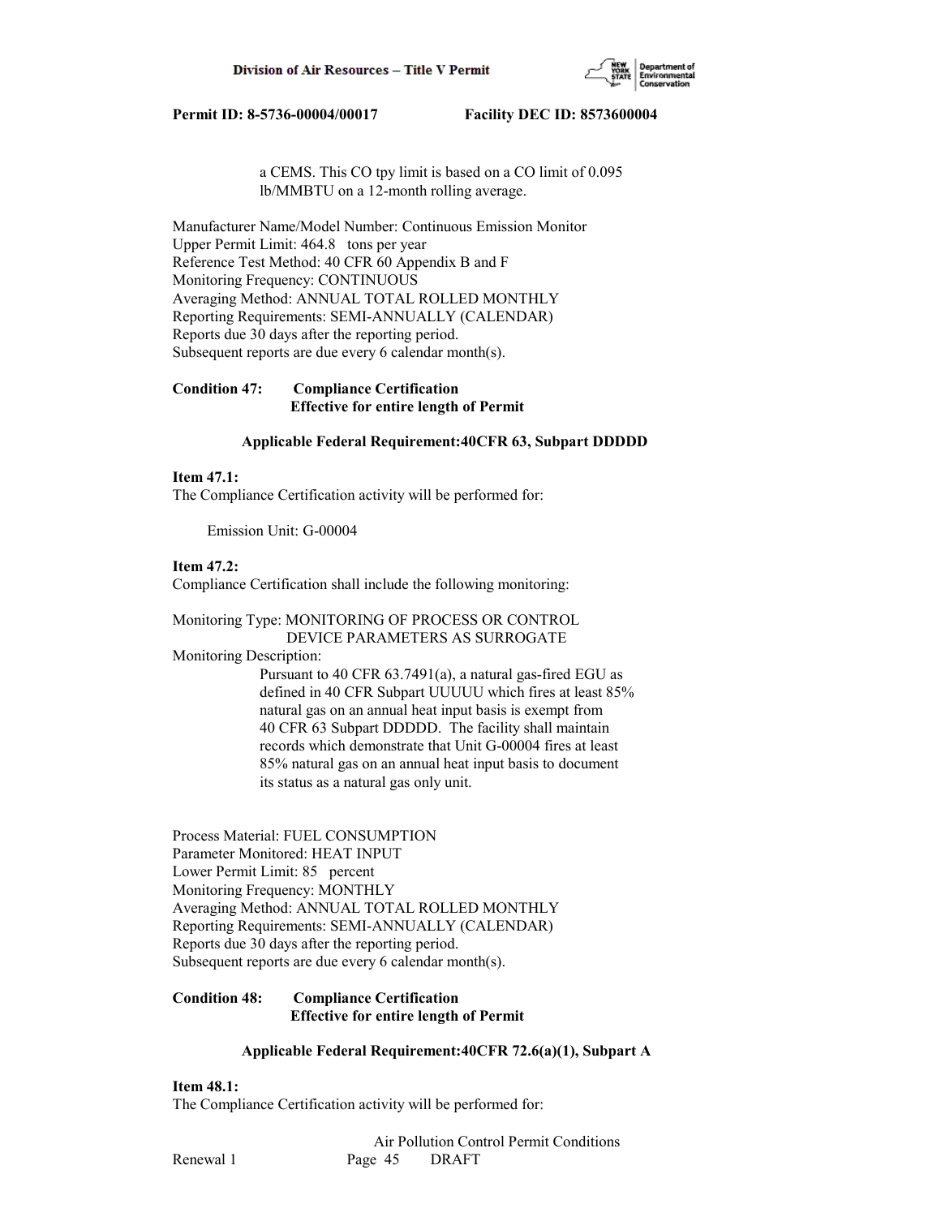a CEMS. This CO tpy limit is based on a CO limit of 0.095 lb/MMBTU on a 12-month rolling average.

Manufacturer Name/Model Number: Continuous Emission Monitor
Upper Permit Limit: 464.8 tons per year
Reference Test Method: 40 CFR 60 Appendix B and F
Monitoring Frequency: CONTINUOUS
Averaging Method: ANNUAL TOTAL ROLLED MONTHLY
Reporting Requirements: SEMI-ANNUALLY (CALENDAR)
Reports due 30 days after the reporting period.
Subsequent reports are due every 6 calendar month(s).

**Condition 47: Compliance Certification**
**Effective for entire length of Permit**

**Applicable Federal Requirement:40CFR 63, Subpart DDDDD**

**Item 47.1:**
The Compliance Certification activity will be performed for:

Emission Unit: G-00004

**Item 47.2:**
Compliance Certification shall include the following monitoring:

Monitoring Type: MONITORING OF PROCESS OR CONTROL DEVICE PARAMETERS AS SURROGATE
Monitoring Description:
Pursuant to 40 CFR 63.7491(a), a natural gas-fired EGU as defined in 40 CFR Subpart UUUUU which fires at least 85% natural gas on an annual heat input basis is exempt from 40 CFR 63 Subpart DDDDD. The facility shall maintain records which demonstrate that Unit G-00004 fires at least 85% natural gas on an annual heat input basis to document its status as a natural gas only unit.

Process Material: FUEL CONSUMPTION
Parameter Monitored: HEAT INPUT
Lower Permit Limit: 85 percent
Monitoring Frequency: MONTHLY
Averaging Method: ANNUAL TOTAL ROLLED MONTHLY
Reporting Requirements: SEMI-ANNUALLY (CALENDAR)
Reports due 30 days after the reporting period.
Subsequent reports are due every 6 calendar month(s).

**Condition 48: Compliance Certification**
**Effective for entire length of Permit**

**Applicable Federal Requirement:40CFR 72.6(a)(1), Subpart A**

**Item 48.1:**
The Compliance Certification activity will be performed for: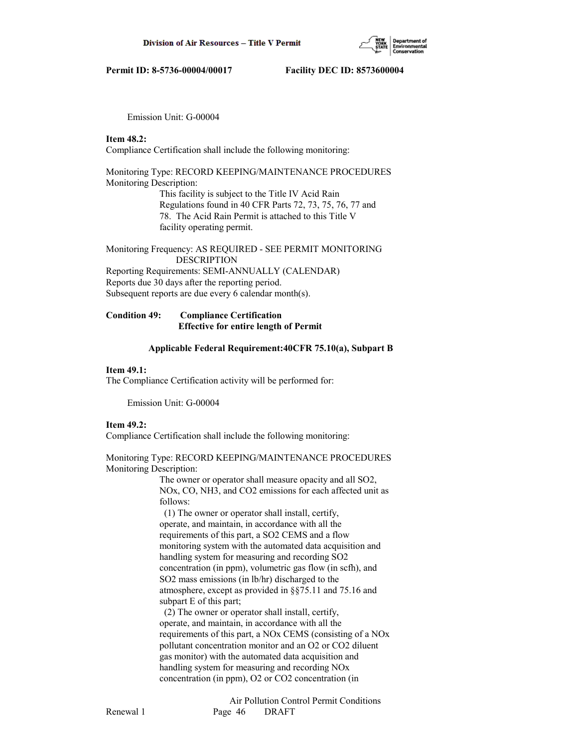Emission Unit: G-00004

**Item 48.2:**
Compliance Certification shall include the following monitoring:

Monitoring Type: RECORD KEEPING/MAINTENANCE PROCEDURES
Monitoring Description:

This facility is subject to the Title IV Acid Rain Regulations found in 40 CFR Parts 72, 73, 75, 76, 77 and 78. The Acid Rain Permit is attached to this Title V facility operating permit.

Monitoring Frequency: AS REQUIRED - SEE PERMIT MONITORING DESCRIPTION
Reporting Requirements: SEMI-ANNUALLY (CALENDAR)
Reports due 30 days after the reporting period.
Subsequent reports are due every 6 calendar month(s).

**Condition 49: Compliance Certification**
**Effective for entire length of Permit**

**Applicable Federal Requirement:40CFR 75.10(a), Subpart B**

**Item 49.1:**
The Compliance Certification activity will be performed for:

Emission Unit: G-00004

**Item 49.2:**
Compliance Certification shall include the following monitoring:

Monitoring Type: RECORD KEEPING/MAINTENANCE PROCEDURES
Monitoring Description:

The owner or operator shall measure opacity and all $SO_2$, $NO_x$, CO, $NH_3$, and $CO_2$ emissions for each affected unit as follows:

(1) The owner or operator shall install, certify, operate, and maintain, in accordance with all the requirements of this part, a $SO_2$ CEMS and a flow monitoring system with the automated data acquisition and handling system for measuring and recording $SO_2$ concentration (in ppm), volumetric gas flow (in scfh), and $SO_2$ mass emissions (in lb/hr) discharged to the atmosphere, except as provided in §§75.11 and 75.16 and subpart E of this part;

(2) The owner or operator shall install, certify, operate, and maintain, in accordance with all the requirements of this part, a $NO_x$ CEMS (consisting of a $NO_x$ pollutant concentration monitor and an $O_2$ or $CO_2$ diluent gas monitor) with the automated data acquisition and handling system for measuring and recording $NO_x$ concentration (in ppm), $O_2$ or $CO_2$ concentration (in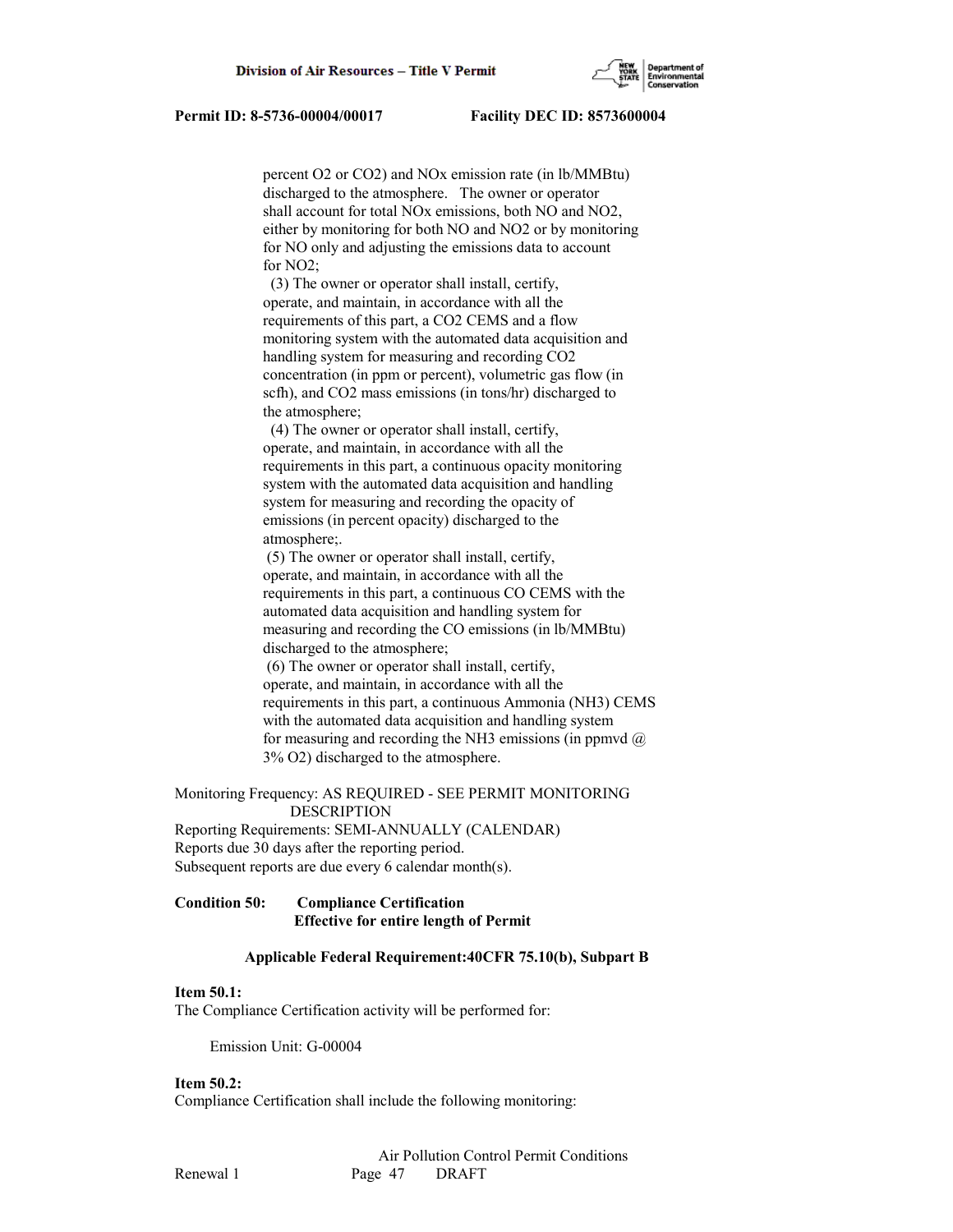percent $O_2$ or $CO_2$) and NOx emission rate (in lb/MMBtu) discharged to the atmosphere. The owner or operator shall account for total NOx emissions, both NO and $NO_2$, either by monitoring for both NO and $NO_2$ or by monitoring for NO only and adjusting the emissions data to account for $NO_2$;

(3) The owner or operator shall install, certify, operate, and maintain, in accordance with all the requirements of this part, a $CO_2$ CEMS and a flow monitoring system with the automated data acquisition and handling system for measuring and recording $CO_2$ concentration (in ppm or percent), volumetric gas flow (in scfh), and $CO_2$ mass emissions (in tons/hr) discharged to the atmosphere;

(4) The owner or operator shall install, certify, operate, and maintain, in accordance with all the requirements in this part, a continuous opacity monitoring system with the automated data acquisition and handling system for measuring and recording the opacity of emissions (in percent opacity) discharged to the atmosphere;.

(5) The owner or operator shall install, certify, operate, and maintain, in accordance with all the requirements in this part, a continuous CO CEMS with the automated data acquisition and handling system for measuring and recording the CO emissions (in lb/MMBtu) discharged to the atmosphere;

(6) The owner or operator shall install, certify, operate, and maintain, in accordance with all the requirements in this part, a continuous Ammonia ($NH_3$) CEMS with the automated data acquisition and handling system for measuring and recording the $NH_3$ emissions (in ppmvd @ 3% $O_2$) discharged to the atmosphere.

Monitoring Frequency: AS REQUIRED - SEE PERMIT MONITORING DESCRIPTION
Reporting Requirements: SEMI-ANNUALLY (CALENDAR)
Reports due 30 days after the reporting period.
Subsequent reports are due every 6 calendar month(s).

**Condition 50: Compliance Certification**
**Effective for entire length of Permit**

**Applicable Federal Requirement:40CFR 75.10(b), Subpart B**

**Item 50.1:**
The Compliance Certification activity will be performed for:

Emission Unit: G-00004

**Item 50.2:**
Compliance Certification shall include the following monitoring: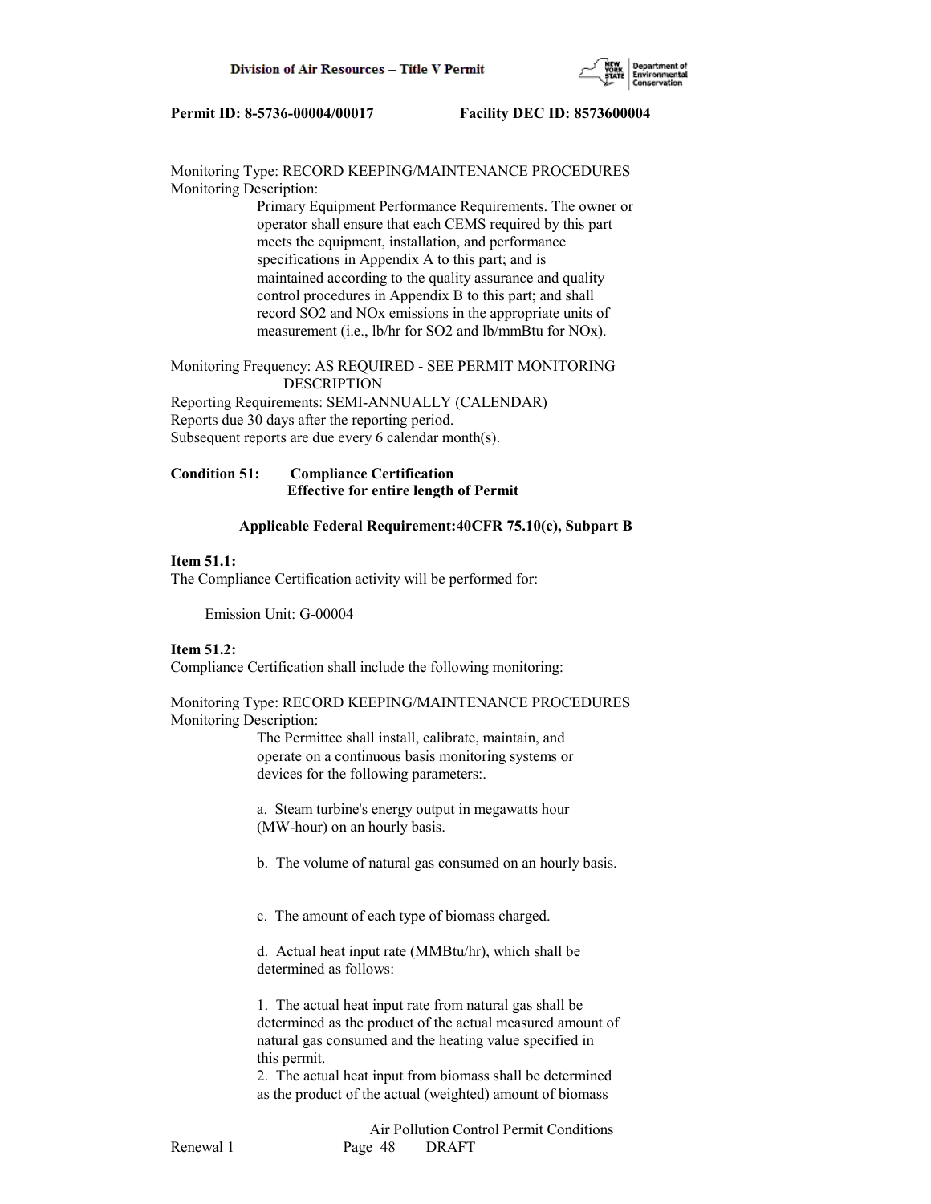Monitoring Type: RECORD KEEPING/MAINTENANCE PROCEDURES
Monitoring Description:

Primary Equipment Performance Requirements. The owner or operator shall ensure that each CEMS required by this part meets the equipment, installation, and performance specifications in Appendix A to this part; and is maintained according to the quality assurance and quality control procedures in Appendix B to this part; and shall record $SO_2$ and $NO_x$ emissions in the appropriate units of measurement (i.e., lb/hr for $SO_2$ and lb/mmBtu for $NO_x$).

Monitoring Frequency: AS REQUIRED - SEE PERMIT MONITORING DESCRIPTION
Reporting Requirements: SEMI-ANNUALLY (CALENDAR)
Reports due 30 days after the reporting period.
Subsequent reports are due every 6 calendar month(s).

**Condition 51: Compliance Certification**
**Effective for entire length of Permit**

**Applicable Federal Requirement:40CFR 75.10(c), Subpart B**

**Item 51.1:**
The Compliance Certification activity will be performed for:

Emission Unit: G-00004

**Item 51.2:**
Compliance Certification shall include the following monitoring:

Monitoring Type: RECORD KEEPING/MAINTENANCE PROCEDURES
Monitoring Description:

The Permittee shall install, calibrate, maintain, and operate on a continuous basis monitoring systems or devices for the following parameters:.

a. Steam turbine's energy output in megawatts hour (MW-hour) on an hourly basis.

b. The volume of natural gas consumed on an hourly basis.

c. The amount of each type of biomass charged.

d. Actual heat input rate (MMBtu/hr), which shall be determined as follows:

1. The actual heat input rate from natural gas shall be determined as the product of the actual measured amount of natural gas consumed and the heating value specified in this permit.
2. The actual heat input from biomass shall be determined as the product of the actual (weighted) amount of biomass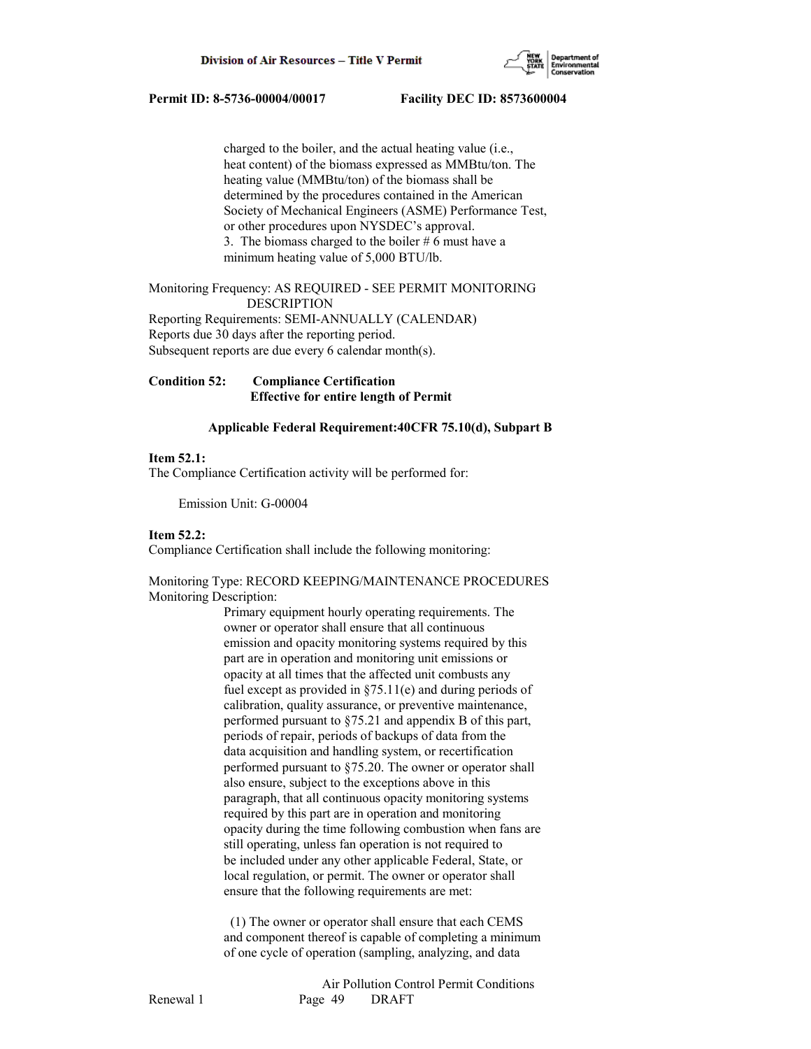charged to the boiler, and the actual heating value (i.e., heat content) of the biomass expressed as MMBtu/ton. The heating value (MMBtu/ton) of the biomass shall be determined by the procedures contained in the American Society of Mechanical Engineers (ASME) Performance Test, or other procedures upon NYSDEC's approval.

3. The biomass charged to the boiler # 6 must have a minimum heating value of 5,000 BTU/lb.

Monitoring Frequency: AS REQUIRED - SEE PERMIT MONITORING DESCRIPTION
Reporting Requirements: SEMI-ANNUALLY (CALENDAR)
Reports due 30 days after the reporting period.
Subsequent reports are due every 6 calendar month(s).

**Condition 52: Compliance Certification**
**Effective for entire length of Permit**

**Applicable Federal Requirement:40CFR 75.10(d), Subpart B**

**Item 52.1:**
The Compliance Certification activity will be performed for:

Emission Unit: G-00004

**Item 52.2:**
Compliance Certification shall include the following monitoring:

Monitoring Type: RECORD KEEPING/MAINTENANCE PROCEDURES
Monitoring Description:

Primary equipment hourly operating requirements. The owner or operator shall ensure that all continuous emission and opacity monitoring systems required by this part are in operation and monitoring unit emissions or opacity at all times that the affected unit combusts any fuel except as provided in §75.11(e) and during periods of calibration, quality assurance, or preventive maintenance, performed pursuant to §75.21 and appendix B of this part, periods of repair, periods of backups of data from the data acquisition and handling system, or recertification performed pursuant to §75.20. The owner or operator shall also ensure, subject to the exceptions above in this paragraph, that all continuous opacity monitoring systems required by this part are in operation and monitoring opacity during the time following combustion when fans are still operating, unless fan operation is not required to be included under any other applicable Federal, State, or local regulation, or permit. The owner or operator shall ensure that the following requirements are met:

(1) The owner or operator shall ensure that each CEMS and component thereof is capable of completing a minimum of one cycle of operation (sampling, analyzing, and data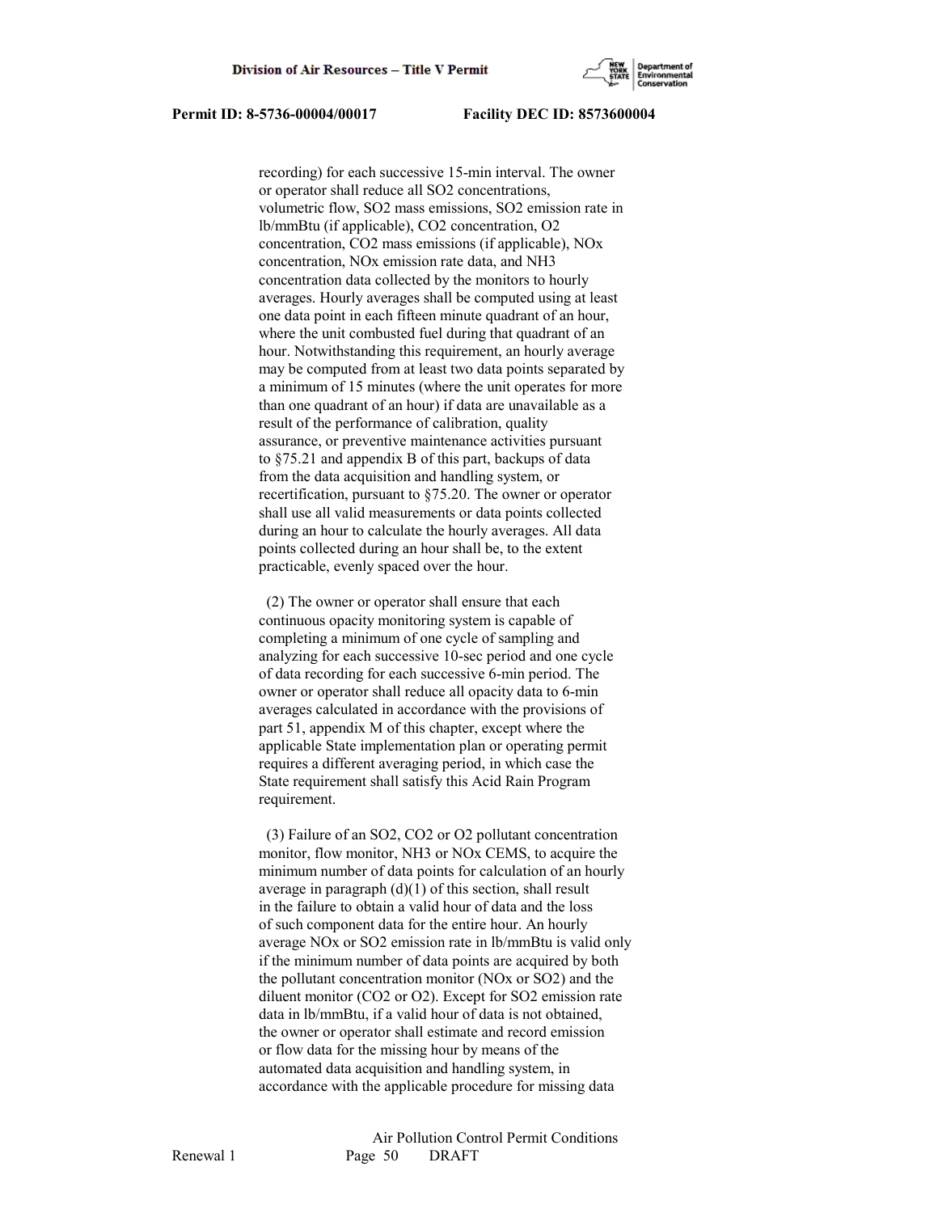recording) for each successive 15-min interval. The owner or operator shall reduce all $SO_2$ concentrations, volumetric flow, $SO_2$ mass emissions, $SO_2$ emission rate in lb/mmBtu (if applicable), $CO_2$ concentration, $O_2$ concentration, $CO_2$ mass emissions (if applicable), NOx concentration, NOx emission rate data, and $NH_3$ concentration data collected by the monitors to hourly averages. Hourly averages shall be computed using at least one data point in each fifteen minute quadrant of an hour, where the unit combusted fuel during that quadrant of an hour. Notwithstanding this requirement, an hourly average may be computed from at least two data points separated by a minimum of 15 minutes (where the unit operates for more than one quadrant of an hour) if data are unavailable as a result of the performance of calibration, quality assurance, or preventive maintenance activities pursuant to §75.21 and appendix B of this part, backups of data from the data acquisition and handling system, or recertification, pursuant to §75.20. The owner or operator shall use all valid measurements or data points collected during an hour to calculate the hourly averages. All data points collected during an hour shall be, to the extent practicable, evenly spaced over the hour.

(2) The owner or operator shall ensure that each continuous opacity monitoring system is capable of completing a minimum of one cycle of sampling and analyzing for each successive 10-sec period and one cycle of data recording for each successive 6-min period. The owner or operator shall reduce all opacity data to 6-min averages calculated in accordance with the provisions of part 51, appendix M of this chapter, except where the applicable State implementation plan or operating permit requires a different averaging period, in which case the State requirement shall satisfy this Acid Rain Program requirement.

(3) Failure of an $SO_2$, $CO_2$ or $O_2$ pollutant concentration monitor, flow monitor, $NH_3$ or NOx CEMS, to acquire the minimum number of data points for calculation of an hourly average in paragraph (d)(1) of this section, shall result in the failure to obtain a valid hour of data and the loss of such component data for the entire hour. An hourly average NOx or $SO_2$ emission rate in lb/mmBtu is valid only if the minimum number of data points are acquired by both the pollutant concentration monitor (NOx or $SO_2$) and the diluent monitor ($CO_2$ or $O_2$). Except for $SO_2$ emission rate data in lb/mmBtu, if a valid hour of data is not obtained, the owner or operator shall estimate and record emission or flow data for the missing hour by means of the automated data acquisition and handling system, in accordance with the applicable procedure for missing data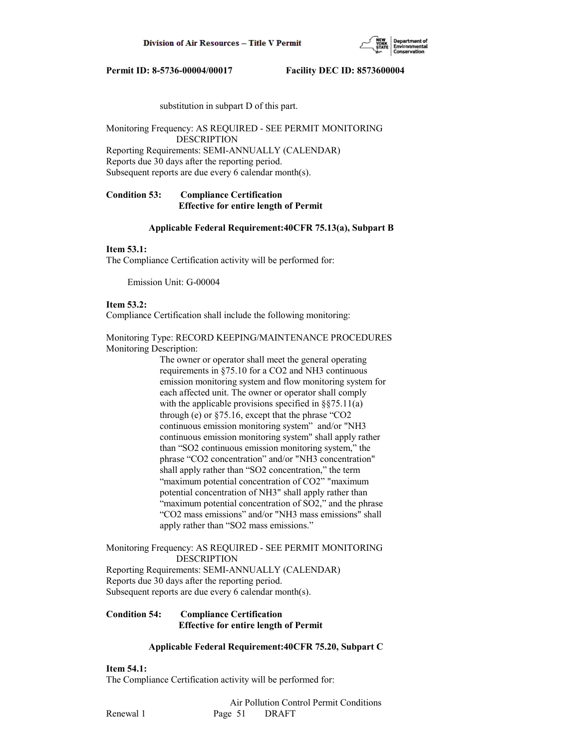substitution in subpart D of this part.

Monitoring Frequency: AS REQUIRED - SEE PERMIT MONITORING DESCRIPTION
Reporting Requirements: SEMI-ANNUALLY (CALENDAR)
Reports due 30 days after the reporting period.
Subsequent reports are due every 6 calendar month(s).

**Condition 53: Compliance Certification**
**Effective for entire length of Permit**

**Applicable Federal Requirement:40CFR 75.13(a), Subpart B**

**Item 53.1:**
The Compliance Certification activity will be performed for:

Emission Unit: G-00004

**Item 53.2:**
Compliance Certification shall include the following monitoring:

Monitoring Type: RECORD KEEPING/MAINTENANCE PROCEDURES
Monitoring Description:

The owner or operator shall meet the general operating requirements in §75.10 for a $CO_2$ and $NH_3$ continuous emission monitoring system and flow monitoring system for each affected unit. The owner or operator shall comply with the applicable provisions specified in §§75.11(a) through (e) or §75.16, except that the phrase "$CO_2$ continuous emission monitoring system" and/or "$NH_3$ continuous emission monitoring system" shall apply rather than "$SO_2$ continuous emission monitoring system," the phrase "$CO_2$ concentration" and/or "$NH_3$ concentration" shall apply rather than "$SO_2$ concentration," the term "maximum potential concentration of $CO_2$" "maximum potential concentration of $NH_3$" shall apply rather than "maximum potential concentration of $SO_2$," and the phrase "$CO_2$ mass emissions" and/or "$NH_3$ mass emissions" shall apply rather than "$SO_2$ mass emissions."

Monitoring Frequency: AS REQUIRED - SEE PERMIT MONITORING DESCRIPTION
Reporting Requirements: SEMI-ANNUALLY (CALENDAR)
Reports due 30 days after the reporting period.
Subsequent reports are due every 6 calendar month(s).

**Condition 54: Compliance Certification**
**Effective for entire length of Permit**

**Applicable Federal Requirement:40CFR 75.20, Subpart C**

**Item 54.1:**
The Compliance Certification activity will be performed for: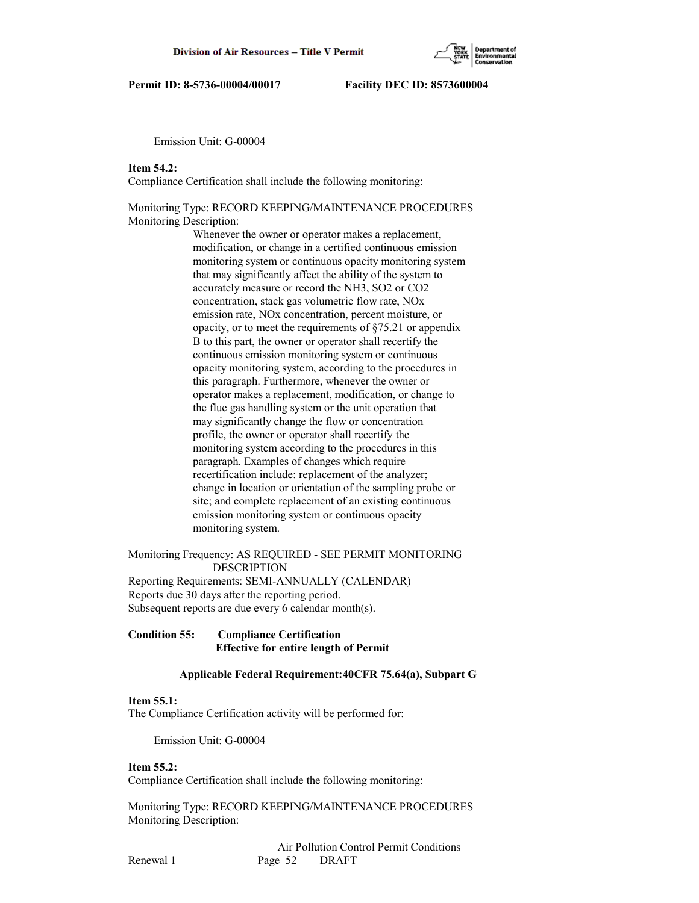Emission Unit: G-00004

**Item 54.2:**
Compliance Certification shall include the following monitoring:

Monitoring Type: RECORD KEEPING/MAINTENANCE PROCEDURES
Monitoring Description:

Whenever the owner or operator makes a replacement, modification, or change in a certified continuous emission monitoring system or continuous opacity monitoring system that may significantly affect the ability of the system to accurately measure or record the $NH_3$, $SO_2$ or $CO_2$ concentration, stack gas volumetric flow rate, NOx emission rate, NOx concentration, percent moisture, or opacity, or to meet the requirements of §75.21 or appendix B to this part, the owner or operator shall recertify the continuous emission monitoring system or continuous opacity monitoring system, according to the procedures in this paragraph. Furthermore, whenever the owner or operator makes a replacement, modification, or change to the flue gas handling system or the unit operation that may significantly change the flow or concentration profile, the owner or operator shall recertify the monitoring system according to the procedures in this paragraph. Examples of changes which require recertification include: replacement of the analyzer; change in location or orientation of the sampling probe or site; and complete replacement of an existing continuous emission monitoring system or continuous opacity monitoring system.

Monitoring Frequency: AS REQUIRED - SEE PERMIT MONITORING DESCRIPTION
Reporting Requirements: SEMI-ANNUALLY (CALENDAR)
Reports due 30 days after the reporting period.
Subsequent reports are due every 6 calendar month(s).

**Condition 55: Compliance Certification**
**Effective for entire length of Permit**

**Applicable Federal Requirement:40CFR 75.64(a), Subpart G**

**Item 55.1:**
The Compliance Certification activity will be performed for:

Emission Unit: G-00004

**Item 55.2:**
Compliance Certification shall include the following monitoring:

Monitoring Type: RECORD KEEPING/MAINTENANCE PROCEDURES
Monitoring Description: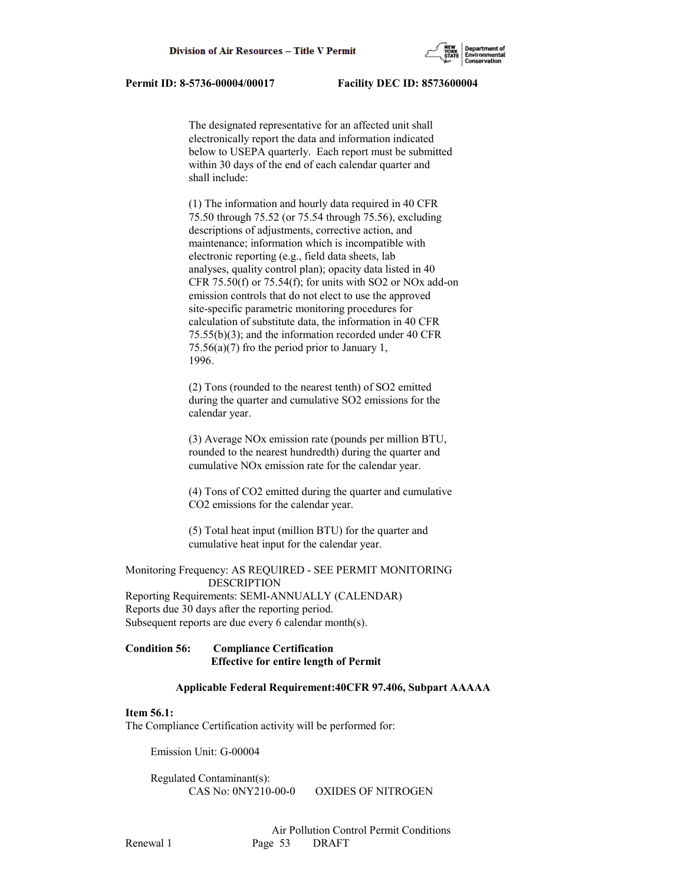The designated representative for an affected unit shall electronically report the data and information indicated below to USEPA quarterly. Each report must be submitted within 30 days of the end of each calendar quarter and shall include:

(1) The information and hourly data required in 40 CFR 75.50 through 75.52 (or 75.54 through 75.56), excluding descriptions of adjustments, corrective action, and maintenance; information which is incompatible with electronic reporting (e.g., field data sheets, lab analyses, quality control plan); opacity data listed in 40 CFR 75.50(f) or 75.54(f); for units with $SO_2$ or NOx add-on emission controls that do not elect to use the approved site-specific parametric monitoring procedures for calculation of substitute data, the information in 40 CFR 75.55(b)(3); and the information recorded under 40 CFR 75.56(a)(7) fro the period prior to January 1, 1996.

(2) Tons (rounded to the nearest tenth) of $SO_2$ emitted during the quarter and cumulative $SO_2$ emissions for the calendar year.

(3) Average NOx emission rate (pounds per million BTU, rounded to the nearest hundredth) during the quarter and cumulative NOx emission rate for the calendar year.

(4) Tons of $CO_2$ emitted during the quarter and cumulative $CO_2$ emissions for the calendar year.

(5) Total heat input (million BTU) for the quarter and cumulative heat input for the calendar year.

Monitoring Frequency: AS REQUIRED - SEE PERMIT MONITORING DESCRIPTION
Reporting Requirements: SEMI-ANNUALLY (CALENDAR)
Reports due 30 days after the reporting period.
Subsequent reports are due every 6 calendar month(s).

**Condition 56: Compliance Certification**
**Effective for entire length of Permit**

**Applicable Federal Requirement:40CFR 97.406, Subpart AAAAA**

**Item 56.1:**
The Compliance Certification activity will be performed for:

Emission Unit: G-00004

Regulated Contaminant(s):
CAS No: 0NY210-00-0 OXIDES OF NITROGEN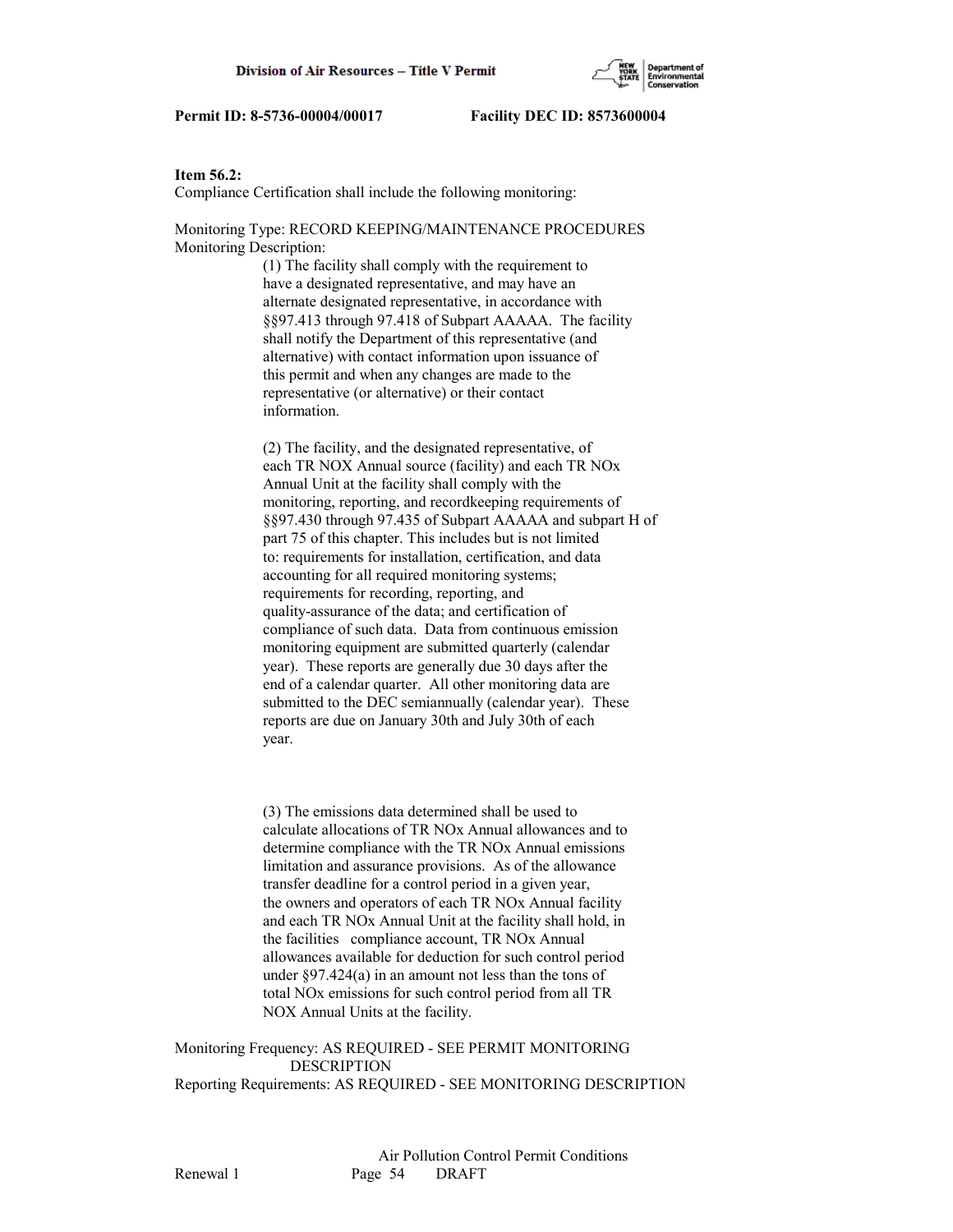**Item 56.2:**
Compliance Certification shall include the following monitoring:

Monitoring Type: RECORD KEEPING/MAINTENANCE PROCEDURES
Monitoring Description:

(1) The facility shall comply with the requirement to have a designated representative, and may have an alternate designated representative, in accordance with §§97.413 through 97.418 of Subpart AAAAA. The facility shall notify the Department of this representative (and alternative) with contact information upon issuance of this permit and when any changes are made to the representative (or alternative) or their contact information.

(2) The facility, and the designated representative, of each TR NOX Annual source (facility) and each TR NOx Annual Unit at the facility shall comply with the monitoring, reporting, and recordkeeping requirements of §§97.430 through 97.435 of Subpart AAAAA and subpart H of part 75 of this chapter. This includes but is not limited to: requirements for installation, certification, and data accounting for all required monitoring systems; requirements for recording, reporting, and quality-assurance of the data; and certification of compliance of such data. Data from continuous emission monitoring equipment are submitted quarterly (calendar year). These reports are generally due 30 days after the end of a calendar quarter. All other monitoring data are submitted to the DEC semiannually (calendar year). These reports are due on January 30th and July 30th of each year.

(3) The emissions data determined shall be used to calculate allocations of TR NOx Annual allowances and to determine compliance with the TR NOx Annual emissions limitation and assurance provisions. As of the allowance transfer deadline for a control period in a given year, the owners and operators of each TR NOx Annual facility and each TR NOx Annual Unit at the facility shall hold, in the facilities compliance account, TR NOx Annual allowances available for deduction for such control period under §97.424(a) in an amount not less than the tons of total NOx emissions for such control period from all TR NOX Annual Units at the facility.

Monitoring Frequency: AS REQUIRED - SEE PERMIT MONITORING DESCRIPTION
Reporting Requirements: AS REQUIRED - SEE MONITORING DESCRIPTION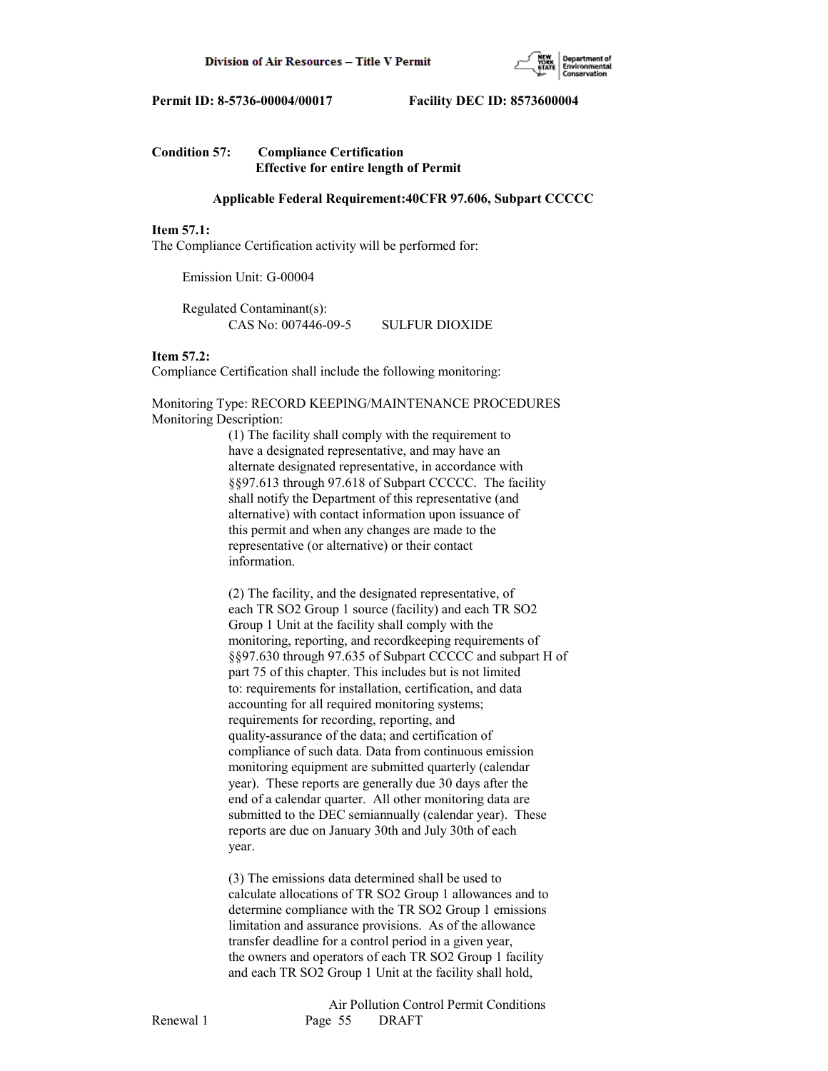**Permit ID: 8-5736-00004/00017 Facility DEC ID: 8573600004**

**Condition 57: Compliance Certification**
**Effective for entire length of Permit**

**Applicable Federal Requirement:40CFR 97.606, Subpart CCCCC**

**Item 57.1:**
The Compliance Certification activity will be performed for:

Emission Unit: G-00004

Regulated Contaminant(s):
CAS No: 007446-09-5 SULFUR DIOXIDE

**Item 57.2:**
Compliance Certification shall include the following monitoring:

Monitoring Type: RECORD KEEPING/MAINTENANCE PROCEDURES
Monitoring Description:

(1) The facility shall comply with the requirement to have a designated representative, and may have an alternate designated representative, in accordance with §§97.613 through 97.618 of Subpart CCCCC. The facility shall notify the Department of this representative (and alternative) with contact information upon issuance of this permit and when any changes are made to the representative (or alternative) or their contact information.

(2) The facility, and the designated representative, of each TR SO2 Group 1 source (facility) and each TR SO2 Group 1 Unit at the facility shall comply with the monitoring, reporting, and recordkeeping requirements of §§97.630 through 97.635 of Subpart CCCCC and subpart H of part 75 of this chapter. This includes but is not limited to: requirements for installation, certification, and data accounting for all required monitoring systems; requirements for recording, reporting, and quality-assurance of the data; and certification of compliance of such data. Data from continuous emission monitoring equipment are submitted quarterly (calendar year). These reports are generally due 30 days after the end of a calendar quarter. All other monitoring data are submitted to the DEC semiannually (calendar year). These reports are due on January 30th and July 30th of each year.

(3) The emissions data determined shall be used to calculate allocations of TR SO2 Group 1 allowances and to determine compliance with the TR SO2 Group 1 emissions limitation and assurance provisions. As of the allowance transfer deadline for a control period in a given year, the owners and operators of each TR SO2 Group 1 facility and each TR SO2 Group 1 Unit at the facility shall hold,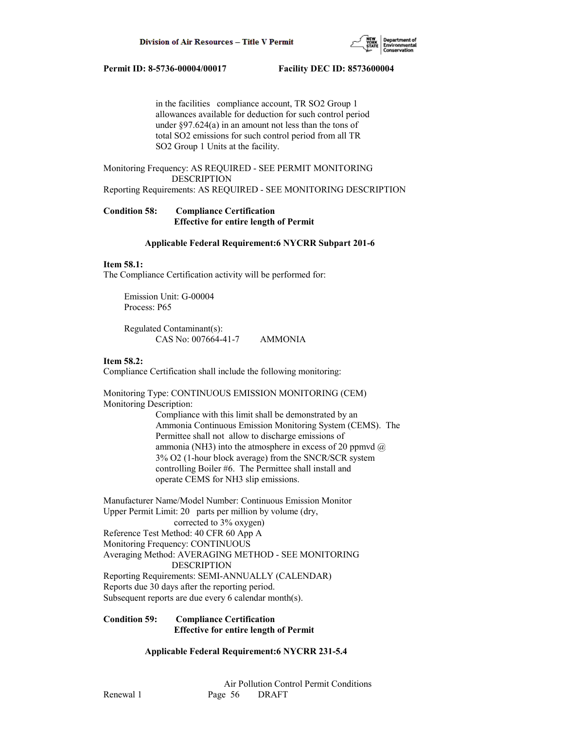in the facilities compliance account, TR SO2 Group 1 allowances available for deduction for such control period under §97.624(a) in an amount not less than the tons of total SO2 emissions for such control period from all TR SO2 Group 1 Units at the facility.

Monitoring Frequency: AS REQUIRED - SEE PERMIT MONITORING DESCRIPTION
Reporting Requirements: AS REQUIRED - SEE MONITORING DESCRIPTION

**Condition 58: Compliance Certification**
**Effective for entire length of Permit**

**Applicable Federal Requirement:6 NYCRR Subpart 201-6**

**Item 58.1:**
The Compliance Certification activity will be performed for:

Emission Unit: G-00004
Process: P65

Regulated Contaminant(s):
CAS No: 007664-41-7 AMMONIA

**Item 58.2:**
Compliance Certification shall include the following monitoring:

Monitoring Type: CONTINUOUS EMISSION MONITORING (CEM)
Monitoring Description:

Compliance with this limit shall be demonstrated by an Ammonia Continuous Emission Monitoring System (CEMS). The Permittee shall not allow to discharge emissions of ammonia ($NH_3$) into the atmosphere in excess of 20 ppmvd @ 3% $O_2$ (1-hour block average) from the SNCR/SCR system controlling Boiler #6. The Permittee shall install and operate CEMS for $NH_3$ slip emissions.

Manufacturer Name/Model Number: Continuous Emission Monitor
Upper Permit Limit: 20 parts per million by volume (dry, corrected to 3% oxygen)
Reference Test Method: 40 CFR 60 App A
Monitoring Frequency: CONTINUOUS
Averaging Method: AVERAGING METHOD - SEE MONITORING DESCRIPTION
Reporting Requirements: SEMI-ANNUALLY (CALENDAR)
Reports due 30 days after the reporting period.
Subsequent reports are due every 6 calendar month(s).

**Condition 59: Compliance Certification**
**Effective for entire length of Permit**

**Applicable Federal Requirement:6 NYCRR 231-5.4**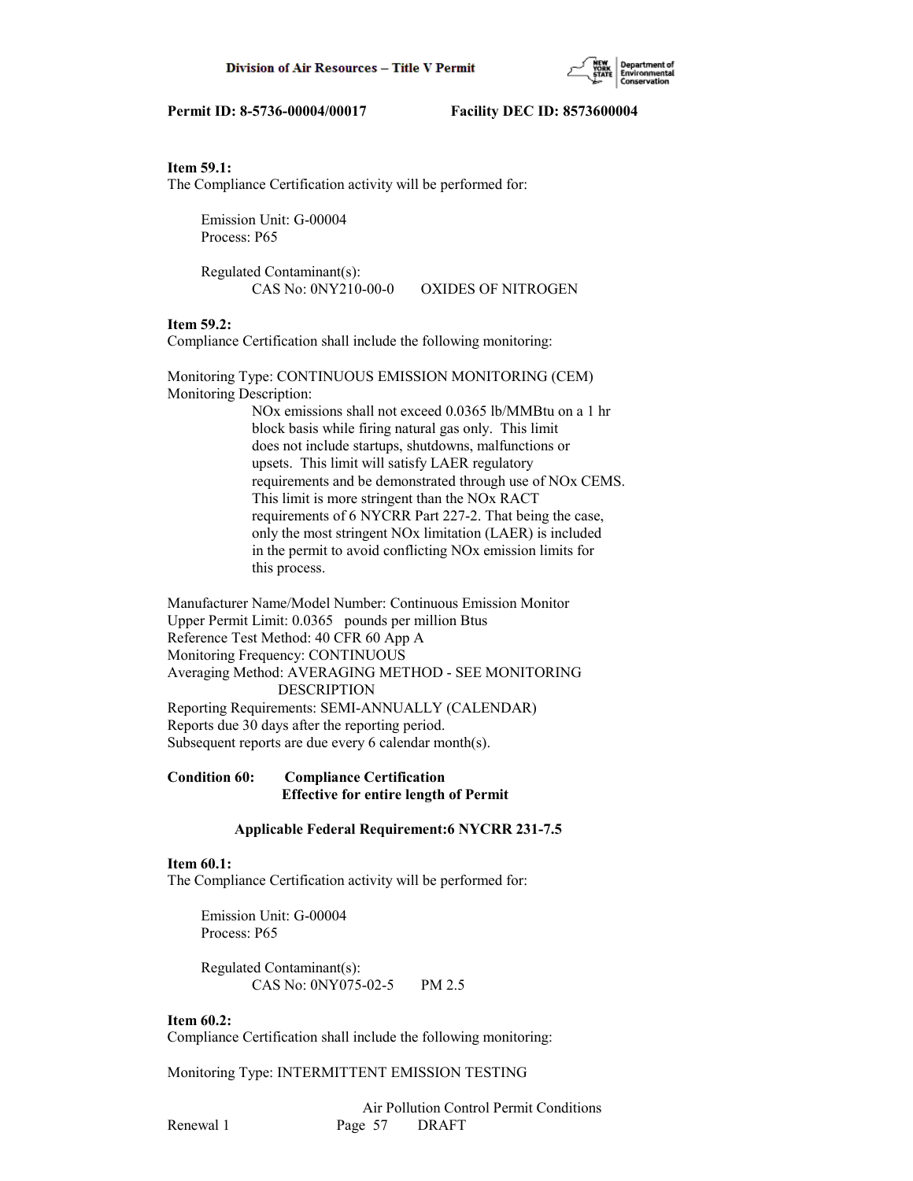**Item 59.1:**
The Compliance Certification activity will be performed for:

Emission Unit: G-00004
Process: P65

Regulated Contaminant(s):
CAS No: 0NY210-00-0 OXIDES OF NITROGEN

**Item 59.2:**
Compliance Certification shall include the following monitoring:

Monitoring Type: CONTINUOUS EMISSION MONITORING (CEM)
Monitoring Description:
NOx emissions shall not exceed 0.0365 lb/MMBtu on a 1 hr block basis while firing natural gas only. This limit does not include startups, shutdowns, malfunctions or upsets. This limit will satisfy LAER regulatory requirements and be demonstrated through use of NOx CEMS. This limit is more stringent than the NOx RACT requirements of 6 NYCRR Part 227-2. That being the case, only the most stringent NOx limitation (LAER) is included in the permit to avoid conflicting NOx emission limits for this process.

Manufacturer Name/Model Number: Continuous Emission Monitor
Upper Permit Limit: 0.0365 pounds per million Btus
Reference Test Method: 40 CFR 60 App A
Monitoring Frequency: CONTINUOUS
Averaging Method: AVERAGING METHOD - SEE MONITORING DESCRIPTION
Reporting Requirements: SEMI-ANNUALLY (CALENDAR)
Reports due 30 days after the reporting period.
Subsequent reports are due every 6 calendar month(s).

**Condition 60: Compliance Certification**
**Effective for entire length of Permit**

**Applicable Federal Requirement:6 NYCRR 231-7.5**

**Item 60.1:**
The Compliance Certification activity will be performed for:

Emission Unit: G-00004
Process: P65

Regulated Contaminant(s):
CAS No: 0NY075-02-5 PM 2.5

**Item 60.2:**
Compliance Certification shall include the following monitoring:

Monitoring Type: INTERMITTENT EMISSION TESTING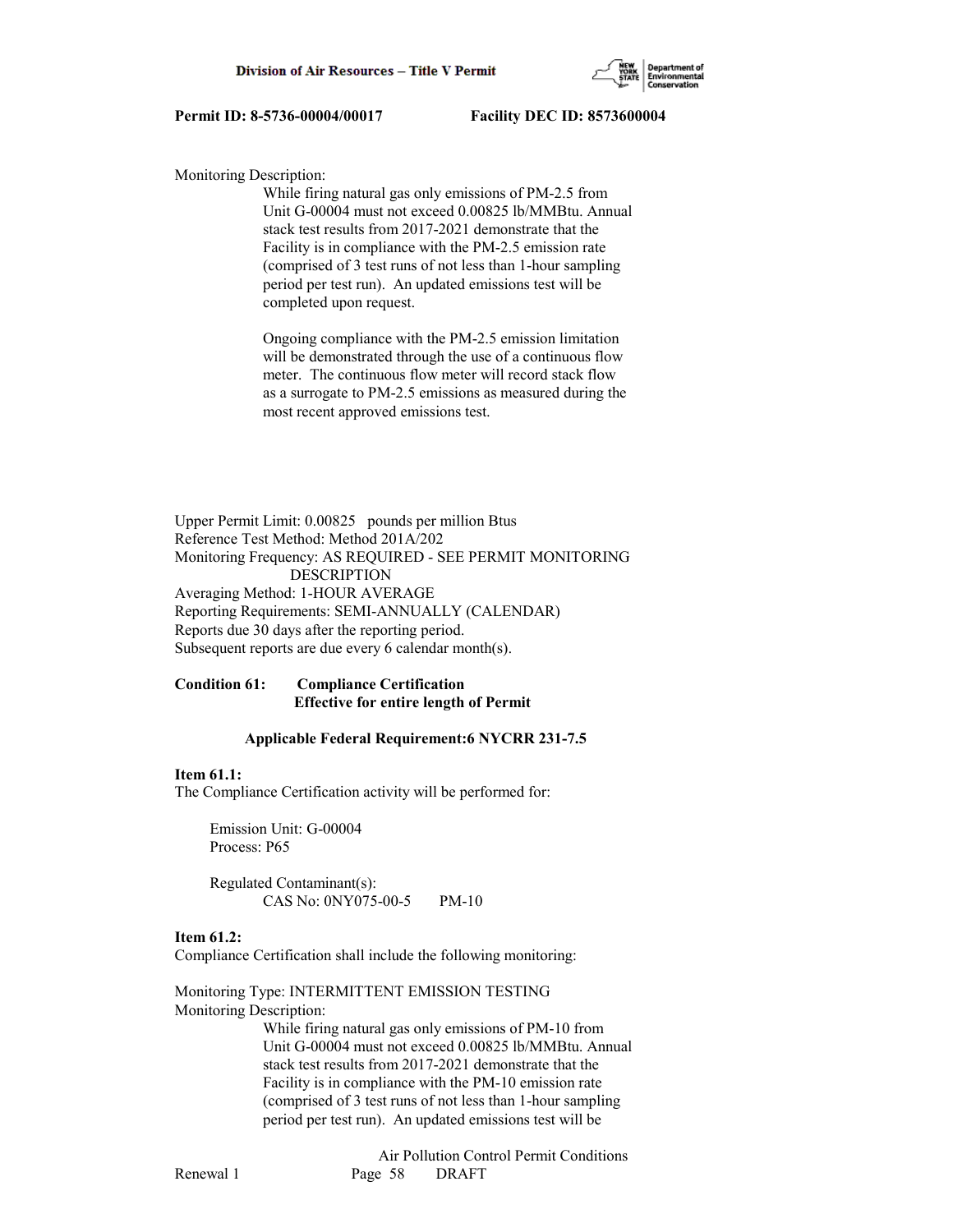Monitoring Description:

While firing natural gas only emissions of PM-2.5 from Unit G-00004 must not exceed 0.00825 lb/MMBtu. Annual stack test results from 2017-2021 demonstrate that the Facility is in compliance with the PM-2.5 emission rate (comprised of 3 test runs of not less than 1-hour sampling period per test run). An updated emissions test will be completed upon request.

Ongoing compliance with the PM-2.5 emission limitation will be demonstrated through the use of a continuous flow meter. The continuous flow meter will record stack flow as a surrogate to PM-2.5 emissions as measured during the most recent approved emissions test.

Upper Permit Limit: 0.00825 pounds per million Btus
Reference Test Method: Method 201A/202
Monitoring Frequency: AS REQUIRED - SEE PERMIT MONITORING DESCRIPTION
Averaging Method: 1-HOUR AVERAGE
Reporting Requirements: SEMI-ANNUALLY (CALENDAR)
Reports due 30 days after the reporting period.
Subsequent reports are due every 6 calendar month(s).

**Condition 61: Compliance Certification**
**Effective for entire length of Permit**

**Applicable Federal Requirement:6 NYCRR 231-7.5**

**Item 61.1:**
The Compliance Certification activity will be performed for:

Emission Unit: G-00004
Process: P65

Regulated Contaminant(s):
CAS No: 0NY075-00-5 PM-10

**Item 61.2:**
Compliance Certification shall include the following monitoring:

Monitoring Type: INTERMITTENT EMISSION TESTING
Monitoring Description:

While firing natural gas only emissions of PM-10 from Unit G-00004 must not exceed 0.00825 lb/MMBtu. Annual stack test results from 2017-2021 demonstrate that the Facility is in compliance with the PM-10 emission rate (comprised of 3 test runs of not less than 1-hour sampling period per test run). An updated emissions test will be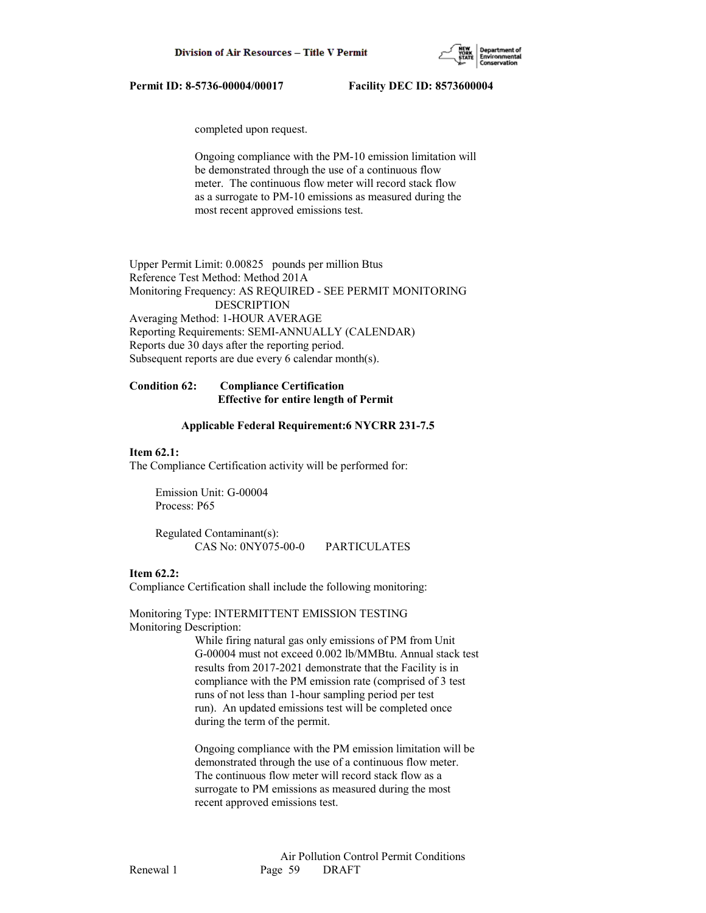completed upon request.

Ongoing compliance with the PM-10 emission limitation will be demonstrated through the use of a continuous flow meter. The continuous flow meter will record stack flow as a surrogate to PM-10 emissions as measured during the most recent approved emissions test.

Upper Permit Limit: 0.00825 pounds per million Btus
Reference Test Method: Method 201A
Monitoring Frequency: AS REQUIRED - SEE PERMIT MONITORING DESCRIPTION
Averaging Method: 1-HOUR AVERAGE
Reporting Requirements: SEMI-ANNUALLY (CALENDAR)
Reports due 30 days after the reporting period.
Subsequent reports are due every 6 calendar month(s).

**Condition 62: Compliance Certification**
**Effective for entire length of Permit**

**Applicable Federal Requirement:6 NYCRR 231-7.5**

**Item 62.1:**
The Compliance Certification activity will be performed for:

Emission Unit: G-00004
Process: P65

Regulated Contaminant(s):
CAS No: 0NY075-00-0 PARTICULATES

**Item 62.2:**
Compliance Certification shall include the following monitoring:

Monitoring Type: INTERMITTENT EMISSION TESTING
Monitoring Description:

While firing natural gas only emissions of PM from Unit G-00004 must not exceed 0.002 lb/MMBtu. Annual stack test results from 2017-2021 demonstrate that the Facility is in compliance with the PM emission rate (comprised of 3 test runs of not less than 1-hour sampling period per test run). An updated emissions test will be completed once during the term of the permit.

Ongoing compliance with the PM emission limitation will be demonstrated through the use of a continuous flow meter. The continuous flow meter will record stack flow as a surrogate to PM emissions as measured during the most recent approved emissions test.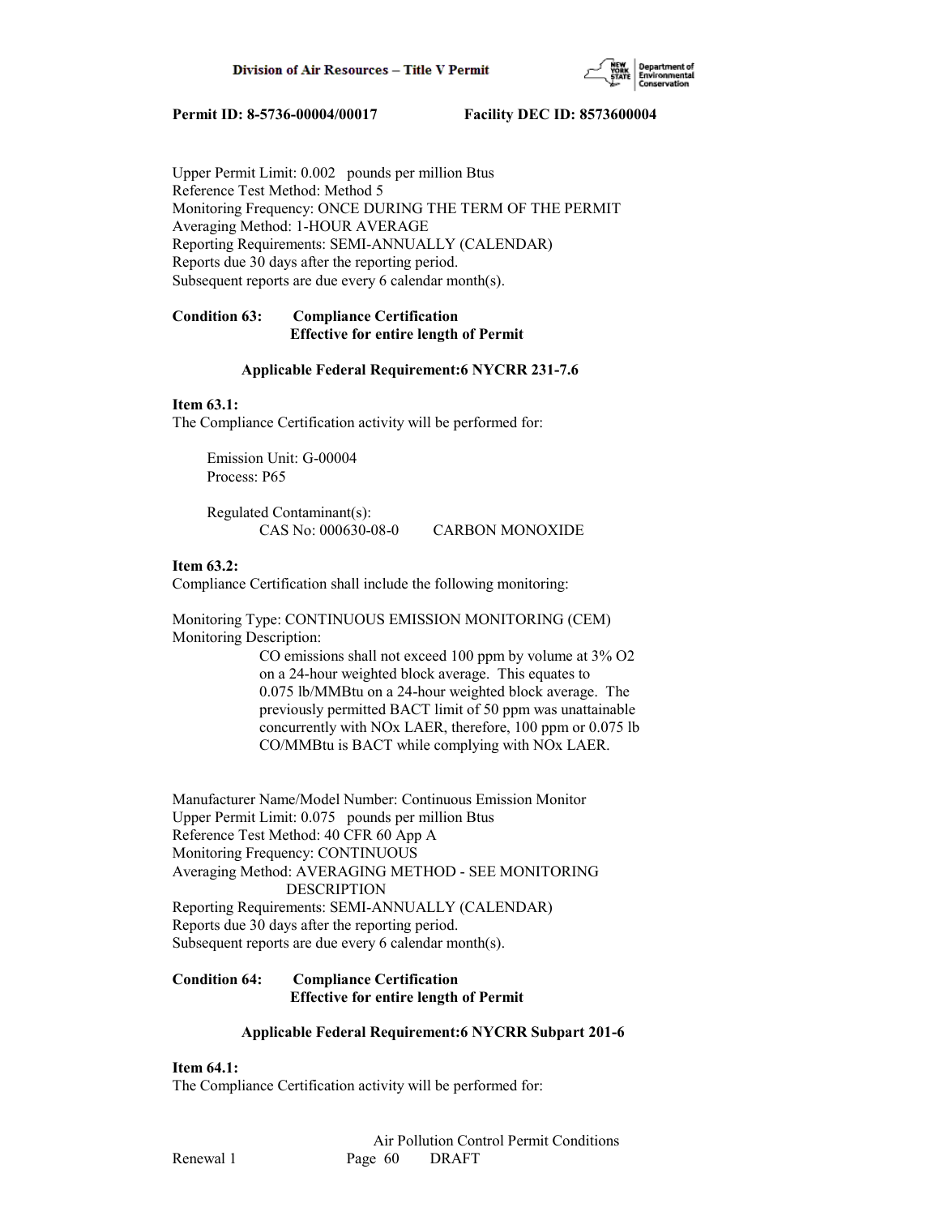Upper Permit Limit: 0.002 pounds per million Btus
Reference Test Method: Method 5
Monitoring Frequency: ONCE DURING THE TERM OF THE PERMIT
Averaging Method: 1-HOUR AVERAGE
Reporting Requirements: SEMI-ANNUALLY (CALENDAR)
Reports due 30 days after the reporting period.
Subsequent reports are due every 6 calendar month(s).

**Condition 63: Compliance Certification**
**Effective for entire length of Permit**

**Applicable Federal Requirement:6 NYCRR 231-7.6**

**Item 63.1:**
The Compliance Certification activity will be performed for:

Emission Unit: G-00004
Process: P65

Regulated Contaminant(s):
CAS No: 000630-08-0 CARBON MONOXIDE

**Item 63.2:**
Compliance Certification shall include the following monitoring:

Monitoring Type: CONTINUOUS EMISSION MONITORING (CEM)
Monitoring Description:
CO emissions shall not exceed 100 ppm by volume at 3% $O_2$ on a 24-hour weighted block average. This equates to 0.075 lb/MMBtu on a 24-hour weighted block average. The previously permitted BACT limit of 50 ppm was unattainable concurrently with NOx LAER, therefore, 100 ppm or 0.075 lb CO/MMBtu is BACT while complying with NOx LAER.

Manufacturer Name/Model Number: Continuous Emission Monitor
Upper Permit Limit: 0.075 pounds per million Btus
Reference Test Method: 40 CFR 60 App A
Monitoring Frequency: CONTINUOUS
Averaging Method: AVERAGING METHOD - SEE MONITORING DESCRIPTION
Reporting Requirements: SEMI-ANNUALLY (CALENDAR)
Reports due 30 days after the reporting period.
Subsequent reports are due every 6 calendar month(s).

**Condition 64: Compliance Certification**
**Effective for entire length of Permit**

**Applicable Federal Requirement:6 NYCRR Subpart 201-6**

**Item 64.1:**
The Compliance Certification activity will be performed for: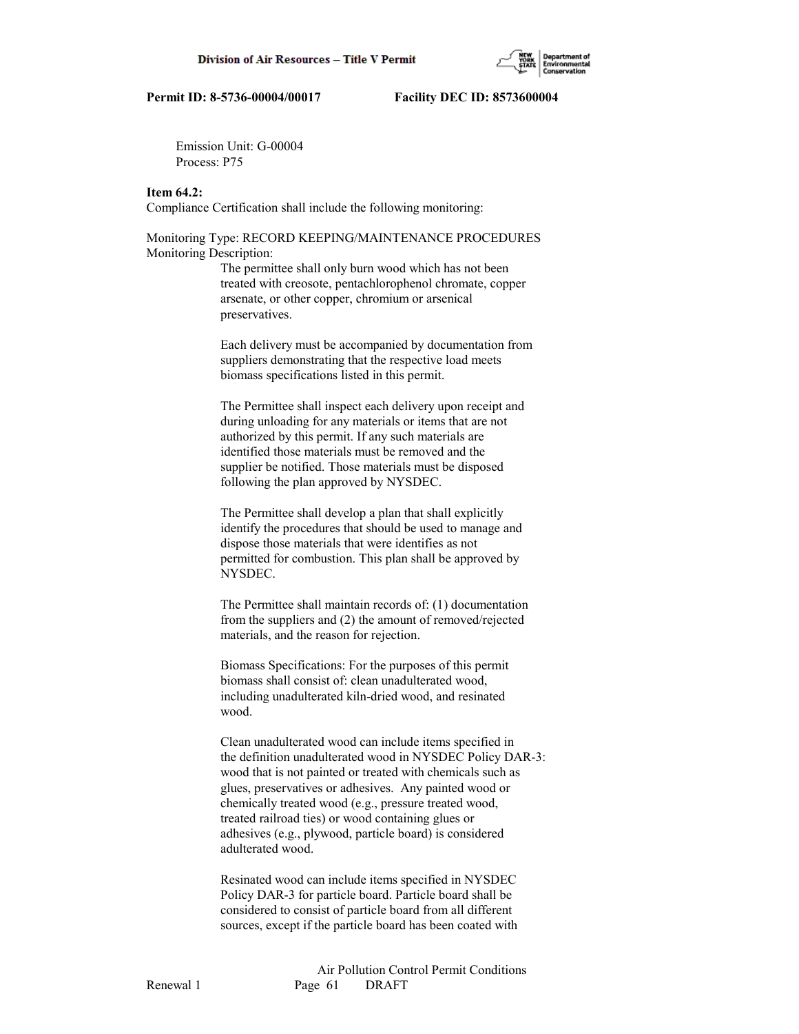Emission Unit: G-00004
Process: P75

**Item 64.2:**
Compliance Certification shall include the following monitoring:

Monitoring Type: RECORD KEEPING/MAINTENANCE PROCEDURES
Monitoring Description:

The permittee shall only burn wood which has not been treated with creosote, pentachlorophenol chromate, copper arsenate, or other copper, chromium or arsenical preservatives.

Each delivery must be accompanied by documentation from suppliers demonstrating that the respective load meets biomass specifications listed in this permit.

The Permittee shall inspect each delivery upon receipt and during unloading for any materials or items that are not authorized by this permit. If any such materials are identified those materials must be removed and the supplier be notified. Those materials must be disposed following the plan approved by NYSDEC.

The Permittee shall develop a plan that shall explicitly identify the procedures that should be used to manage and dispose those materials that were identifies as not permitted for combustion. This plan shall be approved by NYSDEC.

The Permittee shall maintain records of: (1) documentation from the suppliers and (2) the amount of removed/rejected materials, and the reason for rejection.

Biomass Specifications: For the purposes of this permit biomass shall consist of: clean unadulterated wood, including unadulterated kiln-dried wood, and resinated wood.

Clean unadulterated wood can include items specified in the definition unadulterated wood in NYSDEC Policy DAR-3: wood that is not painted or treated with chemicals such as glues, preservatives or adhesives. Any painted wood or chemically treated wood (e.g., pressure treated wood, treated railroad ties) or wood containing glues or adhesives (e.g., plywood, particle board) is considered adulterated wood.

Resinated wood can include items specified in NYSDEC Policy DAR-3 for particle board. Particle board shall be considered to consist of particle board from all different sources, except if the particle board has been coated with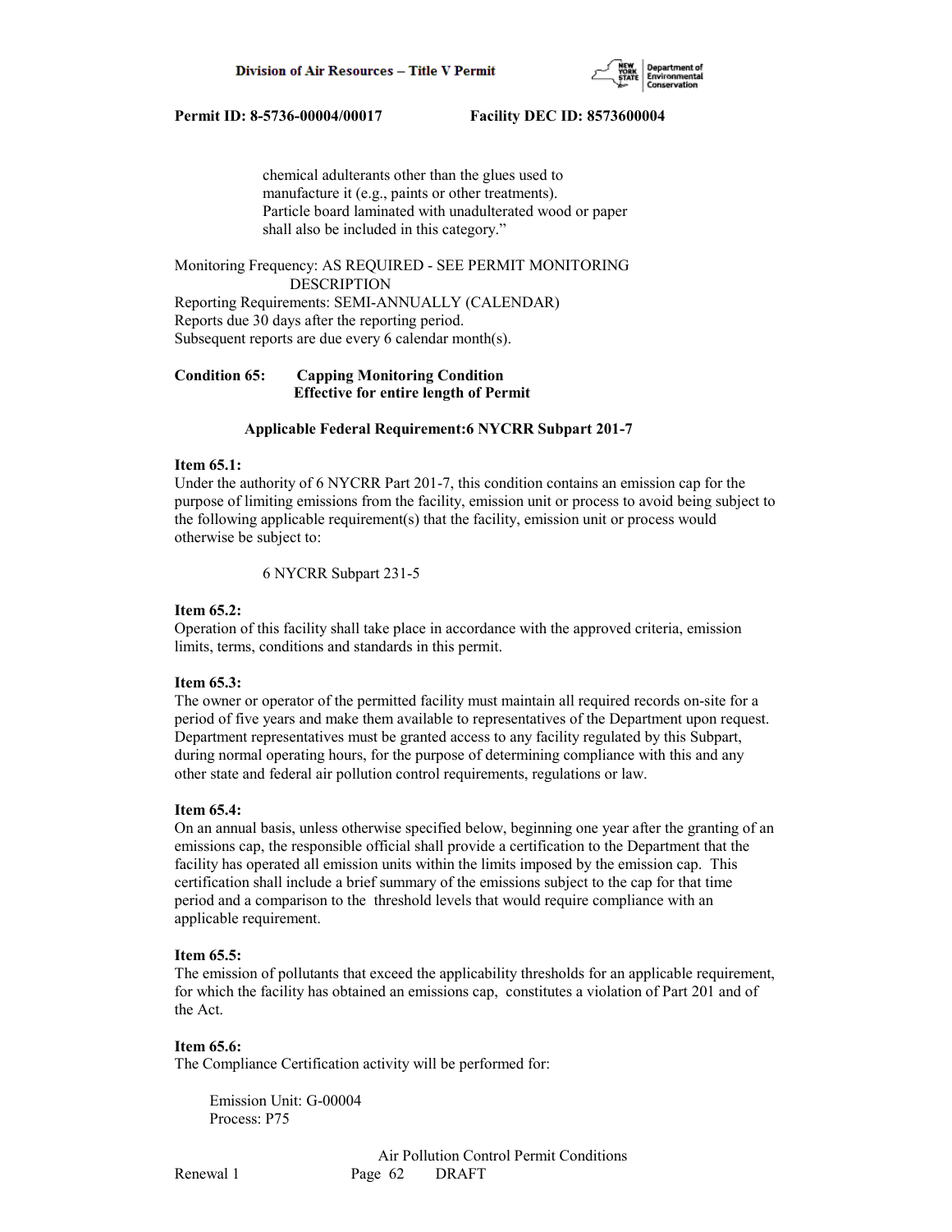chemical adulterants other than the glues used to manufacture it (e.g., paints or other treatments). Particle board laminated with unadulterated wood or paper shall also be included in this category."

Monitoring Frequency: AS REQUIRED - SEE PERMIT MONITORING DESCRIPTION
Reporting Requirements: SEMI-ANNUALLY (CALENDAR)
Reports due 30 days after the reporting period.
Subsequent reports are due every 6 calendar month(s).

**Condition 65: Capping Monitoring Condition**
**Effective for entire length of Permit**

**Applicable Federal Requirement:6 NYCRR Subpart 201-7**

**Item 65.1:**
Under the authority of 6 NYCRR Part 201-7, this condition contains an emission cap for the purpose of limiting emissions from the facility, emission unit or process to avoid being subject to the following applicable requirement(s) that the facility, emission unit or process would otherwise be subject to:

6 NYCRR Subpart 231-5

**Item 65.2:**
Operation of this facility shall take place in accordance with the approved criteria, emission limits, terms, conditions and standards in this permit.

**Item 65.3:**
The owner or operator of the permitted facility must maintain all required records on-site for a period of five years and make them available to representatives of the Department upon request. Department representatives must be granted access to any facility regulated by this Subpart, during normal operating hours, for the purpose of determining compliance with this and any other state and federal air pollution control requirements, regulations or law.

**Item 65.4:**
On an annual basis, unless otherwise specified below, beginning one year after the granting of an emissions cap, the responsible official shall provide a certification to the Department that the facility has operated all emission units within the limits imposed by the emission cap. This certification shall include a brief summary of the emissions subject to the cap for that time period and a comparison to the threshold levels that would require compliance with an applicable requirement.

**Item 65.5:**
The emission of pollutants that exceed the applicability thresholds for an applicable requirement, for which the facility has obtained an emissions cap, constitutes a violation of Part 201 and of the Act.

**Item 65.6:**
The Compliance Certification activity will be performed for:

Emission Unit: G-00004
Process: P75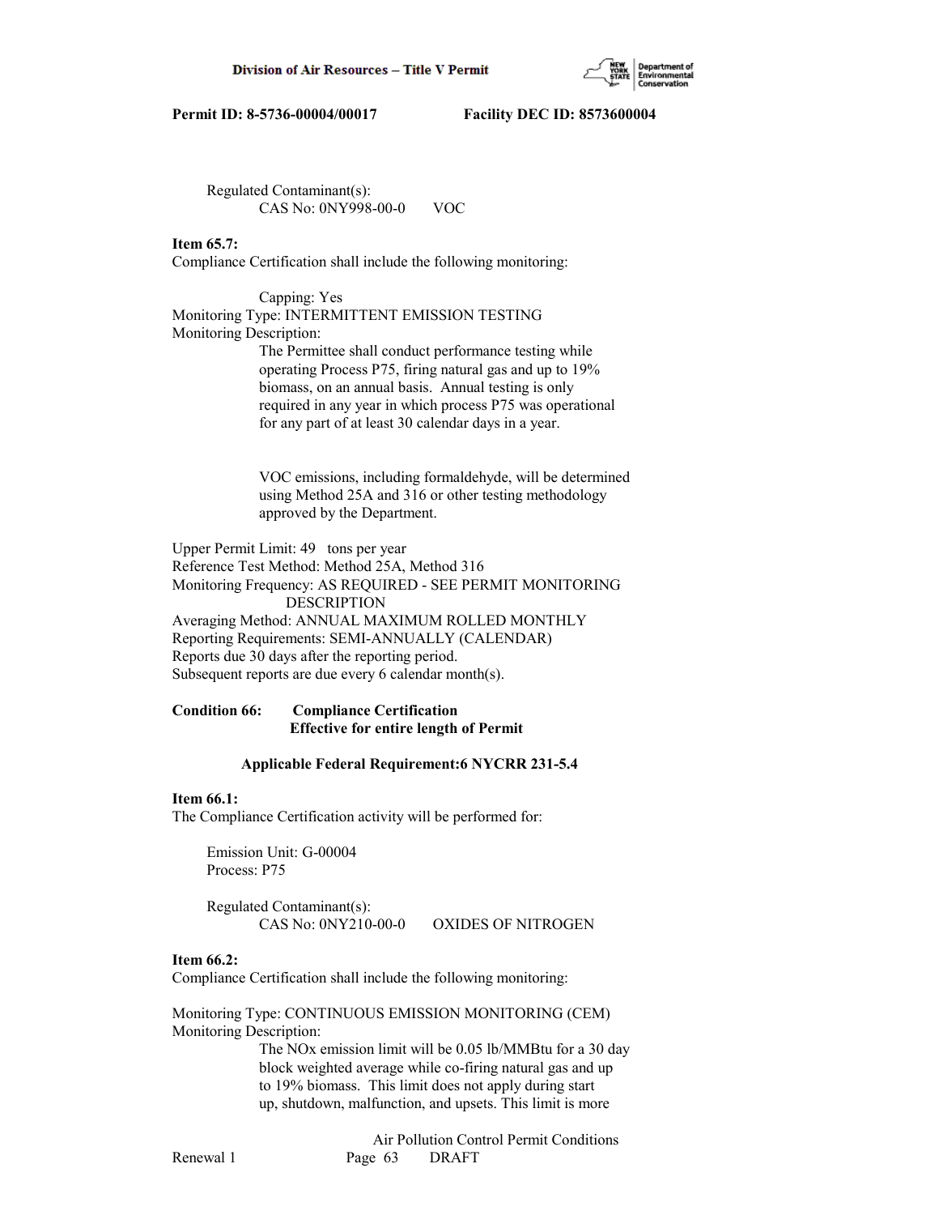Regulated Contaminant(s):
CAS No: 0NY998-00-0 VOC

**Item 65.7:**
Compliance Certification shall include the following monitoring:

Capping: Yes
Monitoring Type: INTERMITTENT EMISSION TESTING
Monitoring Description:
The Permittee shall conduct performance testing while operating Process P75, firing natural gas and up to 19% biomass, on an annual basis. Annual testing is only required in any year in which process P75 was operational for any part of at least 30 calendar days in a year.

VOC emissions, including formaldehyde, will be determined using Method 25A and 316 or other testing methodology approved by the Department.

Upper Permit Limit: 49 tons per year
Reference Test Method: Method 25A, Method 316
Monitoring Frequency: AS REQUIRED - SEE PERMIT MONITORING DESCRIPTION
Averaging Method: ANNUAL MAXIMUM ROLLED MONTHLY
Reporting Requirements: SEMI-ANNUALLY (CALENDAR)
Reports due 30 days after the reporting period.
Subsequent reports are due every 6 calendar month(s).

**Condition 66: Compliance Certification**
**Effective for entire length of Permit**

**Applicable Federal Requirement:6 NYCRR 231-5.4**

**Item 66.1:**
The Compliance Certification activity will be performed for:

Emission Unit: G-00004
Process: P75

Regulated Contaminant(s):
CAS No: 0NY210-00-0 OXIDES OF NITROGEN

**Item 66.2:**
Compliance Certification shall include the following monitoring:

Monitoring Type: CONTINUOUS EMISSION MONITORING (CEM)
Monitoring Description:
The NOx emission limit will be 0.05 lb/MMBtu for a 30 day block weighted average while co-firing natural gas and up to 19% biomass. This limit does not apply during start up, shutdown, malfunction, and upsets. This limit is more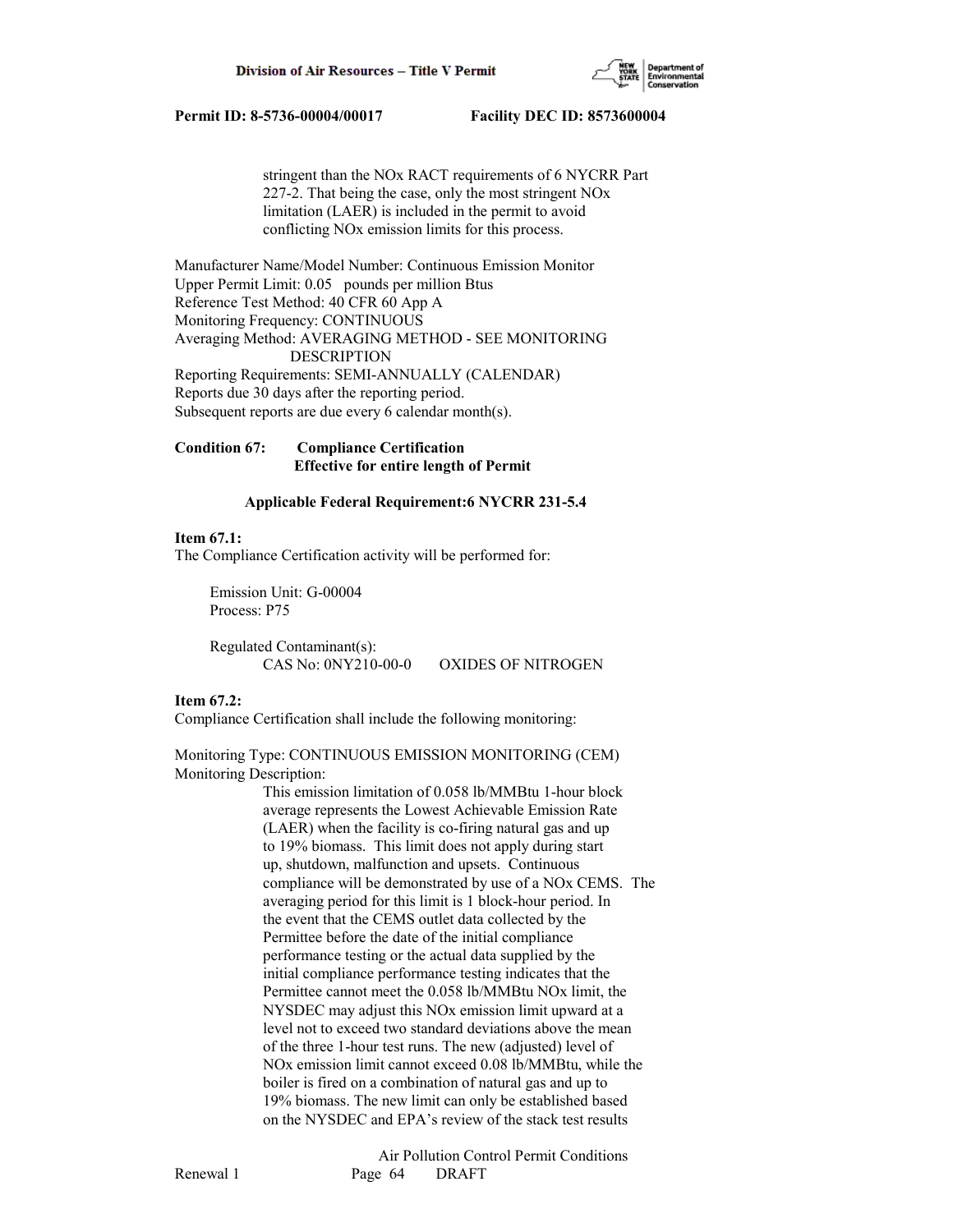stringent than the NOx RACT requirements of 6 NYCRR Part 227-2. That being the case, only the most stringent NOx limitation (LAER) is included in the permit to avoid conflicting NOx emission limits for this process.

Manufacturer Name/Model Number: Continuous Emission Monitor
Upper Permit Limit: 0.05 pounds per million Btus
Reference Test Method: 40 CFR 60 App A
Monitoring Frequency: CONTINUOUS
Averaging Method: AVERAGING METHOD - SEE MONITORING DESCRIPTION
Reporting Requirements: SEMI-ANNUALLY (CALENDAR)
Reports due 30 days after the reporting period.
Subsequent reports are due every 6 calendar month(s).

**Condition 67: Compliance Certification**
**Effective for entire length of Permit**

**Applicable Federal Requirement:6 NYCRR 231-5.4**

**Item 67.1:**
The Compliance Certification activity will be performed for:

Emission Unit: G-00004
Process: P75

Regulated Contaminant(s):
CAS No: 0NY210-00-0 OXIDES OF NITROGEN

**Item 67.2:**
Compliance Certification shall include the following monitoring:

Monitoring Type: CONTINUOUS EMISSION MONITORING (CEM)
Monitoring Description:

This emission limitation of 0.058 lb/MMBtu 1-hour block average represents the Lowest Achievable Emission Rate (LAER) when the facility is co-firing natural gas and up to 19% biomass. This limit does not apply during start up, shutdown, malfunction and upsets. Continuous compliance will be demonstrated by use of a NOx CEMS. The averaging period for this limit is 1 block-hour period. In the event that the CEMS outlet data collected by the Permittee before the date of the initial compliance performance testing or the actual data supplied by the initial compliance performance testing indicates that the Permittee cannot meet the 0.058 lb/MMBtu NOx limit, the NYSDEC may adjust this NOx emission limit upward at a level not to exceed two standard deviations above the mean of the three 1-hour test runs. The new (adjusted) level of NOx emission limit cannot exceed 0.08 lb/MMBtu, while the boiler is fired on a combination of natural gas and up to 19% biomass. The new limit can only be established based on the NYSDEC and EPA's review of the stack test results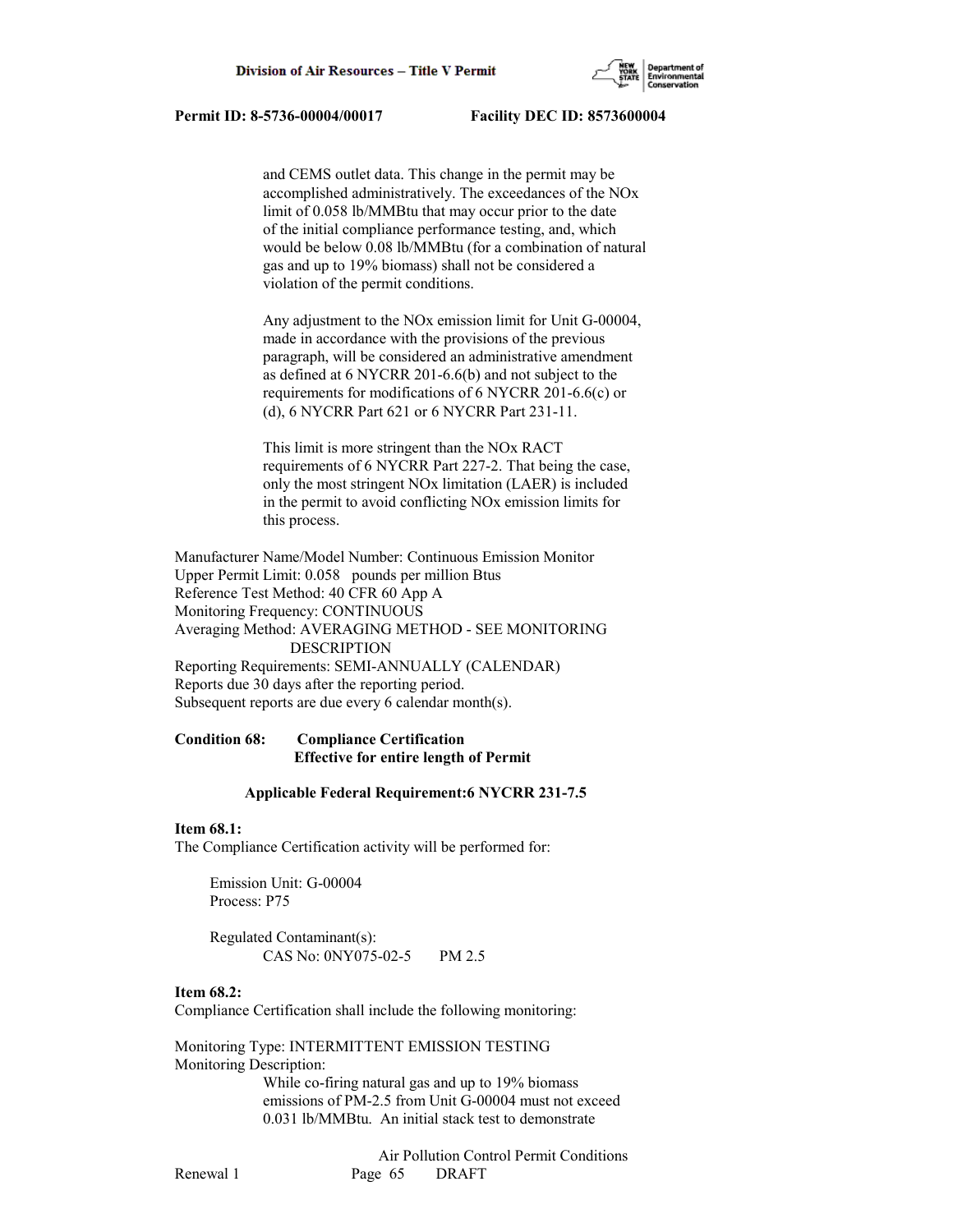and CEMS outlet data. This change in the permit may be accomplished administratively. The exceedances of the NOx limit of 0.058 lb/MMBtu that may occur prior to the date of the initial compliance performance testing, and, which would be below 0.08 lb/MMBtu (for a combination of natural gas and up to 19% biomass) shall not be considered a violation of the permit conditions.

Any adjustment to the NOx emission limit for Unit G-00004, made in accordance with the provisions of the previous paragraph, will be considered an administrative amendment as defined at 6 NYCRR 201-6.6(b) and not subject to the requirements for modifications of 6 NYCRR 201-6.6(c) or (d), 6 NYCRR Part 621 or 6 NYCRR Part 231-11.

This limit is more stringent than the NOx RACT requirements of 6 NYCRR Part 227-2. That being the case, only the most stringent NOx limitation (LAER) is included in the permit to avoid conflicting NOx emission limits for this process.

Manufacturer Name/Model Number: Continuous Emission Monitor
Upper Permit Limit: 0.058 pounds per million Btus
Reference Test Method: 40 CFR 60 App A
Monitoring Frequency: CONTINUOUS
Averaging Method: AVERAGING METHOD - SEE MONITORING DESCRIPTION
Reporting Requirements: SEMI-ANNUALLY (CALENDAR)
Reports due 30 days after the reporting period.
Subsequent reports are due every 6 calendar month(s).

**Condition 68: Compliance Certification**
**Effective for entire length of Permit**

**Applicable Federal Requirement:6 NYCRR 231-7.5**

**Item 68.1:**
The Compliance Certification activity will be performed for:

Emission Unit: G-00004
Process: P75

Regulated Contaminant(s):
CAS No: 0NY075-02-5 PM 2.5

**Item 68.2:**
Compliance Certification shall include the following monitoring:

Monitoring Type: INTERMITTENT EMISSION TESTING
Monitoring Description:
While co-firing natural gas and up to 19% biomass emissions of PM-2.5 from Unit G-00004 must not exceed 0.031 lb/MMBtu. An initial stack test to demonstrate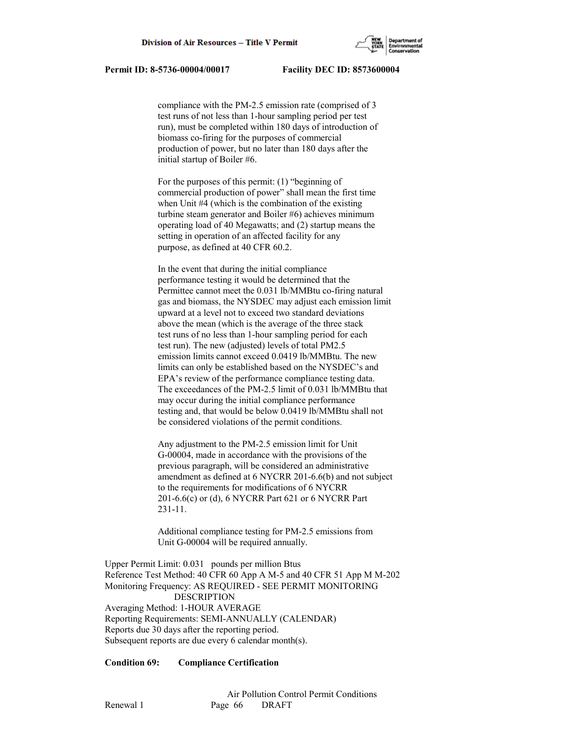compliance with the PM-2.5 emission rate (comprised of 3 test runs of not less than 1-hour sampling period per test run), must be completed within 180 days of introduction of biomass co-firing for the purposes of commercial production of power, but no later than 180 days after the initial startup of Boiler #6.

For the purposes of this permit: (1) "beginning of commercial production of power" shall mean the first time when Unit #4 (which is the combination of the existing turbine steam generator and Boiler #6) achieves minimum operating load of 40 Megawatts; and (2) startup means the setting in operation of an affected facility for any purpose, as defined at 40 CFR 60.2.

In the event that during the initial compliance performance testing it would be determined that the Permittee cannot meet the 0.031 lb/MMBtu co-firing natural gas and biomass, the NYSDEC may adjust each emission limit upward at a level not to exceed two standard deviations above the mean (which is the average of the three stack test runs of no less than 1-hour sampling period for each test run). The new (adjusted) levels of total PM2.5 emission limits cannot exceed 0.0419 lb/MMBtu. The new limits can only be established based on the NYSDEC's and EPA's review of the performance compliance testing data. The exceedances of the PM-2.5 limit of 0.031 lb/MMBtu that may occur during the initial compliance performance testing and, that would be below 0.0419 lb/MMBtu shall not be considered violations of the permit conditions.

Any adjustment to the PM-2.5 emission limit for Unit G-00004, made in accordance with the provisions of the previous paragraph, will be considered an administrative amendment as defined at 6 NYCRR 201-6.6(b) and not subject to the requirements for modifications of 6 NYCRR 201-6.6(c) or (d), 6 NYCRR Part 621 or 6 NYCRR Part 231-11.

Additional compliance testing for PM-2.5 emissions from Unit G-00004 will be required annually.

Upper Permit Limit: 0.031 pounds per million Btus
Reference Test Method: 40 CFR 60 App A M-5 and 40 CFR 51 App M M-202
Monitoring Frequency: AS REQUIRED - SEE PERMIT MONITORING DESCRIPTION
Averaging Method: 1-HOUR AVERAGE
Reporting Requirements: SEMI-ANNUALLY (CALENDAR)
Reports due 30 days after the reporting period.
Subsequent reports are due every 6 calendar month(s).

**Condition 69: Compliance Certification**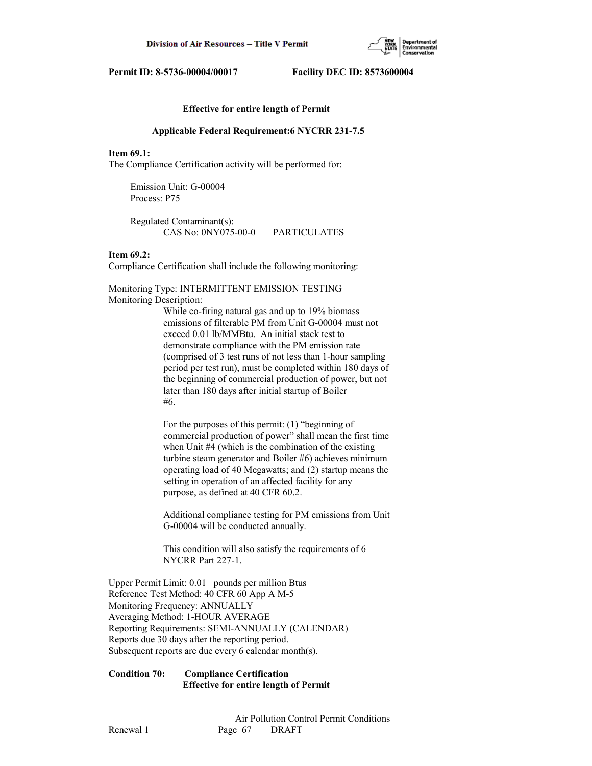**Effective for entire length of Permit**

**Applicable Federal Requirement:6 NYCRR 231-7.5**

**Item 69.1:**
The Compliance Certification activity will be performed for:

Emission Unit: G-00004
Process: P75

Regulated Contaminant(s):
CAS No: 0NY075-00-0 PARTICULATES

**Item 69.2:**
Compliance Certification shall include the following monitoring:

Monitoring Type: INTERMITTENT EMISSION TESTING
Monitoring Description:

While co-firing natural gas and up to 19% biomass emissions of filterable PM from Unit G-00004 must not exceed 0.01 lb/MMBtu. An initial stack test to demonstrate compliance with the PM emission rate (comprised of 3 test runs of not less than 1-hour sampling period per test run), must be completed within 180 days of the beginning of commercial production of power, but not later than 180 days after initial startup of Boiler #6.

For the purposes of this permit: (1) "beginning of commercial production of power" shall mean the first time when Unit #4 (which is the combination of the existing turbine steam generator and Boiler #6) achieves minimum operating load of 40 Megawatts; and (2) startup means the setting in operation of an affected facility for any purpose, as defined at 40 CFR 60.2.

Additional compliance testing for PM emissions from Unit G-00004 will be conducted annually.

This condition will also satisfy the requirements of 6 NYCRR Part 227-1.

Upper Permit Limit: 0.01 pounds per million Btus
Reference Test Method: 40 CFR 60 App A M-5
Monitoring Frequency: ANNUALLY
Averaging Method: 1-HOUR AVERAGE
Reporting Requirements: SEMI-ANNUALLY (CALENDAR)
Reports due 30 days after the reporting period.
Subsequent reports are due every 6 calendar month(s).

**Condition 70: Compliance Certification**
**Effective for entire length of Permit**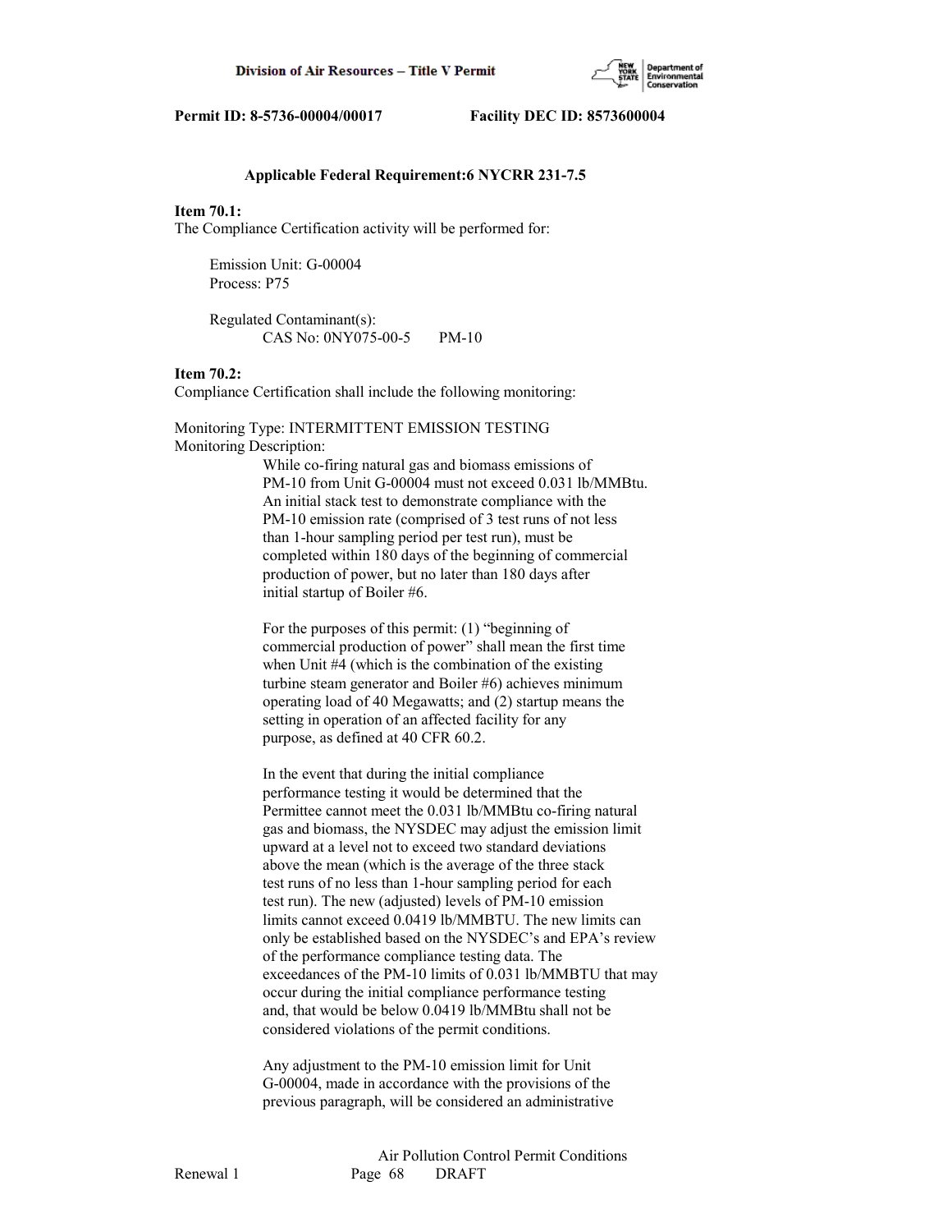**Applicable Federal Requirement:6 NYCRR 231-7.5**

**Item 70.1:**
The Compliance Certification activity will be performed for:

Emission Unit: G-00004
Process: P75

Regulated Contaminant(s):
CAS No: 0NY075-00-5 PM-10

**Item 70.2:**
Compliance Certification shall include the following monitoring:

Monitoring Type: INTERMITTENT EMISSION TESTING
Monitoring Description:

While co-firing natural gas and biomass emissions of PM-10 from Unit G-00004 must not exceed 0.031 lb/MMBtu. An initial stack test to demonstrate compliance with the PM-10 emission rate (comprised of 3 test runs of not less than 1-hour sampling period per test run), must be completed within 180 days of the beginning of commercial production of power, but no later than 180 days after initial startup of Boiler #6.

For the purposes of this permit: (1) "beginning of commercial production of power" shall mean the first time when Unit #4 (which is the combination of the existing turbine steam generator and Boiler #6) achieves minimum operating load of 40 Megawatts; and (2) startup means the setting in operation of an affected facility for any purpose, as defined at 40 CFR 60.2.

In the event that during the initial compliance performance testing it would be determined that the Permittee cannot meet the 0.031 lb/MMBtu co-firing natural gas and biomass, the NYSDEC may adjust the emission limit upward at a level not to exceed two standard deviations above the mean (which is the average of the three stack test runs of no less than 1-hour sampling period for each test run). The new (adjusted) levels of PM-10 emission limits cannot exceed 0.0419 lb/MMBTU. The new limits can only be established based on the NYSDEC's and EPA's review of the performance compliance testing data. The exceedances of the PM-10 limits of 0.031 lb/MMBTU that may occur during the initial compliance performance testing and, that would be below 0.0419 lb/MMBtu shall not be considered violations of the permit conditions.

Any adjustment to the PM-10 emission limit for Unit G-00004, made in accordance with the provisions of the previous paragraph, will be considered an administrative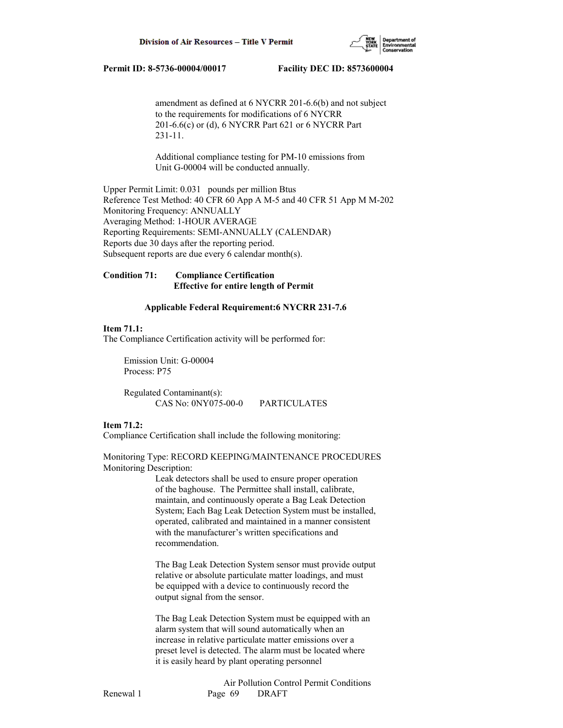amendment as defined at 6 NYCRR 201-6.6(b) and not subject to the requirements for modifications of 6 NYCRR 201-6.6(c) or (d), 6 NYCRR Part 621 or 6 NYCRR Part 231-11.

Additional compliance testing for PM-10 emissions from Unit G-00004 will be conducted annually.

Upper Permit Limit: 0.031 pounds per million Btus
Reference Test Method: 40 CFR 60 App A M-5 and 40 CFR 51 App M M-202
Monitoring Frequency: ANNUALLY
Averaging Method: 1-HOUR AVERAGE
Reporting Requirements: SEMI-ANNUALLY (CALENDAR)
Reports due 30 days after the reporting period.
Subsequent reports are due every 6 calendar month(s).

**Condition 71: Compliance Certification**
**Effective for entire length of Permit**

**Applicable Federal Requirement:6 NYCRR 231-7.6**

**Item 71.1:**
The Compliance Certification activity will be performed for:

Emission Unit: G-00004
Process: P75

Regulated Contaminant(s):
CAS No: 0NY075-00-0 PARTICULATES

**Item 71.2:**
Compliance Certification shall include the following monitoring:

Monitoring Type: RECORD KEEPING/MAINTENANCE PROCEDURES
Monitoring Description:

Leak detectors shall be used to ensure proper operation of the baghouse. The Permittee shall install, calibrate, maintain, and continuously operate a Bag Leak Detection System; Each Bag Leak Detection System must be installed, operated, calibrated and maintained in a manner consistent with the manufacturer's written specifications and recommendation.

The Bag Leak Detection System sensor must provide output relative or absolute particulate matter loadings, and must be equipped with a device to continuously record the output signal from the sensor.

The Bag Leak Detection System must be equipped with an alarm system that will sound automatically when an increase in relative particulate matter emissions over a preset level is detected. The alarm must be located where it is easily heard by plant operating personnel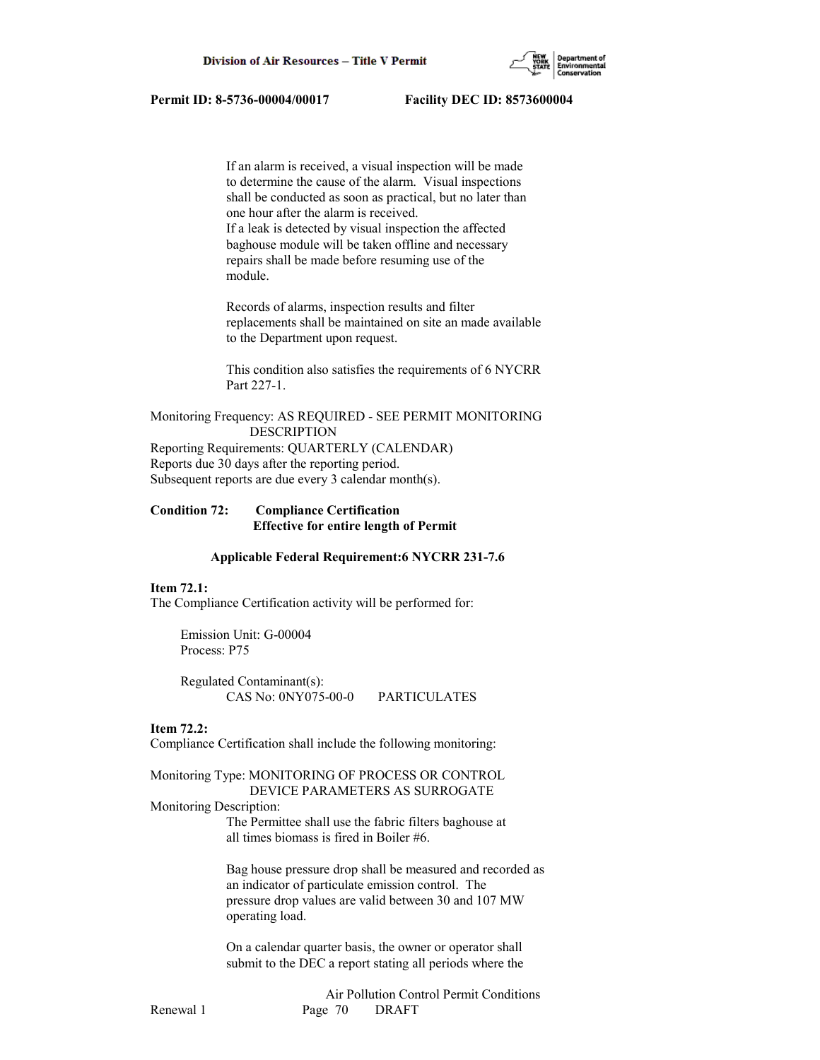If an alarm is received, a visual inspection will be made to determine the cause of the alarm. Visual inspections shall be conducted as soon as practical, but no later than one hour after the alarm is received.
If a leak is detected by visual inspection the affected baghouse module will be taken offline and necessary repairs shall be made before resuming use of the module.

Records of alarms, inspection results and filter replacements shall be maintained on site an made available to the Department upon request.

This condition also satisfies the requirements of 6 NYCRR Part 227-1.

Monitoring Frequency: AS REQUIRED - SEE PERMIT MONITORING DESCRIPTION
Reporting Requirements: QUARTERLY (CALENDAR)
Reports due 30 days after the reporting period.
Subsequent reports are due every 3 calendar month(s).

**Condition 72: Compliance Certification**
**Effective for entire length of Permit**

**Applicable Federal Requirement:6 NYCRR 231-7.6**

**Item 72.1:**
The Compliance Certification activity will be performed for:

Emission Unit: G-00004
Process: P75

Regulated Contaminant(s):
CAS No: 0NY075-00-0 PARTICULATES

**Item 72.2:**
Compliance Certification shall include the following monitoring:

Monitoring Type: MONITORING OF PROCESS OR CONTROL DEVICE PARAMETERS AS SURROGATE
Monitoring Description:
The Permittee shall use the fabric filters baghouse at all times biomass is fired in Boiler #6.

Bag house pressure drop shall be measured and recorded as an indicator of particulate emission control. The pressure drop values are valid between 30 and 107 MW operating load.

On a calendar quarter basis, the owner or operator shall submit to the DEC a report stating all periods where the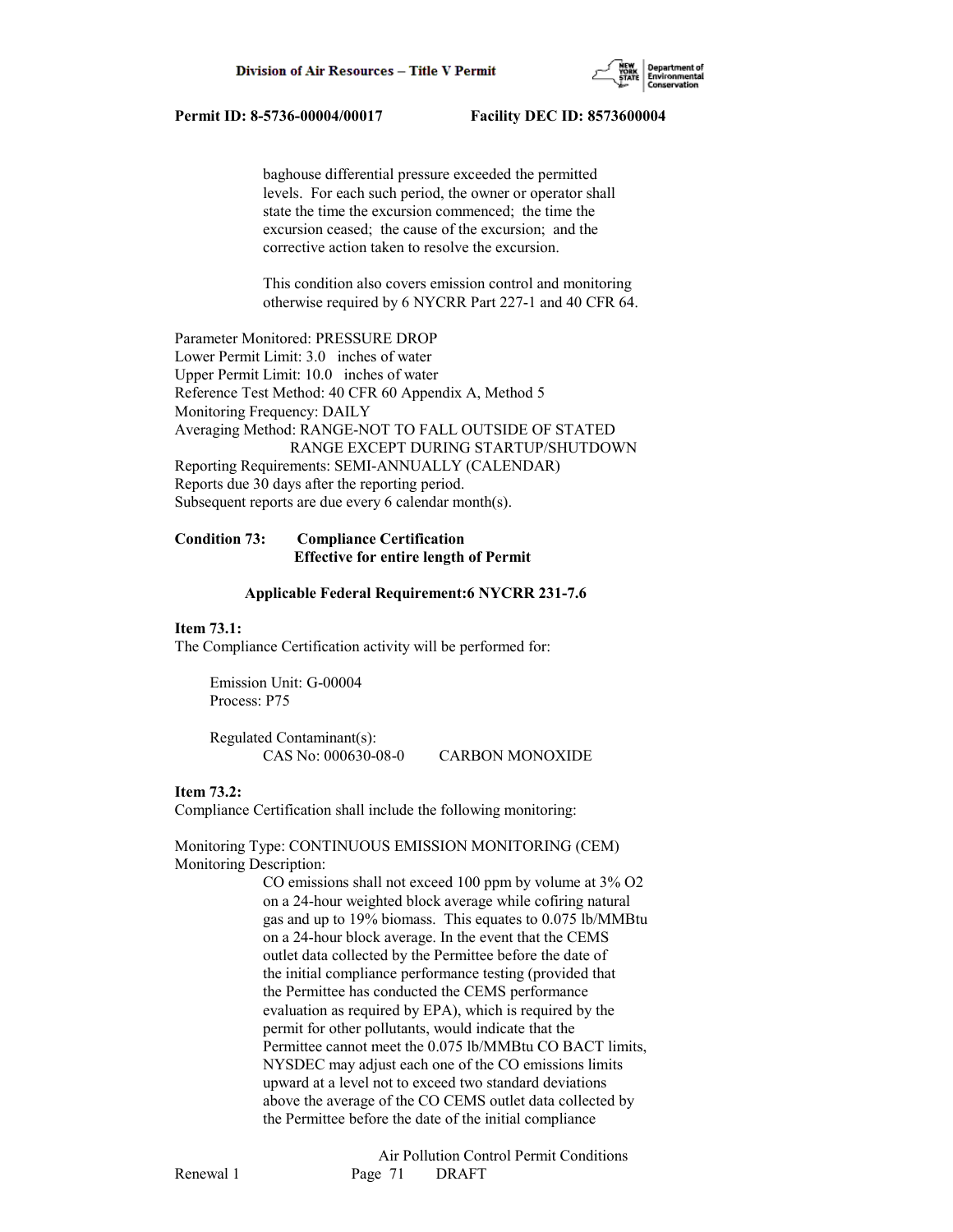baghouse differential pressure exceeded the permitted levels. For each such period, the owner or operator shall state the time the excursion commenced; the time the excursion ceased; the cause of the excursion; and the corrective action taken to resolve the excursion.

This condition also covers emission control and monitoring otherwise required by 6 NYCRR Part 227-1 and 40 CFR 64.

Parameter Monitored: PRESSURE DROP
Lower Permit Limit: 3.0 inches of water
Upper Permit Limit: 10.0 inches of water
Reference Test Method: 40 CFR 60 Appendix A, Method 5
Monitoring Frequency: DAILY
Averaging Method: RANGE-NOT TO FALL OUTSIDE OF STATED RANGE EXCEPT DURING STARTUP/SHUTDOWN
Reporting Requirements: SEMI-ANNUALLY (CALENDAR)
Reports due 30 days after the reporting period.
Subsequent reports are due every 6 calendar month(s).

**Condition 73: Compliance Certification**
**Effective for entire length of Permit**

**Applicable Federal Requirement:6 NYCRR 231-7.6**

**Item 73.1:**
The Compliance Certification activity will be performed for:

Emission Unit: G-00004
Process: P75

Regulated Contaminant(s):
CAS No: 000630-08-0 CARBON MONOXIDE

**Item 73.2:**
Compliance Certification shall include the following monitoring:

Monitoring Type: CONTINUOUS EMISSION MONITORING (CEM)
Monitoring Description:

CO emissions shall not exceed 100 ppm by volume at 3% $O_2$ on a 24-hour weighted block average while cofiring natural gas and up to 19% biomass. This equates to 0.075 lb/MMBtu on a 24-hour block average. In the event that the CEMS outlet data collected by the Permittee before the date of the initial compliance performance testing (provided that the Permittee has conducted the CEMS performance evaluation as required by EPA), which is required by the permit for other pollutants, would indicate that the Permittee cannot meet the 0.075 lb/MMBtu CO BACT limits, NYSDEC may adjust each one of the CO emissions limits upward at a level not to exceed two standard deviations above the average of the CO CEMS outlet data collected by the Permittee before the date of the initial compliance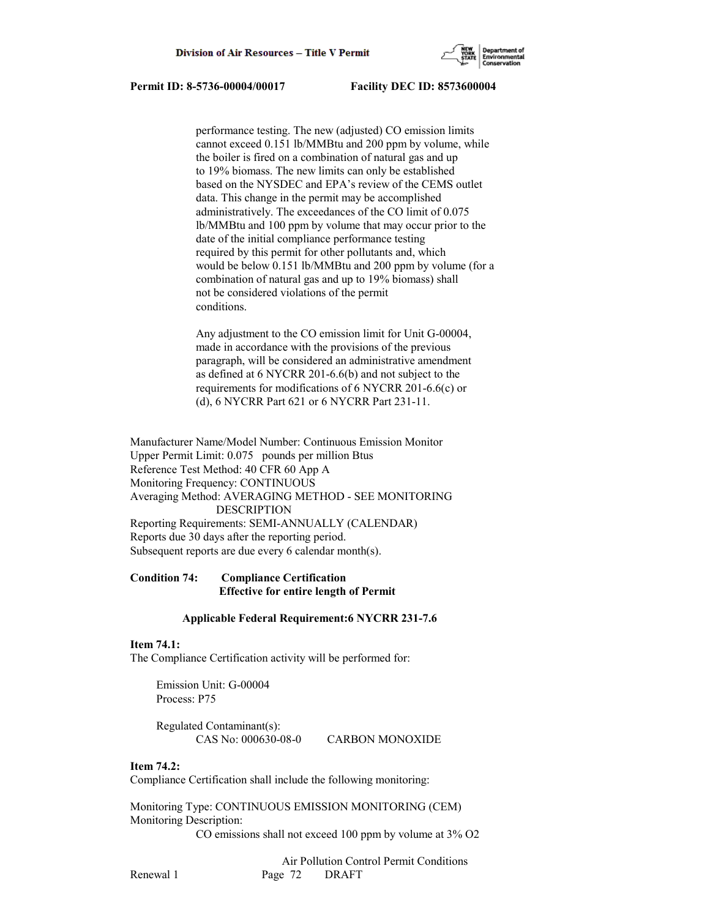performance testing. The new (adjusted) CO emission limits cannot exceed 0.151 lb/MMBtu and 200 ppm by volume, while the boiler is fired on a combination of natural gas and up to 19% biomass. The new limits can only be established based on the NYSDEC and EPA's review of the CEMS outlet data. This change in the permit may be accomplished administratively. The exceedances of the CO limit of 0.075 lb/MMBtu and 100 ppm by volume that may occur prior to the date of the initial compliance performance testing required by this permit for other pollutants and, which would be below 0.151 lb/MMBtu and 200 ppm by volume (for a combination of natural gas and up to 19% biomass) shall not be considered violations of the permit conditions.

Any adjustment to the CO emission limit for Unit G-00004, made in accordance with the provisions of the previous paragraph, will be considered an administrative amendment as defined at 6 NYCRR 201-6.6(b) and not subject to the requirements for modifications of 6 NYCRR 201-6.6(c) or (d), 6 NYCRR Part 621 or 6 NYCRR Part 231-11.

Manufacturer Name/Model Number: Continuous Emission Monitor
Upper Permit Limit: 0.075 pounds per million Btus
Reference Test Method: 40 CFR 60 App A
Monitoring Frequency: CONTINUOUS
Averaging Method: AVERAGING METHOD - SEE MONITORING DESCRIPTION
Reporting Requirements: SEMI-ANNUALLY (CALENDAR)
Reports due 30 days after the reporting period.
Subsequent reports are due every 6 calendar month(s).

**Condition 74: Compliance Certification**
**Effective for entire length of Permit**

**Applicable Federal Requirement:6 NYCRR 231-7.6**

**Item 74.1:**
The Compliance Certification activity will be performed for:

Emission Unit: G-00004
Process: P75

Regulated Contaminant(s):
CAS No: 000630-08-0 CARBON MONOXIDE

**Item 74.2:**
Compliance Certification shall include the following monitoring:

Monitoring Type: CONTINUOUS EMISSION MONITORING (CEM)
Monitoring Description:
CO emissions shall not exceed 100 ppm by volume at 3% O2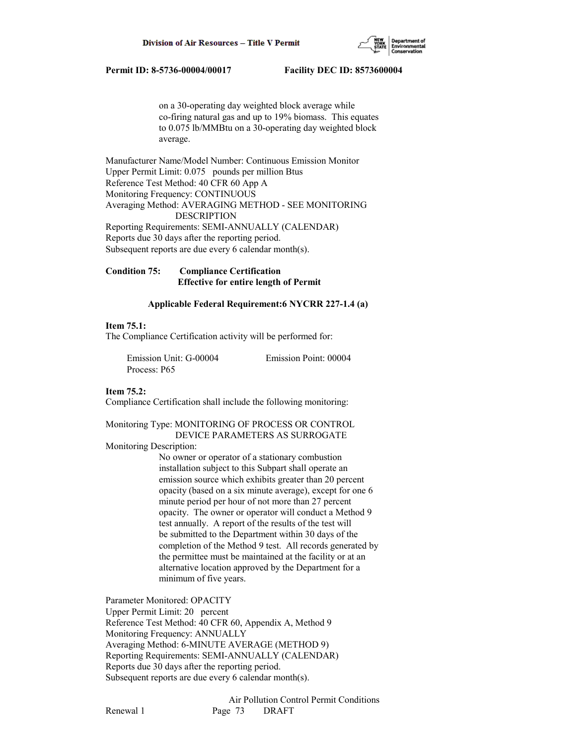on a 30-operating day weighted block average while co-firing natural gas and up to 19% biomass. This equates to 0.075 lb/MMBtu on a 30-operating day weighted block average.

Manufacturer Name/Model Number: Continuous Emission Monitor
Upper Permit Limit: 0.075 pounds per million Btus
Reference Test Method: 40 CFR 60 App A
Monitoring Frequency: CONTINUOUS
Averaging Method: AVERAGING METHOD - SEE MONITORING DESCRIPTION
Reporting Requirements: SEMI-ANNUALLY (CALENDAR)
Reports due 30 days after the reporting period.
Subsequent reports are due every 6 calendar month(s).

**Condition 75: Compliance Certification**
**Effective for entire length of Permit**

**Applicable Federal Requirement:6 NYCRR 227-1.4 (a)**

**Item 75.1:**
The Compliance Certification activity will be performed for:

Emission Unit: G-00004 Emission Point: 00004
Process: P65

**Item 75.2:**
Compliance Certification shall include the following monitoring:

Monitoring Type: MONITORING OF PROCESS OR CONTROL DEVICE PARAMETERS AS SURROGATE
Monitoring Description:

No owner or operator of a stationary combustion installation subject to this Subpart shall operate an emission source which exhibits greater than 20 percent opacity (based on a six minute average), except for one 6 minute period per hour of not more than 27 percent opacity. The owner or operator will conduct a Method 9 test annually. A report of the results of the test will be submitted to the Department within 30 days of the completion of the Method 9 test. All records generated by the permittee must be maintained at the facility or at an alternative location approved by the Department for a minimum of five years.

Parameter Monitored: OPACITY
Upper Permit Limit: 20 percent
Reference Test Method: 40 CFR 60, Appendix A, Method 9
Monitoring Frequency: ANNUALLY
Averaging Method: 6-MINUTE AVERAGE (METHOD 9)
Reporting Requirements: SEMI-ANNUALLY (CALENDAR)
Reports due 30 days after the reporting period.
Subsequent reports are due every 6 calendar month(s).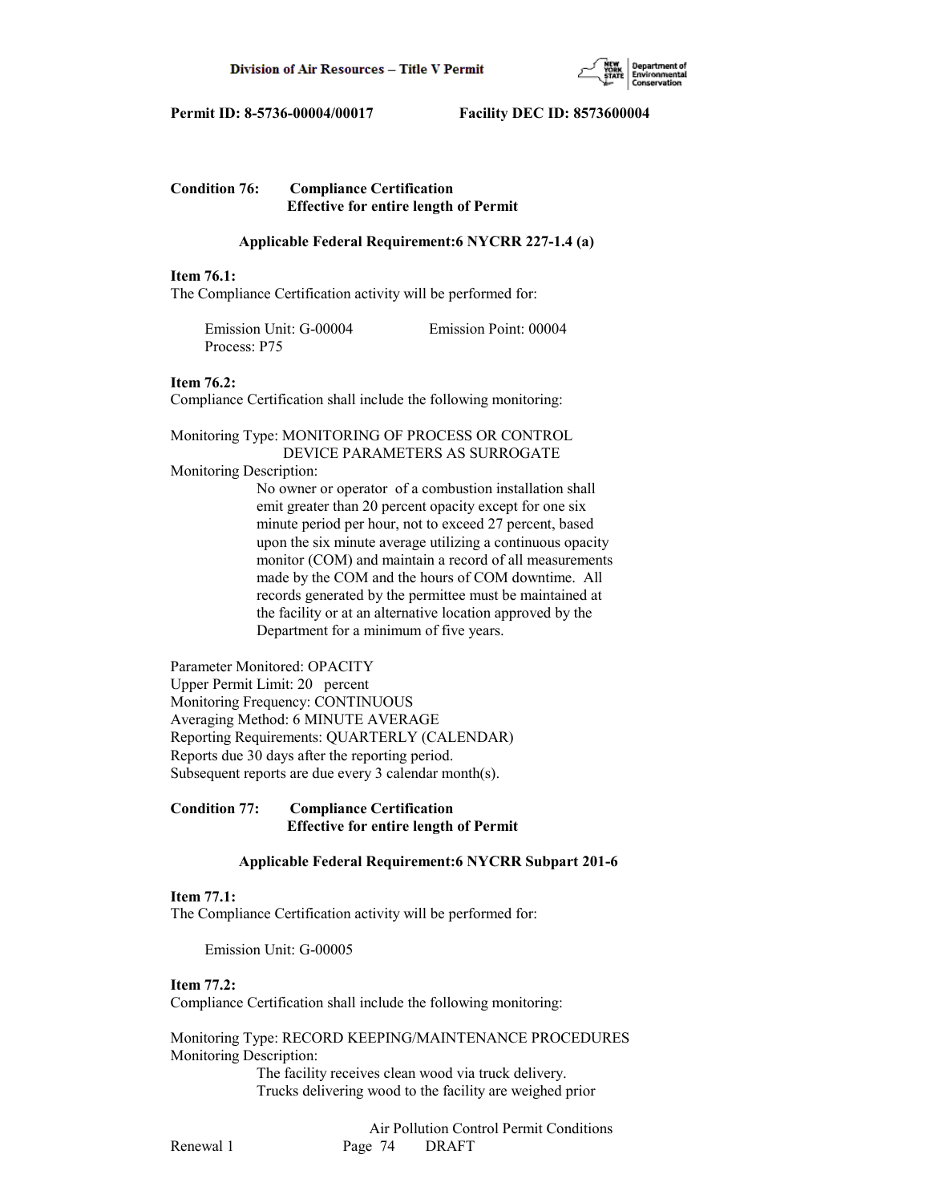**Condition 76: Compliance Certification**
**Effective for entire length of Permit**

**Applicable Federal Requirement:6 NYCRR 227-1.4 (a)**

**Item 76.1:**
The Compliance Certification activity will be performed for:

Emission Unit: G-00004 Emission Point: 00004
Process: P75

**Item 76.2:**
Compliance Certification shall include the following monitoring:

Monitoring Type: MONITORING OF PROCESS OR CONTROL DEVICE PARAMETERS AS SURROGATE
Monitoring Description:
No owner or operator of a combustion installation shall emit greater than 20 percent opacity except for one six minute period per hour, not to exceed 27 percent, based upon the six minute average utilizing a continuous opacity monitor (COM) and maintain a record of all measurements made by the COM and the hours of COM downtime. All records generated by the permittee must be maintained at the facility or at an alternative location approved by the Department for a minimum of five years.

Parameter Monitored: OPACITY
Upper Permit Limit: 20 percent
Monitoring Frequency: CONTINUOUS
Averaging Method: 6 MINUTE AVERAGE
Reporting Requirements: QUARTERLY (CALENDAR)
Reports due 30 days after the reporting period.
Subsequent reports are due every 3 calendar month(s).

**Condition 77: Compliance Certification**
**Effective for entire length of Permit**

**Applicable Federal Requirement:6 NYCRR Subpart 201-6**

**Item 77.1:**
The Compliance Certification activity will be performed for:

Emission Unit: G-00005

**Item 77.2:**
Compliance Certification shall include the following monitoring:

Monitoring Type: RECORD KEEPING/MAINTENANCE PROCEDURES
Monitoring Description:
The facility receives clean wood via truck delivery. Trucks delivering wood to the facility are weighed prior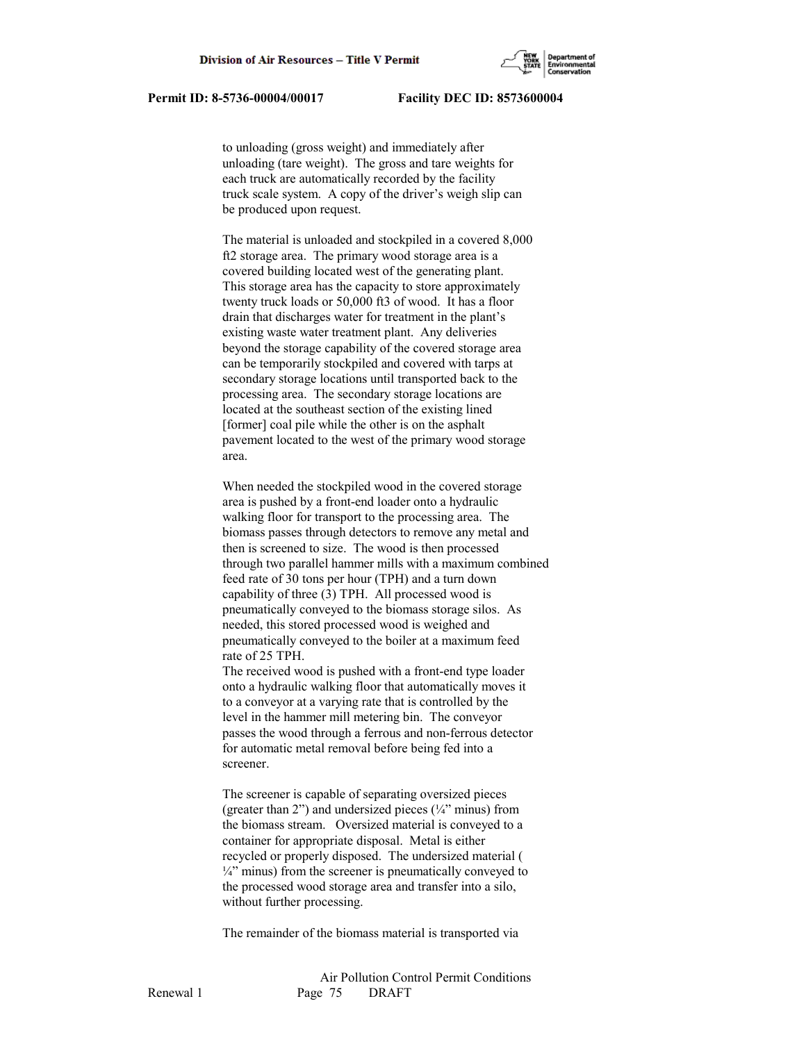to unloading (gross weight) and immediately after unloading (tare weight). The gross and tare weights for each truck are automatically recorded by the facility truck scale system. A copy of the driver's weigh slip can be produced upon request.

The material is unloaded and stockpiled in a covered 8,000 ft2 storage area. The primary wood storage area is a covered building located west of the generating plant. This storage area has the capacity to store approximately twenty truck loads or 50,000 ft3 of wood. It has a floor drain that discharges water for treatment in the plant's existing waste water treatment plant. Any deliveries beyond the storage capability of the covered storage area can be temporarily stockpiled and covered with tarps at secondary storage locations until transported back to the processing area. The secondary storage locations are located at the southeast section of the existing lined [former] coal pile while the other is on the asphalt pavement located to the west of the primary wood storage area.

When needed the stockpiled wood in the covered storage area is pushed by a front-end loader onto a hydraulic walking floor for transport to the processing area. The biomass passes through detectors to remove any metal and then is screened to size. The wood is then processed through two parallel hammer mills with a maximum combined feed rate of 30 tons per hour (TPH) and a turn down capability of three (3) TPH. All processed wood is pneumatically conveyed to the biomass storage silos. As needed, this stored processed wood is weighed and pneumatically conveyed to the boiler at a maximum feed rate of 25 TPH.
The received wood is pushed with a front-end type loader onto a hydraulic walking floor that automatically moves it to a conveyor at a varying rate that is controlled by the level in the hammer mill metering bin. The conveyor passes the wood through a ferrous and non-ferrous detector for automatic metal removal before being fed into a screener.

The screener is capable of separating oversized pieces (greater than 2") and undersized pieces (¼" minus) from the biomass stream. Oversized material is conveyed to a container for appropriate disposal. Metal is either recycled or properly disposed. The undersized material ( ¼" minus) from the screener is pneumatically conveyed to the processed wood storage area and transfer into a silo, without further processing.

The remainder of the biomass material is transported via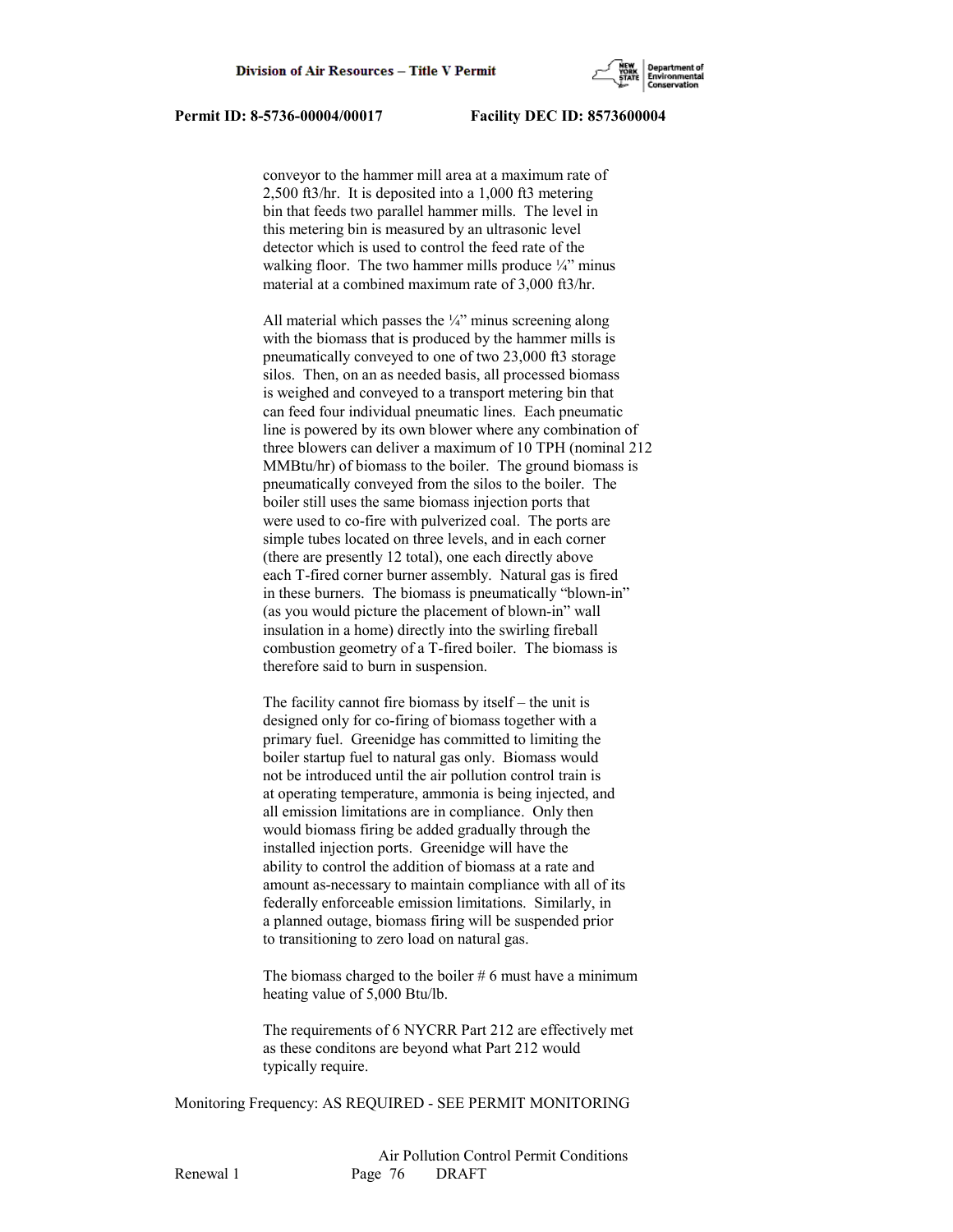conveyor to the hammer mill area at a maximum rate of 2,500 ft3/hr. It is deposited into a 1,000 ft3 metering bin that feeds two parallel hammer mills. The level in this metering bin is measured by an ultrasonic level detector which is used to control the feed rate of the walking floor. The two hammer mills produce ¼" minus material at a combined maximum rate of 3,000 ft3/hr.

All material which passes the ¼" minus screening along with the biomass that is produced by the hammer mills is pneumatically conveyed to one of two 23,000 ft3 storage silos. Then, on an as needed basis, all processed biomass is weighed and conveyed to a transport metering bin that can feed four individual pneumatic lines. Each pneumatic line is powered by its own blower where any combination of three blowers can deliver a maximum of 10 TPH (nominal 212 MMBtu/hr) of biomass to the boiler. The ground biomass is pneumatically conveyed from the silos to the boiler. The boiler still uses the same biomass injection ports that were used to co-fire with pulverized coal. The ports are simple tubes located on three levels, and in each corner (there are presently 12 total), one each directly above each T-fired corner burner assembly. Natural gas is fired in these burners. The biomass is pneumatically "blown-in" (as you would picture the placement of blown-in" wall insulation in a home) directly into the swirling fireball combustion geometry of a T-fired boiler. The biomass is therefore said to burn in suspension.

The facility cannot fire biomass by itself – the unit is designed only for co-firing of biomass together with a primary fuel. Greenidge has committed to limiting the boiler startup fuel to natural gas only. Biomass would not be introduced until the air pollution control train is at operating temperature, ammonia is being injected, and all emission limitations are in compliance. Only then would biomass firing be added gradually through the installed injection ports. Greenidge will have the ability to control the addition of biomass at a rate and amount as-necessary to maintain compliance with all of its federally enforceable emission limitations. Similarly, in a planned outage, biomass firing will be suspended prior to transitioning to zero load on natural gas.

The biomass charged to the boiler # 6 must have a minimum heating value of 5,000 Btu/lb.

The requirements of 6 NYCRR Part 212 are effectively met as these conditons are beyond what Part 212 would typically require.

Monitoring Frequency: AS REQUIRED - SEE PERMIT MONITORING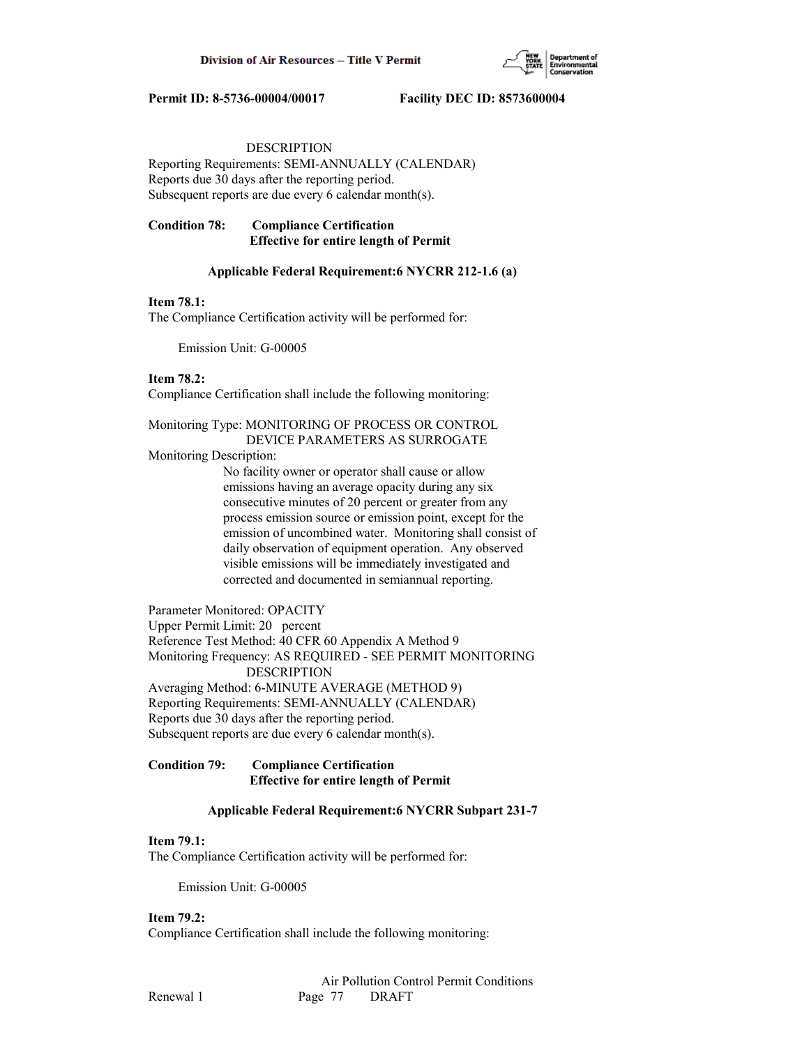DESCRIPTION
Reporting Requirements: SEMI-ANNUALLY (CALENDAR)
Reports due 30 days after the reporting period.
Subsequent reports are due every 6 calendar month(s).

**Condition 78: Compliance Certification**
**Effective for entire length of Permit**

**Applicable Federal Requirement:6 NYCRR 212-1.6 (a)**

**Item 78.1:**
The Compliance Certification activity will be performed for:

Emission Unit: G-00005

**Item 78.2:**
Compliance Certification shall include the following monitoring:

Monitoring Type: MONITORING OF PROCESS OR CONTROL DEVICE PARAMETERS AS SURROGATE
Monitoring Description:
No facility owner or operator shall cause or allow emissions having an average opacity during any six consecutive minutes of 20 percent or greater from any process emission source or emission point, except for the emission of uncombined water. Monitoring shall consist of daily observation of equipment operation. Any observed visible emissions will be immediately investigated and corrected and documented in semiannual reporting.

Parameter Monitored: OPACITY
Upper Permit Limit: 20 percent
Reference Test Method: 40 CFR 60 Appendix A Method 9
Monitoring Frequency: AS REQUIRED - SEE PERMIT MONITORING DESCRIPTION
Averaging Method: 6-MINUTE AVERAGE (METHOD 9)
Reporting Requirements: SEMI-ANNUALLY (CALENDAR)
Reports due 30 days after the reporting period.
Subsequent reports are due every 6 calendar month(s).

**Condition 79: Compliance Certification**
**Effective for entire length of Permit**

**Applicable Federal Requirement:6 NYCRR Subpart 231-7**

**Item 79.1:**
The Compliance Certification activity will be performed for:

Emission Unit: G-00005

**Item 79.2:**
Compliance Certification shall include the following monitoring: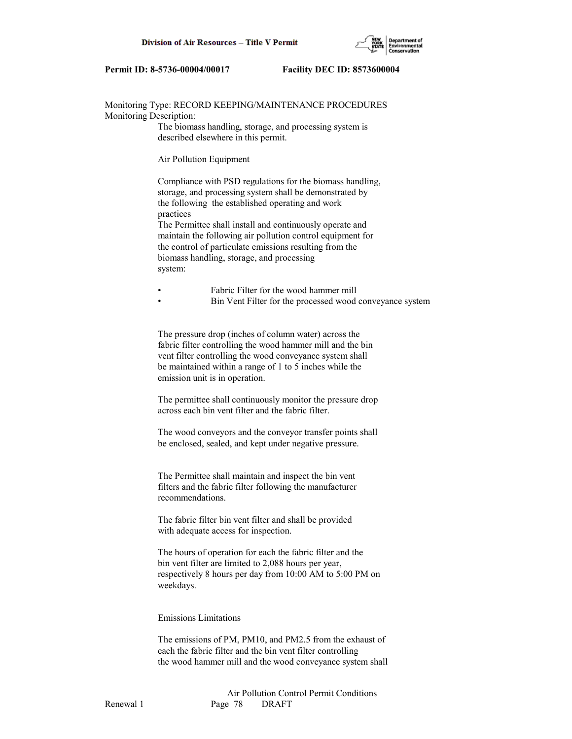Monitoring Type: RECORD KEEPING/MAINTENANCE PROCEDURES
Monitoring Description:

The biomass handling, storage, and processing system is described elsewhere in this permit.

Air Pollution Equipment

Compliance with PSD regulations for the biomass handling, storage, and processing system shall be demonstrated by the following the established operating and work practices
The Permittee shall install and continuously operate and maintain the following air pollution control equipment for the control of particulate emissions resulting from the biomass handling, storage, and processing system:

- Fabric Filter for the wood hammer mill
- Bin Vent Filter for the processed wood conveyance system

The pressure drop (inches of column water) across the fabric filter controlling the wood hammer mill and the bin vent filter controlling the wood conveyance system shall be maintained within a range of 1 to 5 inches while the emission unit is in operation.

The permittee shall continuously monitor the pressure drop across each bin vent filter and the fabric filter.

The wood conveyors and the conveyor transfer points shall be enclosed, sealed, and kept under negative pressure.

The Permittee shall maintain and inspect the bin vent filters and the fabric filter following the manufacturer recommendations.

The fabric filter bin vent filter and shall be provided with adequate access for inspection.

The hours of operation for each the fabric filter and the bin vent filter are limited to 2,088 hours per year, respectively 8 hours per day from 10:00 AM to 5:00 PM on weekdays.

Emissions Limitations

The emissions of PM, PM10, and PM2.5 from the exhaust of each the fabric filter and the bin vent filter controlling the wood hammer mill and the wood conveyance system shall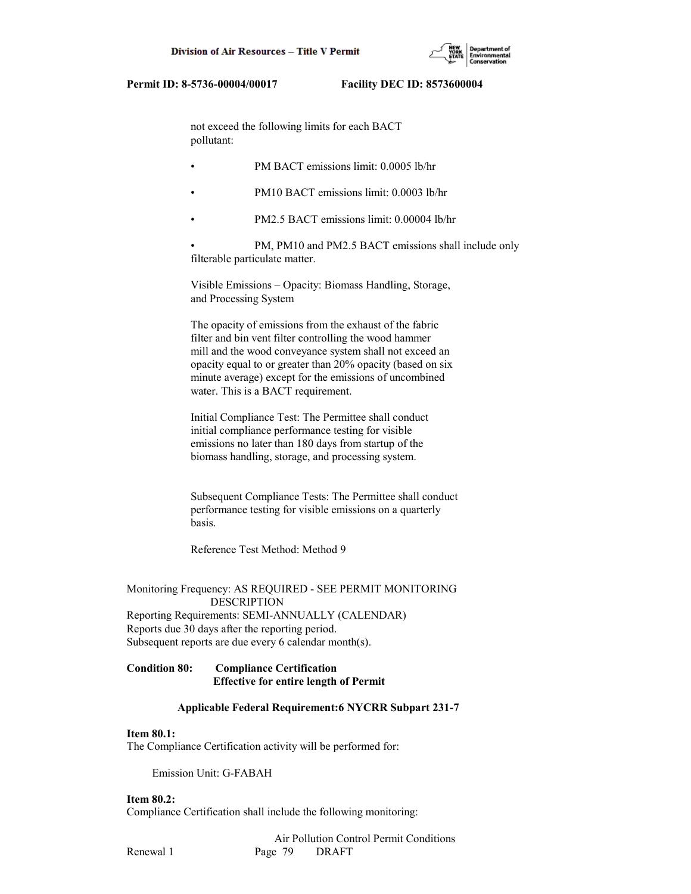not exceed the following limits for each BACT pollutant:

- PM BACT emissions limit: 0.0005 lb/hr
- PM10 BACT emissions limit: 0.0003 lb/hr
- PM2.5 BACT emissions limit: 0.00004 lb/hr
- PM, PM10 and PM2.5 BACT emissions shall include only filterable particulate matter.

Visible Emissions – Opacity: Biomass Handling, Storage, and Processing System

The opacity of emissions from the exhaust of the fabric filter and bin vent filter controlling the wood hammer mill and the wood conveyance system shall not exceed an opacity equal to or greater than 20% opacity (based on six minute average) except for the emissions of uncombined water. This is a BACT requirement.

Initial Compliance Test: The Permittee shall conduct initial compliance performance testing for visible emissions no later than 180 days from startup of the biomass handling, storage, and processing system.

Subsequent Compliance Tests: The Permittee shall conduct performance testing for visible emissions on a quarterly basis.

Reference Test Method: Method 9

Monitoring Frequency: AS REQUIRED - SEE PERMIT MONITORING DESCRIPTION
Reporting Requirements: SEMI-ANNUALLY (CALENDAR)
Reports due 30 days after the reporting period.
Subsequent reports are due every 6 calendar month(s).

**Condition 80: Compliance Certification**
**Effective for entire length of Permit**

**Applicable Federal Requirement:6 NYCRR Subpart 231-7**

**Item 80.1:**
The Compliance Certification activity will be performed for:

Emission Unit: G-FABAH

**Item 80.2:**
Compliance Certification shall include the following monitoring: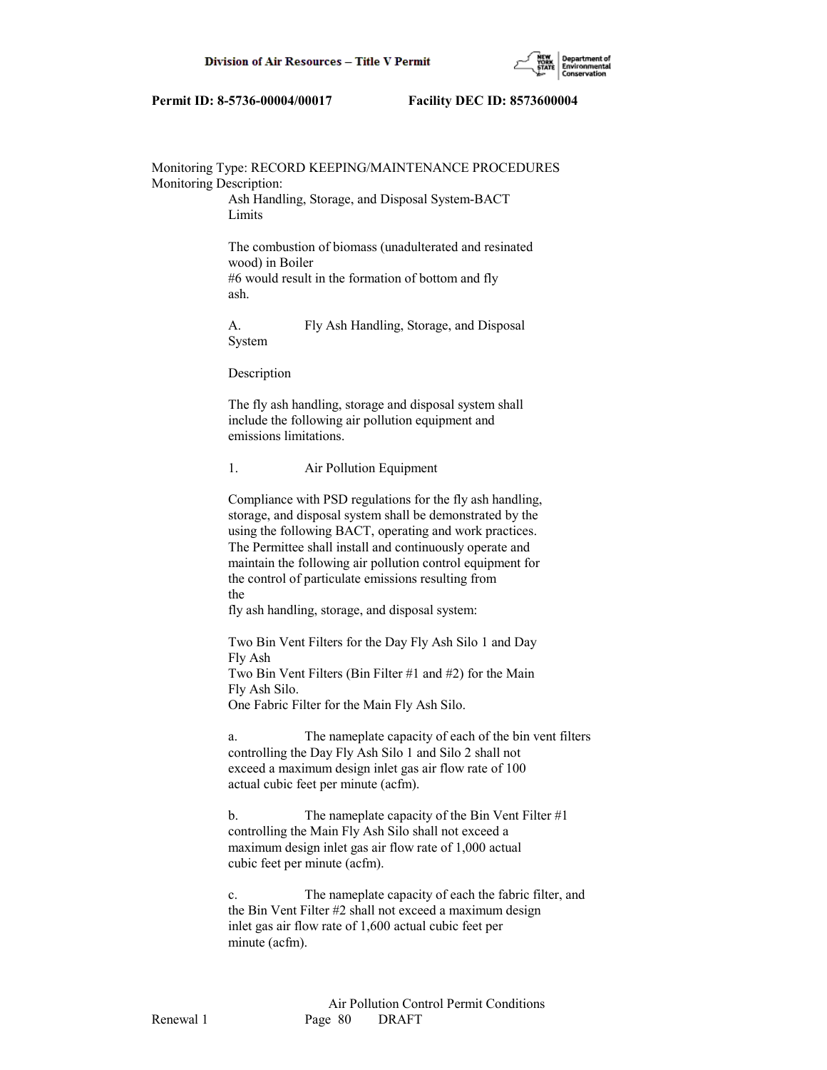Permit ID: 8-5736-00004/00017 Facility DEC ID: 8573600004

Monitoring Type: RECORD KEEPING/MAINTENANCE PROCEDURES
Monitoring Description:

Ash Handling, Storage, and Disposal System-BACT Limits

The combustion of biomass (unadulterated and resinated wood) in Boiler #6 would result in the formation of bottom and fly ash.

A. Fly Ash Handling, Storage, and Disposal System

Description

The fly ash handling, storage and disposal system shall include the following air pollution equipment and emissions limitations.

1. Air Pollution Equipment

Compliance with PSD regulations for the fly ash handling, storage, and disposal system shall be demonstrated by the using the following BACT, operating and work practices. The Permittee shall install and continuously operate and maintain the following air pollution control equipment for the control of particulate emissions resulting from the fly ash handling, storage, and disposal system:

Two Bin Vent Filters for the Day Fly Ash Silo 1 and Day Fly Ash
Two Bin Vent Filters (Bin Filter #1 and #2) for the Main Fly Ash Silo.
One Fabric Filter for the Main Fly Ash Silo.

a. The nameplate capacity of each of the bin vent filters controlling the Day Fly Ash Silo 1 and Silo 2 shall not exceed a maximum design inlet gas air flow rate of 100 actual cubic feet per minute (acfm).

b. The nameplate capacity of the Bin Vent Filter #1 controlling the Main Fly Ash Silo shall not exceed a maximum design inlet gas air flow rate of 1,000 actual cubic feet per minute (acfm).

c. The nameplate capacity of each the fabric filter, and the Bin Vent Filter #2 shall not exceed a maximum design inlet gas air flow rate of 1,600 actual cubic feet per minute (acfm).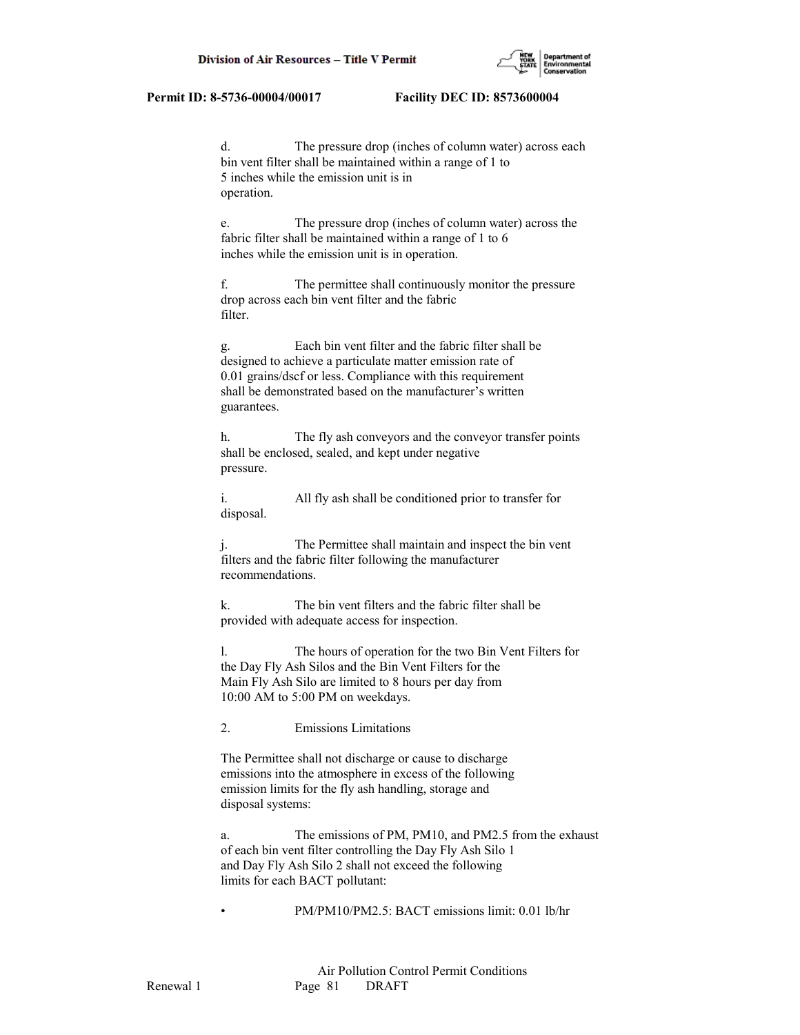d. The pressure drop (inches of column water) across each bin vent filter shall be maintained within a range of 1 to 5 inches while the emission unit is in operation.

e. The pressure drop (inches of column water) across the fabric filter shall be maintained within a range of 1 to 6 inches while the emission unit is in operation.

f. The permittee shall continuously monitor the pressure drop across each bin vent filter and the fabric filter.

g. Each bin vent filter and the fabric filter shall be designed to achieve a particulate matter emission rate of 0.01 grains/dscf or less. Compliance with this requirement shall be demonstrated based on the manufacturer's written guarantees.

h. The fly ash conveyors and the conveyor transfer points shall be enclosed, sealed, and kept under negative pressure.

i. All fly ash shall be conditioned prior to transfer for disposal.

j. The Permittee shall maintain and inspect the bin vent filters and the fabric filter following the manufacturer recommendations.

k. The bin vent filters and the fabric filter shall be provided with adequate access for inspection.

l. The hours of operation for the two Bin Vent Filters for the Day Fly Ash Silos and the Bin Vent Filters for the Main Fly Ash Silo are limited to 8 hours per day from 10:00 AM to 5:00 PM on weekdays.

2. Emissions Limitations

The Permittee shall not discharge or cause to discharge emissions into the atmosphere in excess of the following emission limits for the fly ash handling, storage and disposal systems:

a. The emissions of PM, PM10, and PM2.5 from the exhaust of each bin vent filter controlling the Day Fly Ash Silo 1 and Day Fly Ash Silo 2 shall not exceed the following limits for each BACT pollutant:

- PM/PM10/PM2.5: BACT emissions limit: 0.01 lb/hr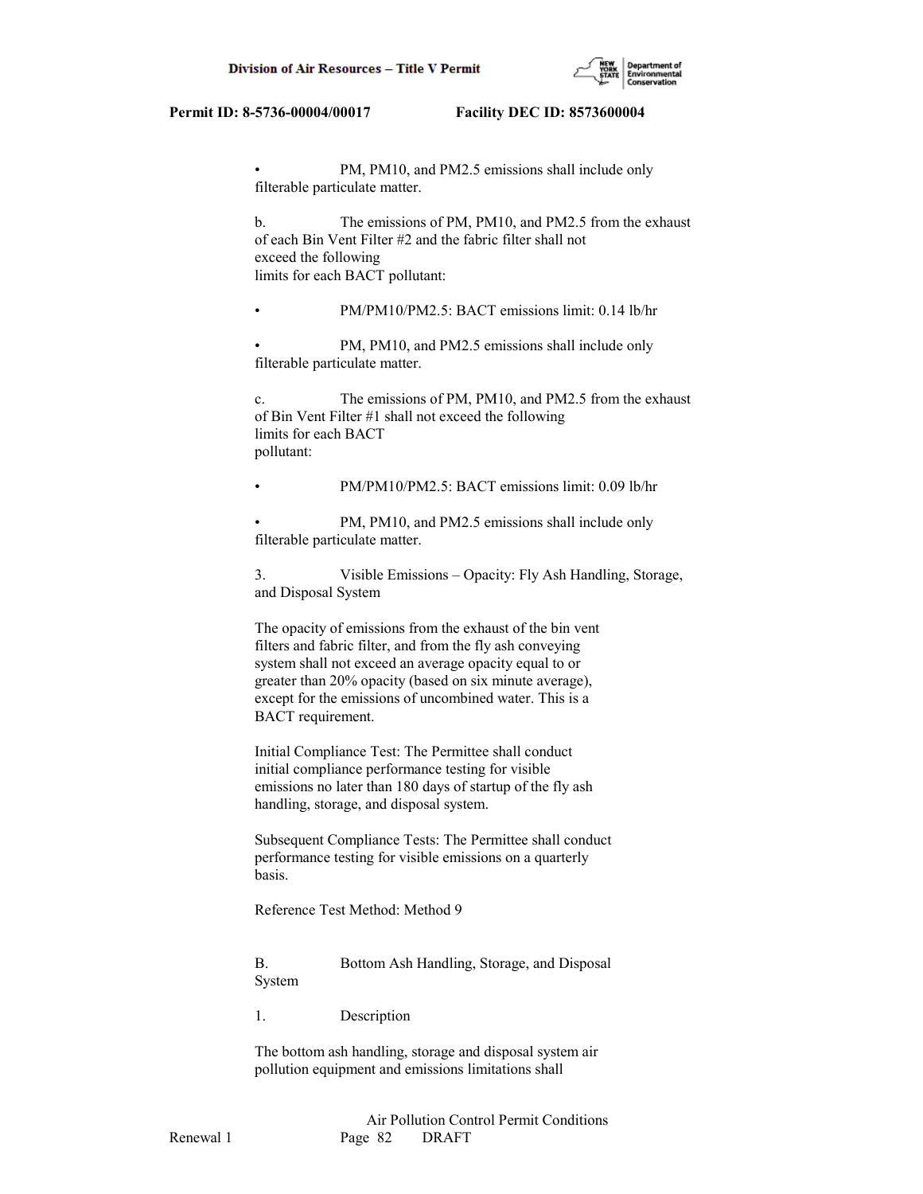• PM, PM10, and PM2.5 emissions shall include only filterable particulate matter.

b. The emissions of PM, PM10, and PM2.5 from the exhaust of each Bin Vent Filter #2 and the fabric filter shall not exceed the following limits for each BACT pollutant:

• PM/PM10/PM2.5: BACT emissions limit: 0.14 lb/hr

• PM, PM10, and PM2.5 emissions shall include only filterable particulate matter.

c. The emissions of PM, PM10, and PM2.5 from the exhaust of Bin Vent Filter #1 shall not exceed the following limits for each BACT pollutant:

• PM/PM10/PM2.5: BACT emissions limit: 0.09 lb/hr

• PM, PM10, and PM2.5 emissions shall include only filterable particulate matter.

3. Visible Emissions – Opacity: Fly Ash Handling, Storage, and Disposal System

The opacity of emissions from the exhaust of the bin vent filters and fabric filter, and from the fly ash conveying system shall not exceed an average opacity equal to or greater than 20% opacity (based on six minute average), except for the emissions of uncombined water. This is a BACT requirement.

Initial Compliance Test: The Permittee shall conduct initial compliance performance testing for visible emissions no later than 180 days of startup of the fly ash handling, storage, and disposal system.

Subsequent Compliance Tests: The Permittee shall conduct performance testing for visible emissions on a quarterly basis.

Reference Test Method: Method 9

B. Bottom Ash Handling, Storage, and Disposal System

1. Description

The bottom ash handling, storage and disposal system air pollution equipment and emissions limitations shall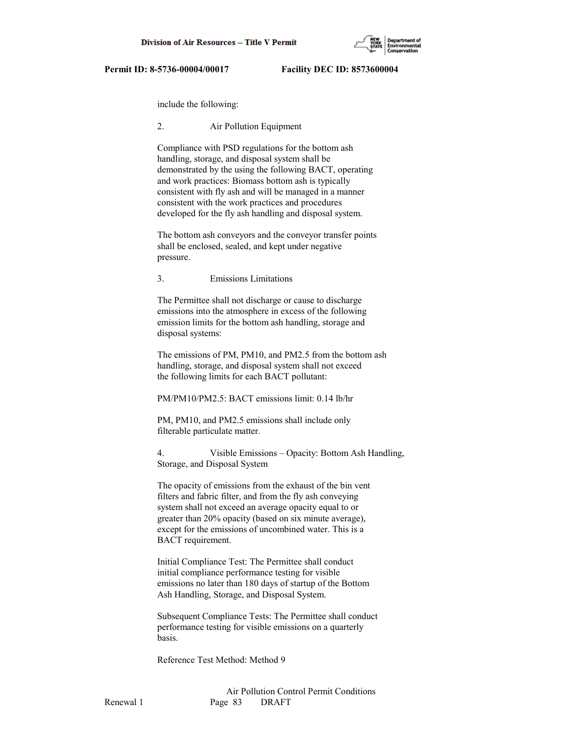include the following:

2. Air Pollution Equipment

Compliance with PSD regulations for the bottom ash handling, storage, and disposal system shall be demonstrated by the using the following BACT, operating and work practices: Biomass bottom ash is typically consistent with fly ash and will be managed in a manner consistent with the work practices and procedures developed for the fly ash handling and disposal system.

The bottom ash conveyors and the conveyor transfer points shall be enclosed, sealed, and kept under negative pressure.

3. Emissions Limitations

The Permittee shall not discharge or cause to discharge emissions into the atmosphere in excess of the following emission limits for the bottom ash handling, storage and disposal systems:

The emissions of PM, PM10, and PM2.5 from the bottom ash handling, storage, and disposal system shall not exceed the following limits for each BACT pollutant:

PM/PM10/PM2.5: BACT emissions limit: 0.14 lb/hr

PM, PM10, and PM2.5 emissions shall include only filterable particulate matter.

4. Visible Emissions – Opacity: Bottom Ash Handling, Storage, and Disposal System

The opacity of emissions from the exhaust of the bin vent filters and fabric filter, and from the fly ash conveying system shall not exceed an average opacity equal to or greater than 20% opacity (based on six minute average), except for the emissions of uncombined water. This is a BACT requirement.

Initial Compliance Test: The Permittee shall conduct initial compliance performance testing for visible emissions no later than 180 days of startup of the Bottom Ash Handling, Storage, and Disposal System.

Subsequent Compliance Tests: The Permittee shall conduct performance testing for visible emissions on a quarterly basis.

Reference Test Method: Method 9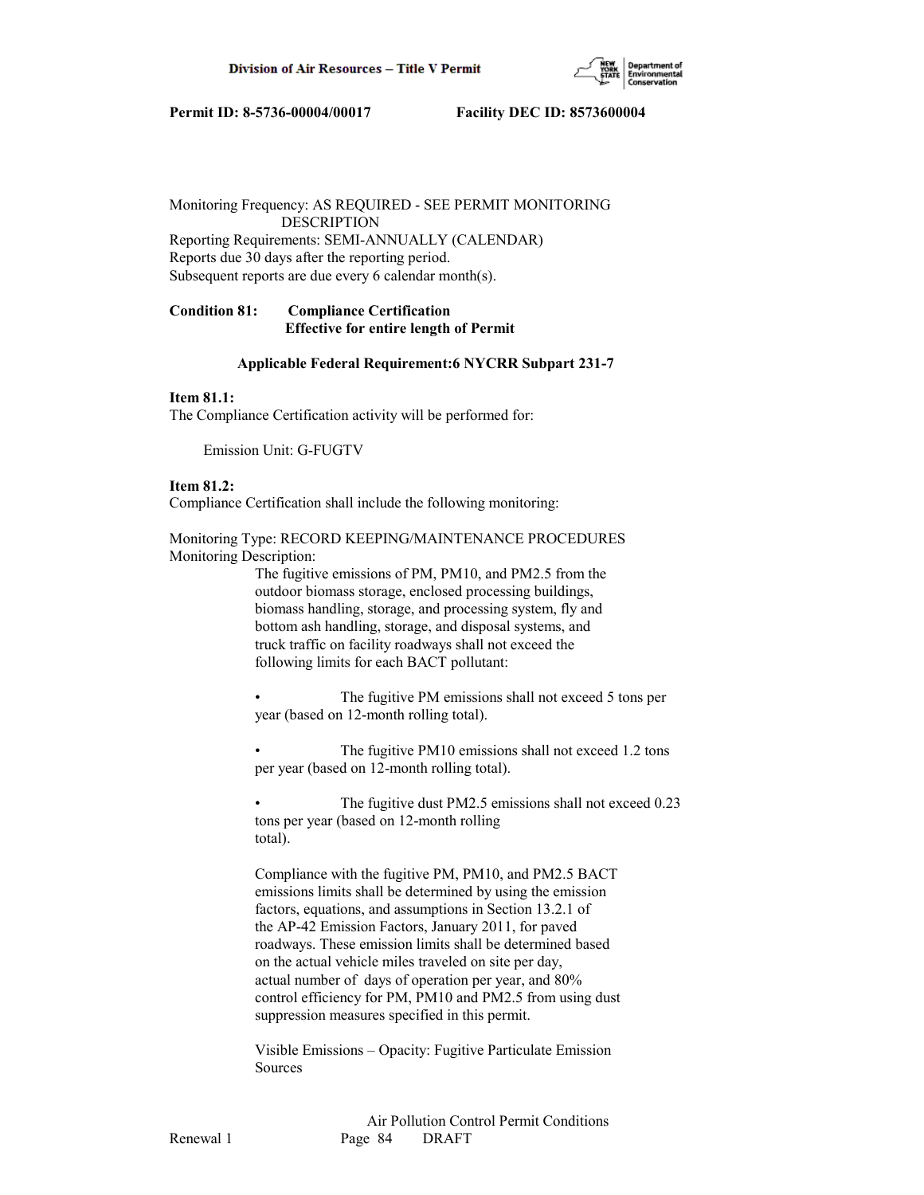Monitoring Frequency: AS REQUIRED - SEE PERMIT MONITORING DESCRIPTION
Reporting Requirements: SEMI-ANNUALLY (CALENDAR)
Reports due 30 days after the reporting period.
Subsequent reports are due every 6 calendar month(s).

**Condition 81: Compliance Certification**
**Effective for entire length of Permit**

**Applicable Federal Requirement:6 NYCRR Subpart 231-7**

**Item 81.1:**
The Compliance Certification activity will be performed for:

Emission Unit: G-FUGTV

**Item 81.2:**
Compliance Certification shall include the following monitoring:

Monitoring Type: RECORD KEEPING/MAINTENANCE PROCEDURES
Monitoring Description:

The fugitive emissions of PM, PM10, and PM2.5 from the outdoor biomass storage, enclosed processing buildings, biomass handling, storage, and processing system, fly and bottom ash handling, storage, and disposal systems, and truck traffic on facility roadways shall not exceed the following limits for each BACT pollutant:

- The fugitive PM emissions shall not exceed 5 tons per year (based on 12-month rolling total).
- The fugitive PM10 emissions shall not exceed 1.2 tons per year (based on 12-month rolling total).
- The fugitive dust PM2.5 emissions shall not exceed 0.23 tons per year (based on 12-month rolling total).

Compliance with the fugitive PM, PM10, and PM2.5 BACT emissions limits shall be determined by using the emission factors, equations, and assumptions in Section 13.2.1 of the AP-42 Emission Factors, January 2011, for paved roadways. These emission limits shall be determined based on the actual vehicle miles traveled on site per day, actual number of days of operation per year, and 80% control efficiency for PM, PM10 and PM2.5 from using dust suppression measures specified in this permit.

Visible Emissions – Opacity: Fugitive Particulate Emission Sources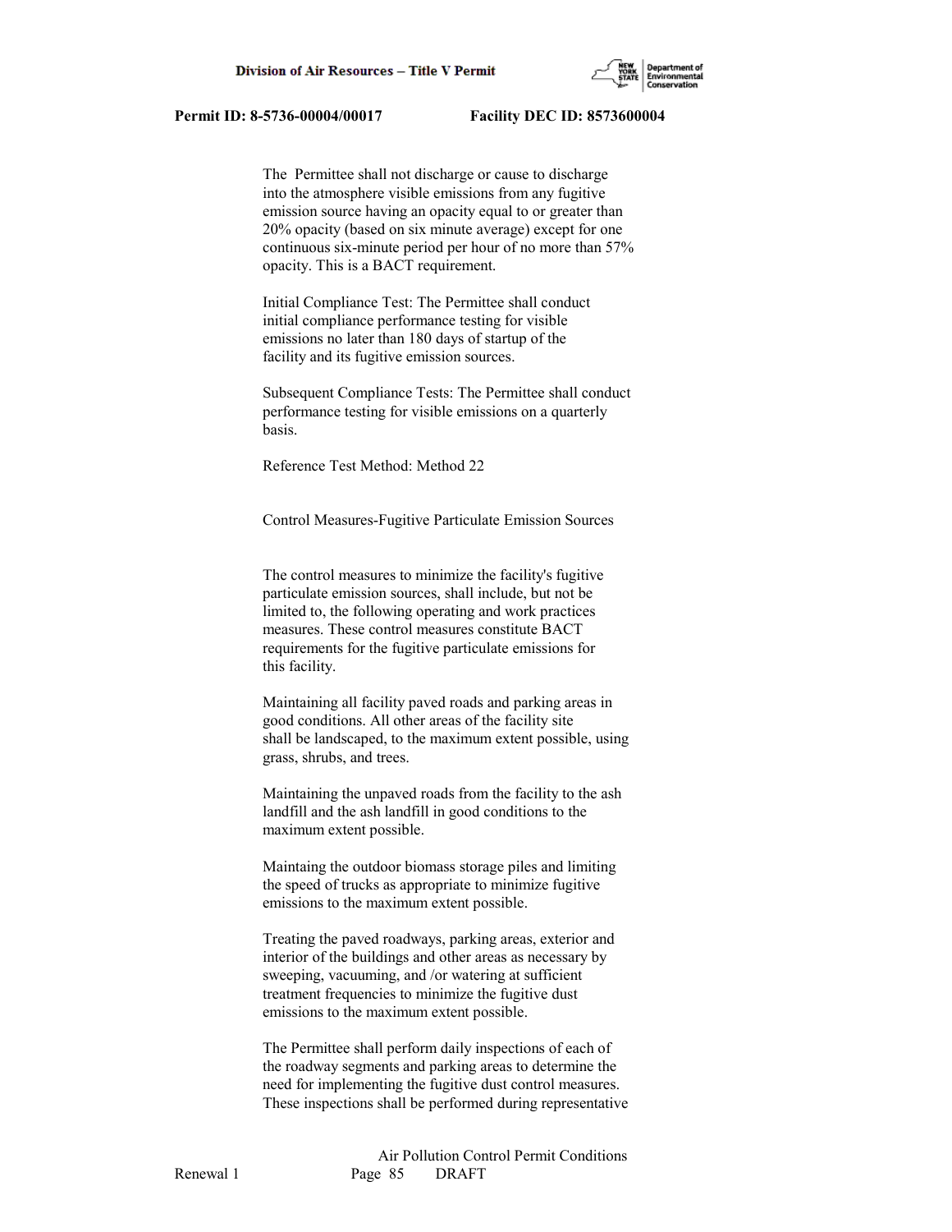The  Permittee shall not discharge or cause to discharge into the atmosphere visible emissions from any fugitive emission source having an opacity equal to or greater than 20% opacity (based on six minute average) except for one continuous six-minute period per hour of no more than 57% opacity. This is a BACT requirement.

Initial Compliance Test: The Permittee shall conduct initial compliance performance testing for visible emissions no later than 180 days of startup of the facility and its fugitive emission sources.

Subsequent Compliance Tests: The Permittee shall conduct performance testing for visible emissions on a quarterly basis.

Reference Test Method: Method 22

Control Measures-Fugitive Particulate Emission Sources

The control measures to minimize the facility's fugitive particulate emission sources, shall include, but not be limited to, the following operating and work practices measures. These control measures constitute BACT requirements for the fugitive particulate emissions for this facility.

Maintaining all facility paved roads and parking areas in good conditions. All other areas of the facility site shall be landscaped, to the maximum extent possible, using grass, shrubs, and trees.

Maintaining the unpaved roads from the facility to the ash landfill and the ash landfill in good conditions to the maximum extent possible.

Maintaing the outdoor biomass storage piles and limiting the speed of trucks as appropriate to minimize fugitive emissions to the maximum extent possible.

Treating the paved roadways, parking areas, exterior and interior of the buildings and other areas as necessary by sweeping, vacuuming, and /or watering at sufficient treatment frequencies to minimize the fugitive dust emissions to the maximum extent possible.

The Permittee shall perform daily inspections of each of the roadway segments and parking areas to determine the need for implementing the fugitive dust control measures. These inspections shall be performed during representative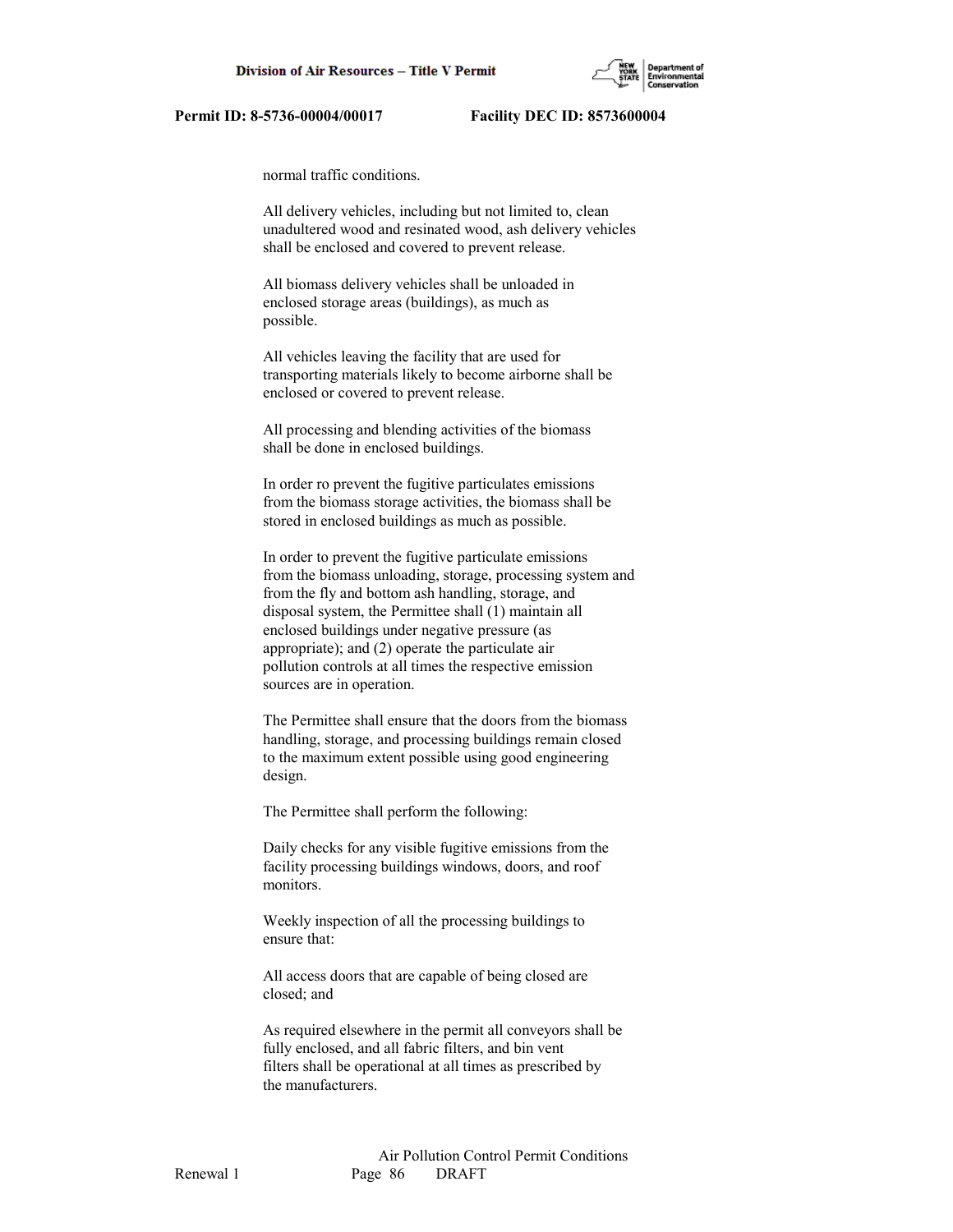normal traffic conditions.

All delivery vehicles, including but not limited to, clean unadultered wood and resinated wood, ash delivery vehicles shall be enclosed and covered to prevent release.

All biomass delivery vehicles shall be unloaded in enclosed storage areas (buildings), as much as possible.

All vehicles leaving the facility that are used for transporting materials likely to become airborne shall be enclosed or covered to prevent release.

All processing and blending activities of the biomass shall be done in enclosed buildings.

In order ro prevent the fugitive particulates emissions from the biomass storage activities, the biomass shall be stored in enclosed buildings as much as possible.

In order to prevent the fugitive particulate emissions from the biomass unloading, storage, processing system and from the fly and bottom ash handling, storage, and disposal system, the Permittee shall (1) maintain all enclosed buildings under negative pressure (as appropriate); and (2) operate the particulate air pollution controls at all times the respective emission sources are in operation.

The Permittee shall ensure that the doors from the biomass handling, storage, and processing buildings remain closed to the maximum extent possible using good engineering design.

The Permittee shall perform the following:

Daily checks for any visible fugitive emissions from the facility processing buildings windows, doors, and roof monitors.

Weekly inspection of all the processing buildings to ensure that:

All access doors that are capable of being closed are closed; and

As required elsewhere in the permit all conveyors shall be fully enclosed, and all fabric filters, and bin vent filters shall be operational at all times as prescribed by the manufacturers.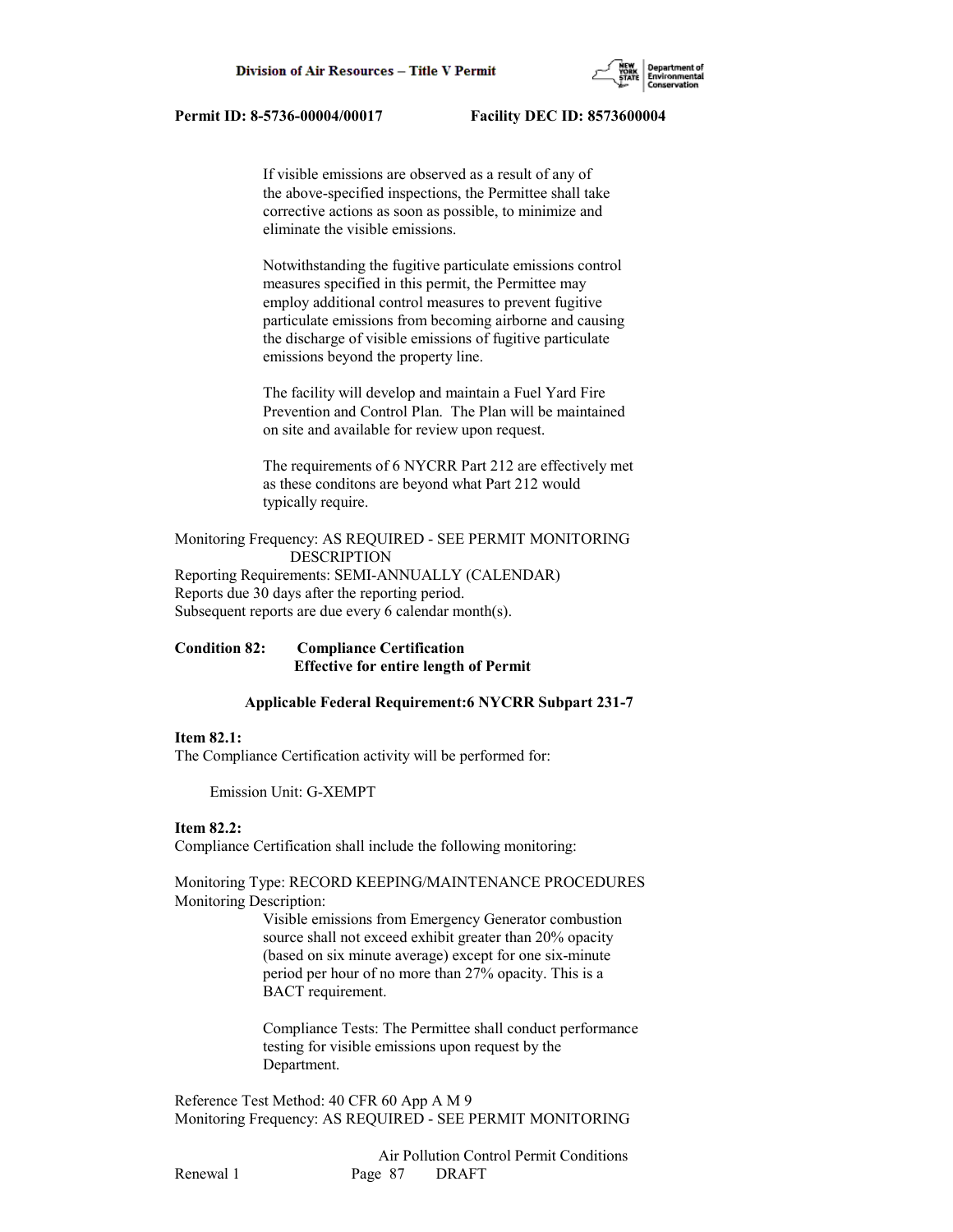If visible emissions are observed as a result of any of the above-specified inspections, the Permittee shall take corrective actions as soon as possible, to minimize and eliminate the visible emissions.

Notwithstanding the fugitive particulate emissions control measures specified in this permit, the Permittee may employ additional control measures to prevent fugitive particulate emissions from becoming airborne and causing the discharge of visible emissions of fugitive particulate emissions beyond the property line.

The facility will develop and maintain a Fuel Yard Fire Prevention and Control Plan. The Plan will be maintained on site and available for review upon request.

The requirements of 6 NYCRR Part 212 are effectively met as these conditons are beyond what Part 212 would typically require.

Monitoring Frequency: AS REQUIRED - SEE PERMIT MONITORING DESCRIPTION
Reporting Requirements: SEMI-ANNUALLY (CALENDAR)
Reports due 30 days after the reporting period.
Subsequent reports are due every 6 calendar month(s).

**Condition 82: Compliance Certification**
**Effective for entire length of Permit**

**Applicable Federal Requirement:6 NYCRR Subpart 231-7**

**Item 82.1:**
The Compliance Certification activity will be performed for:

Emission Unit: G-XEMPT

**Item 82.2:**
Compliance Certification shall include the following monitoring:

Monitoring Type: RECORD KEEPING/MAINTENANCE PROCEDURES
Monitoring Description:

Visible emissions from Emergency Generator combustion source shall not exceed exhibit greater than 20% opacity (based on six minute average) except for one six-minute period per hour of no more than 27% opacity. This is a BACT requirement.

Compliance Tests: The Permittee shall conduct performance testing for visible emissions upon request by the Department.

Reference Test Method: 40 CFR 60 App A M 9
Monitoring Frequency: AS REQUIRED - SEE PERMIT MONITORING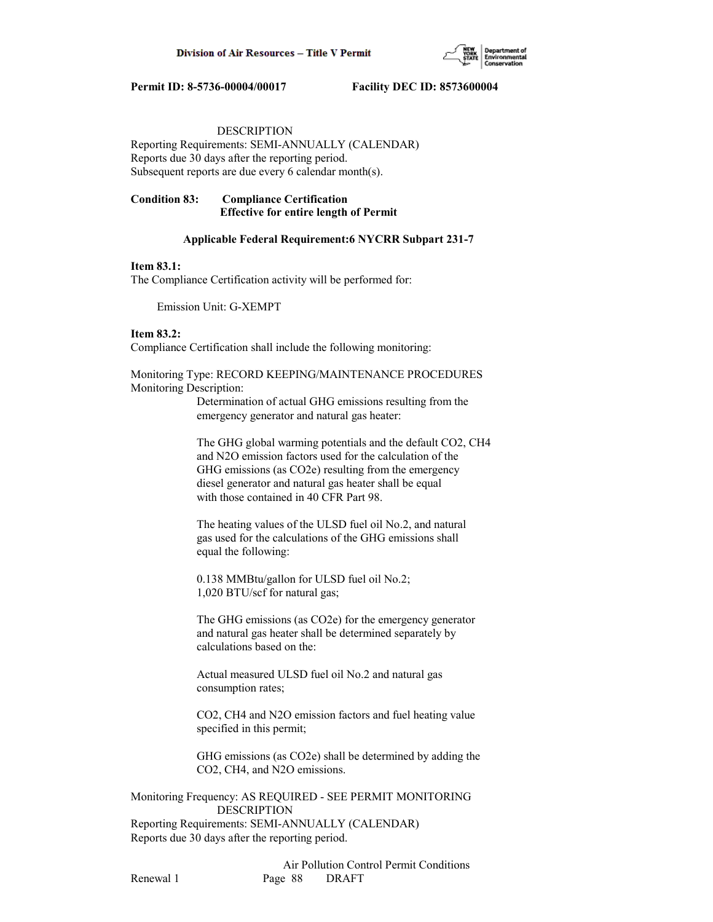DESCRIPTION
Reporting Requirements: SEMI-ANNUALLY (CALENDAR)
Reports due 30 days after the reporting period.
Subsequent reports are due every 6 calendar month(s).

**Condition 83: Compliance Certification**
**Effective for entire length of Permit**

**Applicable Federal Requirement:6 NYCRR Subpart 231-7**

**Item 83.1:**
The Compliance Certification activity will be performed for:

Emission Unit: G-XEMPT

**Item 83.2:**
Compliance Certification shall include the following monitoring:

Monitoring Type: RECORD KEEPING/MAINTENANCE PROCEDURES
Monitoring Description:

Determination of actual GHG emissions resulting from the emergency generator and natural gas heater:

The GHG global warming potentials and the default $CO_2$, $CH_4$ and $N_2O$ emission factors used for the calculation of the GHG emissions (as $CO_2e$) resulting from the emergency diesel generator and natural gas heater shall be equal with those contained in 40 CFR Part 98.

The heating values of the ULSD fuel oil No.2, and natural gas used for the calculations of the GHG emissions shall equal the following:

0.138 MMBtu/gallon for ULSD fuel oil No.2;
1,020 BTU/scf for natural gas;

The GHG emissions (as $CO_2e$) for the emergency generator and natural gas heater shall be determined separately by calculations based on the:

Actual measured ULSD fuel oil No.2 and natural gas consumption rates;

$CO_2$, $CH_4$ and $N_2O$ emission factors and fuel heating value specified in this permit;

GHG emissions (as $CO_2e$) shall be determined by adding the $CO_2$, $CH_4$, and $N_2O$ emissions.

Monitoring Frequency: AS REQUIRED - SEE PERMIT MONITORING DESCRIPTION
Reporting Requirements: SEMI-ANNUALLY (CALENDAR)
Reports due 30 days after the reporting period.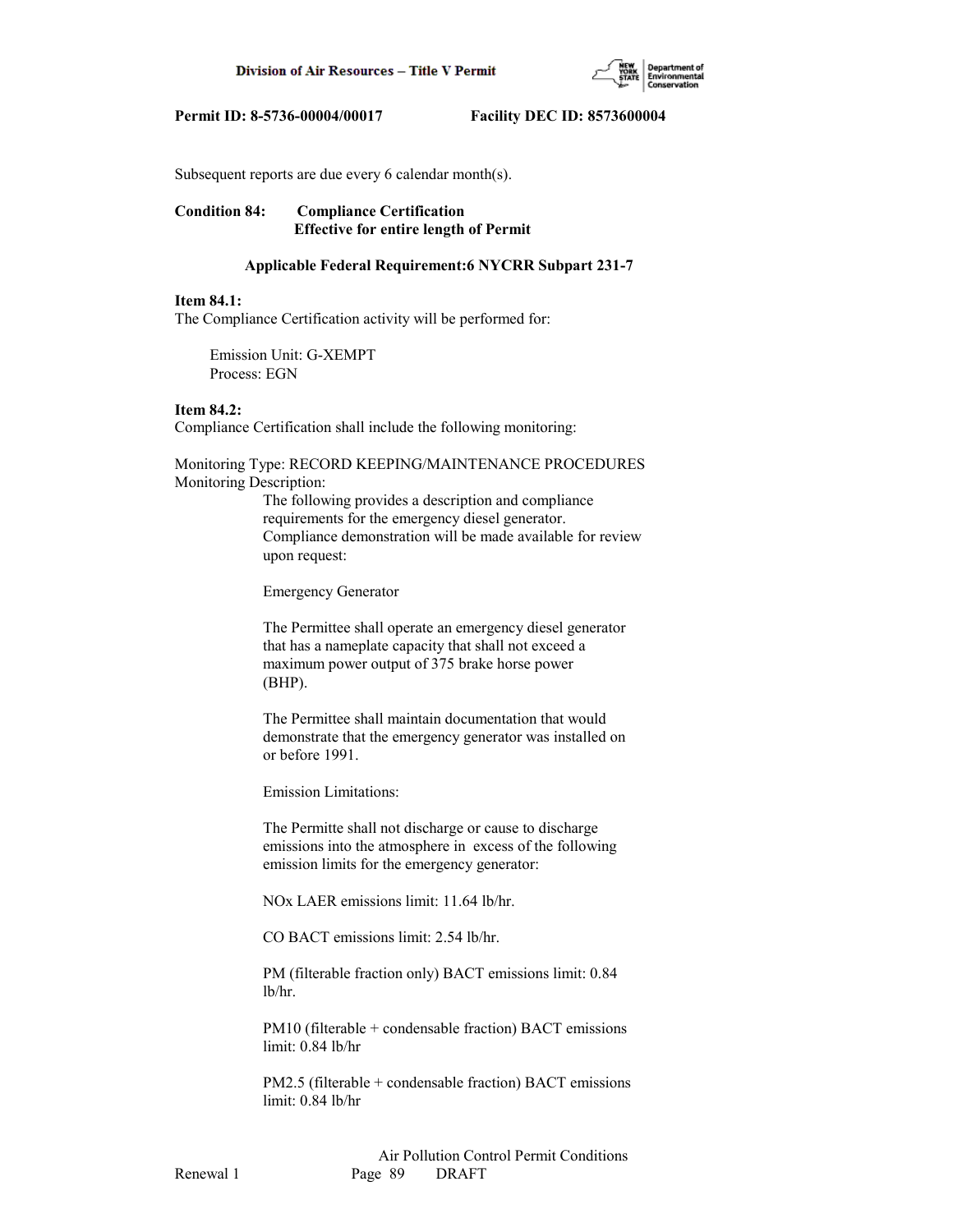Subsequent reports are due every 6 calendar month(s).

**Condition 84: Compliance Certification**
**Effective for entire length of Permit**

**Applicable Federal Requirement:6 NYCRR Subpart 231-7**

**Item 84.1:**
The Compliance Certification activity will be performed for:

Emission Unit: G-XEMPT
Process: EGN

**Item 84.2:**
Compliance Certification shall include the following monitoring:

Monitoring Type: RECORD KEEPING/MAINTENANCE PROCEDURES
Monitoring Description:

The following provides a description and compliance requirements for the emergency diesel generator. Compliance demonstration will be made available for review upon request:

Emergency Generator

The Permittee shall operate an emergency diesel generator that has a nameplate capacity that shall not exceed a maximum power output of 375 brake horse power (BHP).

The Permittee shall maintain documentation that would demonstrate that the emergency generator was installed on or before 1991.

Emission Limitations:

The Permitte shall not discharge or cause to discharge emissions into the atmosphere in excess of the following emission limits for the emergency generator:

NOx LAER emissions limit: 11.64 lb/hr.

CO BACT emissions limit: 2.54 lb/hr.

PM (filterable fraction only) BACT emissions limit: 0.84 lb/hr.

PM10 (filterable + condensable fraction) BACT emissions limit: 0.84 lb/hr

PM2.5 (filterable + condensable fraction) BACT emissions limit: 0.84 lb/hr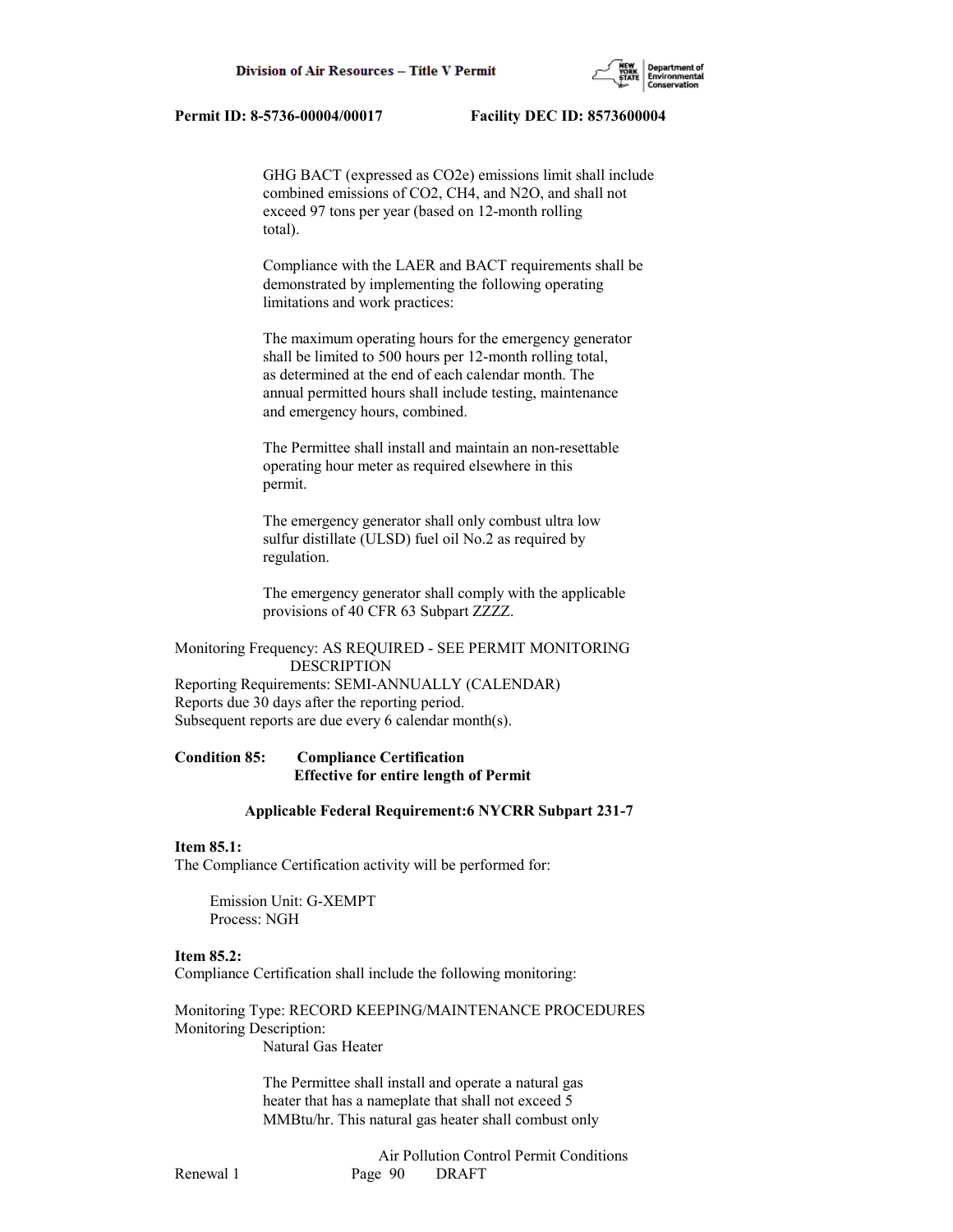GHG BACT (expressed as $CO_2e$) emissions limit shall include combined emissions of $CO_2$, $CH_4$, and $N_2O$, and shall not exceed 97 tons per year (based on 12-month rolling total).

Compliance with the LAER and BACT requirements shall be demonstrated by implementing the following operating limitations and work practices:

The maximum operating hours for the emergency generator shall be limited to 500 hours per 12-month rolling total, as determined at the end of each calendar month. The annual permitted hours shall include testing, maintenance and emergency hours, combined.

The Permittee shall install and maintain an non-resettable operating hour meter as required elsewhere in this permit.

The emergency generator shall only combust ultra low sulfur distillate (ULSD) fuel oil No.2 as required by regulation.

The emergency generator shall comply with the applicable provisions of 40 CFR 63 Subpart ZZZZ.

Monitoring Frequency: AS REQUIRED - SEE PERMIT MONITORING DESCRIPTION
Reporting Requirements: SEMI-ANNUALLY (CALENDAR)
Reports due 30 days after the reporting period.
Subsequent reports are due every 6 calendar month(s).

**Condition 85: Compliance Certification**
**Effective for entire length of Permit**

**Applicable Federal Requirement:6 NYCRR Subpart 231-7**

**Item 85.1:**
The Compliance Certification activity will be performed for:

Emission Unit: G-XEMPT
Process: NGH

**Item 85.2:**
Compliance Certification shall include the following monitoring:

Monitoring Type: RECORD KEEPING/MAINTENANCE PROCEDURES
Monitoring Description:
Natural Gas Heater

The Permittee shall install and operate a natural gas heater that has a nameplate that shall not exceed 5 MMBtu/hr. This natural gas heater shall combust only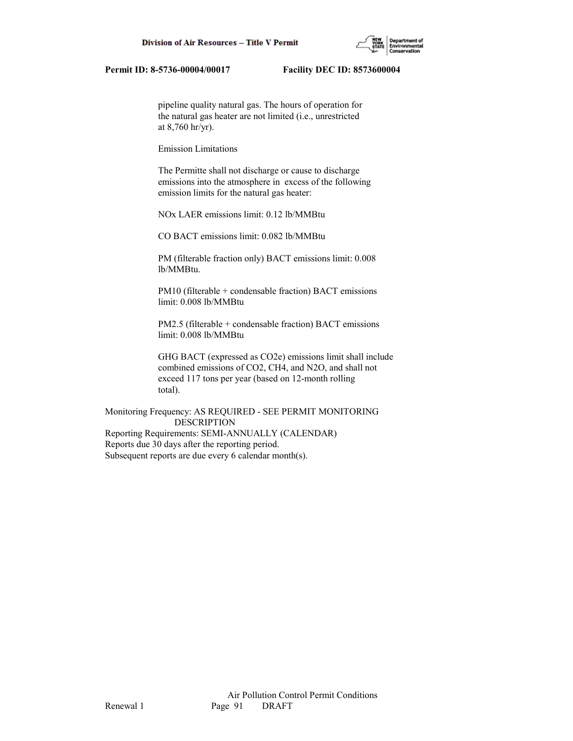pipeline quality natural gas. The hours of operation for the natural gas heater are not limited (i.e., unrestricted at 8,760 hr/yr).

Emission Limitations

The Permitte shall not discharge or cause to discharge emissions into the atmosphere in excess of the following emission limits for the natural gas heater:

NOx LAER emissions limit: 0.12 lb/MMBtu

CO BACT emissions limit: 0.082 lb/MMBtu

PM (filterable fraction only) BACT emissions limit: 0.008 lb/MMBtu.

PM10 (filterable + condensable fraction) BACT emissions limit: 0.008 lb/MMBtu

PM2.5 (filterable + condensable fraction) BACT emissions limit: 0.008 lb/MMBtu

GHG BACT (expressed as CO2e) emissions limit shall include combined emissions of CO2, CH4, and N2O, and shall not exceed 117 tons per year (based on 12-month rolling total).

Monitoring Frequency: AS REQUIRED - SEE PERMIT MONITORING DESCRIPTION
Reporting Requirements: SEMI-ANNUALLY (CALENDAR)
Reports due 30 days after the reporting period.
Subsequent reports are due every 6 calendar month(s).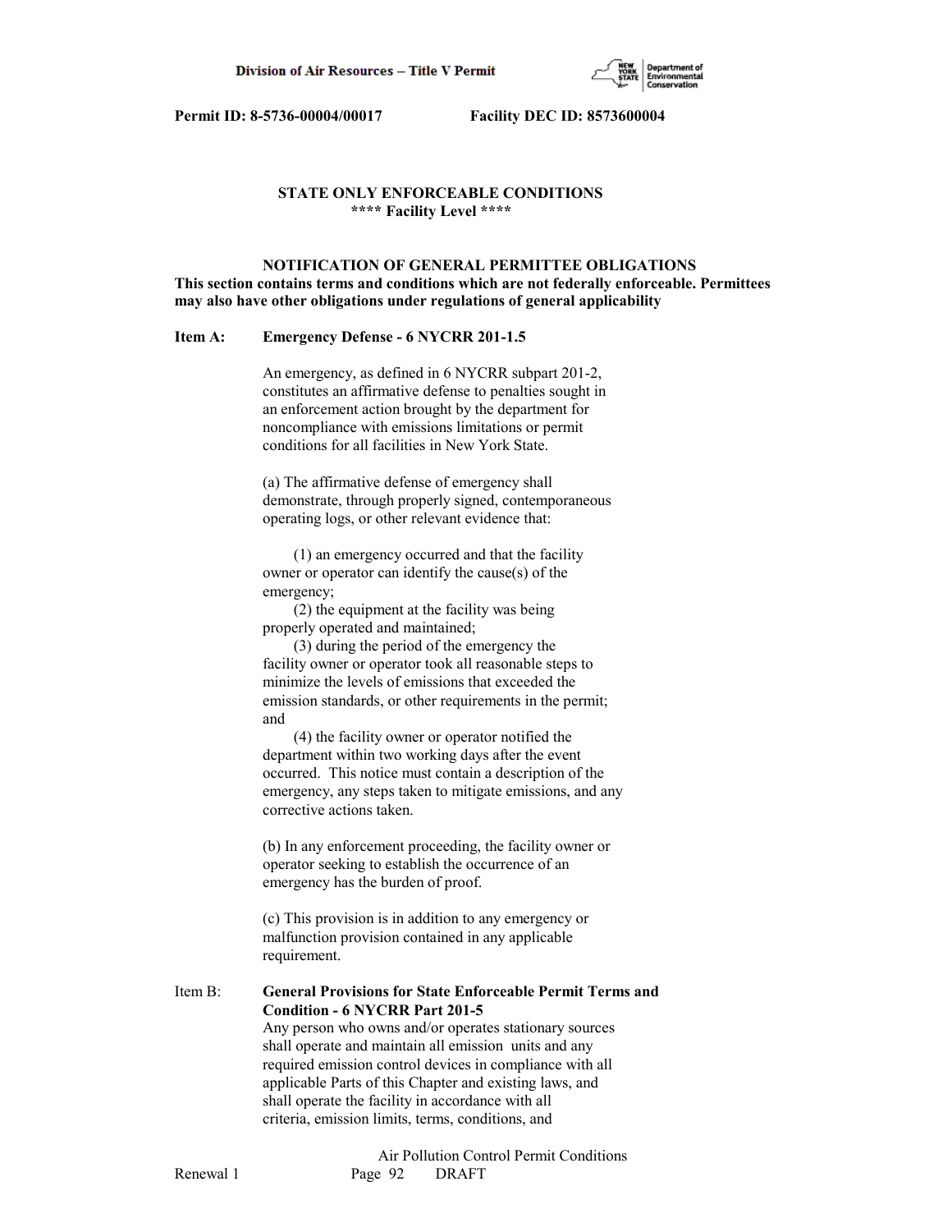## STATE ONLY ENFORCEABLE CONDITIONS

**\*\*\*\* Facility Level \*\*\*\***

### NOTIFICATION OF GENERAL PERMITTEE OBLIGATIONS

**This section contains terms and conditions which are not federally enforceable. Permittees may also have other obligations under regulations of general applicability**

**Item A: Emergency Defense - 6 NYCRR 201-1.5**

An emergency, as defined in 6 NYCRR subpart 201-2, constitutes an affirmative defense to penalties sought in an enforcement action brought by the department for noncompliance with emissions limitations or permit conditions for all facilities in New York State.

(a) The affirmative defense of emergency shall demonstrate, through properly signed, contemporaneous operating logs, or other relevant evidence that:

(1) an emergency occurred and that the facility owner or operator can identify the cause(s) of the emergency;
(2) the equipment at the facility was being properly operated and maintained;
(3) during the period of the emergency the facility owner or operator took all reasonable steps to minimize the levels of emissions that exceeded the emission standards, or other requirements in the permit; and
(4) the facility owner or operator notified the department within two working days after the event occurred. This notice must contain a description of the emergency, any steps taken to mitigate emissions, and any corrective actions taken.

(b) In any enforcement proceeding, the facility owner or operator seeking to establish the occurrence of an emergency has the burden of proof.

(c) This provision is in addition to any emergency or malfunction provision contained in any applicable requirement.

Item B: **General Provisions for State Enforceable Permit Terms and Condition - 6 NYCRR Part 201-5**

Any person who owns and/or operates stationary sources shall operate and maintain all emission units and any required emission control devices in compliance with all applicable Parts of this Chapter and existing laws, and shall operate the facility in accordance with all criteria, emission limits, terms, conditions, and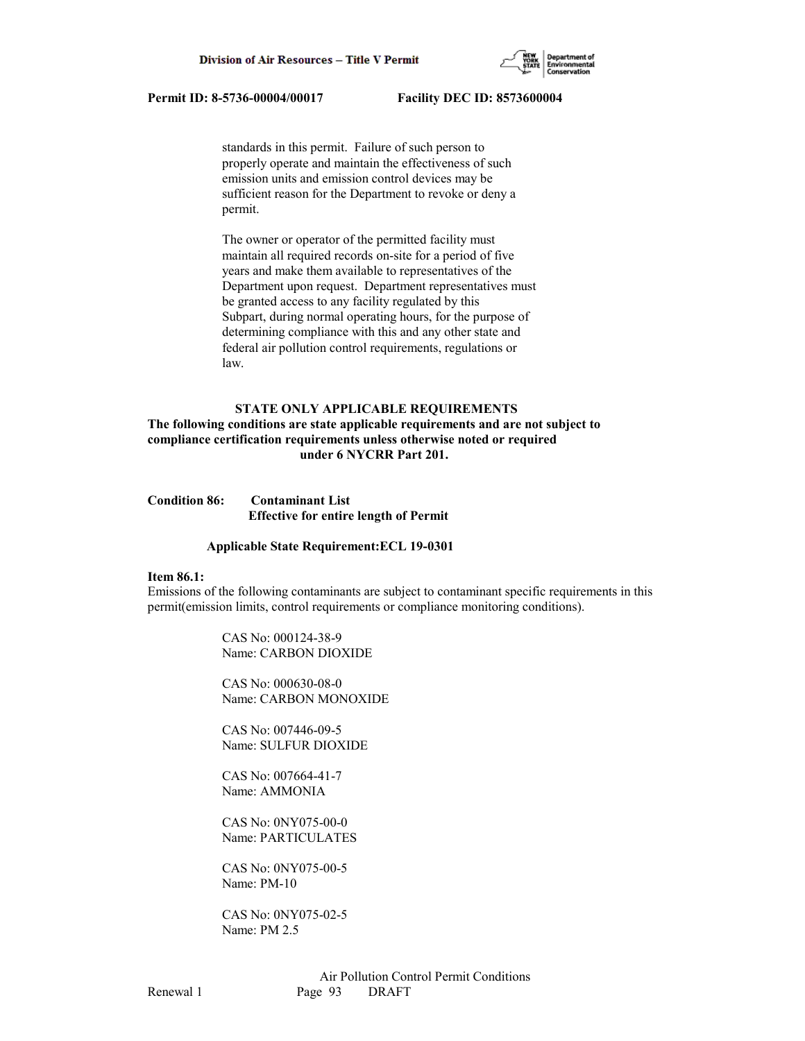standards in this permit. Failure of such person to properly operate and maintain the effectiveness of such emission units and emission control devices may be sufficient reason for the Department to revoke or deny a permit.

The owner or operator of the permitted facility must maintain all required records on-site for a period of five years and make them available to representatives of the Department upon request. Department representatives must be granted access to any facility regulated by this Subpart, during normal operating hours, for the purpose of determining compliance with this and any other state and federal air pollution control requirements, regulations or law.

**STATE ONLY APPLICABLE REQUIREMENTS**

**The following conditions are state applicable requirements and are not subject to compliance certification requirements unless otherwise noted or required under 6 NYCRR Part 201.**

**Condition 86: Contaminant List**
**Effective for entire length of Permit**

**Applicable State Requirement:ECL 19-0301**

**Item 86.1:**
Emissions of the following contaminants are subject to contaminant specific requirements in this permit(emission limits, control requirements or compliance monitoring conditions).

CAS No: 000124-38-9
Name: CARBON DIOXIDE

CAS No: 000630-08-0
Name: CARBON MONOXIDE

CAS No: 007446-09-5
Name: SULFUR DIOXIDE

CAS No: 007664-41-7
Name: AMMONIA

CAS No: 0NY075-00-0
Name: PARTICULATES

CAS No: 0NY075-00-5
Name: PM-10

CAS No: 0NY075-02-5
Name: PM 2.5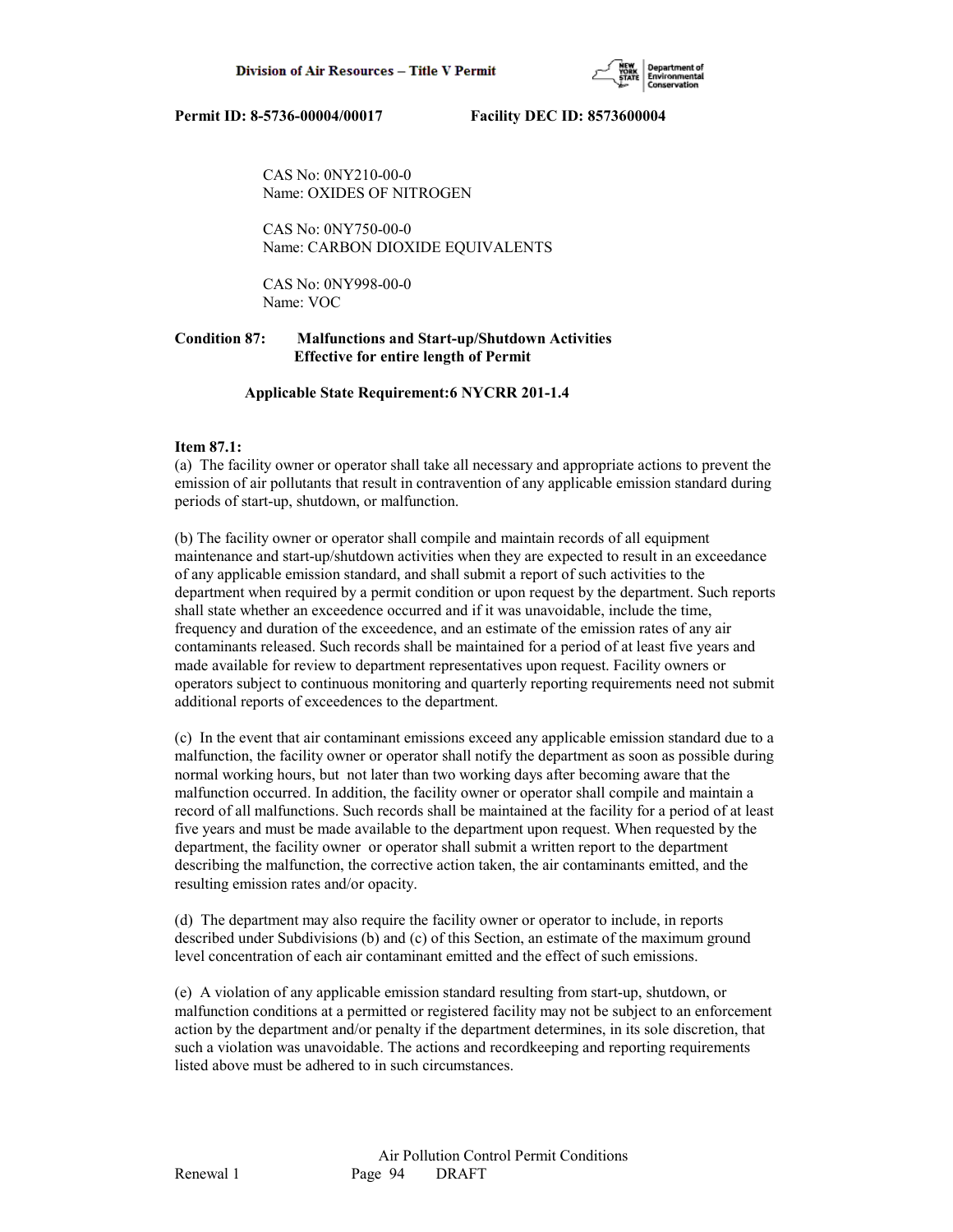CAS No: 0NY210-00-0
Name: OXIDES OF NITROGEN

CAS No: 0NY750-00-0
Name: CARBON DIOXIDE EQUIVALENTS

CAS No: 0NY998-00-0
Name: VOC

**Condition 87: Malfunctions and Start-up/Shutdown Activities**
**Effective for entire length of Permit**

**Applicable State Requirement:6 NYCRR 201-1.4**

**Item 87.1:**
(a) The facility owner or operator shall take all necessary and appropriate actions to prevent the emission of air pollutants that result in contravention of any applicable emission standard during periods of start-up, shutdown, or malfunction.

(b) The facility owner or operator shall compile and maintain records of all equipment maintenance and start-up/shutdown activities when they are expected to result in an exceedance of any applicable emission standard, and shall submit a report of such activities to the department when required by a permit condition or upon request by the department. Such reports shall state whether an exceedence occurred and if it was unavoidable, include the time, frequency and duration of the exceedence, and an estimate of the emission rates of any air contaminants released. Such records shall be maintained for a period of at least five years and made available for review to department representatives upon request. Facility owners or operators subject to continuous monitoring and quarterly reporting requirements need not submit additional reports of exceedences to the department.

(c) In the event that air contaminant emissions exceed any applicable emission standard due to a malfunction, the facility owner or operator shall notify the department as soon as possible during normal working hours, but not later than two working days after becoming aware that the malfunction occurred. In addition, the facility owner or operator shall compile and maintain a record of all malfunctions. Such records shall be maintained at the facility for a period of at least five years and must be made available to the department upon request. When requested by the department, the facility owner or operator shall submit a written report to the department describing the malfunction, the corrective action taken, the air contaminants emitted, and the resulting emission rates and/or opacity.

(d) The department may also require the facility owner or operator to include, in reports described under Subdivisions (b) and (c) of this Section, an estimate of the maximum ground level concentration of each air contaminant emitted and the effect of such emissions.

(e) A violation of any applicable emission standard resulting from start-up, shutdown, or malfunction conditions at a permitted or registered facility may not be subject to an enforcement action by the department and/or penalty if the department determines, in its sole discretion, that such a violation was unavoidable. The actions and recordkeeping and reporting requirements listed above must be adhered to in such circumstances.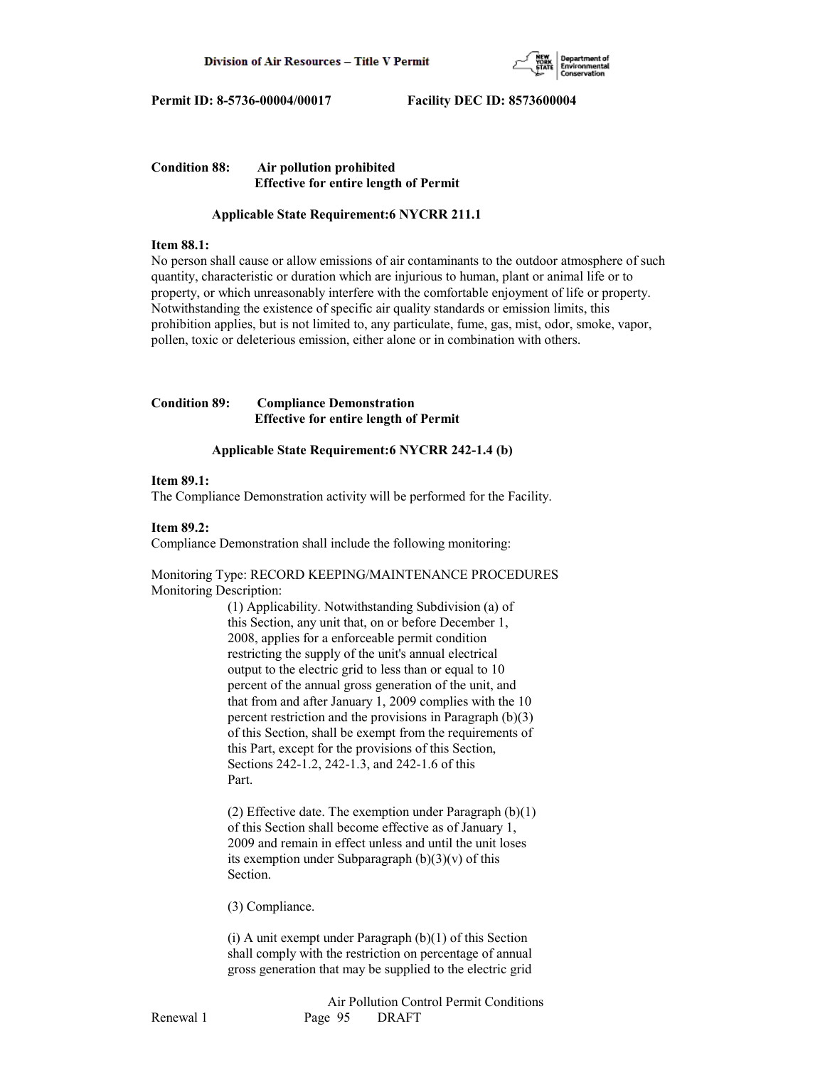**Condition 88: Air pollution prohibited**
**Effective for entire length of Permit**

**Applicable State Requirement:6 NYCRR 211.1**

**Item 88.1:**
No person shall cause or allow emissions of air contaminants to the outdoor atmosphere of such quantity, characteristic or duration which are injurious to human, plant or animal life or to property, or which unreasonably interfere with the comfortable enjoyment of life or property. Notwithstanding the existence of specific air quality standards or emission limits, this prohibition applies, but is not limited to, any particulate, fume, gas, mist, odor, smoke, vapor, pollen, toxic or deleterious emission, either alone or in combination with others.

**Condition 89: Compliance Demonstration**
**Effective for entire length of Permit**

**Applicable State Requirement:6 NYCRR 242-1.4 (b)**

**Item 89.1:**
The Compliance Demonstration activity will be performed for the Facility.

**Item 89.2:**
Compliance Demonstration shall include the following monitoring:

Monitoring Type: RECORD KEEPING/MAINTENANCE PROCEDURES
Monitoring Description:

(1) Applicability. Notwithstanding Subdivision (a) of this Section, any unit that, on or before December 1, 2008, applies for a enforceable permit condition restricting the supply of the unit's annual electrical output to the electric grid to less than or equal to 10 percent of the annual gross generation of the unit, and that from and after January 1, 2009 complies with the 10 percent restriction and the provisions in Paragraph (b)(3) of this Section, shall be exempt from the requirements of this Part, except for the provisions of this Section, Sections 242-1.2, 242-1.3, and 242-1.6 of this Part.

(2) Effective date. The exemption under Paragraph (b)(1) of this Section shall become effective as of January 1, 2009 and remain in effect unless and until the unit loses its exemption under Subparagraph (b)(3)(v) of this Section.

(3) Compliance.

(i) A unit exempt under Paragraph (b)(1) of this Section shall comply with the restriction on percentage of annual gross generation that may be supplied to the electric grid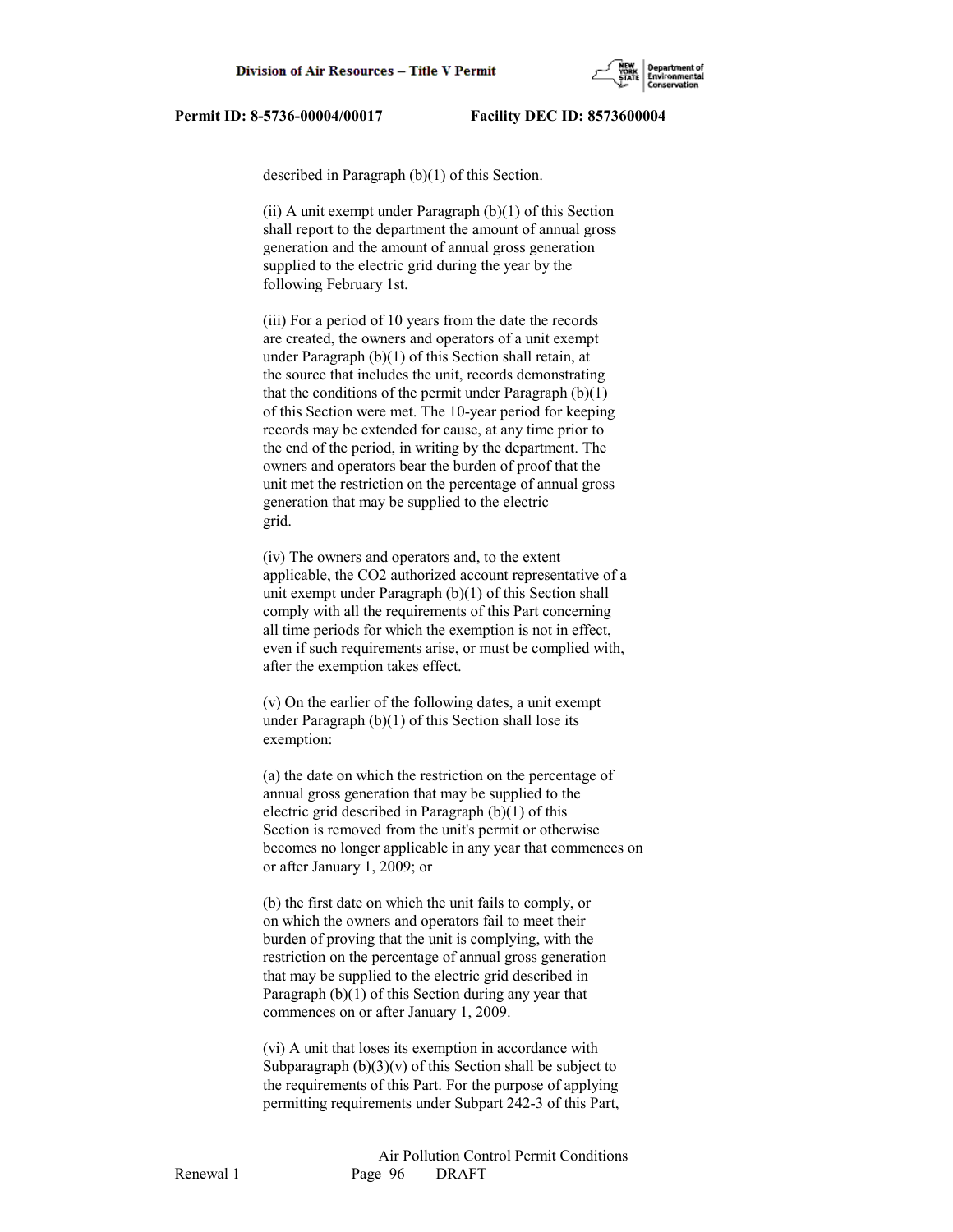described in Paragraph (b)(1) of this Section.

(ii) A unit exempt under Paragraph (b)(1) of this Section shall report to the department the amount of annual gross generation and the amount of annual gross generation supplied to the electric grid during the year by the following February 1st.

(iii) For a period of 10 years from the date the records are created, the owners and operators of a unit exempt under Paragraph (b)(1) of this Section shall retain, at the source that includes the unit, records demonstrating that the conditions of the permit under Paragraph (b)(1) of this Section were met. The 10-year period for keeping records may be extended for cause, at any time prior to the end of the period, in writing by the department. The owners and operators bear the burden of proof that the unit met the restriction on the percentage of annual gross generation that may be supplied to the electric grid.

(iv) The owners and operators and, to the extent applicable, the CO2 authorized account representative of a unit exempt under Paragraph (b)(1) of this Section shall comply with all the requirements of this Part concerning all time periods for which the exemption is not in effect, even if such requirements arise, or must be complied with, after the exemption takes effect.

(v) On the earlier of the following dates, a unit exempt under Paragraph (b)(1) of this Section shall lose its exemption:

(a) the date on which the restriction on the percentage of annual gross generation that may be supplied to the electric grid described in Paragraph (b)(1) of this Section is removed from the unit's permit or otherwise becomes no longer applicable in any year that commences on or after January 1, 2009; or

(b) the first date on which the unit fails to comply, or on which the owners and operators fail to meet their burden of proving that the unit is complying, with the restriction on the percentage of annual gross generation that may be supplied to the electric grid described in Paragraph (b)(1) of this Section during any year that commences on or after January 1, 2009.

(vi) A unit that loses its exemption in accordance with Subparagraph (b)(3)(v) of this Section shall be subject to the requirements of this Part. For the purpose of applying permitting requirements under Subpart 242-3 of this Part,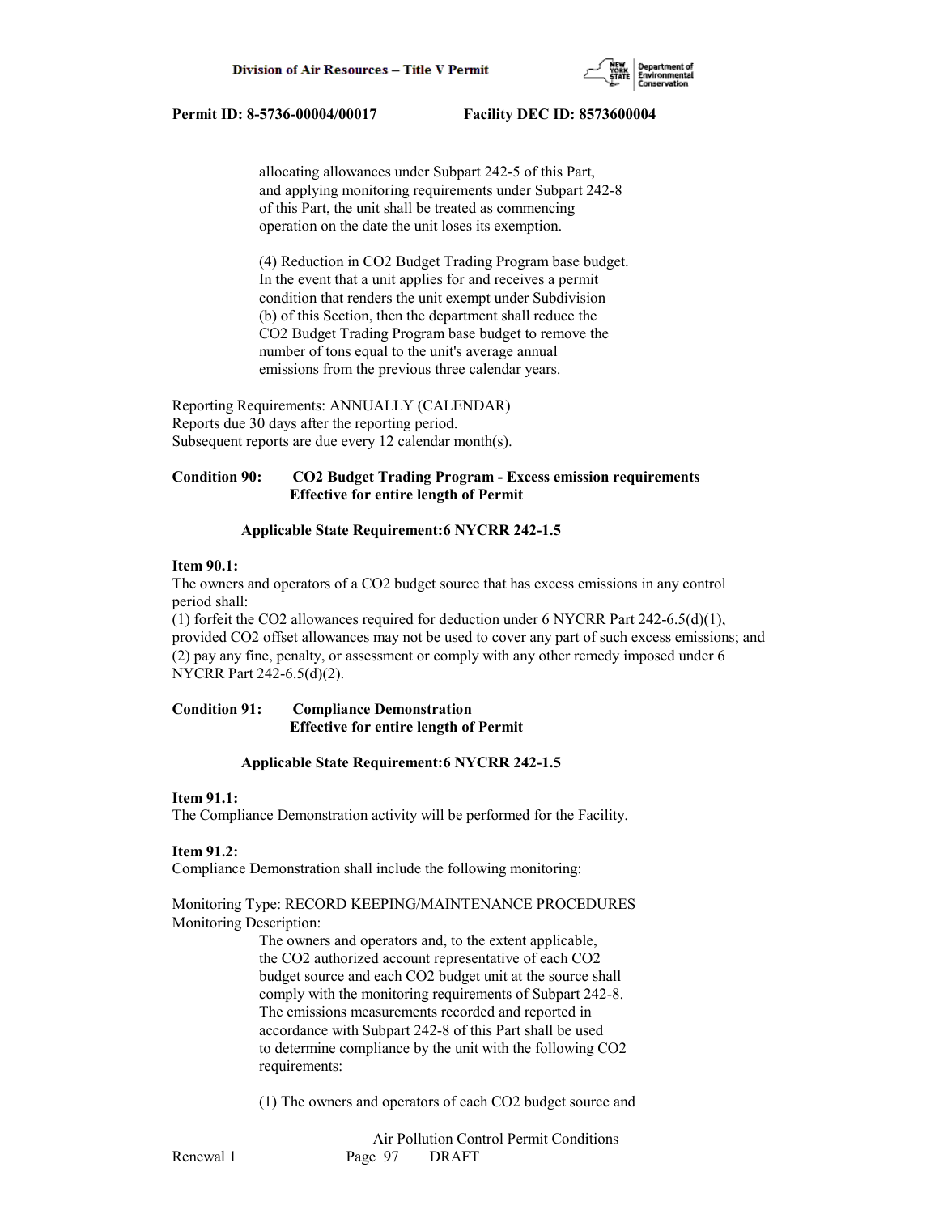allocating allowances under Subpart 242-5 of this Part, and applying monitoring requirements under Subpart 242-8 of this Part, the unit shall be treated as commencing operation on the date the unit loses its exemption.

(4) Reduction in $CO_2$ Budget Trading Program base budget. In the event that a unit applies for and receives a permit condition that renders the unit exempt under Subdivision (b) of this Section, then the department shall reduce the $CO_2$ Budget Trading Program base budget to remove the number of tons equal to the unit's average annual emissions from the previous three calendar years.

Reporting Requirements: ANNUALLY (CALENDAR)
Reports due 30 days after the reporting period.
Subsequent reports are due every 12 calendar month(s).

**Condition 90: $CO_2$ Budget Trading Program - Excess emission requirements**
**Effective for entire length of Permit**

**Applicable State Requirement:6 NYCRR 242-1.5**

**Item 90.1:**
The owners and operators of a $CO_2$ budget source that has excess emissions in any control period shall:
(1) forfeit the $CO_2$ allowances required for deduction under 6 NYCRR Part 242-6.5(d)(1), provided $CO_2$ offset allowances may not be used to cover any part of such excess emissions; and
(2) pay any fine, penalty, or assessment or comply with any other remedy imposed under 6 NYCRR Part 242-6.5(d)(2).

**Condition 91: Compliance Demonstration**
**Effective for entire length of Permit**

**Applicable State Requirement:6 NYCRR 242-1.5**

**Item 91.1:**
The Compliance Demonstration activity will be performed for the Facility.

**Item 91.2:**
Compliance Demonstration shall include the following monitoring:

Monitoring Type: RECORD KEEPING/MAINTENANCE PROCEDURES
Monitoring Description:

The owners and operators and, to the extent applicable, the $CO_2$ authorized account representative of each $CO_2$ budget source and each $CO_2$ budget unit at the source shall comply with the monitoring requirements of Subpart 242-8. The emissions measurements recorded and reported in accordance with Subpart 242-8 of this Part shall be used to determine compliance by the unit with the following $CO_2$ requirements:

(1) The owners and operators of each $CO_2$ budget source and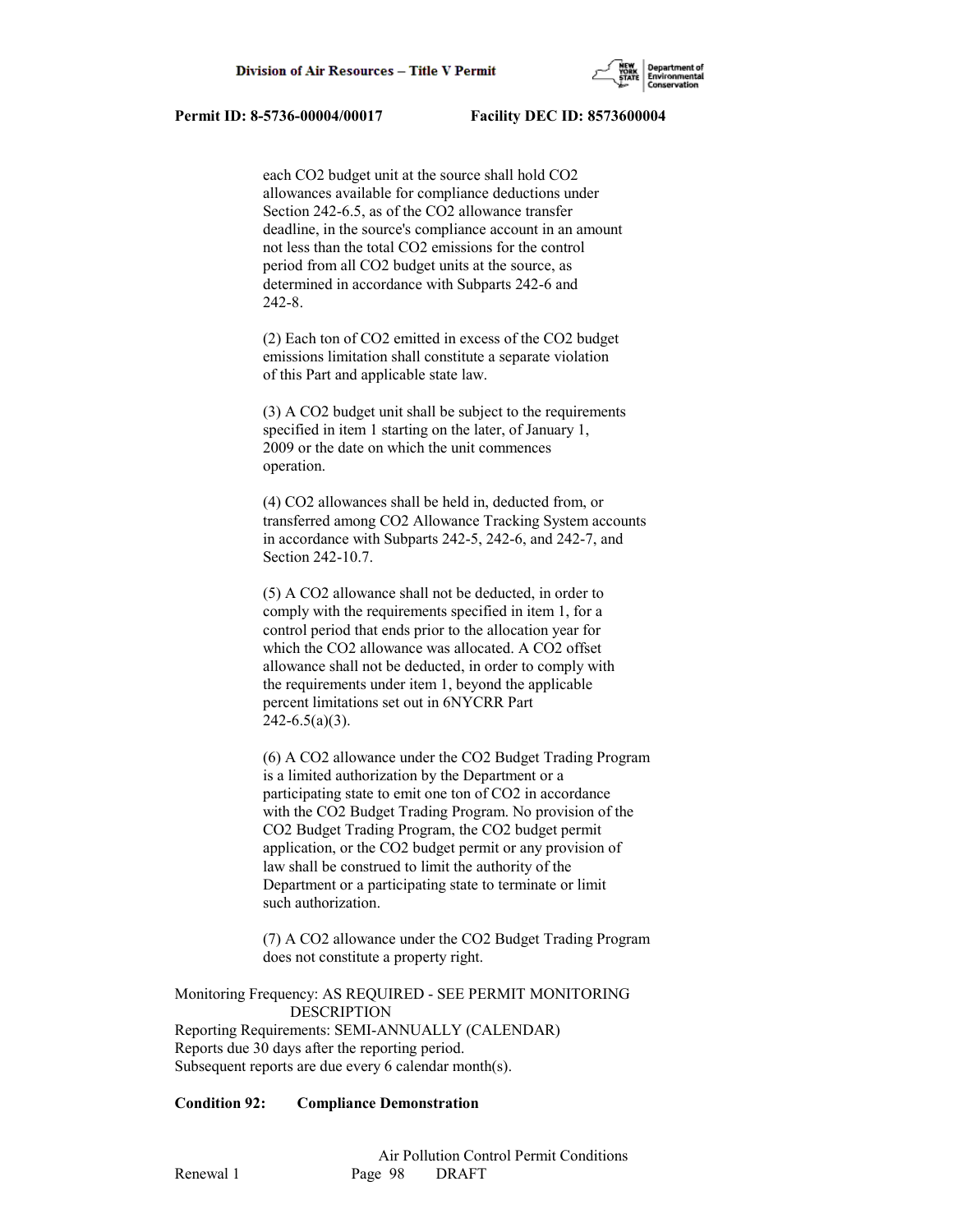each $CO_2$ budget unit at the source shall hold $CO_2$ allowances available for compliance deductions under Section 242-6.5, as of the $CO_2$ allowance transfer deadline, in the source's compliance account in an amount not less than the total $CO_2$ emissions for the control period from all $CO_2$ budget units at the source, as determined in accordance with Subparts 242-6 and 242-8.

(2) Each ton of $CO_2$ emitted in excess of the $CO_2$ budget emissions limitation shall constitute a separate violation of this Part and applicable state law.

(3) A $CO_2$ budget unit shall be subject to the requirements specified in item 1 starting on the later, of January 1, 2009 or the date on which the unit commences operation.

(4) $CO_2$ allowances shall be held in, deducted from, or transferred among $CO_2$ Allowance Tracking System accounts in accordance with Subparts 242-5, 242-6, and 242-7, and Section 242-10.7.

(5) A $CO_2$ allowance shall not be deducted, in order to comply with the requirements specified in item 1, for a control period that ends prior to the allocation year for which the $CO_2$ allowance was allocated. A $CO_2$ offset allowance shall not be deducted, in order to comply with the requirements under item 1, beyond the applicable percent limitations set out in 6NYCRR Part 242-6.5(a)(3).

(6) A $CO_2$ allowance under the $CO_2$ Budget Trading Program is a limited authorization by the Department or a participating state to emit one ton of $CO_2$ in accordance with the $CO_2$ Budget Trading Program. No provision of the $CO_2$ Budget Trading Program, the $CO_2$ budget permit application, or the $CO_2$ budget permit or any provision of law shall be construed to limit the authority of the Department or a participating state to terminate or limit such authorization.

(7) A $CO_2$ allowance under the $CO_2$ Budget Trading Program does not constitute a property right.

Monitoring Frequency: AS REQUIRED - SEE PERMIT MONITORING DESCRIPTION
Reporting Requirements: SEMI-ANNUALLY (CALENDAR)
Reports due 30 days after the reporting period.
Subsequent reports are due every 6 calendar month(s).

**Condition 92: Compliance Demonstration**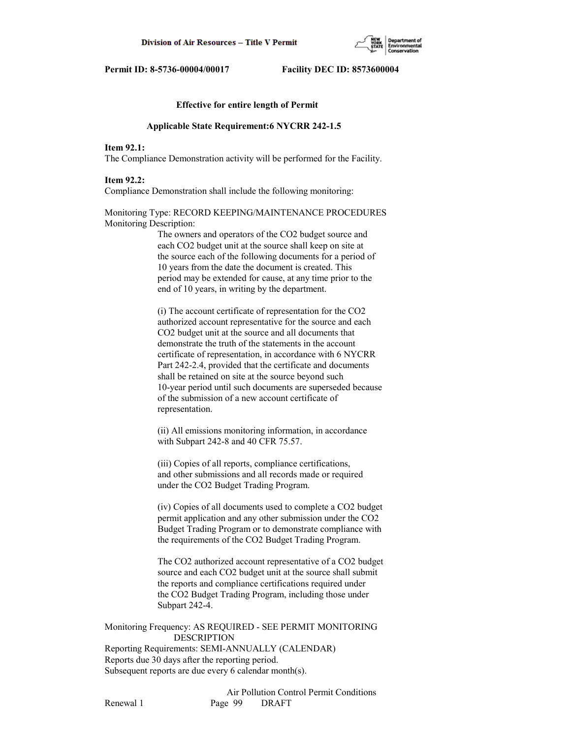**Effective for entire length of Permit**

**Applicable State Requirement:6 NYCRR 242-1.5**

**Item 92.1:**
The Compliance Demonstration activity will be performed for the Facility.

**Item 92.2:**
Compliance Demonstration shall include the following monitoring:

Monitoring Type: RECORD KEEPING/MAINTENANCE PROCEDURES
Monitoring Description:

The owners and operators of the $CO_2$ budget source and each $CO_2$ budget unit at the source shall keep on site at the source each of the following documents for a period of 10 years from the date the document is created. This period may be extended for cause, at any time prior to the end of 10 years, in writing by the department.

(i) The account certificate of representation for the $CO_2$ authorized account representative for the source and each $CO_2$ budget unit at the source and all documents that demonstrate the truth of the statements in the account certificate of representation, in accordance with 6 NYCRR Part 242-2.4, provided that the certificate and documents shall be retained on site at the source beyond such 10-year period until such documents are superseded because of the submission of a new account certificate of representation.

(ii) All emissions monitoring information, in accordance with Subpart 242-8 and 40 CFR 75.57.

(iii) Copies of all reports, compliance certifications, and other submissions and all records made or required under the $CO_2$ Budget Trading Program.

(iv) Copies of all documents used to complete a $CO_2$ budget permit application and any other submission under the $CO_2$ Budget Trading Program or to demonstrate compliance with the requirements of the $CO_2$ Budget Trading Program.

The $CO_2$ authorized account representative of a $CO_2$ budget source and each $CO_2$ budget unit at the source shall submit the reports and compliance certifications required under the $CO_2$ Budget Trading Program, including those under Subpart 242-4.

Monitoring Frequency: AS REQUIRED - SEE PERMIT MONITORING DESCRIPTION
Reporting Requirements: SEMI-ANNUALLY (CALENDAR)
Reports due 30 days after the reporting period.
Subsequent reports are due every 6 calendar month(s).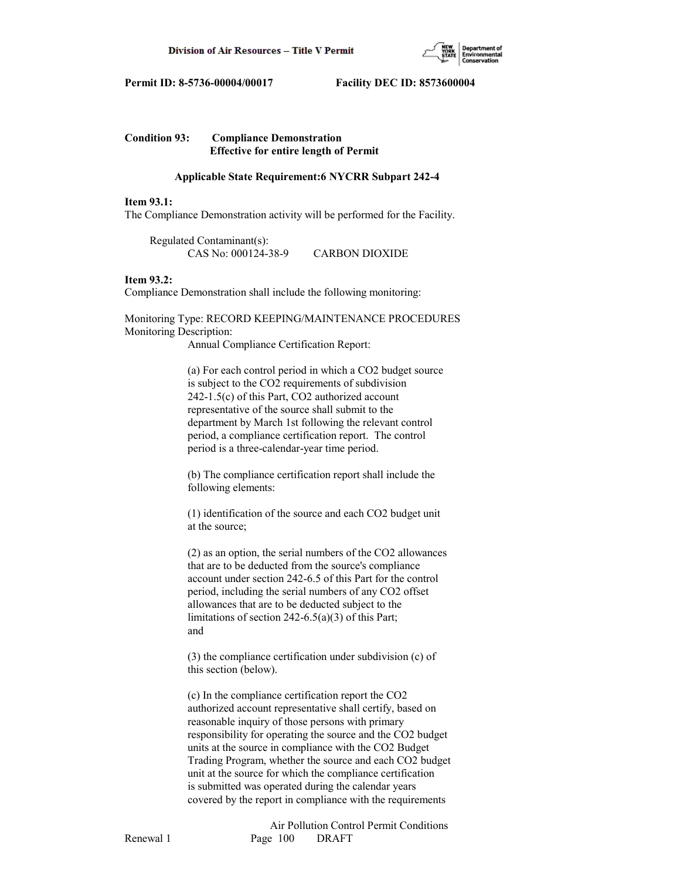**Permit ID: 8-5736-00004/00017 Facility DEC ID: 8573600004**

**Condition 93: Compliance Demonstration**
**Effective for entire length of Permit**

**Applicable State Requirement:6 NYCRR Subpart 242-4**

**Item 93.1:**
The Compliance Demonstration activity will be performed for the Facility.

Regulated Contaminant(s):
CAS No: 000124-38-9 CARBON DIOXIDE

**Item 93.2:**
Compliance Demonstration shall include the following monitoring:

Monitoring Type: RECORD KEEPING/MAINTENANCE PROCEDURES
Monitoring Description:
Annual Compliance Certification Report:

(a) For each control period in which a $CO_2$ budget source is subject to the $CO_2$ requirements of subdivision 242-1.5(c) of this Part, $CO_2$ authorized account representative of the source shall submit to the department by March 1st following the relevant control period, a compliance certification report. The control period is a three-calendar-year time period.

(b) The compliance certification report shall include the following elements:

(1) identification of the source and each $CO_2$ budget unit at the source;

(2) as an option, the serial numbers of the $CO_2$ allowances that are to be deducted from the source's compliance account under section 242-6.5 of this Part for the control period, including the serial numbers of any $CO_2$ offset allowances that are to be deducted subject to the limitations of section 242-6.5(a)(3) of this Part; and

(3) the compliance certification under subdivision (c) of this section (below).

(c) In the compliance certification report the $CO_2$ authorized account representative shall certify, based on reasonable inquiry of those persons with primary responsibility for operating the source and the $CO_2$ budget units at the source in compliance with the $CO_2$ Budget Trading Program, whether the source and each $CO_2$ budget unit at the source for which the compliance certification is submitted was operated during the calendar years covered by the report in compliance with the requirements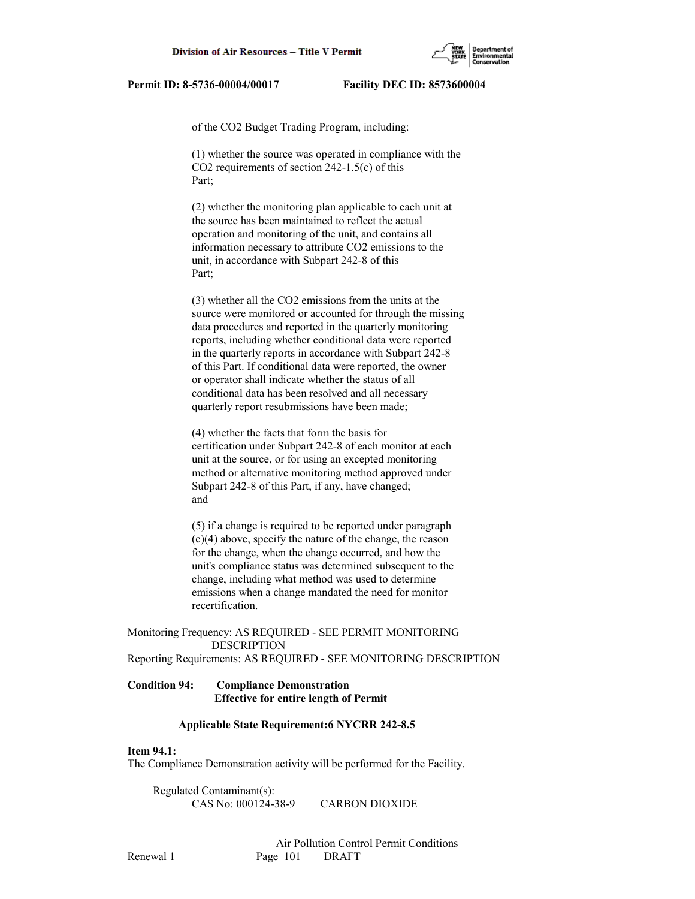of the $CO_2$ Budget Trading Program, including:

(1) whether the source was operated in compliance with the $CO_2$ requirements of section 242-1.5(c) of this Part;

(2) whether the monitoring plan applicable to each unit at the source has been maintained to reflect the actual operation and monitoring of the unit, and contains all information necessary to attribute $CO_2$ emissions to the unit, in accordance with Subpart 242-8 of this Part;

(3) whether all the $CO_2$ emissions from the units at the source were monitored or accounted for through the missing data procedures and reported in the quarterly monitoring reports, including whether conditional data were reported in the quarterly reports in accordance with Subpart 242-8 of this Part. If conditional data were reported, the owner or operator shall indicate whether the status of all conditional data has been resolved and all necessary quarterly report resubmissions have been made;

(4) whether the facts that form the basis for certification under Subpart 242-8 of each monitor at each unit at the source, or for using an excepted monitoring method or alternative monitoring method approved under Subpart 242-8 of this Part, if any, have changed; and

(5) if a change is required to be reported under paragraph (c)(4) above, specify the nature of the change, the reason for the change, when the change occurred, and how the unit's compliance status was determined subsequent to the change, including what method was used to determine emissions when a change mandated the need for monitor recertification.

Monitoring Frequency: AS REQUIRED - SEE PERMIT MONITORING DESCRIPTION
Reporting Requirements: AS REQUIRED - SEE MONITORING DESCRIPTION

**Condition 94: Compliance Demonstration**
**Effective for entire length of Permit**

**Applicable State Requirement:6 NYCRR 242-8.5**

**Item 94.1:**
The Compliance Demonstration activity will be performed for the Facility.

Regulated Contaminant(s):
CAS No: 000124-38-9 CARBON DIOXIDE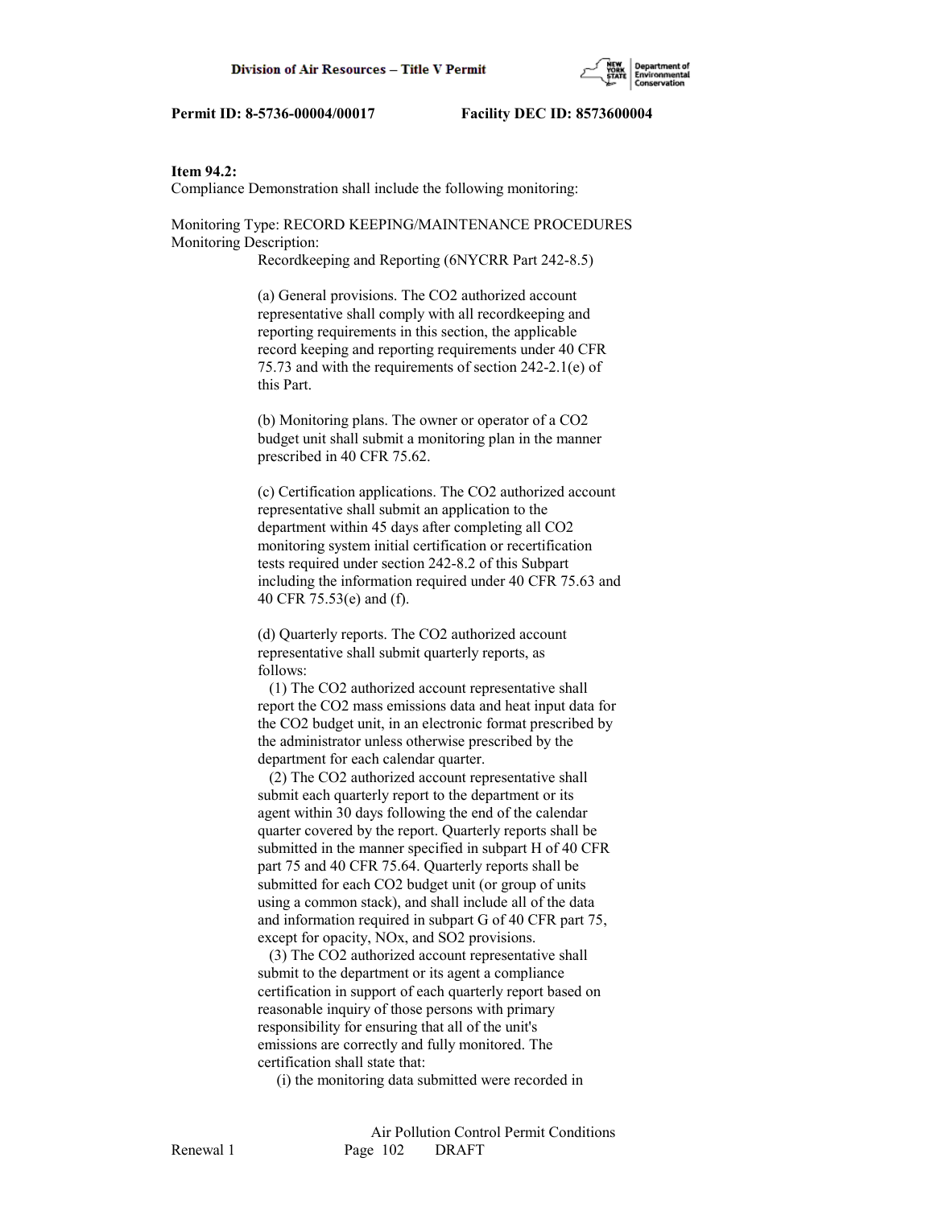**Item 94.2:**
Compliance Demonstration shall include the following monitoring:

Monitoring Type: RECORD KEEPING/MAINTENANCE PROCEDURES
Monitoring Description:

Recordkeeping and Reporting (6NYCRR Part 242-8.5)

(a) General provisions. The $CO_2$ authorized account representative shall comply with all recordkeeping and reporting requirements in this section, the applicable record keeping and reporting requirements under 40 CFR 75.73 and with the requirements of section 242-2.1(e) of this Part.

(b) Monitoring plans. The owner or operator of a $CO_2$ budget unit shall submit a monitoring plan in the manner prescribed in 40 CFR 75.62.

(c) Certification applications. The $CO_2$ authorized account representative shall submit an application to the department within 45 days after completing all $CO_2$ monitoring system initial certification or recertification tests required under section 242-8.2 of this Subpart including the information required under 40 CFR 75.63 and 40 CFR 75.53(e) and (f).

(d) Quarterly reports. The $CO_2$ authorized account representative shall submit quarterly reports, as follows:

(1) The $CO_2$ authorized account representative shall report the $CO_2$ mass emissions data and heat input data for the $CO_2$ budget unit, in an electronic format prescribed by the administrator unless otherwise prescribed by the department for each calendar quarter.

(2) The $CO_2$ authorized account representative shall submit each quarterly report to the department or its agent within 30 days following the end of the calendar quarter covered by the report. Quarterly reports shall be submitted in the manner specified in subpart H of 40 CFR part 75 and 40 CFR 75.64. Quarterly reports shall be submitted for each $CO_2$ budget unit (or group of units using a common stack), and shall include all of the data and information required in subpart G of 40 CFR part 75, except for opacity, $NO_x$, and $SO_2$ provisions.

(3) The $CO_2$ authorized account representative shall submit to the department or its agent a compliance certification in support of each quarterly report based on reasonable inquiry of those persons with primary responsibility for ensuring that all of the unit's emissions are correctly and fully monitored. The certification shall state that:

(i) the monitoring data submitted were recorded in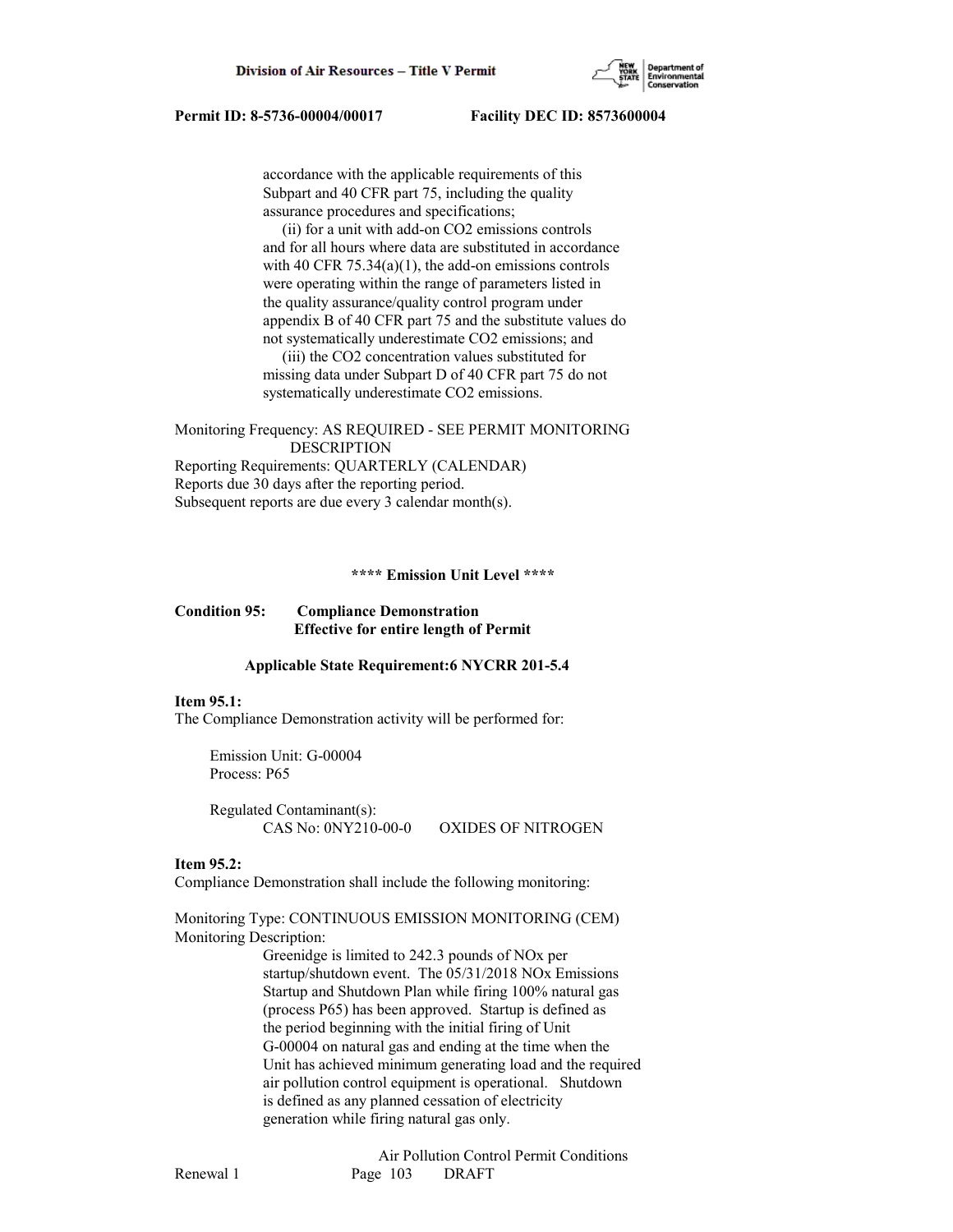accordance with the applicable requirements of this Subpart and 40 CFR part 75, including the quality assurance procedures and specifications;

(ii) for a unit with add-on $CO_2$ emissions controls and for all hours where data are substituted in accordance with 40 CFR 75.34(a)(1), the add-on emissions controls were operating within the range of parameters listed in the quality assurance/quality control program under appendix B of 40 CFR part 75 and the substitute values do not systematically underestimate $CO_2$ emissions; and

(iii) the $CO_2$ concentration values substituted for missing data under Subpart D of 40 CFR part 75 do not systematically underestimate $CO_2$ emissions.

Monitoring Frequency: AS REQUIRED - SEE PERMIT MONITORING DESCRIPTION
Reporting Requirements: QUARTERLY (CALENDAR)
Reports due 30 days after the reporting period.
Subsequent reports are due every 3 calendar month(s).

**\*\*\*\* Emission Unit Level \*\*\*\***

**Condition 95: Compliance Demonstration**
**Effective for entire length of Permit**

**Applicable State Requirement:6 NYCRR 201-5.4**

**Item 95.1:**
The Compliance Demonstration activity will be performed for:

Emission Unit: G-00004
Process: P65

Regulated Contaminant(s):
CAS No: 0NY210-00-0 OXIDES OF NITROGEN

**Item 95.2:**
Compliance Demonstration shall include the following monitoring:

Monitoring Type: CONTINUOUS EMISSION MONITORING (CEM)
Monitoring Description:

Greenidge is limited to 242.3 pounds of NOx per startup/shutdown event. The 05/31/2018 NOx Emissions Startup and Shutdown Plan while firing 100% natural gas (process P65) has been approved. Startup is defined as the period beginning with the initial firing of Unit G-00004 on natural gas and ending at the time when the Unit has achieved minimum generating load and the required air pollution control equipment is operational. Shutdown is defined as any planned cessation of electricity generation while firing natural gas only.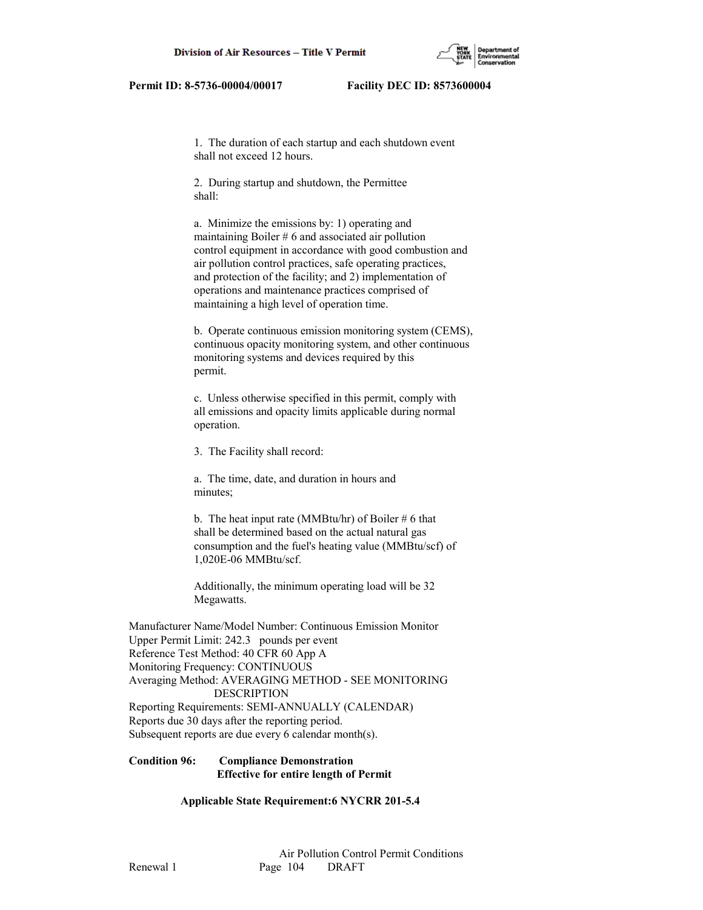1. The duration of each startup and each shutdown event shall not exceed 12 hours.

2. During startup and shutdown, the Permittee shall:

a. Minimize the emissions by: 1) operating and maintaining Boiler # 6 and associated air pollution control equipment in accordance with good combustion and air pollution control practices, safe operating practices, and protection of the facility; and 2) implementation of operations and maintenance practices comprised of maintaining a high level of operation time.

b. Operate continuous emission monitoring system (CEMS), continuous opacity monitoring system, and other continuous monitoring systems and devices required by this permit.

c. Unless otherwise specified in this permit, comply with all emissions and opacity limits applicable during normal operation.

3. The Facility shall record:

a. The time, date, and duration in hours and minutes;

b. The heat input rate (MMBtu/hr) of Boiler # 6 that shall be determined based on the actual natural gas consumption and the fuel's heating value (MMBtu/scf) of 1,020E-06 MMBtu/scf.

Additionally, the minimum operating load will be 32 Megawatts.

Manufacturer Name/Model Number: Continuous Emission Monitor
Upper Permit Limit: 242.3 pounds per event
Reference Test Method: 40 CFR 60 App A
Monitoring Frequency: CONTINUOUS
Averaging Method: AVERAGING METHOD - SEE MONITORING DESCRIPTION
Reporting Requirements: SEMI-ANNUALLY (CALENDAR)
Reports due 30 days after the reporting period.
Subsequent reports are due every 6 calendar month(s).

**Condition 96: Compliance Demonstration**
**Effective for entire length of Permit**

**Applicable State Requirement:6 NYCRR 201-5.4**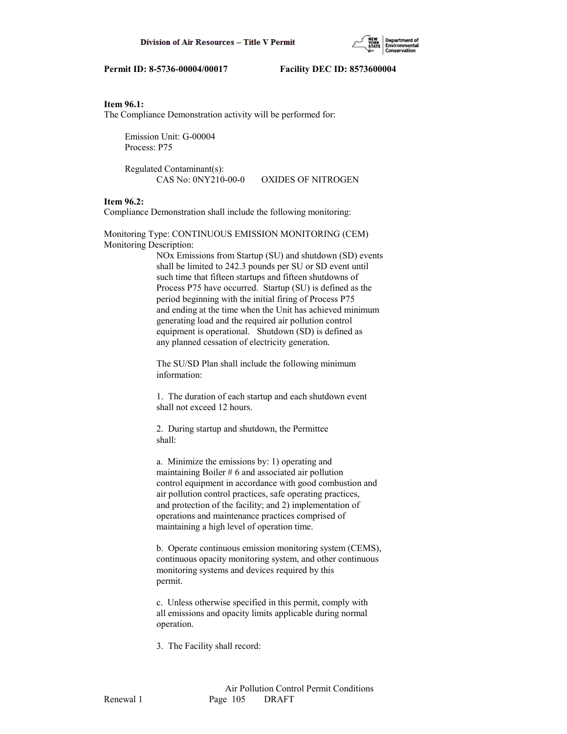**Item 96.1:**
The Compliance Demonstration activity will be performed for:

Emission Unit: G-00004
Process: P75

Regulated Contaminant(s):
CAS No: 0NY210-00-0 OXIDES OF NITROGEN

**Item 96.2:**
Compliance Demonstration shall include the following monitoring:

Monitoring Type: CONTINUOUS EMISSION MONITORING (CEM)
Monitoring Description:

NOx Emissions from Startup (SU) and shutdown (SD) events shall be limited to 242.3 pounds per SU or SD event until such time that fifteen startups and fifteen shutdowns of Process P75 have occurred. Startup (SU) is defined as the period beginning with the initial firing of Process P75 and ending at the time when the Unit has achieved minimum generating load and the required air pollution control equipment is operational. Shutdown (SD) is defined as any planned cessation of electricity generation.

The SU/SD Plan shall include the following minimum information:

1. The duration of each startup and each shutdown event shall not exceed 12 hours.

2. During startup and shutdown, the Permittee shall:

a. Minimize the emissions by: 1) operating and maintaining Boiler # 6 and associated air pollution control equipment in accordance with good combustion and air pollution control practices, safe operating practices, and protection of the facility; and 2) implementation of operations and maintenance practices comprised of maintaining a high level of operation time.

b. Operate continuous emission monitoring system (CEMS), continuous opacity monitoring system, and other continuous monitoring systems and devices required by this permit.

c. Unless otherwise specified in this permit, comply with all emissions and opacity limits applicable during normal operation.

3. The Facility shall record: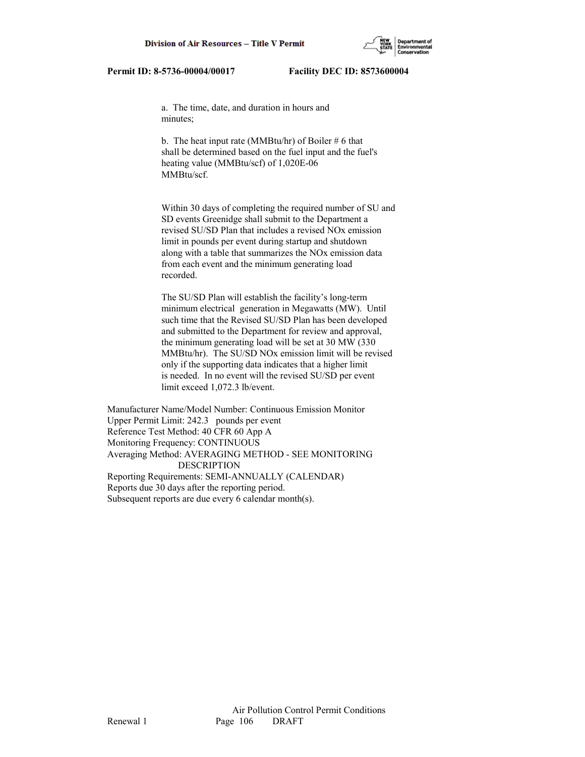a. The time, date, and duration in hours and minutes;

b. The heat input rate (MMBtu/hr) of Boiler # 6 that shall be determined based on the fuel input and the fuel's heating value (MMBtu/scf) of 1,020E-06 MMBtu/scf.

Within 30 days of completing the required number of SU and SD events Greenidge shall submit to the Department a revised SU/SD Plan that includes a revised NOx emission limit in pounds per event during startup and shutdown along with a table that summarizes the NOx emission data from each event and the minimum generating load recorded.

The SU/SD Plan will establish the facility's long-term minimum electrical generation in Megawatts (MW). Until such time that the Revised SU/SD Plan has been developed and submitted to the Department for review and approval, the minimum generating load will be set at 30 MW (330 MMBtu/hr). The SU/SD NOx emission limit will be revised only if the supporting data indicates that a higher limit is needed. In no event will the revised SU/SD per event limit exceed 1,072.3 lb/event.

Manufacturer Name/Model Number: Continuous Emission Monitor
Upper Permit Limit: 242.3 pounds per event
Reference Test Method: 40 CFR 60 App A
Monitoring Frequency: CONTINUOUS
Averaging Method: AVERAGING METHOD - SEE MONITORING DESCRIPTION
Reporting Requirements: SEMI-ANNUALLY (CALENDAR)
Reports due 30 days after the reporting period.
Subsequent reports are due every 6 calendar month(s).